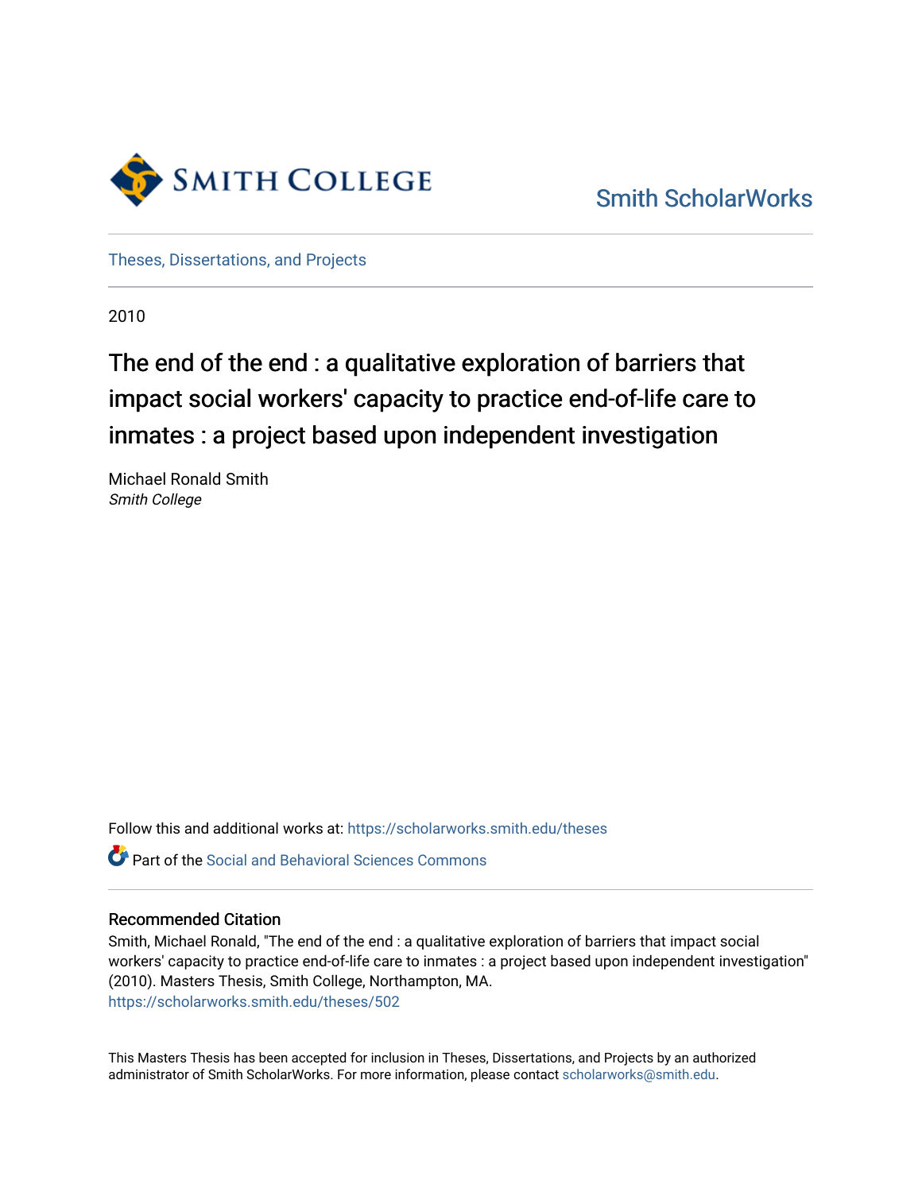Smith College

Smith ScholarWorks

Theses, Dissertations, and Projects

2010

# The end of the end : a qualitative exploration of barriers that impact social workers' capacity to practice end-of-life care to inmates : a project based upon independent investigation

Michael Ronald Smith
*Smith College*

Follow this and additional works at: https://scholarworks.smith.edu/theses

Part of the Social and Behavioral Sciences Commons

## Recommended Citation

Smith, Michael Ronald, "The end of the end : a qualitative exploration of barriers that impact social workers' capacity to practice end-of-life care to inmates : a project based upon independent investigation" (2010). Masters Thesis, Smith College, Northampton, MA.
https://scholarworks.smith.edu/theses/502

This Masters Thesis has been accepted for inclusion in Theses, Dissertations, and Projects by an authorized administrator of Smith ScholarWorks. For more information, please contact scholarworks@smith.edu.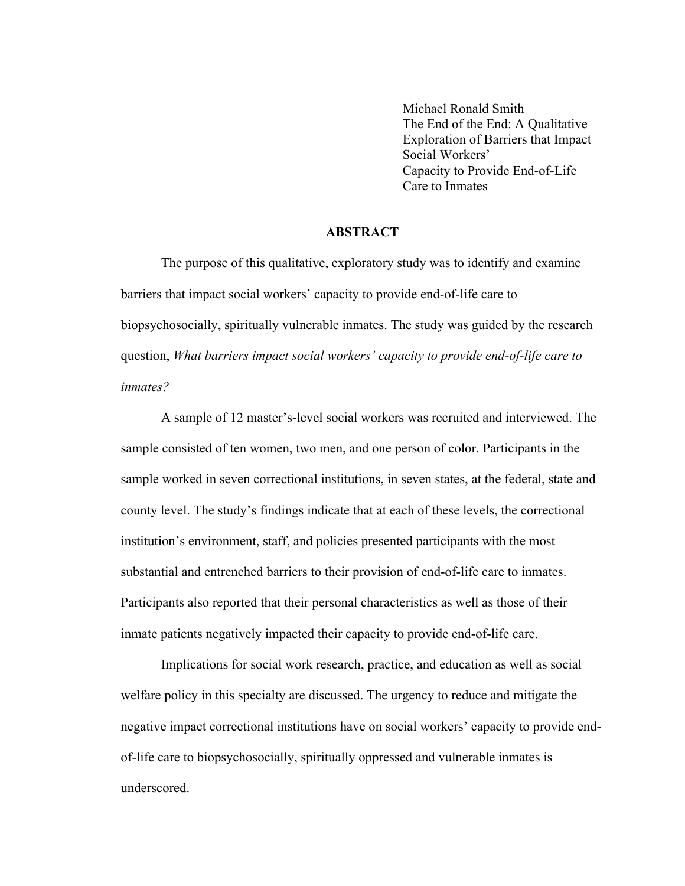Michael Ronald Smith
The End of the End: A Qualitative Exploration of Barriers that Impact Social Workers' Capacity to Provide End-of-Life Care to Inmates

## ABSTRACT

The purpose of this qualitative, exploratory study was to identify and examine barriers that impact social workers' capacity to provide end-of-life care to biopsychosocially, spiritually vulnerable inmates. The study was guided by the research question, *What barriers impact social workers' capacity to provide end-of-life care to inmates?*

A sample of 12 master's-level social workers was recruited and interviewed. The sample consisted of ten women, two men, and one person of color. Participants in the sample worked in seven correctional institutions, in seven states, at the federal, state and county level. The study's findings indicate that at each of these levels, the correctional institution's environment, staff, and policies presented participants with the most substantial and entrenched barriers to their provision of end-of-life care to inmates. Participants also reported that their personal characteristics as well as those of their inmate patients negatively impacted their capacity to provide end-of-life care.

Implications for social work research, practice, and education as well as social welfare policy in this specialty are discussed. The urgency to reduce and mitigate the negative impact correctional institutions have on social workers' capacity to provide end-of-life care to biopsychosocially, spiritually oppressed and vulnerable inmates is underscored.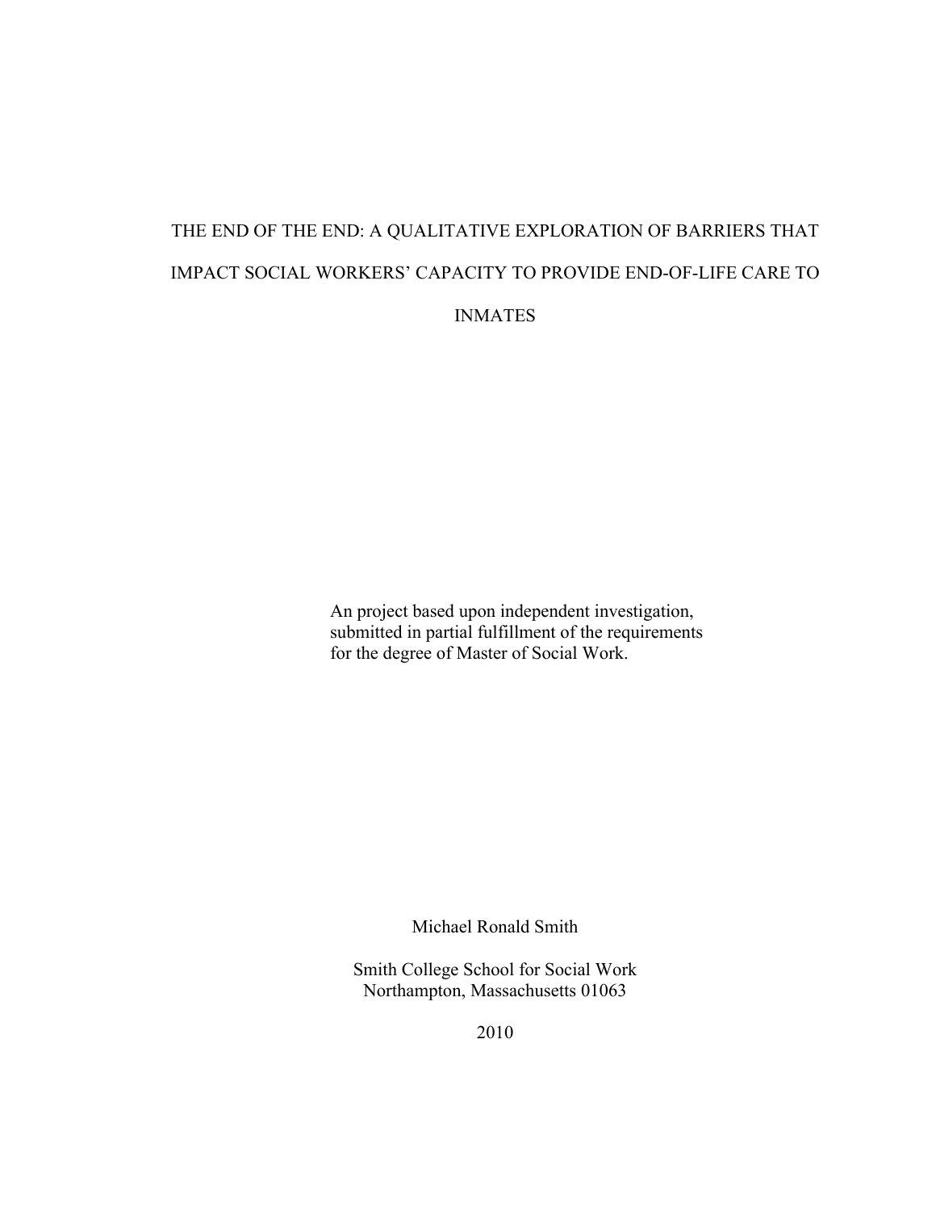# THE END OF THE END: A QUALITATIVE EXPLORATION OF BARRIERS THAT IMPACT SOCIAL WORKERS' CAPACITY TO PROVIDE END-OF-LIFE CARE TO INMATES

An project based upon independent investigation, submitted in partial fulfillment of the requirements for the degree of Master of Social Work.

Michael Ronald Smith

Smith College School for Social Work
Northampton, Massachusetts 01063

2010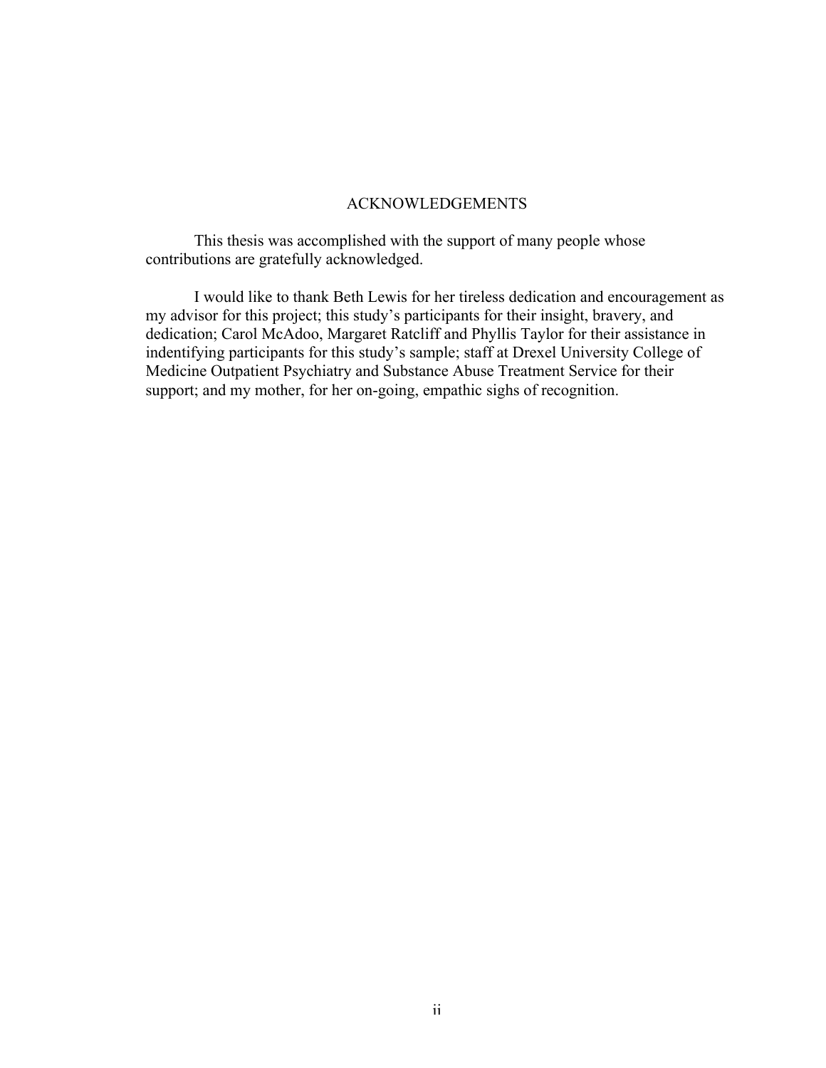# ACKNOWLEDGEMENTS

This thesis was accomplished with the support of many people whose contributions are gratefully acknowledged.

I would like to thank Beth Lewis for her tireless dedication and encouragement as my advisor for this project; this study's participants for their insight, bravery, and dedication; Carol McAdoo, Margaret Ratcliff and Phyllis Taylor for their assistance in indentifying participants for this study's sample; staff at Drexel University College of Medicine Outpatient Psychiatry and Substance Abuse Treatment Service for their support; and my mother, for her on-going, empathic sighs of recognition.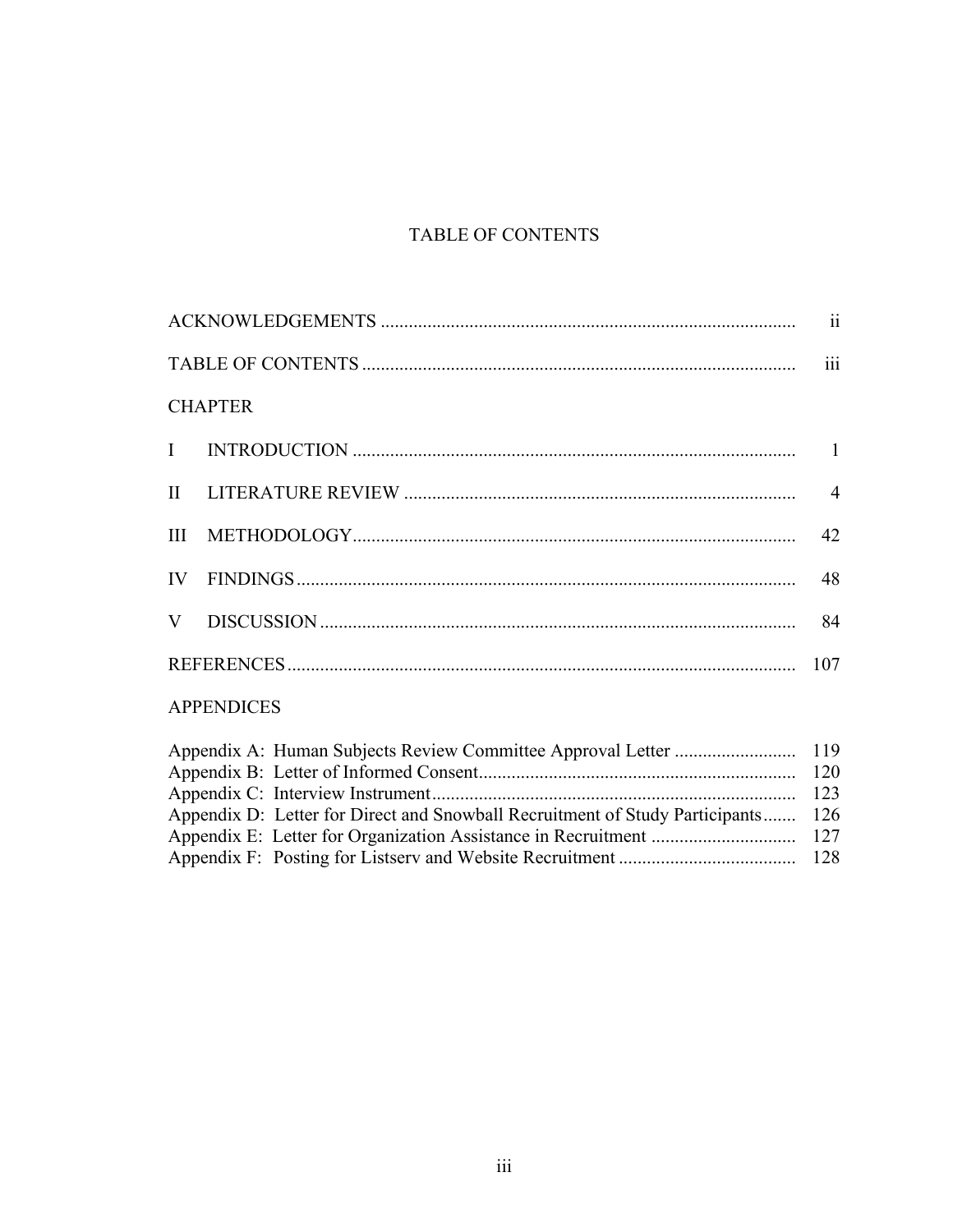# TABLE OF CONTENTS

| | | |
|---|---|---|
| ACKNOWLEDGEMENTS | | ii |
| TABLE OF CONTENTS | | iii |
| CHAPTER | | |
| I | INTRODUCTION | 1 |
| II | LITERATURE REVIEW | 4 |
| III | METHODOLOGY | 42 |
| IV | FINDINGS | 48 |
| V | DISCUSSION | 84 |
| REFERENCES | | 107 |
| APPENDICES | | |
| Appendix A: Human Subjects Review Committee Approval Letter | | 119 |
| Appendix B: Letter of Informed Consent | | 120 |
| Appendix C: Interview Instrument | | 123 |
| Appendix D: Letter for Direct and Snowball Recruitment of Study Participants | | 126 |
| Appendix E: Letter for Organization Assistance in Recruitment | | 127 |
| Appendix F: Posting for Listserv and Website Recruitment | | 128 |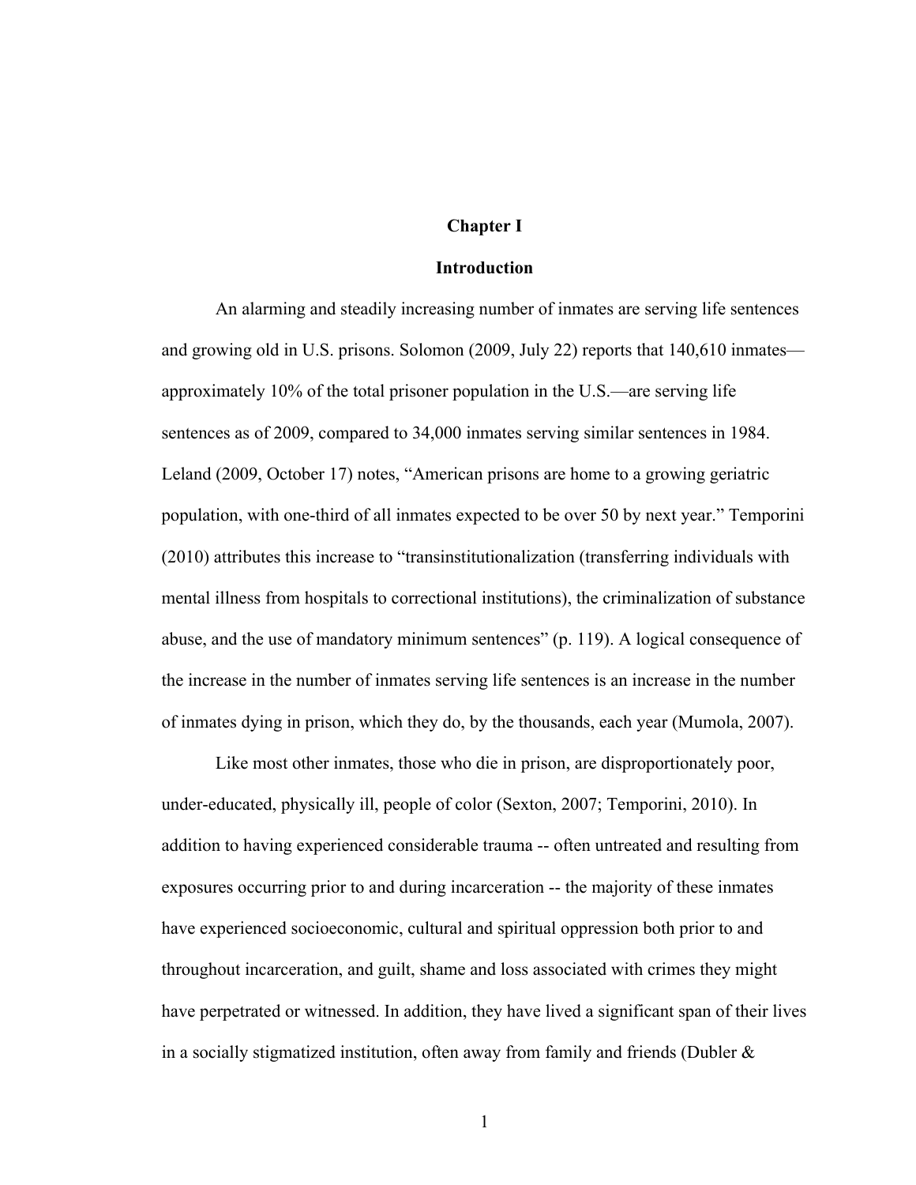# Chapter I

## Introduction

An alarming and steadily increasing number of inmates are serving life sentences and growing old in U.S. prisons. Solomon (2009, July 22) reports that 140,610 inmates—approximately 10% of the total prisoner population in the U.S.—are serving life sentences as of 2009, compared to 34,000 inmates serving similar sentences in 1984. Leland (2009, October 17) notes, "American prisons are home to a growing geriatric population, with one-third of all inmates expected to be over 50 by next year." Temporini (2010) attributes this increase to "transinstitutionalization (transferring individuals with mental illness from hospitals to correctional institutions), the criminalization of substance abuse, and the use of mandatory minimum sentences" (p. 119). A logical consequence of the increase in the number of inmates serving life sentences is an increase in the number of inmates dying in prison, which they do, by the thousands, each year (Mumola, 2007).

Like most other inmates, those who die in prison, are disproportionately poor, under-educated, physically ill, people of color (Sexton, 2007; Temporini, 2010). In addition to having experienced considerable trauma -- often untreated and resulting from exposures occurring prior to and during incarceration -- the majority of these inmates have experienced socioeconomic, cultural and spiritual oppression both prior to and throughout incarceration, and guilt, shame and loss associated with crimes they might have perpetrated or witnessed. In addition, they have lived a significant span of their lives in a socially stigmatized institution, often away from family and friends (Dubler &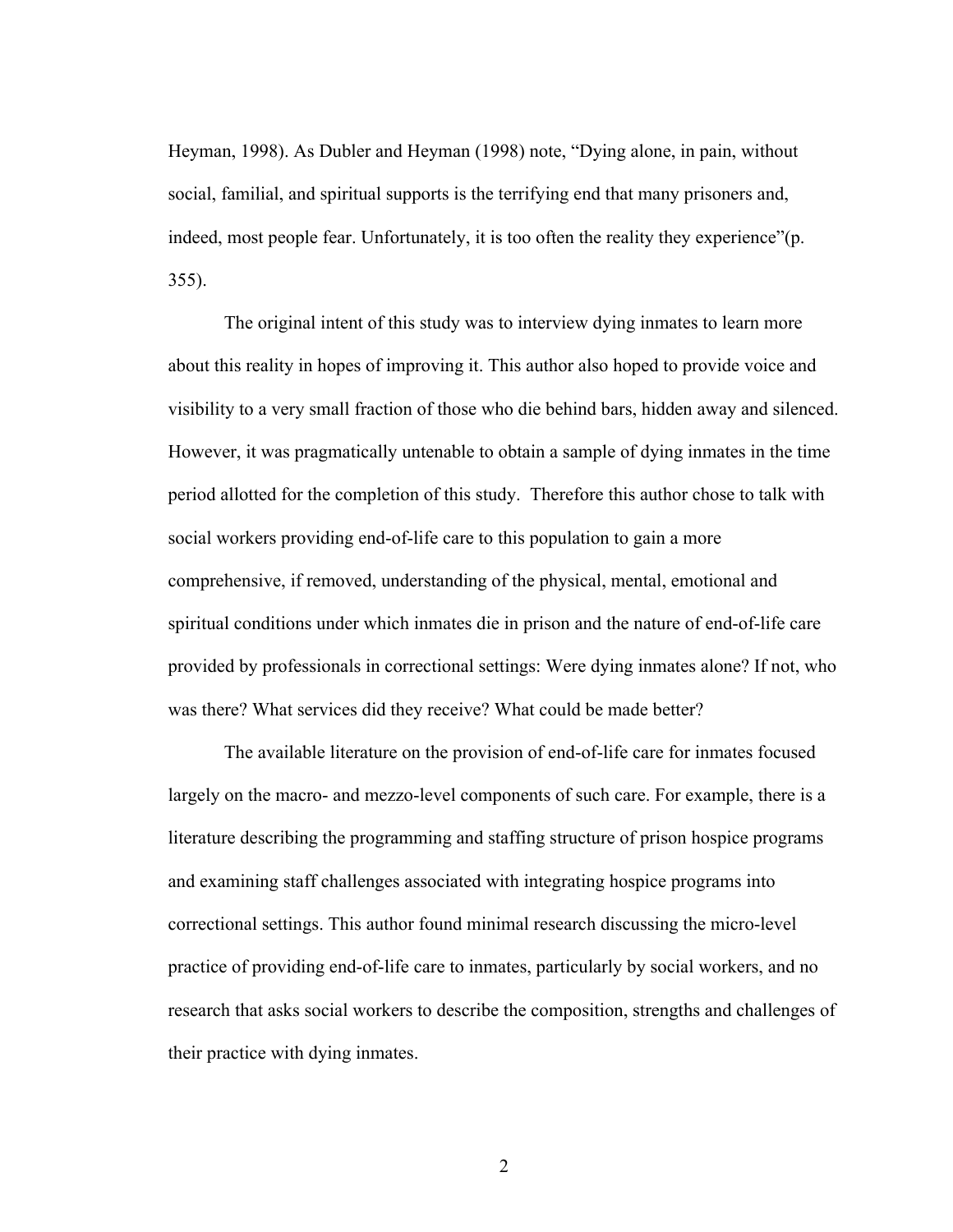Heyman, 1998). As Dubler and Heyman (1998) note, "Dying alone, in pain, without social, familial, and spiritual supports is the terrifying end that many prisoners and, indeed, most people fear. Unfortunately, it is too often the reality they experience"(p. 355).

The original intent of this study was to interview dying inmates to learn more about this reality in hopes of improving it. This author also hoped to provide voice and visibility to a very small fraction of those who die behind bars, hidden away and silenced. However, it was pragmatically untenable to obtain a sample of dying inmates in the time period allotted for the completion of this study. Therefore this author chose to talk with social workers providing end-of-life care to this population to gain a more comprehensive, if removed, understanding of the physical, mental, emotional and spiritual conditions under which inmates die in prison and the nature of end-of-life care provided by professionals in correctional settings: Were dying inmates alone? If not, who was there? What services did they receive? What could be made better?

The available literature on the provision of end-of-life care for inmates focused largely on the macro- and mezzo-level components of such care. For example, there is a literature describing the programming and staffing structure of prison hospice programs and examining staff challenges associated with integrating hospice programs into correctional settings. This author found minimal research discussing the micro-level practice of providing end-of-life care to inmates, particularly by social workers, and no research that asks social workers to describe the composition, strengths and challenges of their practice with dying inmates.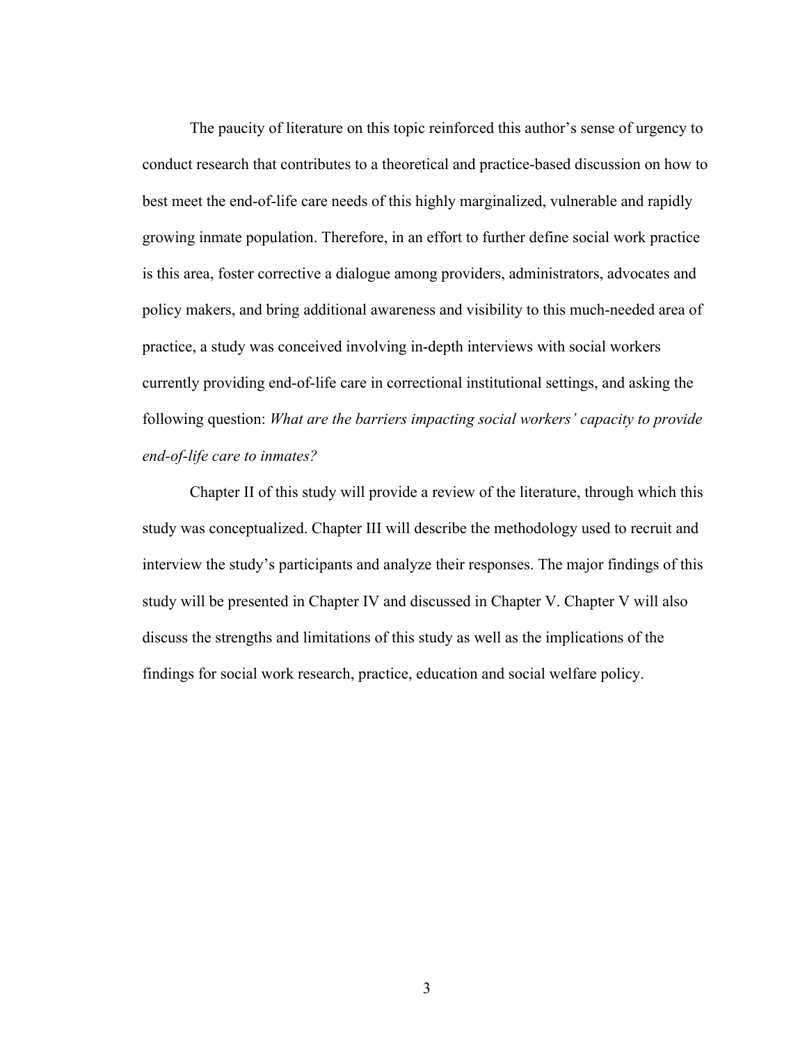The paucity of literature on this topic reinforced this author's sense of urgency to conduct research that contributes to a theoretical and practice-based discussion on how to best meet the end-of-life care needs of this highly marginalized, vulnerable and rapidly growing inmate population. Therefore, in an effort to further define social work practice is this area, foster corrective a dialogue among providers, administrators, advocates and policy makers, and bring additional awareness and visibility to this much-needed area of practice, a study was conceived involving in-depth interviews with social workers currently providing end-of-life care in correctional institutional settings, and asking the following question: *What are the barriers impacting social workers' capacity to provide end-of-life care to inmates?*

Chapter II of this study will provide a review of the literature, through which this study was conceptualized. Chapter III will describe the methodology used to recruit and interview the study's participants and analyze their responses. The major findings of this study will be presented in Chapter IV and discussed in Chapter V. Chapter V will also discuss the strengths and limitations of this study as well as the implications of the findings for social work research, practice, education and social welfare policy.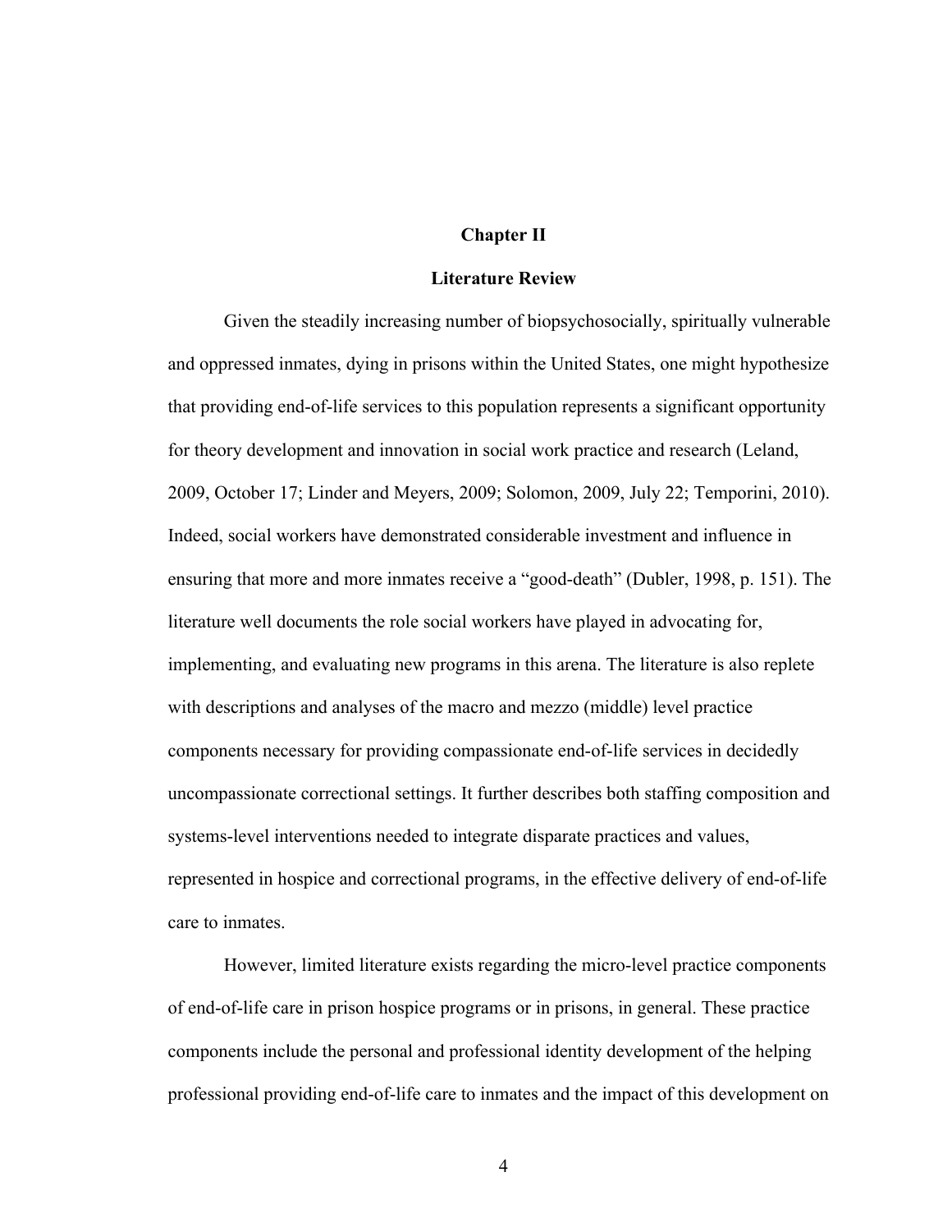# Chapter II

## Literature Review

Given the steadily increasing number of biopsychosocially, spiritually vulnerable and oppressed inmates, dying in prisons within the United States, one might hypothesize that providing end-of-life services to this population represents a significant opportunity for theory development and innovation in social work practice and research (Leland, 2009, October 17; Linder and Meyers, 2009; Solomon, 2009, July 22; Temporini, 2010). Indeed, social workers have demonstrated considerable investment and influence in ensuring that more and more inmates receive a "good-death" (Dubler, 1998, p. 151). The literature well documents the role social workers have played in advocating for, implementing, and evaluating new programs in this arena. The literature is also replete with descriptions and analyses of the macro and mezzo (middle) level practice components necessary for providing compassionate end-of-life services in decidedly uncompassionate correctional settings. It further describes both staffing composition and systems-level interventions needed to integrate disparate practices and values, represented in hospice and correctional programs, in the effective delivery of end-of-life care to inmates.

However, limited literature exists regarding the micro-level practice components of end-of-life care in prison hospice programs or in prisons, in general. These practice components include the personal and professional identity development of the helping professional providing end-of-life care to inmates and the impact of this development on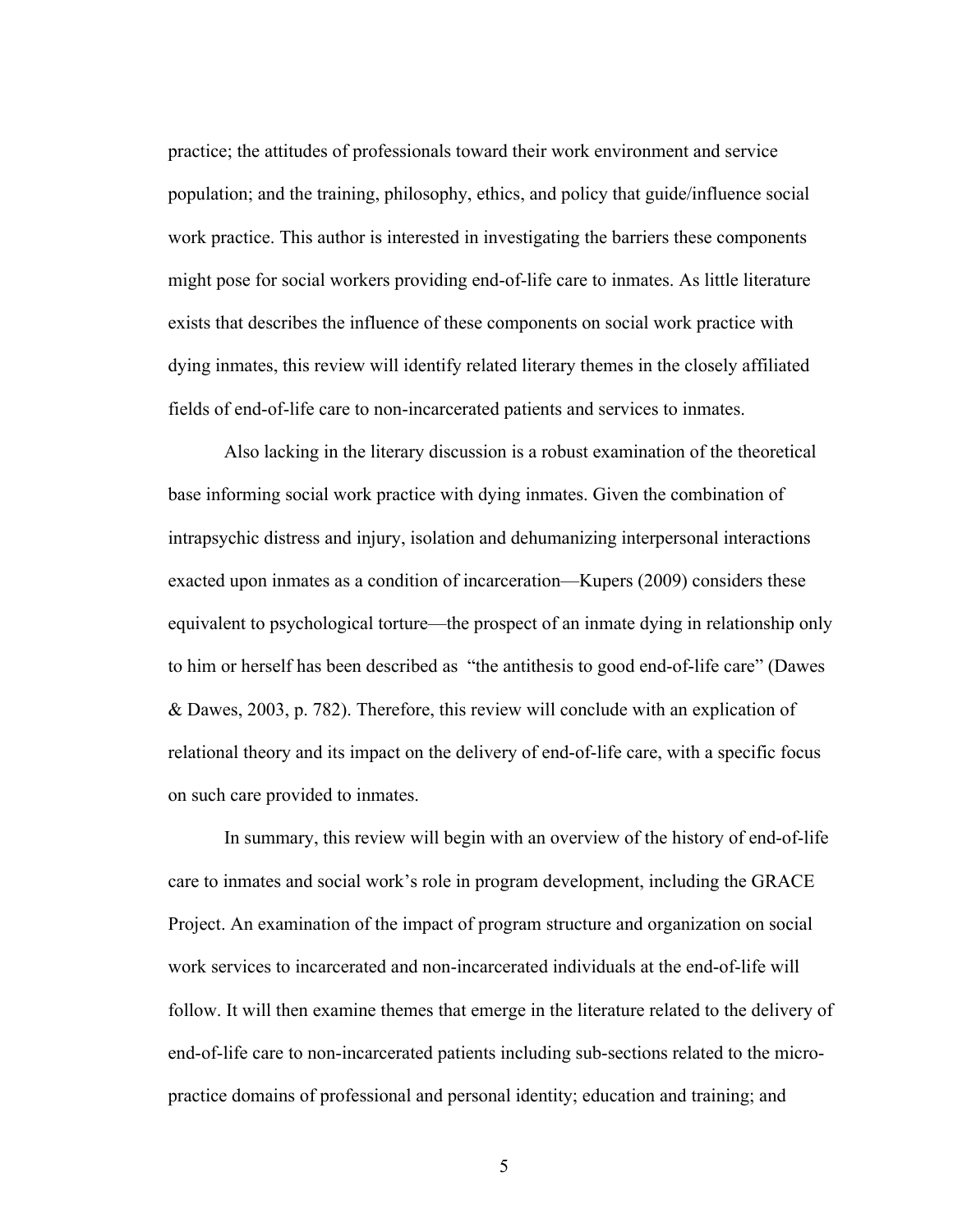practice; the attitudes of professionals toward their work environment and service population; and the training, philosophy, ethics, and policy that guide/influence social work practice. This author is interested in investigating the barriers these components might pose for social workers providing end-of-life care to inmates. As little literature exists that describes the influence of these components on social work practice with dying inmates, this review will identify related literary themes in the closely affiliated fields of end-of-life care to non-incarcerated patients and services to inmates.

Also lacking in the literary discussion is a robust examination of the theoretical base informing social work practice with dying inmates. Given the combination of intrapsychic distress and injury, isolation and dehumanizing interpersonal interactions exacted upon inmates as a condition of incarceration—Kupers (2009) considers these equivalent to psychological torture—the prospect of an inmate dying in relationship only to him or herself has been described as "the antithesis to good end-of-life care" (Dawes & Dawes, 2003, p. 782). Therefore, this review will conclude with an explication of relational theory and its impact on the delivery of end-of-life care, with a specific focus on such care provided to inmates.

In summary, this review will begin with an overview of the history of end-of-life care to inmates and social work's role in program development, including the GRACE Project. An examination of the impact of program structure and organization on social work services to incarcerated and non-incarcerated individuals at the end-of-life will follow. It will then examine themes that emerge in the literature related to the delivery of end-of-life care to non-incarcerated patients including sub-sections related to the micro-practice domains of professional and personal identity; education and training; and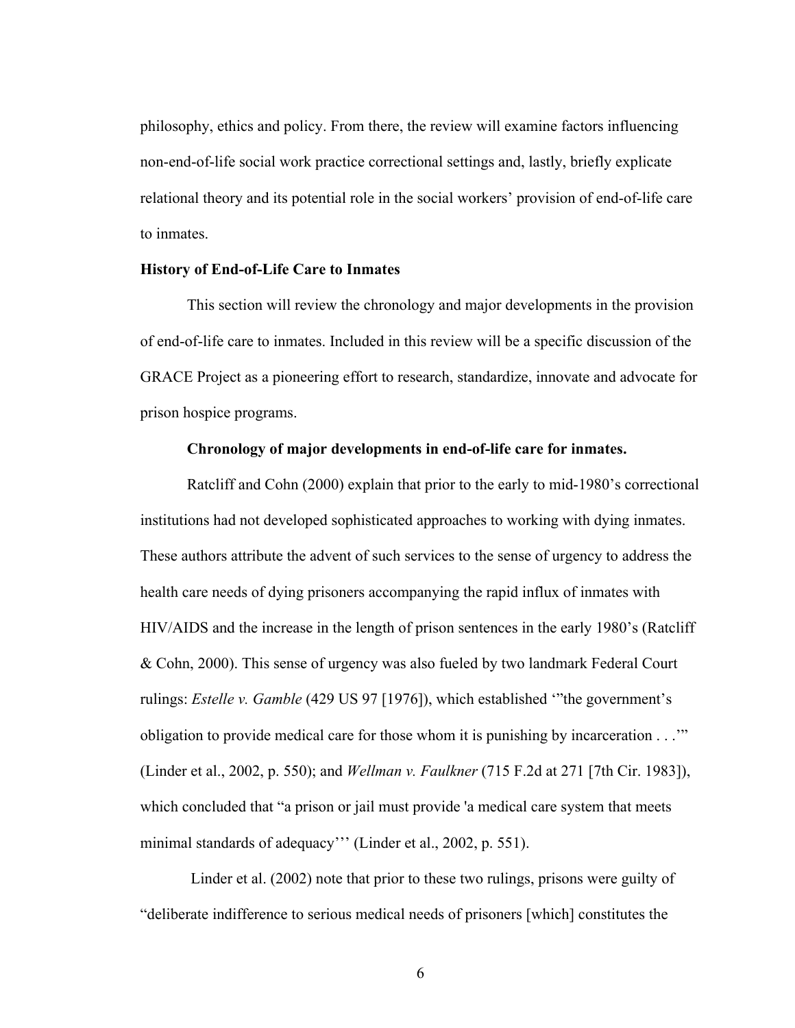philosophy, ethics and policy. From there, the review will examine factors influencing non-end-of-life social work practice correctional settings and, lastly, briefly explicate relational theory and its potential role in the social workers' provision of end-of-life care to inmates.

## History of End-of-Life Care to Inmates

This section will review the chronology and major developments in the provision of end-of-life care to inmates. Included in this review will be a specific discussion of the GRACE Project as a pioneering effort to research, standardize, innovate and advocate for prison hospice programs.

### Chronology of major developments in end-of-life care for inmates.

Ratcliff and Cohn (2000) explain that prior to the early to mid-1980's correctional institutions had not developed sophisticated approaches to working with dying inmates. These authors attribute the advent of such services to the sense of urgency to address the health care needs of dying prisoners accompanying the rapid influx of inmates with HIV/AIDS and the increase in the length of prison sentences in the early 1980's (Ratcliff & Cohn, 2000). This sense of urgency was also fueled by two landmark Federal Court rulings: *Estelle v. Gamble* (429 US 97 [1976]), which established '"the government's obligation to provide medical care for those whom it is punishing by incarceration . . .'" (Linder et al., 2002, p. 550); and *Wellman v. Faulkner* (715 F.2d at 271 [7th Cir. 1983]), which concluded that "a prison or jail must provide 'a medical care system that meets minimal standards of adequacy''' (Linder et al., 2002, p. 551).

Linder et al. (2002) note that prior to these two rulings, prisons were guilty of "deliberate indifference to serious medical needs of prisoners [which] constitutes the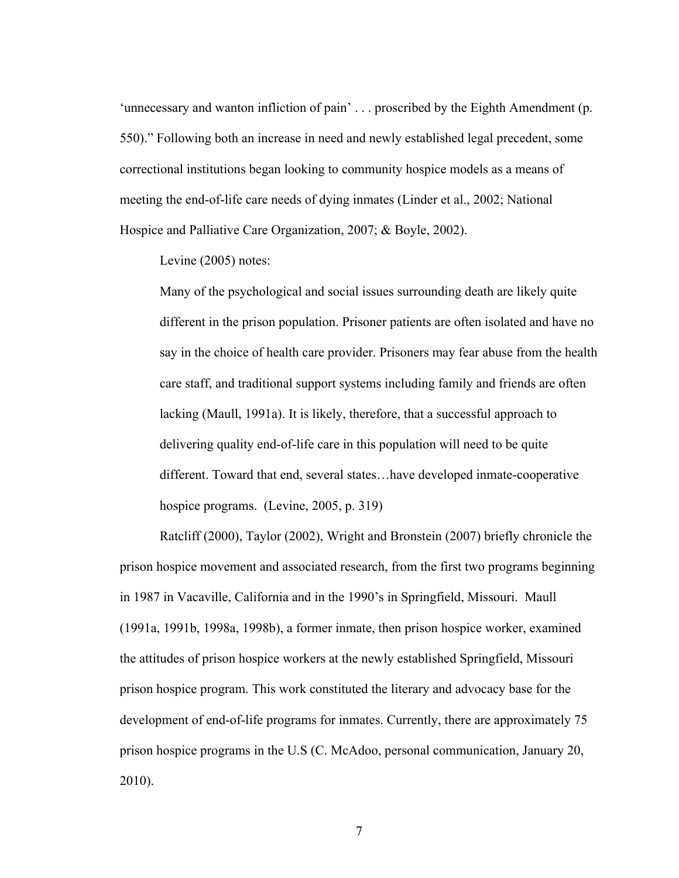'unnecessary and wanton infliction of pain' . . . proscribed by the Eighth Amendment (p. 550)." Following both an increase in need and newly established legal precedent, some correctional institutions began looking to community hospice models as a means of meeting the end-of-life care needs of dying inmates (Linder et al., 2002; National Hospice and Palliative Care Organization, 2007; & Boyle, 2002).

Levine (2005) notes:

> Many of the psychological and social issues surrounding death are likely quite different in the prison population. Prisoner patients are often isolated and have no say in the choice of health care provider. Prisoners may fear abuse from the health care staff, and traditional support systems including family and friends are often lacking (Maull, 1991a). It is likely, therefore, that a successful approach to delivering quality end-of-life care in this population will need to be quite different. Toward that end, several states…have developed inmate-cooperative hospice programs. (Levine, 2005, p. 319)

Ratcliff (2000), Taylor (2002), Wright and Bronstein (2007) briefly chronicle the prison hospice movement and associated research, from the first two programs beginning in 1987 in Vacaville, California and in the 1990's in Springfield, Missouri. Maull (1991a, 1991b, 1998a, 1998b), a former inmate, then prison hospice worker, examined the attitudes of prison hospice workers at the newly established Springfield, Missouri prison hospice program. This work constituted the literary and advocacy base for the development of end-of-life programs for inmates. Currently, there are approximately 75 prison hospice programs in the U.S (C. McAdoo, personal communication, January 20, 2010).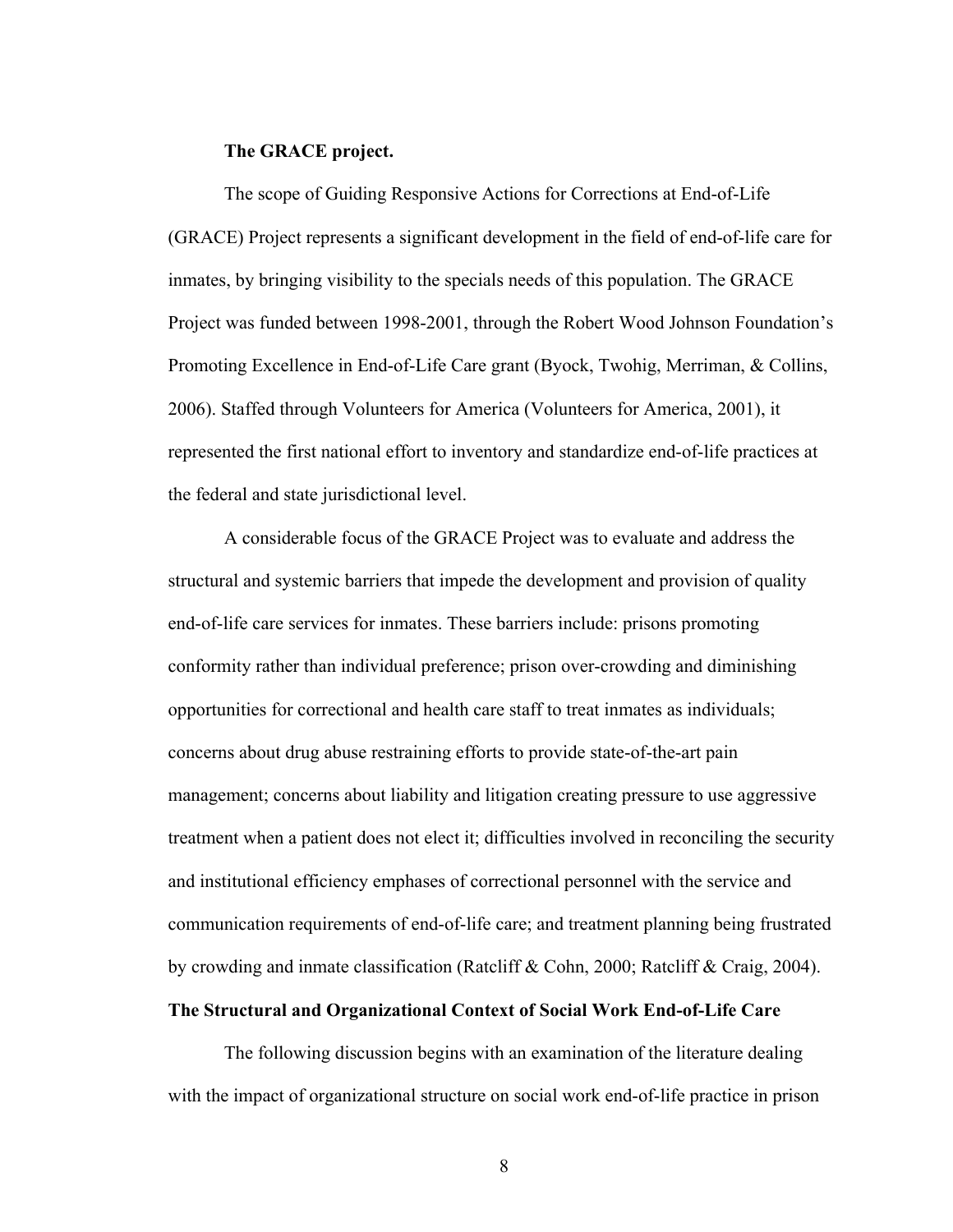### The GRACE project.

The scope of Guiding Responsive Actions for Corrections at End-of-Life (GRACE) Project represents a significant development in the field of end-of-life care for inmates, by bringing visibility to the specials needs of this population. The GRACE Project was funded between 1998-2001, through the Robert Wood Johnson Foundation's Promoting Excellence in End-of-Life Care grant (Byock, Twohig, Merriman, & Collins, 2006). Staffed through Volunteers for America (Volunteers for America, 2001), it represented the first national effort to inventory and standardize end-of-life practices at the federal and state jurisdictional level.

A considerable focus of the GRACE Project was to evaluate and address the structural and systemic barriers that impede the development and provision of quality end-of-life care services for inmates. These barriers include: prisons promoting conformity rather than individual preference; prison over-crowding and diminishing opportunities for correctional and health care staff to treat inmates as individuals; concerns about drug abuse restraining efforts to provide state-of-the-art pain management; concerns about liability and litigation creating pressure to use aggressive treatment when a patient does not elect it; difficulties involved in reconciling the security and institutional efficiency emphases of correctional personnel with the service and communication requirements of end-of-life care; and treatment planning being frustrated by crowding and inmate classification (Ratcliff & Cohn, 2000; Ratcliff & Craig, 2004).

## The Structural and Organizational Context of Social Work End-of-Life Care

The following discussion begins with an examination of the literature dealing with the impact of organizational structure on social work end-of-life practice in prison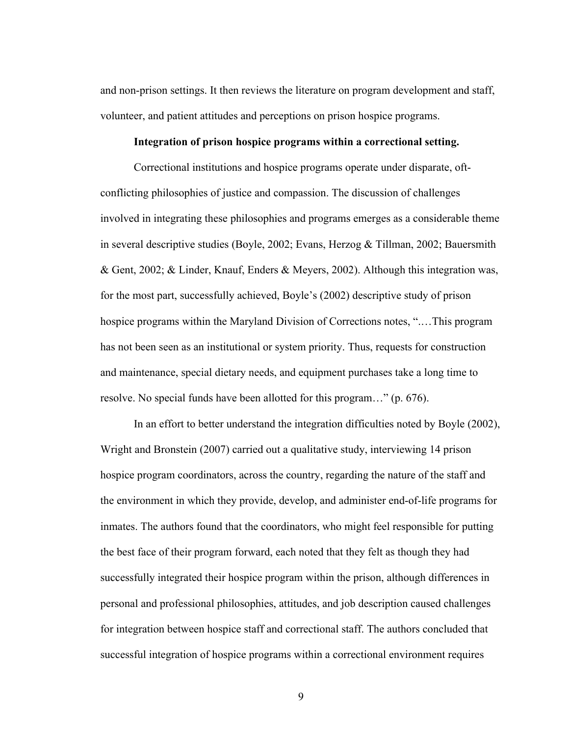and non-prison settings. It then reviews the literature on program development and staff, volunteer, and patient attitudes and perceptions on prison hospice programs.

**Integration of prison hospice programs within a correctional setting.**

Correctional institutions and hospice programs operate under disparate, oft-conflicting philosophies of justice and compassion. The discussion of challenges involved in integrating these philosophies and programs emerges as a considerable theme in several descriptive studies (Boyle, 2002; Evans, Herzog & Tillman, 2002; Bauersmith & Gent, 2002; & Linder, Knauf, Enders & Meyers, 2002). Although this integration was, for the most part, successfully achieved, Boyle's (2002) descriptive study of prison hospice programs within the Maryland Division of Corrections notes, "..…This program has not been seen as an institutional or system priority. Thus, requests for construction and maintenance, special dietary needs, and equipment purchases take a long time to resolve. No special funds have been allotted for this program…" (p. 676).

In an effort to better understand the integration difficulties noted by Boyle (2002), Wright and Bronstein (2007) carried out a qualitative study, interviewing 14 prison hospice program coordinators, across the country, regarding the nature of the staff and the environment in which they provide, develop, and administer end-of-life programs for inmates. The authors found that the coordinators, who might feel responsible for putting the best face of their program forward, each noted that they felt as though they had successfully integrated their hospice program within the prison, although differences in personal and professional philosophies, attitudes, and job description caused challenges for integration between hospice staff and correctional staff. The authors concluded that successful integration of hospice programs within a correctional environment requires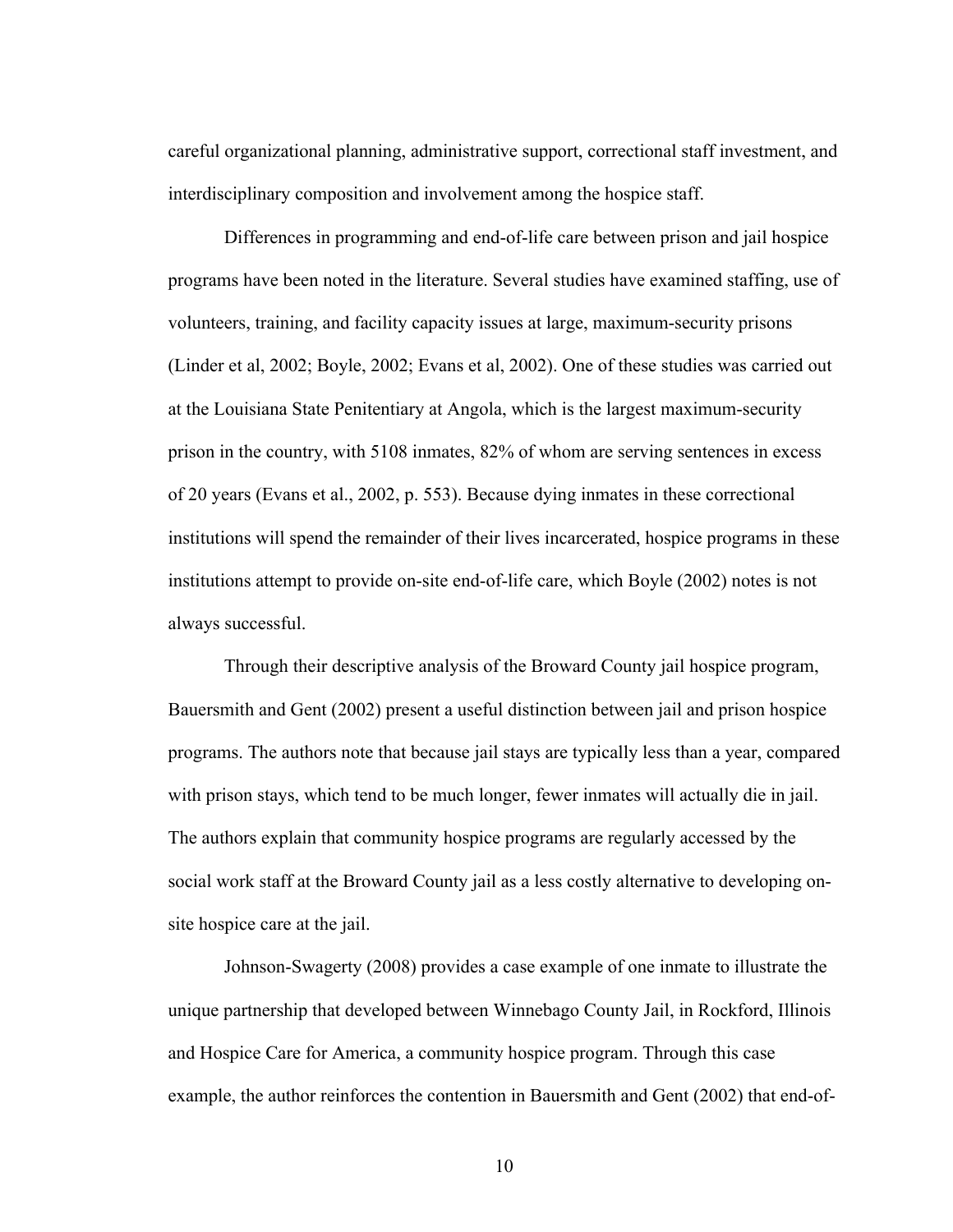careful organizational planning, administrative support, correctional staff investment, and interdisciplinary composition and involvement among the hospice staff.

Differences in programming and end-of-life care between prison and jail hospice programs have been noted in the literature. Several studies have examined staffing, use of volunteers, training, and facility capacity issues at large, maximum-security prisons (Linder et al, 2002; Boyle, 2002; Evans et al, 2002). One of these studies was carried out at the Louisiana State Penitentiary at Angola, which is the largest maximum-security prison in the country, with 5108 inmates, 82% of whom are serving sentences in excess of 20 years (Evans et al., 2002, p. 553). Because dying inmates in these correctional institutions will spend the remainder of their lives incarcerated, hospice programs in these institutions attempt to provide on-site end-of-life care, which Boyle (2002) notes is not always successful.

Through their descriptive analysis of the Broward County jail hospice program, Bauersmith and Gent (2002) present a useful distinction between jail and prison hospice programs. The authors note that because jail stays are typically less than a year, compared with prison stays, which tend to be much longer, fewer inmates will actually die in jail. The authors explain that community hospice programs are regularly accessed by the social work staff at the Broward County jail as a less costly alternative to developing on-site hospice care at the jail.

Johnson-Swagerty (2008) provides a case example of one inmate to illustrate the unique partnership that developed between Winnebago County Jail, in Rockford, Illinois and Hospice Care for America, a community hospice program. Through this case example, the author reinforces the contention in Bauersmith and Gent (2002) that end-of-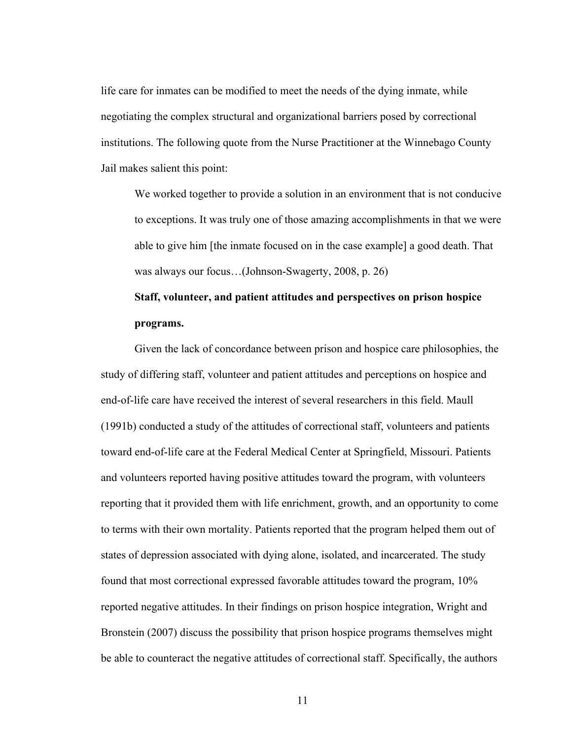life care for inmates can be modified to meet the needs of the dying inmate, while negotiating the complex structural and organizational barriers posed by correctional institutions. The following quote from the Nurse Practitioner at the Winnebago County Jail makes salient this point:

> We worked together to provide a solution in an environment that is not conducive to exceptions. It was truly one of those amazing accomplishments in that we were able to give him [the inmate focused on in the case example] a good death. That was always our focus…(Johnson-Swagerty, 2008, p. 26)

### Staff, volunteer, and patient attitudes and perspectives on prison hospice programs.

Given the lack of concordance between prison and hospice care philosophies, the study of differing staff, volunteer and patient attitudes and perceptions on hospice and end-of-life care have received the interest of several researchers in this field. Maull (1991b) conducted a study of the attitudes of correctional staff, volunteers and patients toward end-of-life care at the Federal Medical Center at Springfield, Missouri. Patients and volunteers reported having positive attitudes toward the program, with volunteers reporting that it provided them with life enrichment, growth, and an opportunity to come to terms with their own mortality. Patients reported that the program helped them out of states of depression associated with dying alone, isolated, and incarcerated. The study found that most correctional expressed favorable attitudes toward the program, 10% reported negative attitudes. In their findings on prison hospice integration, Wright and Bronstein (2007) discuss the possibility that prison hospice programs themselves might be able to counteract the negative attitudes of correctional staff. Specifically, the authors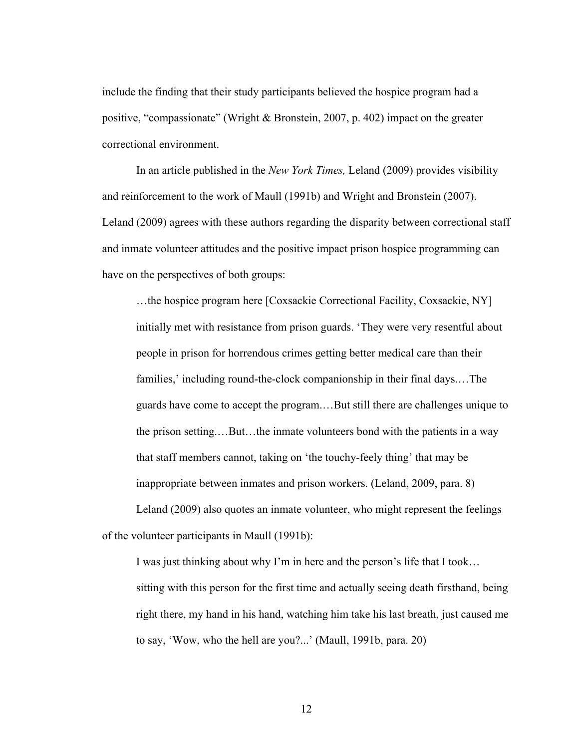include the finding that their study participants believed the hospice program had a positive, "compassionate" (Wright & Bronstein, 2007, p. 402) impact on the greater correctional environment.

In an article published in the *New York Times,* Leland (2009) provides visibility and reinforcement to the work of Maull (1991b) and Wright and Bronstein (2007). Leland (2009) agrees with these authors regarding the disparity between correctional staff and inmate volunteer attitudes and the positive impact prison hospice programming can have on the perspectives of both groups:

> …the hospice program here [Coxsackie Correctional Facility, Coxsackie, NY] initially met with resistance from prison guards. 'They were very resentful about people in prison for horrendous crimes getting better medical care than their families,' including round-the-clock companionship in their final days.…The guards have come to accept the program.…But still there are challenges unique to the prison setting.…But…the inmate volunteers bond with the patients in a way that staff members cannot, taking on 'the touchy-feely thing' that may be inappropriate between inmates and prison workers. (Leland, 2009, para. 8)

Leland (2009) also quotes an inmate volunteer, who might represent the feelings of the volunteer participants in Maull (1991b):

> I was just thinking about why I'm in here and the person's life that I took… sitting with this person for the first time and actually seeing death firsthand, being right there, my hand in his hand, watching him take his last breath, just caused me to say, 'Wow, who the hell are you?...' (Maull, 1991b, para. 20)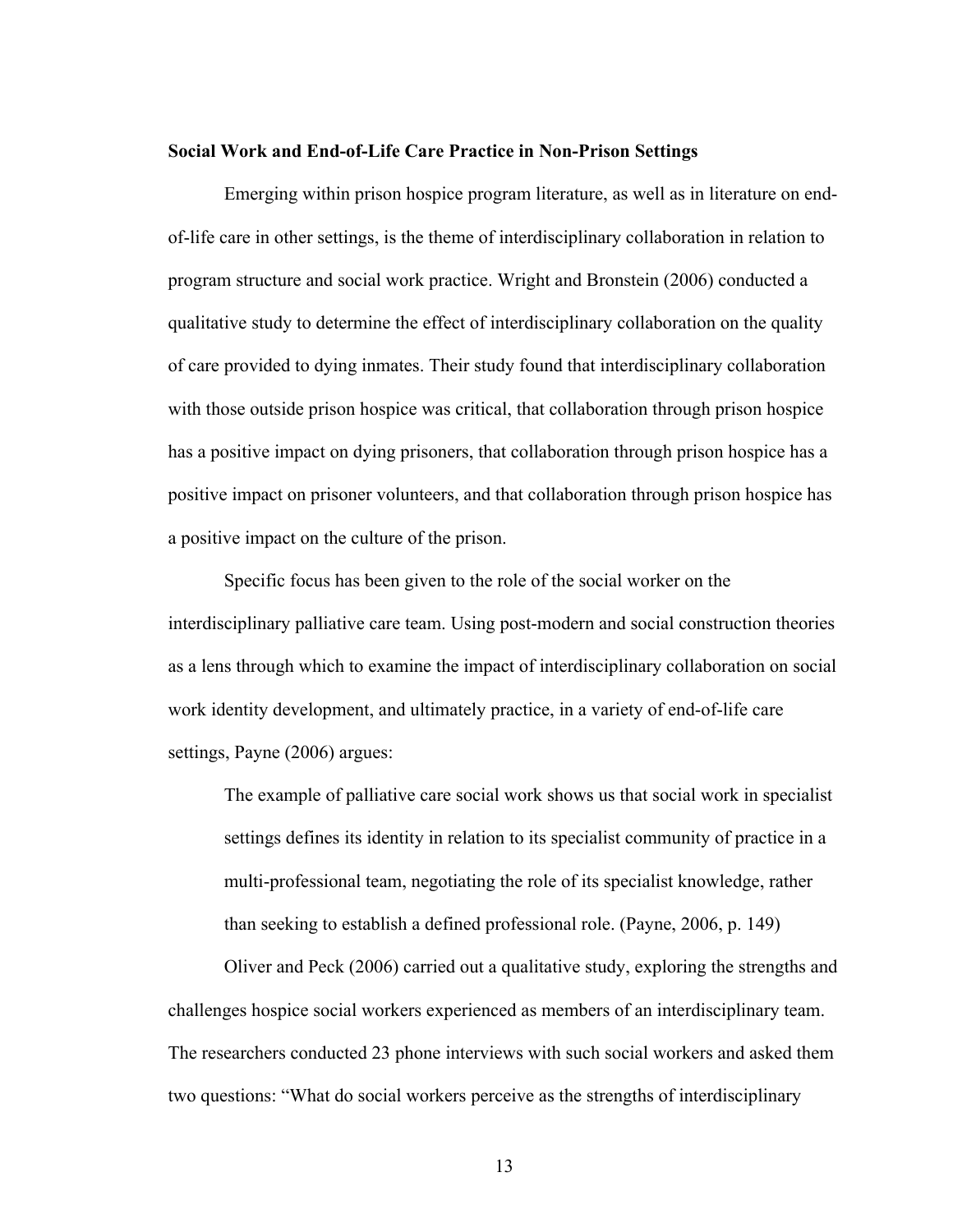**Social Work and End-of-Life Care Practice in Non-Prison Settings**

Emerging within prison hospice program literature, as well as in literature on end-of-life care in other settings, is the theme of interdisciplinary collaboration in relation to program structure and social work practice. Wright and Bronstein (2006) conducted a qualitative study to determine the effect of interdisciplinary collaboration on the quality of care provided to dying inmates. Their study found that interdisciplinary collaboration with those outside prison hospice was critical, that collaboration through prison hospice has a positive impact on dying prisoners, that collaboration through prison hospice has a positive impact on prisoner volunteers, and that collaboration through prison hospice has a positive impact on the culture of the prison.

Specific focus has been given to the role of the social worker on the interdisciplinary palliative care team. Using post-modern and social construction theories as a lens through which to examine the impact of interdisciplinary collaboration on social work identity development, and ultimately practice, in a variety of end-of-life care settings, Payne (2006) argues:

> The example of palliative care social work shows us that social work in specialist settings defines its identity in relation to its specialist community of practice in a multi-professional team, negotiating the role of its specialist knowledge, rather than seeking to establish a defined professional role. (Payne, 2006, p. 149)

Oliver and Peck (2006) carried out a qualitative study, exploring the strengths and challenges hospice social workers experienced as members of an interdisciplinary team. The researchers conducted 23 phone interviews with such social workers and asked them two questions: "What do social workers perceive as the strengths of interdisciplinary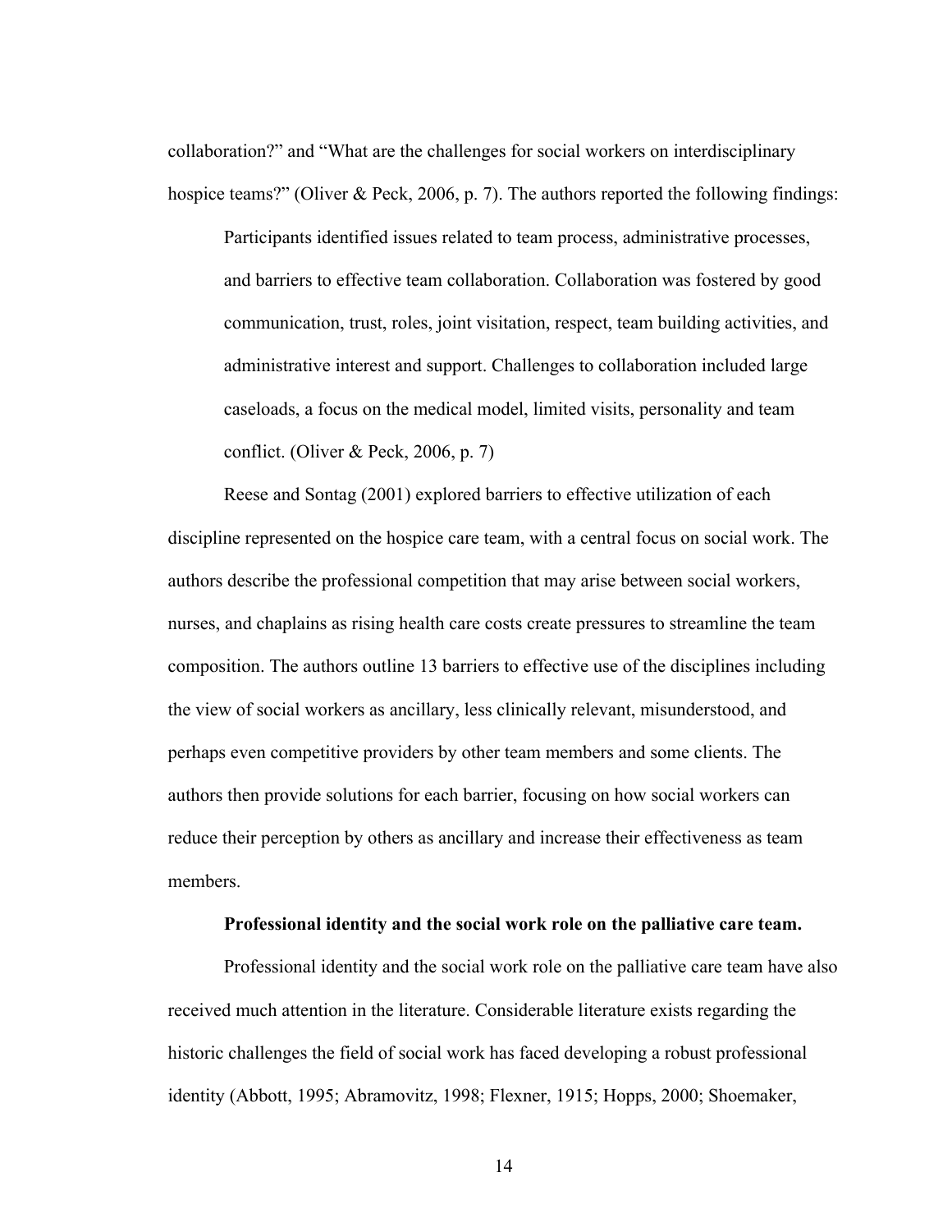collaboration?" and "What are the challenges for social workers on interdisciplinary hospice teams?" (Oliver & Peck, 2006, p. 7). The authors reported the following findings:

> Participants identified issues related to team process, administrative processes, and barriers to effective team collaboration. Collaboration was fostered by good communication, trust, roles, joint visitation, respect, team building activities, and administrative interest and support. Challenges to collaboration included large caseloads, a focus on the medical model, limited visits, personality and team conflict. (Oliver & Peck, 2006, p. 7)

Reese and Sontag (2001) explored barriers to effective utilization of each discipline represented on the hospice care team, with a central focus on social work. The authors describe the professional competition that may arise between social workers, nurses, and chaplains as rising health care costs create pressures to streamline the team composition. The authors outline 13 barriers to effective use of the disciplines including the view of social workers as ancillary, less clinically relevant, misunderstood, and perhaps even competitive providers by other team members and some clients. The authors then provide solutions for each barrier, focusing on how social workers can reduce their perception by others as ancillary and increase their effectiveness as team members.

**Professional identity and the social work role on the palliative care team.**

Professional identity and the social work role on the palliative care team have also received much attention in the literature. Considerable literature exists regarding the historic challenges the field of social work has faced developing a robust professional identity (Abbott, 1995; Abramovitz, 1998; Flexner, 1915; Hopps, 2000; Shoemaker,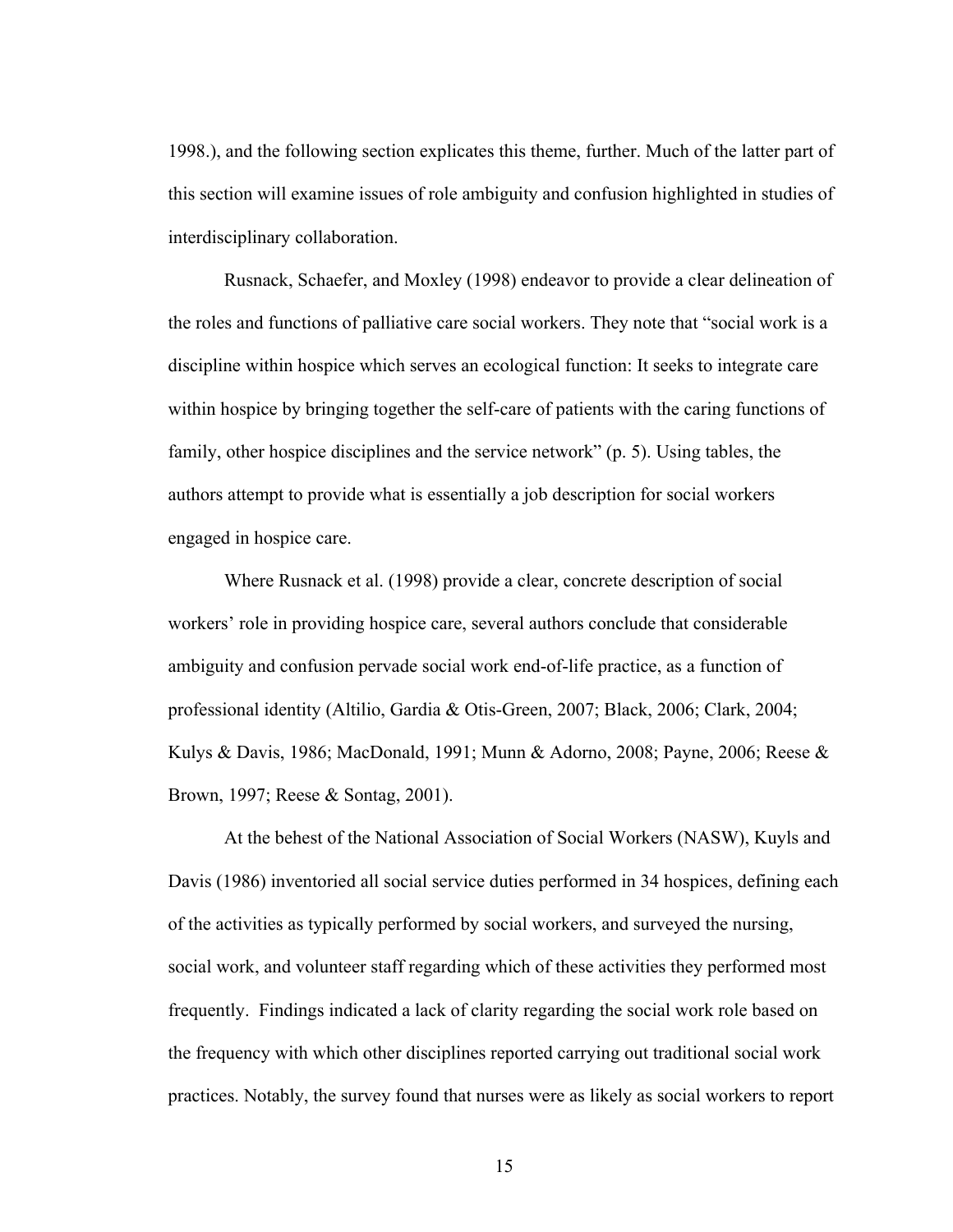1998.), and the following section explicates this theme, further. Much of the latter part of this section will examine issues of role ambiguity and confusion highlighted in studies of interdisciplinary collaboration.

Rusnack, Schaefer, and Moxley (1998) endeavor to provide a clear delineation of the roles and functions of palliative care social workers. They note that "social work is a discipline within hospice which serves an ecological function: It seeks to integrate care within hospice by bringing together the self-care of patients with the caring functions of family, other hospice disciplines and the service network" (p. 5). Using tables, the authors attempt to provide what is essentially a job description for social workers engaged in hospice care.

Where Rusnack et al. (1998) provide a clear, concrete description of social workers' role in providing hospice care, several authors conclude that considerable ambiguity and confusion pervade social work end-of-life practice, as a function of professional identity (Altilio, Gardia & Otis-Green, 2007; Black, 2006; Clark, 2004; Kulys & Davis, 1986; MacDonald, 1991; Munn & Adorno, 2008; Payne, 2006; Reese & Brown, 1997; Reese & Sontag, 2001).

At the behest of the National Association of Social Workers (NASW), Kuyls and Davis (1986) inventoried all social service duties performed in 34 hospices, defining each of the activities as typically performed by social workers, and surveyed the nursing, social work, and volunteer staff regarding which of these activities they performed most frequently. Findings indicated a lack of clarity regarding the social work role based on the frequency with which other disciplines reported carrying out traditional social work practices. Notably, the survey found that nurses were as likely as social workers to report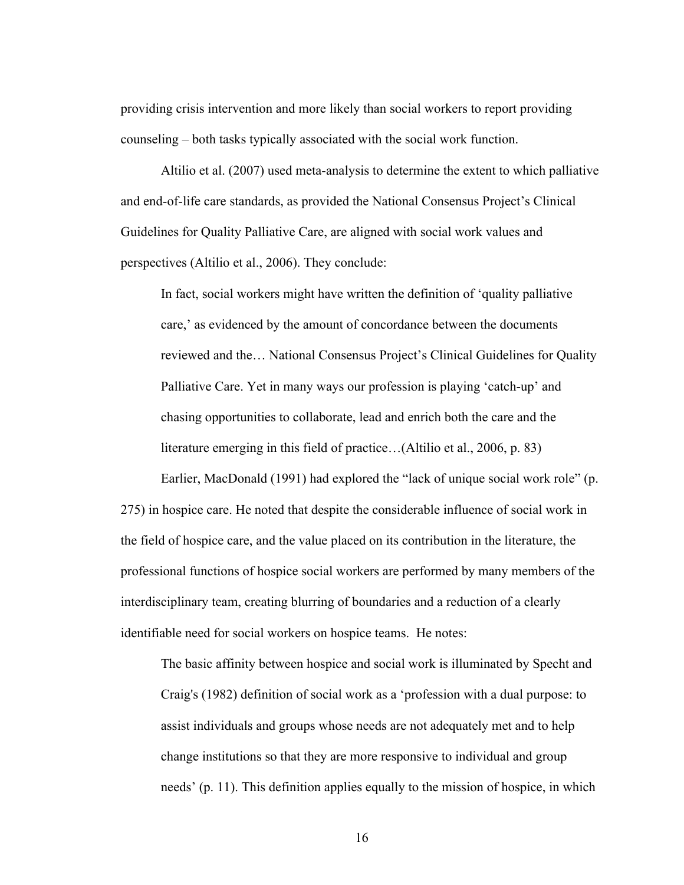providing crisis intervention and more likely than social workers to report providing counseling – both tasks typically associated with the social work function.

Altilio et al. (2007) used meta-analysis to determine the extent to which palliative and end-of-life care standards, as provided the National Consensus Project's Clinical Guidelines for Quality Palliative Care, are aligned with social work values and perspectives (Altilio et al., 2006). They conclude:

> In fact, social workers might have written the definition of 'quality palliative care,' as evidenced by the amount of concordance between the documents reviewed and the… National Consensus Project's Clinical Guidelines for Quality Palliative Care. Yet in many ways our profession is playing 'catch-up' and chasing opportunities to collaborate, lead and enrich both the care and the literature emerging in this field of practice…(Altilio et al., 2006, p. 83)

Earlier, MacDonald (1991) had explored the "lack of unique social work role" (p. 275) in hospice care. He noted that despite the considerable influence of social work in the field of hospice care, and the value placed on its contribution in the literature, the professional functions of hospice social workers are performed by many members of the interdisciplinary team, creating blurring of boundaries and a reduction of a clearly identifiable need for social workers on hospice teams. He notes:

> The basic affinity between hospice and social work is illuminated by Specht and Craig's (1982) definition of social work as a 'profession with a dual purpose: to assist individuals and groups whose needs are not adequately met and to help change institutions so that they are more responsive to individual and group needs' (p. 11). This definition applies equally to the mission of hospice, in which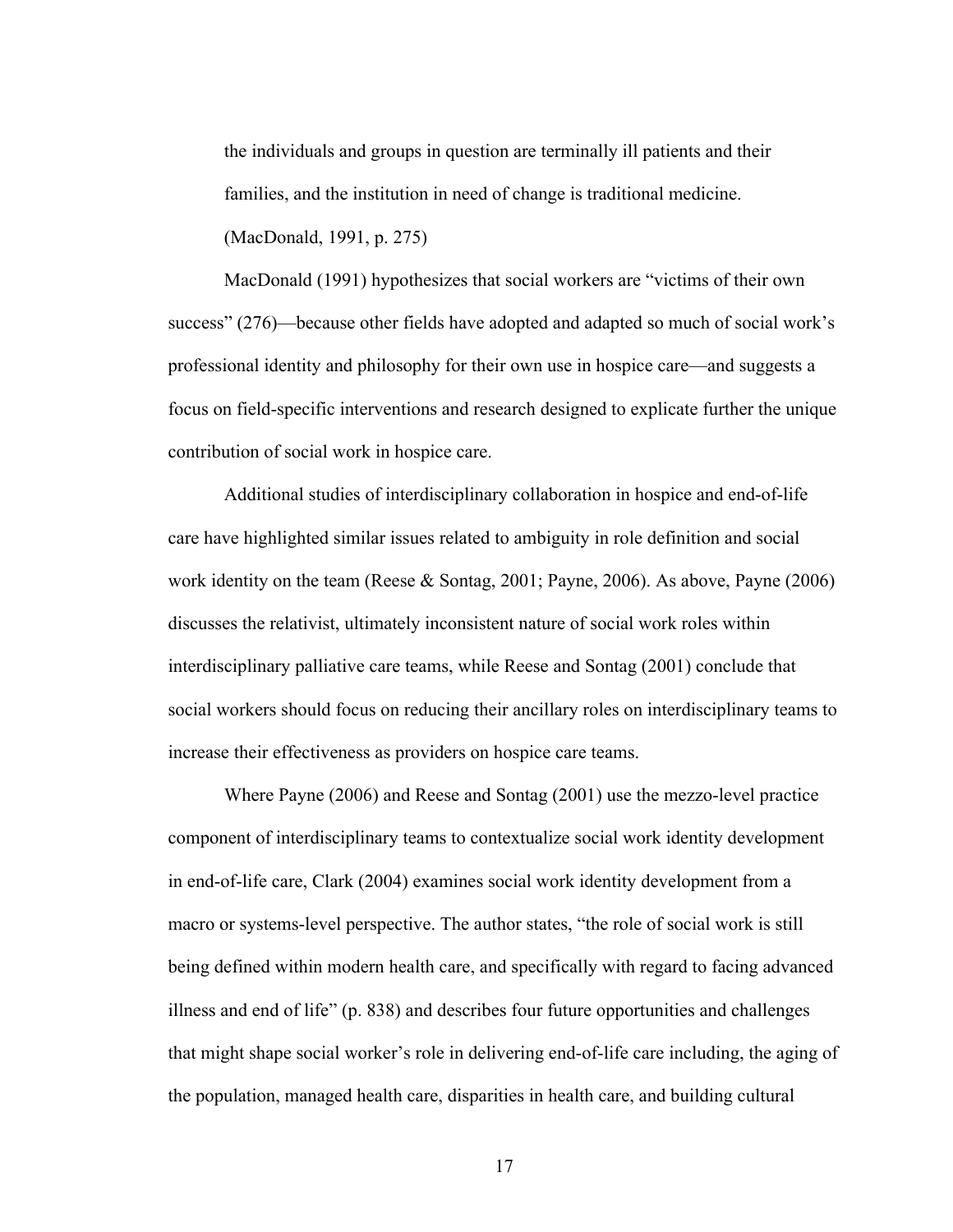> the individuals and groups in question are terminally ill patients and their families, and the institution in need of change is traditional medicine. (MacDonald, 1991, p. 275)

MacDonald (1991) hypothesizes that social workers are "victims of their own success" (276)—because other fields have adopted and adapted so much of social work's professional identity and philosophy for their own use in hospice care—and suggests a focus on field-specific interventions and research designed to explicate further the unique contribution of social work in hospice care.

Additional studies of interdisciplinary collaboration in hospice and end-of-life care have highlighted similar issues related to ambiguity in role definition and social work identity on the team (Reese & Sontag, 2001; Payne, 2006). As above, Payne (2006) discusses the relativist, ultimately inconsistent nature of social work roles within interdisciplinary palliative care teams, while Reese and Sontag (2001) conclude that social workers should focus on reducing their ancillary roles on interdisciplinary teams to increase their effectiveness as providers on hospice care teams.

Where Payne (2006) and Reese and Sontag (2001) use the mezzo-level practice component of interdisciplinary teams to contextualize social work identity development in end-of-life care, Clark (2004) examines social work identity development from a macro or systems-level perspective. The author states, "the role of social work is still being defined within modern health care, and specifically with regard to facing advanced illness and end of life" (p. 838) and describes four future opportunities and challenges that might shape social worker's role in delivering end-of-life care including, the aging of the population, managed health care, disparities in health care, and building cultural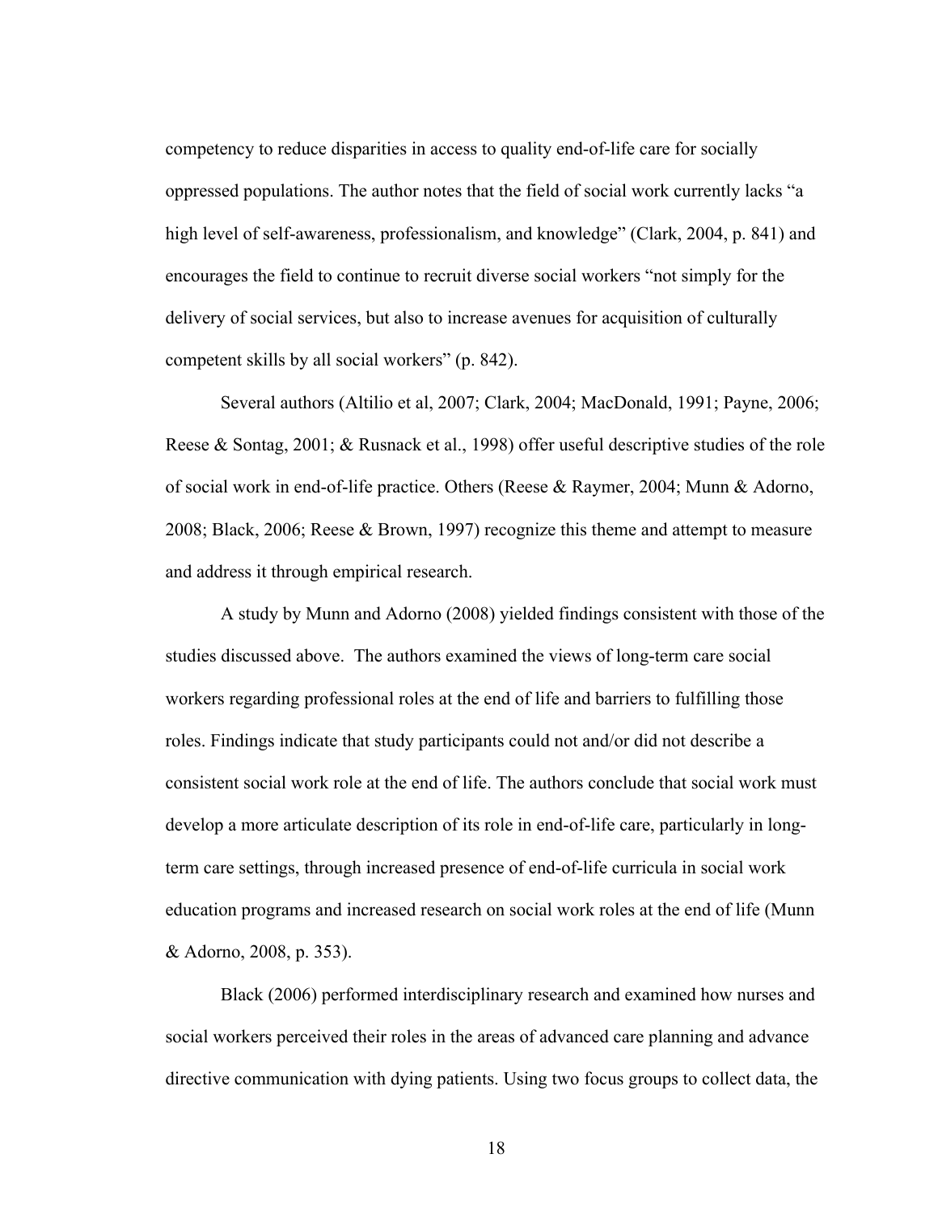competency to reduce disparities in access to quality end-of-life care for socially oppressed populations. The author notes that the field of social work currently lacks "a high level of self-awareness, professionalism, and knowledge" (Clark, 2004, p. 841) and encourages the field to continue to recruit diverse social workers "not simply for the delivery of social services, but also to increase avenues for acquisition of culturally competent skills by all social workers" (p. 842).

Several authors (Altilio et al, 2007; Clark, 2004; MacDonald, 1991; Payne, 2006; Reese & Sontag, 2001; & Rusnack et al., 1998) offer useful descriptive studies of the role of social work in end-of-life practice. Others (Reese & Raymer, 2004; Munn & Adorno, 2008; Black, 2006; Reese & Brown, 1997) recognize this theme and attempt to measure and address it through empirical research.

A study by Munn and Adorno (2008) yielded findings consistent with those of the studies discussed above. The authors examined the views of long-term care social workers regarding professional roles at the end of life and barriers to fulfilling those roles. Findings indicate that study participants could not and/or did not describe a consistent social work role at the end of life. The authors conclude that social work must develop a more articulate description of its role in end-of-life care, particularly in long-term care settings, through increased presence of end-of-life curricula in social work education programs and increased research on social work roles at the end of life (Munn & Adorno, 2008, p. 353).

Black (2006) performed interdisciplinary research and examined how nurses and social workers perceived their roles in the areas of advanced care planning and advance directive communication with dying patients. Using two focus groups to collect data, the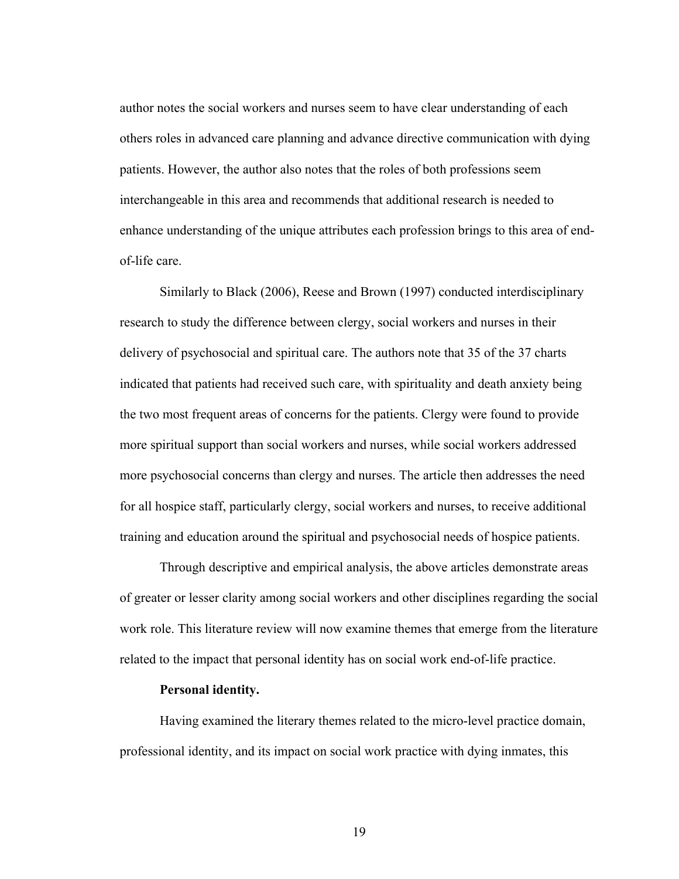author notes the social workers and nurses seem to have clear understanding of each others roles in advanced care planning and advance directive communication with dying patients. However, the author also notes that the roles of both professions seem interchangeable in this area and recommends that additional research is needed to enhance understanding of the unique attributes each profession brings to this area of end-of-life care.

Similarly to Black (2006), Reese and Brown (1997) conducted interdisciplinary research to study the difference between clergy, social workers and nurses in their delivery of psychosocial and spiritual care. The authors note that 35 of the 37 charts indicated that patients had received such care, with spirituality and death anxiety being the two most frequent areas of concerns for the patients. Clergy were found to provide more spiritual support than social workers and nurses, while social workers addressed more psychosocial concerns than clergy and nurses. The article then addresses the need for all hospice staff, particularly clergy, social workers and nurses, to receive additional training and education around the spiritual and psychosocial needs of hospice patients.

Through descriptive and empirical analysis, the above articles demonstrate areas of greater or lesser clarity among social workers and other disciplines regarding the social work role. This literature review will now examine themes that emerge from the literature related to the impact that personal identity has on social work end-of-life practice.

**Personal identity.**

Having examined the literary themes related to the micro-level practice domain, professional identity, and its impact on social work practice with dying inmates, this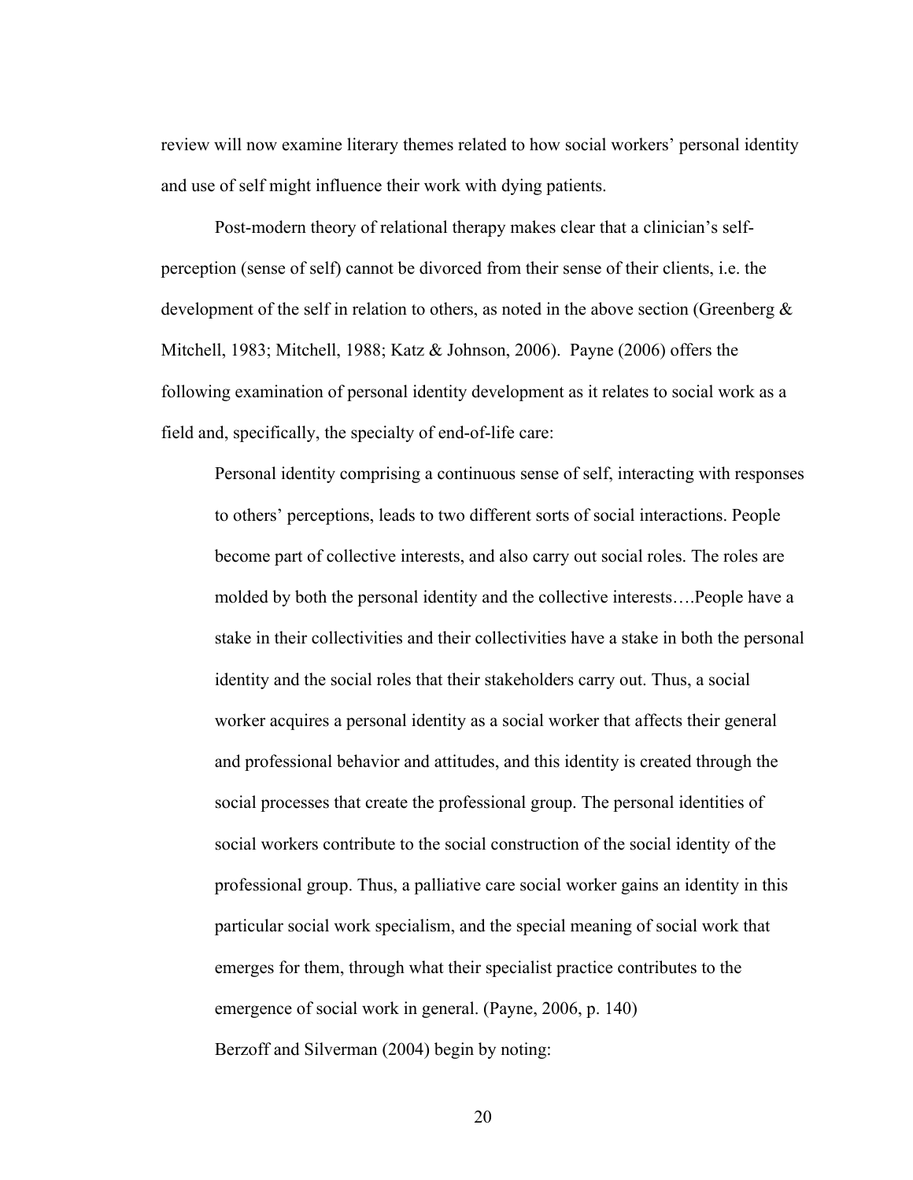review will now examine literary themes related to how social workers' personal identity and use of self might influence their work with dying patients.

Post-modern theory of relational therapy makes clear that a clinician's self-perception (sense of self) cannot be divorced from their sense of their clients, i.e. the development of the self in relation to others, as noted in the above section (Greenberg & Mitchell, 1983; Mitchell, 1988; Katz & Johnson, 2006). Payne (2006) offers the following examination of personal identity development as it relates to social work as a field and, specifically, the specialty of end-of-life care:

> Personal identity comprising a continuous sense of self, interacting with responses to others' perceptions, leads to two different sorts of social interactions. People become part of collective interests, and also carry out social roles. The roles are molded by both the personal identity and the collective interests….People have a stake in their collectivities and their collectivities have a stake in both the personal identity and the social roles that their stakeholders carry out. Thus, a social worker acquires a personal identity as a social worker that affects their general and professional behavior and attitudes, and this identity is created through the social processes that create the professional group. The personal identities of social workers contribute to the social construction of the social identity of the professional group. Thus, a palliative care social worker gains an identity in this particular social work specialism, and the special meaning of social work that emerges for them, through what their specialist practice contributes to the emergence of social work in general. (Payne, 2006, p. 140)

Berzoff and Silverman (2004) begin by noting: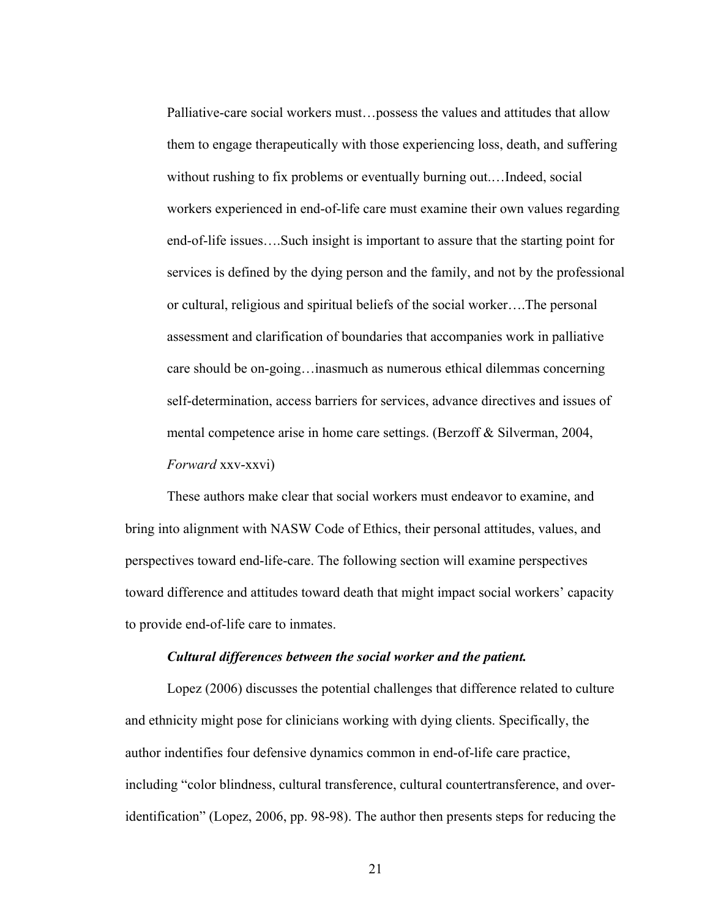> Palliative-care social workers must…possess the values and attitudes that allow them to engage therapeutically with those experiencing loss, death, and suffering without rushing to fix problems or eventually burning out.…Indeed, social workers experienced in end-of-life care must examine their own values regarding end-of-life issues….Such insight is important to assure that the starting point for services is defined by the dying person and the family, and not by the professional or cultural, religious and spiritual beliefs of the social worker….The personal assessment and clarification of boundaries that accompanies work in palliative care should be on-going…inasmuch as numerous ethical dilemmas concerning self-determination, access barriers for services, advance directives and issues of mental competence arise in home care settings. (Berzoff & Silverman, 2004, *Forward* xxv-xxvi)

These authors make clear that social workers must endeavor to examine, and bring into alignment with NASW Code of Ethics, their personal attitudes, values, and perspectives toward end-life-care. The following section will examine perspectives toward difference and attitudes toward death that might impact social workers' capacity to provide end-of-life care to inmates.

***Cultural differences between the social worker and the patient.***

Lopez (2006) discusses the potential challenges that difference related to culture and ethnicity might pose for clinicians working with dying clients. Specifically, the author indentifies four defensive dynamics common in end-of-life care practice, including "color blindness, cultural transference, cultural countertransference, and over-identification" (Lopez, 2006, pp. 98-98). The author then presents steps for reducing the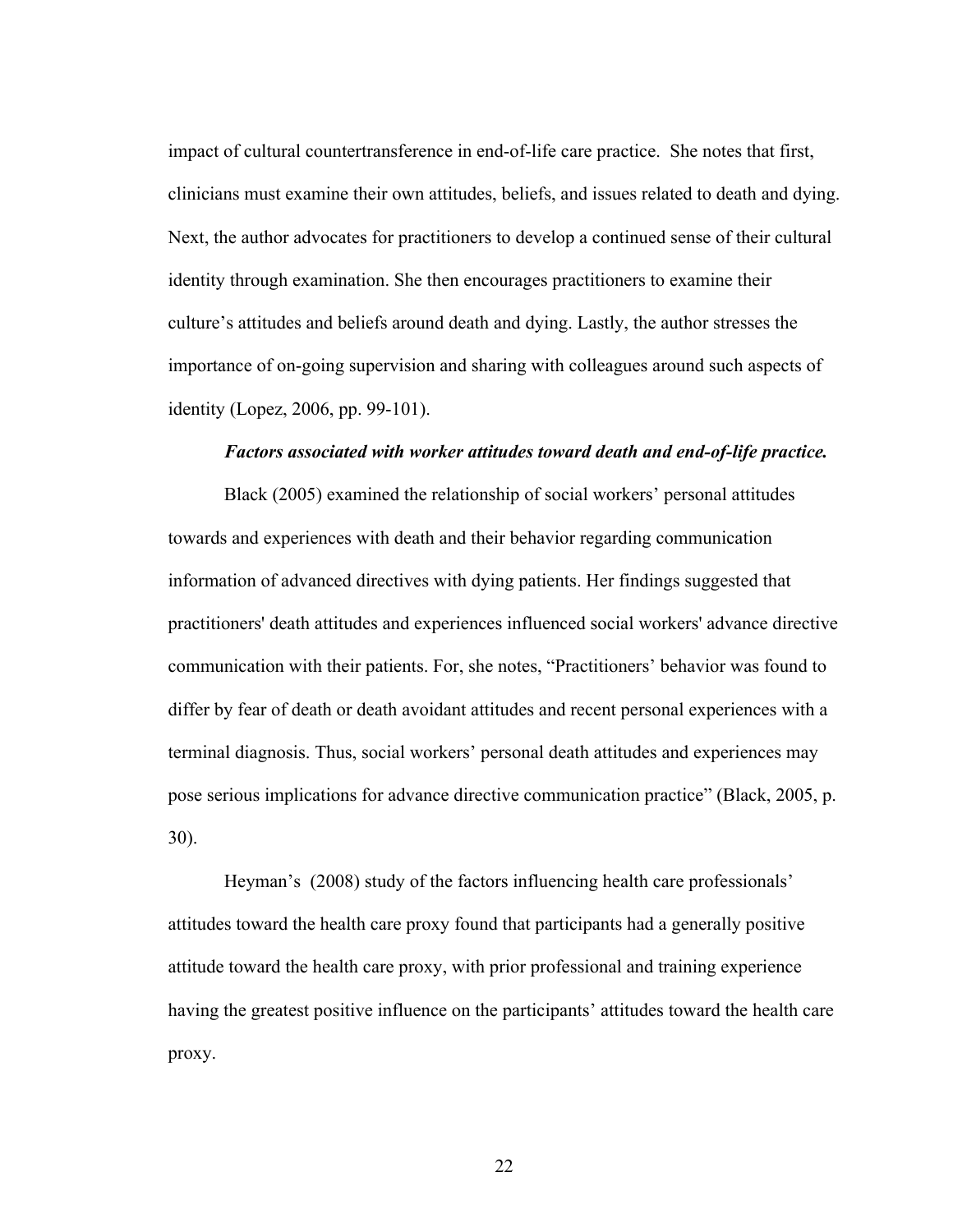impact of cultural countertransference in end-of-life care practice. She notes that first, clinicians must examine their own attitudes, beliefs, and issues related to death and dying. Next, the author advocates for practitioners to develop a continued sense of their cultural identity through examination. She then encourages practitioners to examine their culture's attitudes and beliefs around death and dying. Lastly, the author stresses the importance of on-going supervision and sharing with colleagues around such aspects of identity (Lopez, 2006, pp. 99-101).

***Factors associated with worker attitudes toward death and end-of-life practice.***

Black (2005) examined the relationship of social workers' personal attitudes towards and experiences with death and their behavior regarding communication information of advanced directives with dying patients. Her findings suggested that practitioners' death attitudes and experiences influenced social workers' advance directive communication with their patients. For, she notes, "Practitioners' behavior was found to differ by fear of death or death avoidant attitudes and recent personal experiences with a terminal diagnosis. Thus, social workers' personal death attitudes and experiences may pose serious implications for advance directive communication practice" (Black, 2005, p. 30).

Heyman's (2008) study of the factors influencing health care professionals' attitudes toward the health care proxy found that participants had a generally positive attitude toward the health care proxy, with prior professional and training experience having the greatest positive influence on the participants' attitudes toward the health care proxy.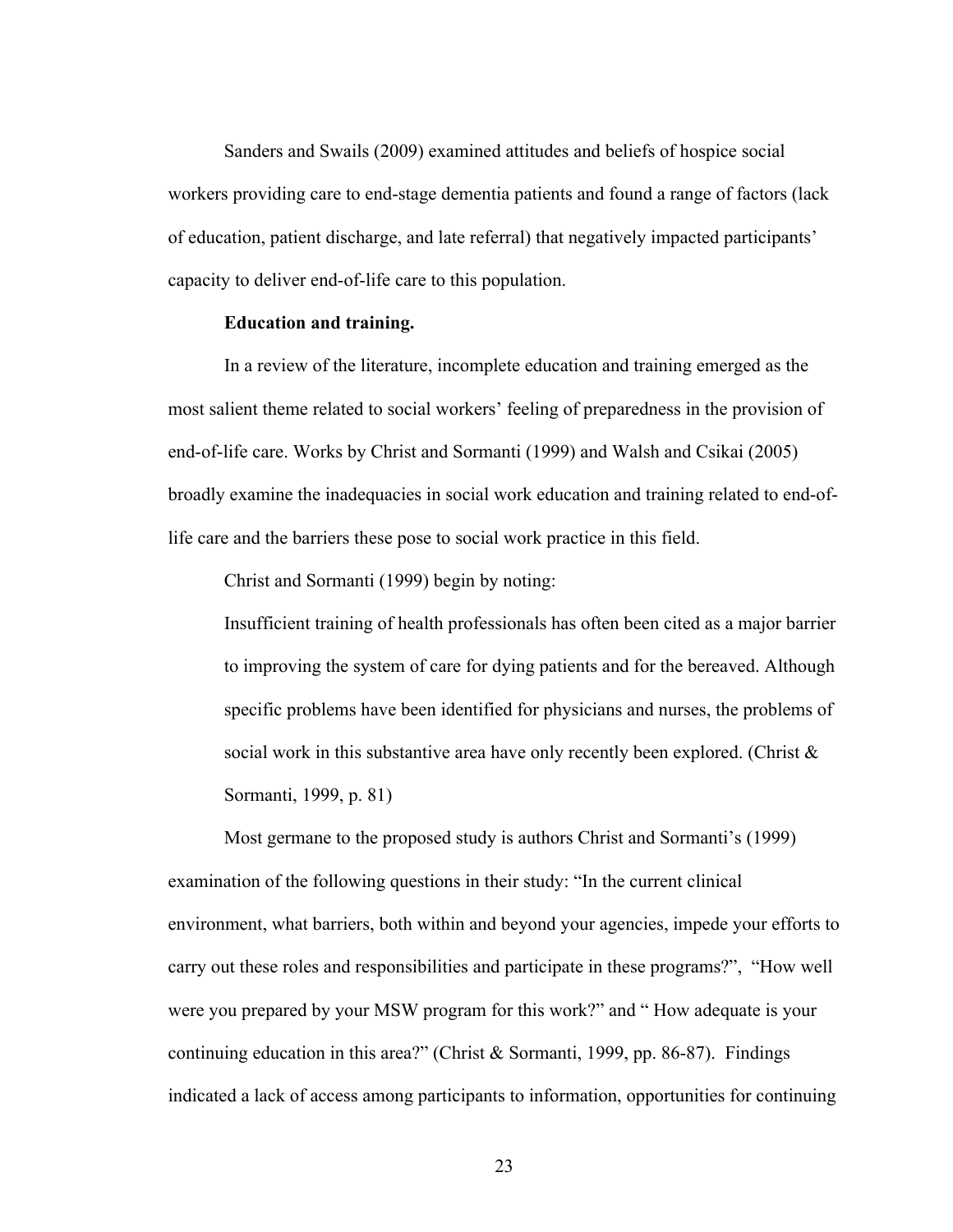Sanders and Swails (2009) examined attitudes and beliefs of hospice social workers providing care to end-stage dementia patients and found a range of factors (lack of education, patient discharge, and late referral) that negatively impacted participants' capacity to deliver end-of-life care to this population.

**Education and training.**

In a review of the literature, incomplete education and training emerged as the most salient theme related to social workers' feeling of preparedness in the provision of end-of-life care. Works by Christ and Sormanti (1999) and Walsh and Csikai (2005) broadly examine the inadequacies in social work education and training related to end-of-life care and the barriers these pose to social work practice in this field.

Christ and Sormanti (1999) begin by noting:

> Insufficient training of health professionals has often been cited as a major barrier to improving the system of care for dying patients and for the bereaved. Although specific problems have been identified for physicians and nurses, the problems of social work in this substantive area have only recently been explored. (Christ & Sormanti, 1999, p. 81)

Most germane to the proposed study is authors Christ and Sormanti's (1999) examination of the following questions in their study: "In the current clinical environment, what barriers, both within and beyond your agencies, impede your efforts to carry out these roles and responsibilities and participate in these programs?", "How well were you prepared by your MSW program for this work?" and " How adequate is your continuing education in this area?" (Christ & Sormanti, 1999, pp. 86-87). Findings indicated a lack of access among participants to information, opportunities for continuing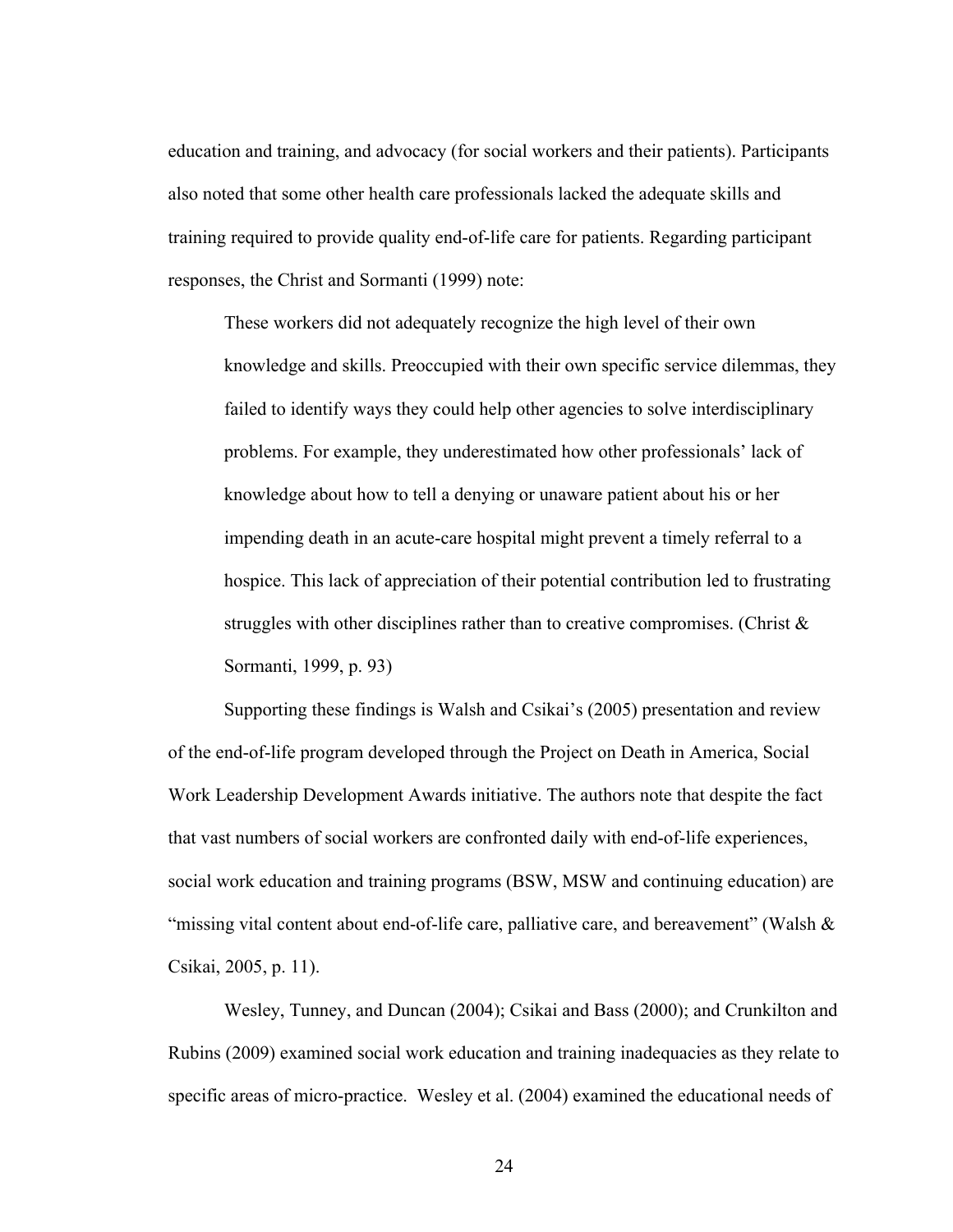education and training, and advocacy (for social workers and their patients). Participants also noted that some other health care professionals lacked the adequate skills and training required to provide quality end-of-life care for patients. Regarding participant responses, the Christ and Sormanti (1999) note:

> These workers did not adequately recognize the high level of their own knowledge and skills. Preoccupied with their own specific service dilemmas, they failed to identify ways they could help other agencies to solve interdisciplinary problems. For example, they underestimated how other professionals' lack of knowledge about how to tell a denying or unaware patient about his or her impending death in an acute-care hospital might prevent a timely referral to a hospice. This lack of appreciation of their potential contribution led to frustrating struggles with other disciplines rather than to creative compromises. (Christ & Sormanti, 1999, p. 93)

Supporting these findings is Walsh and Csikai's (2005) presentation and review of the end-of-life program developed through the Project on Death in America, Social Work Leadership Development Awards initiative. The authors note that despite the fact that vast numbers of social workers are confronted daily with end-of-life experiences, social work education and training programs (BSW, MSW and continuing education) are "missing vital content about end-of-life care, palliative care, and bereavement" (Walsh & Csikai, 2005, p. 11).

Wesley, Tunney, and Duncan (2004); Csikai and Bass (2000); and Crunkilton and Rubins (2009) examined social work education and training inadequacies as they relate to specific areas of micro-practice. Wesley et al. (2004) examined the educational needs of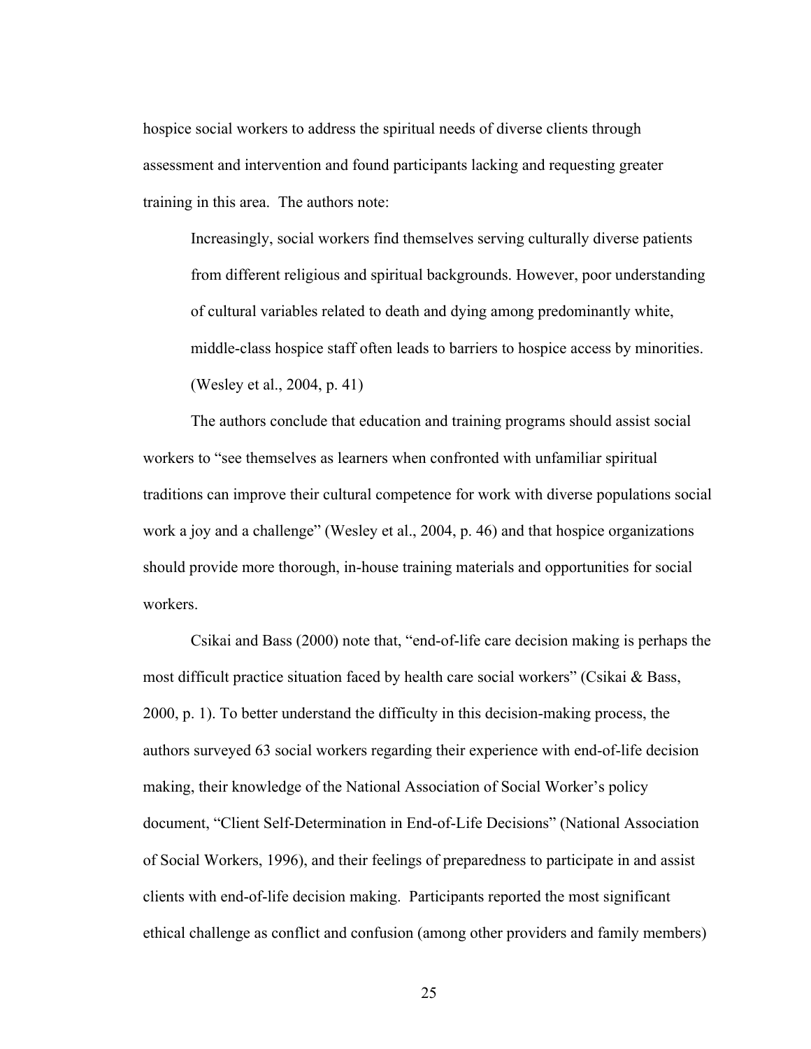hospice social workers to address the spiritual needs of diverse clients through assessment and intervention and found participants lacking and requesting greater training in this area. The authors note:

> Increasingly, social workers find themselves serving culturally diverse patients from different religious and spiritual backgrounds. However, poor understanding of cultural variables related to death and dying among predominantly white, middle-class hospice staff often leads to barriers to hospice access by minorities. (Wesley et al., 2004, p. 41)

The authors conclude that education and training programs should assist social workers to "see themselves as learners when confronted with unfamiliar spiritual traditions can improve their cultural competence for work with diverse populations social work a joy and a challenge" (Wesley et al., 2004, p. 46) and that hospice organizations should provide more thorough, in-house training materials and opportunities for social workers.

Csikai and Bass (2000) note that, "end-of-life care decision making is perhaps the most difficult practice situation faced by health care social workers" (Csikai & Bass, 2000, p. 1). To better understand the difficulty in this decision-making process, the authors surveyed 63 social workers regarding their experience with end-of-life decision making, their knowledge of the National Association of Social Worker's policy document, "Client Self-Determination in End-of-Life Decisions" (National Association of Social Workers, 1996), and their feelings of preparedness to participate in and assist clients with end-of-life decision making. Participants reported the most significant ethical challenge as conflict and confusion (among other providers and family members)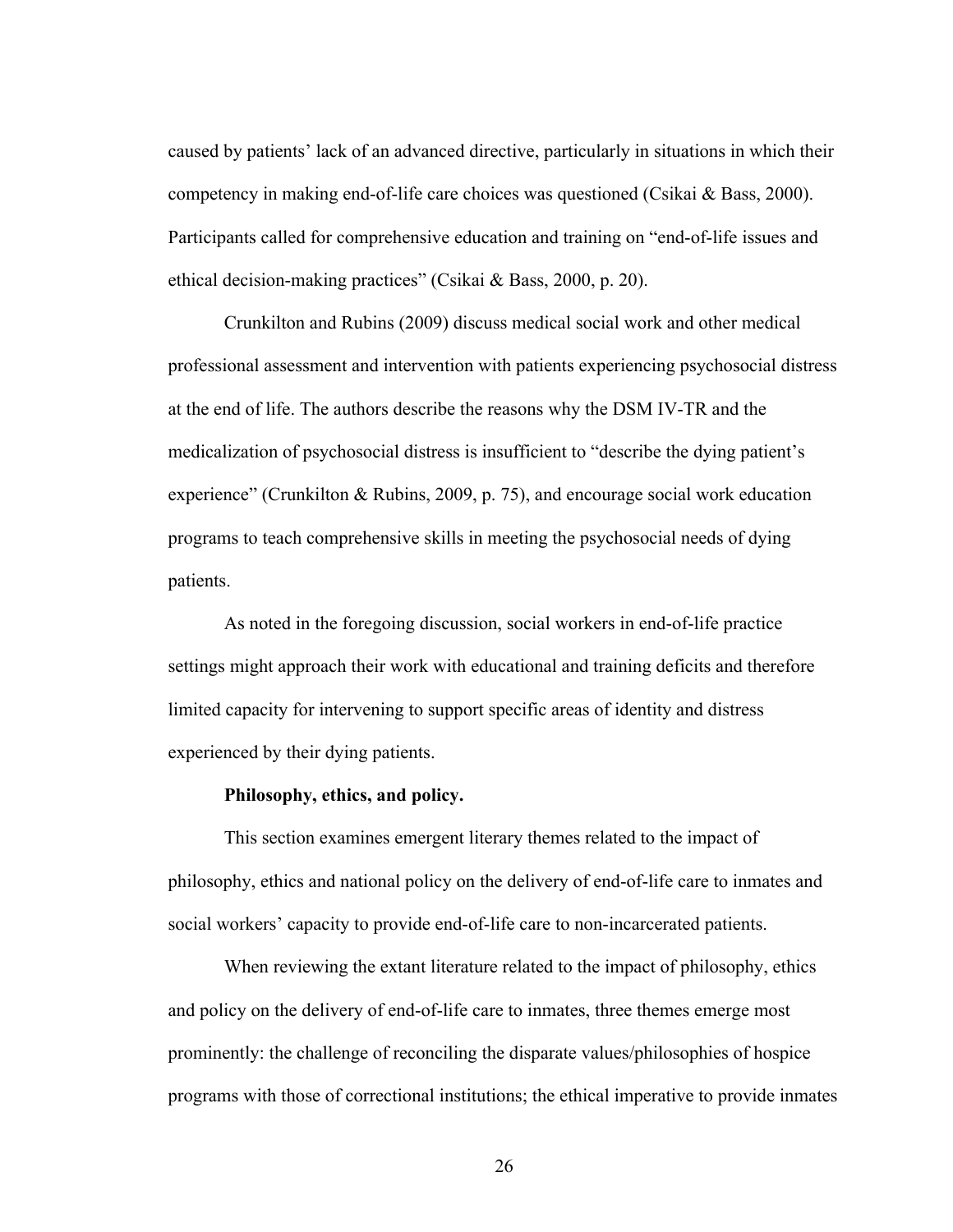caused by patients' lack of an advanced directive, particularly in situations in which their competency in making end-of-life care choices was questioned (Csikai & Bass, 2000). Participants called for comprehensive education and training on "end-of-life issues and ethical decision-making practices" (Csikai & Bass, 2000, p. 20).

Crunkilton and Rubins (2009) discuss medical social work and other medical professional assessment and intervention with patients experiencing psychosocial distress at the end of life. The authors describe the reasons why the DSM IV-TR and the medicalization of psychosocial distress is insufficient to "describe the dying patient's experience" (Crunkilton & Rubins, 2009, p. 75), and encourage social work education programs to teach comprehensive skills in meeting the psychosocial needs of dying patients.

As noted in the foregoing discussion, social workers in end-of-life practice settings might approach their work with educational and training deficits and therefore limited capacity for intervening to support specific areas of identity and distress experienced by their dying patients.

**Philosophy, ethics, and policy.**

This section examines emergent literary themes related to the impact of philosophy, ethics and national policy on the delivery of end-of-life care to inmates and social workers' capacity to provide end-of-life care to non-incarcerated patients.

When reviewing the extant literature related to the impact of philosophy, ethics and policy on the delivery of end-of-life care to inmates, three themes emerge most prominently: the challenge of reconciling the disparate values/philosophies of hospice programs with those of correctional institutions; the ethical imperative to provide inmates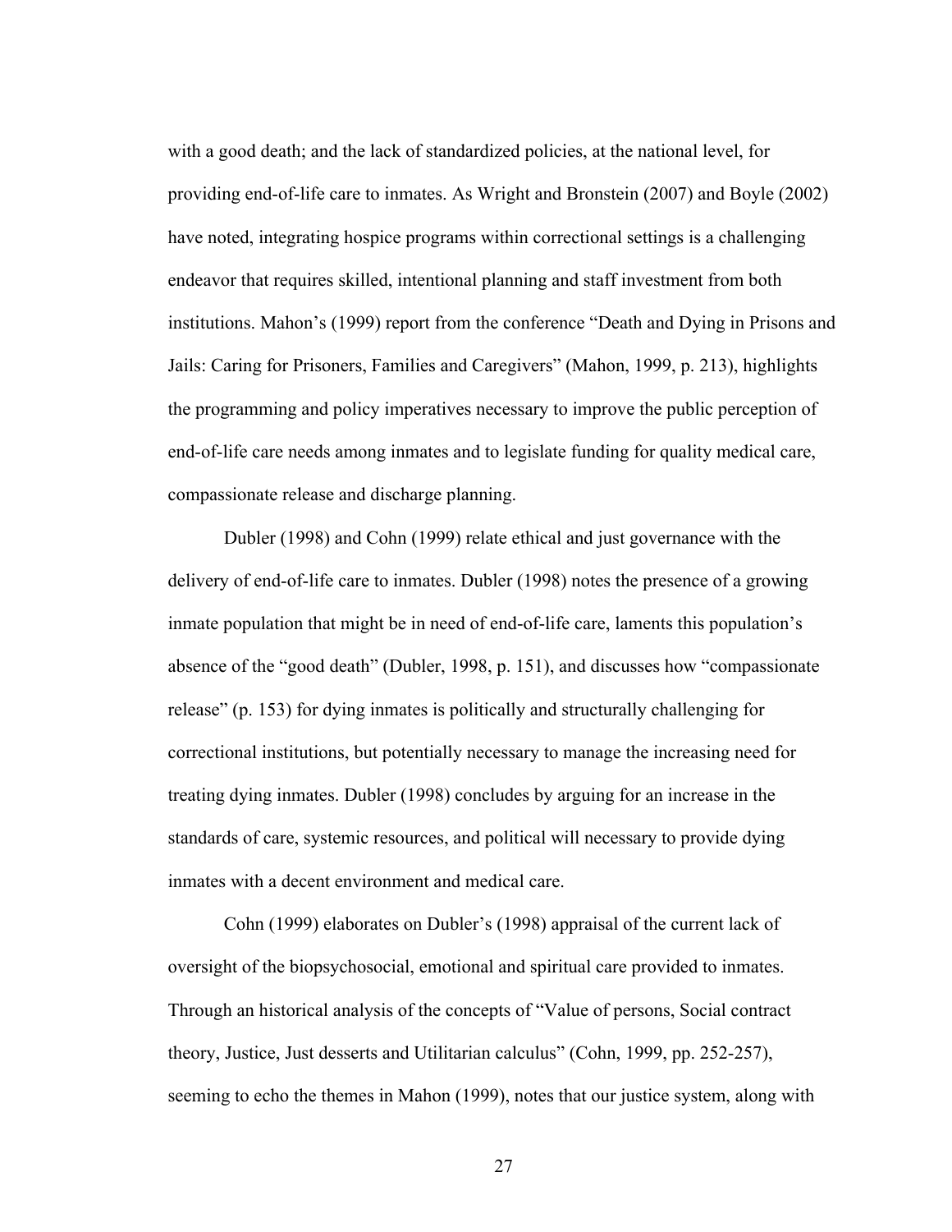with a good death; and the lack of standardized policies, at the national level, for providing end-of-life care to inmates. As Wright and Bronstein (2007) and Boyle (2002) have noted, integrating hospice programs within correctional settings is a challenging endeavor that requires skilled, intentional planning and staff investment from both institutions. Mahon's (1999) report from the conference "Death and Dying in Prisons and Jails: Caring for Prisoners, Families and Caregivers" (Mahon, 1999, p. 213), highlights the programming and policy imperatives necessary to improve the public perception of end-of-life care needs among inmates and to legislate funding for quality medical care, compassionate release and discharge planning.

Dubler (1998) and Cohn (1999) relate ethical and just governance with the delivery of end-of-life care to inmates. Dubler (1998) notes the presence of a growing inmate population that might be in need of end-of-life care, laments this population's absence of the "good death" (Dubler, 1998, p. 151), and discusses how "compassionate release" (p. 153) for dying inmates is politically and structurally challenging for correctional institutions, but potentially necessary to manage the increasing need for treating dying inmates. Dubler (1998) concludes by arguing for an increase in the standards of care, systemic resources, and political will necessary to provide dying inmates with a decent environment and medical care.

Cohn (1999) elaborates on Dubler's (1998) appraisal of the current lack of oversight of the biopsychosocial, emotional and spiritual care provided to inmates. Through an historical analysis of the concepts of "Value of persons, Social contract theory, Justice, Just desserts and Utilitarian calculus" (Cohn, 1999, pp. 252-257), seeming to echo the themes in Mahon (1999), notes that our justice system, along with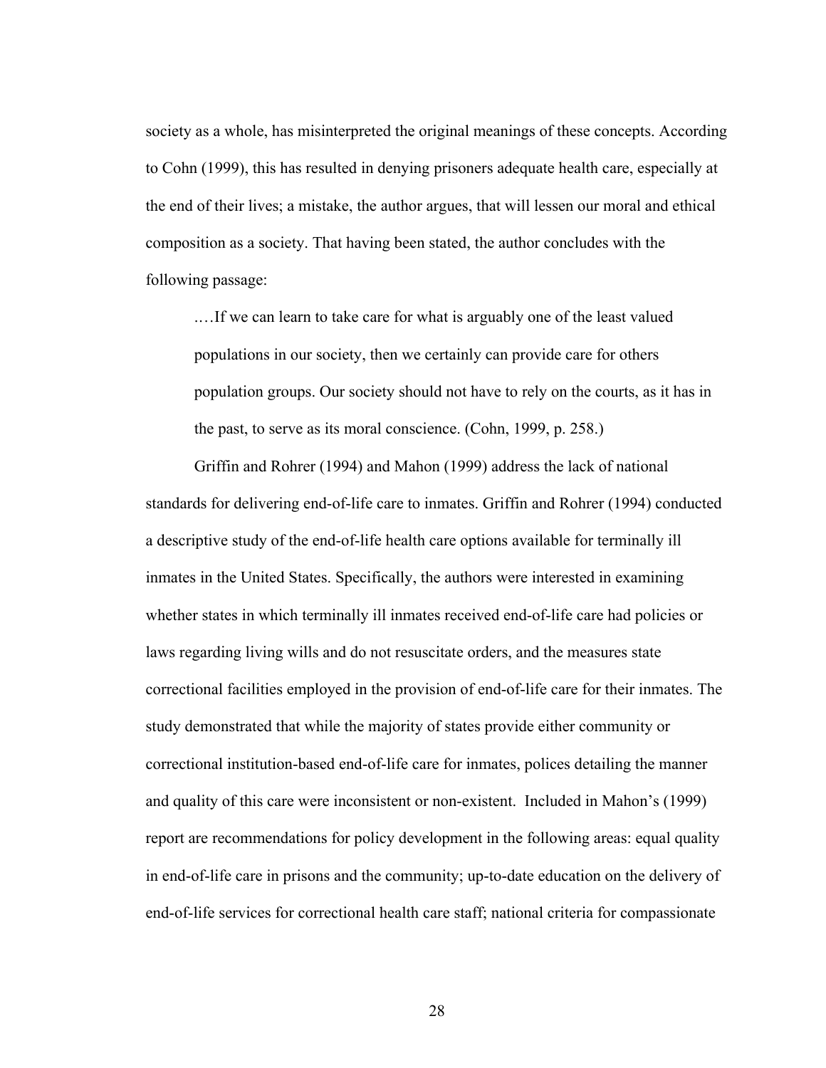society as a whole, has misinterpreted the original meanings of these concepts. According to Cohn (1999), this has resulted in denying prisoners adequate health care, especially at the end of their lives; a mistake, the author argues, that will lessen our moral and ethical composition as a society. That having been stated, the author concludes with the following passage:

> .…If we can learn to take care for what is arguably one of the least valued populations in our society, then we certainly can provide care for others population groups. Our society should not have to rely on the courts, as it has in the past, to serve as its moral conscience. (Cohn, 1999, p. 258.)

Griffin and Rohrer (1994) and Mahon (1999) address the lack of national standards for delivering end-of-life care to inmates. Griffin and Rohrer (1994) conducted a descriptive study of the end-of-life health care options available for terminally ill inmates in the United States. Specifically, the authors were interested in examining whether states in which terminally ill inmates received end-of-life care had policies or laws regarding living wills and do not resuscitate orders, and the measures state correctional facilities employed in the provision of end-of-life care for their inmates. The study demonstrated that while the majority of states provide either community or correctional institution-based end-of-life care for inmates, polices detailing the manner and quality of this care were inconsistent or non-existent. Included in Mahon's (1999) report are recommendations for policy development in the following areas: equal quality in end-of-life care in prisons and the community; up-to-date education on the delivery of end-of-life services for correctional health care staff; national criteria for compassionate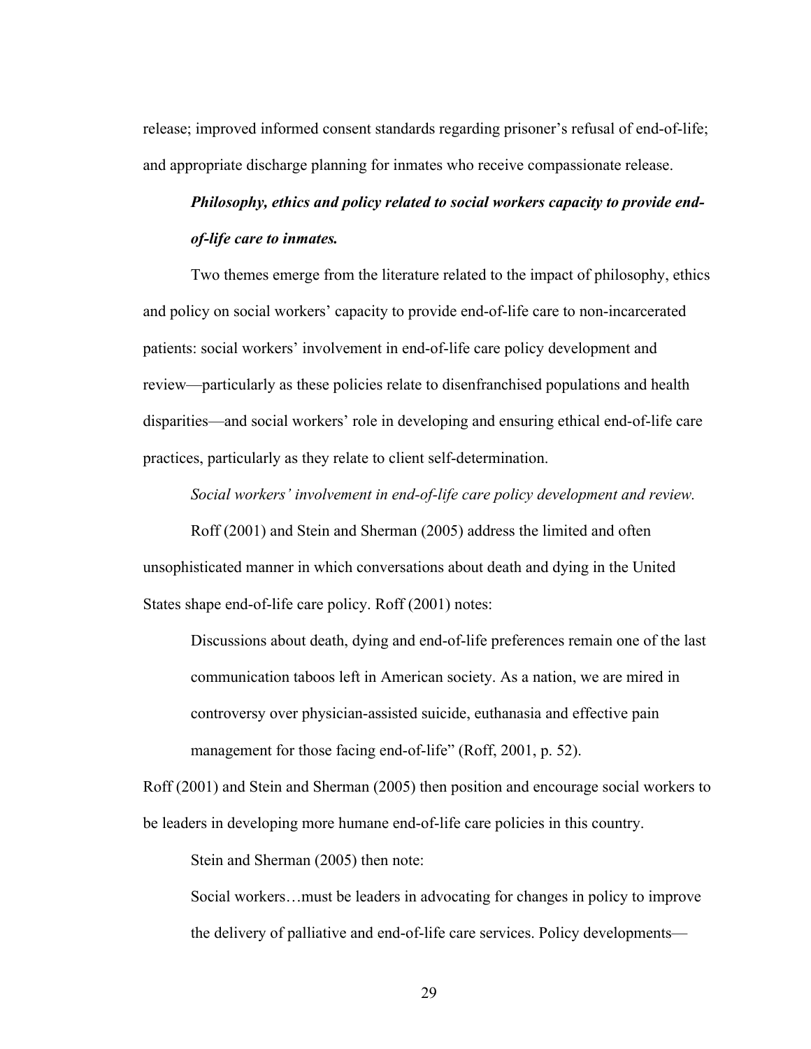release; improved informed consent standards regarding prisoner's refusal of end-of-life; and appropriate discharge planning for inmates who receive compassionate release.

### ***Philosophy, ethics and policy related to social workers capacity to provide end-of-life care to inmates.***

Two themes emerge from the literature related to the impact of philosophy, ethics and policy on social workers' capacity to provide end-of-life care to non-incarcerated patients: social workers' involvement in end-of-life care policy development and review—particularly as these policies relate to disenfranchised populations and health disparities—and social workers' role in developing and ensuring ethical end-of-life care practices, particularly as they relate to client self-determination.

*Social workers' involvement in end-of-life care policy development and review.*

Roff (2001) and Stein and Sherman (2005) address the limited and often unsophisticated manner in which conversations about death and dying in the United States shape end-of-life care policy. Roff (2001) notes:

> Discussions about death, dying and end-of-life preferences remain one of the last communication taboos left in American society. As a nation, we are mired in controversy over physician-assisted suicide, euthanasia and effective pain management for those facing end-of-life" (Roff, 2001, p. 52).

Roff (2001) and Stein and Sherman (2005) then position and encourage social workers to be leaders in developing more humane end-of-life care policies in this country.

Stein and Sherman (2005) then note:

> Social workers…must be leaders in advocating for changes in policy to improve the delivery of palliative and end-of-life care services. Policy developments—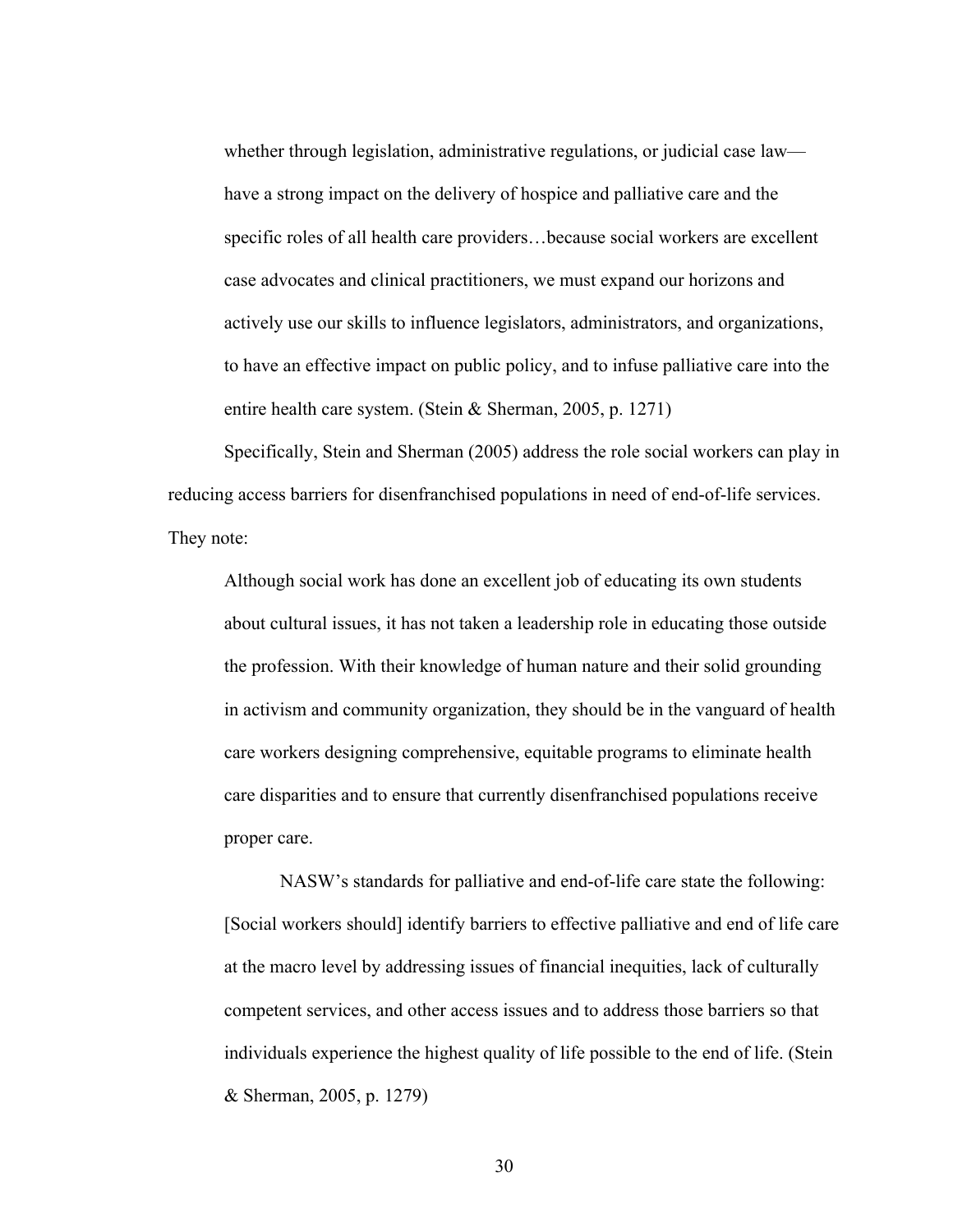> whether through legislation, administrative regulations, or judicial case law—have a strong impact on the delivery of hospice and palliative care and the specific roles of all health care providers…because social workers are excellent case advocates and clinical practitioners, we must expand our horizons and actively use our skills to influence legislators, administrators, and organizations, to have an effective impact on public policy, and to infuse palliative care into the entire health care system. (Stein & Sherman, 2005, p. 1271)

Specifically, Stein and Sherman (2005) address the role social workers can play in reducing access barriers for disenfranchised populations in need of end-of-life services. They note:

> Although social work has done an excellent job of educating its own students about cultural issues, it has not taken a leadership role in educating those outside the profession. With their knowledge of human nature and their solid grounding in activism and community organization, they should be in the vanguard of health care workers designing comprehensive, equitable programs to eliminate health care disparities and to ensure that currently disenfranchised populations receive proper care.
>
> NASW's standards for palliative and end-of-life care state the following: [Social workers should] identify barriers to effective palliative and end of life care at the macro level by addressing issues of financial inequities, lack of culturally competent services, and other access issues and to address those barriers so that individuals experience the highest quality of life possible to the end of life. (Stein & Sherman, 2005, p. 1279)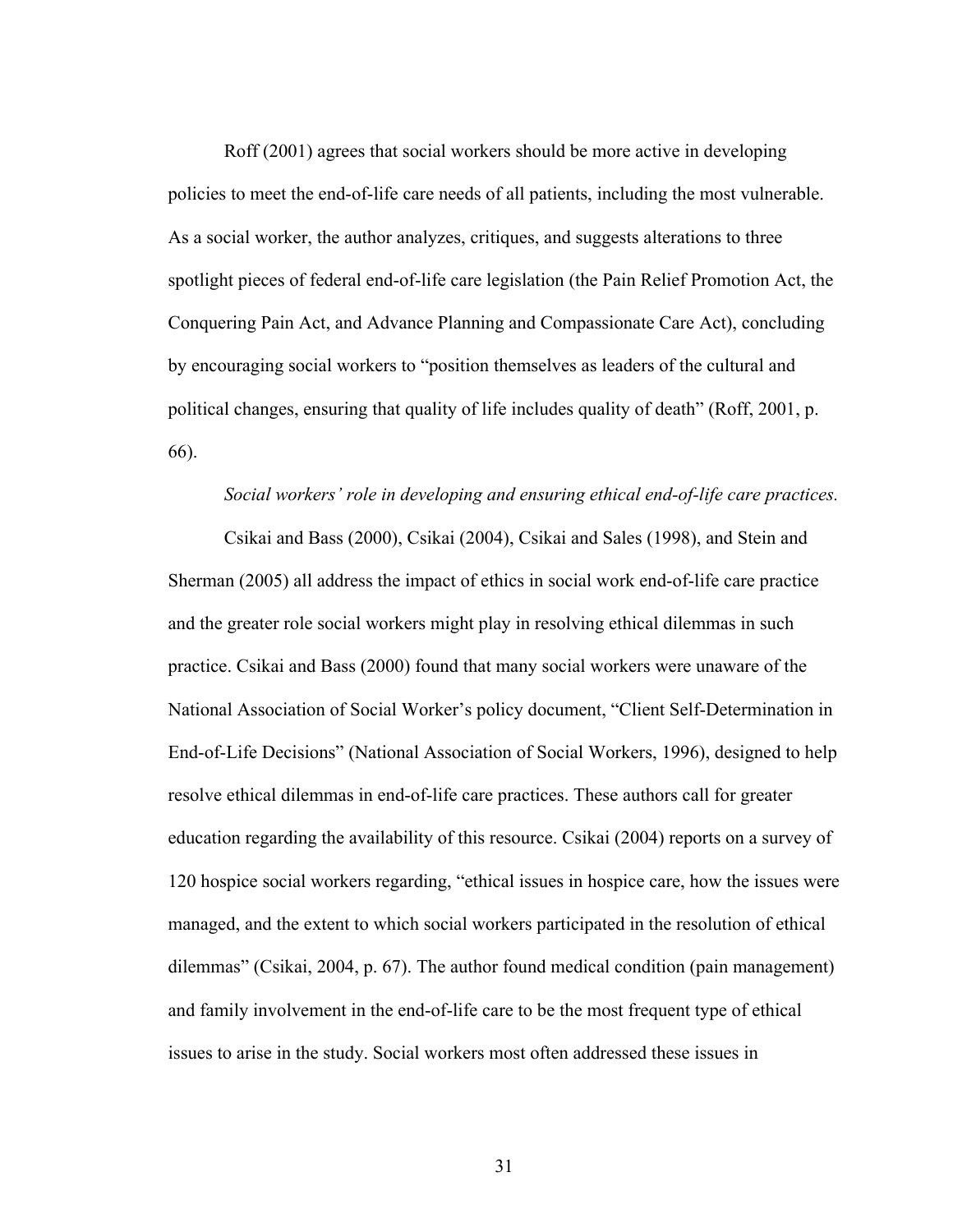Roff (2001) agrees that social workers should be more active in developing policies to meet the end-of-life care needs of all patients, including the most vulnerable. As a social worker, the author analyzes, critiques, and suggests alterations to three spotlight pieces of federal end-of-life care legislation (the Pain Relief Promotion Act, the Conquering Pain Act, and Advance Planning and Compassionate Care Act), concluding by encouraging social workers to "position themselves as leaders of the cultural and political changes, ensuring that quality of life includes quality of death" (Roff, 2001, p. 66).

*Social workers' role in developing and ensuring ethical end-of-life care practices.*

Csikai and Bass (2000), Csikai (2004), Csikai and Sales (1998), and Stein and Sherman (2005) all address the impact of ethics in social work end-of-life care practice and the greater role social workers might play in resolving ethical dilemmas in such practice. Csikai and Bass (2000) found that many social workers were unaware of the National Association of Social Worker's policy document, "Client Self-Determination in End-of-Life Decisions" (National Association of Social Workers, 1996), designed to help resolve ethical dilemmas in end-of-life care practices. These authors call for greater education regarding the availability of this resource. Csikai (2004) reports on a survey of 120 hospice social workers regarding, "ethical issues in hospice care, how the issues were managed, and the extent to which social workers participated in the resolution of ethical dilemmas" (Csikai, 2004, p. 67). The author found medical condition (pain management) and family involvement in the end-of-life care to be the most frequent type of ethical issues to arise in the study. Social workers most often addressed these issues in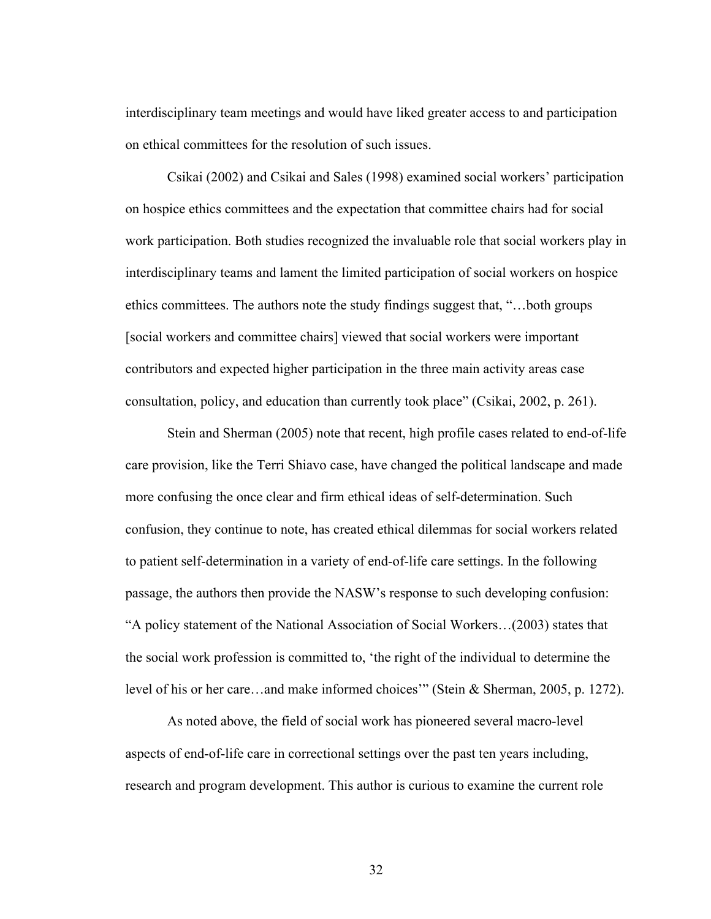interdisciplinary team meetings and would have liked greater access to and participation on ethical committees for the resolution of such issues.

Csikai (2002) and Csikai and Sales (1998) examined social workers' participation on hospice ethics committees and the expectation that committee chairs had for social work participation. Both studies recognized the invaluable role that social workers play in interdisciplinary teams and lament the limited participation of social workers on hospice ethics committees. The authors note the study findings suggest that, "…both groups [social workers and committee chairs] viewed that social workers were important contributors and expected higher participation in the three main activity areas case consultation, policy, and education than currently took place" (Csikai, 2002, p. 261).

Stein and Sherman (2005) note that recent, high profile cases related to end-of-life care provision, like the Terri Shiavo case, have changed the political landscape and made more confusing the once clear and firm ethical ideas of self-determination. Such confusion, they continue to note, has created ethical dilemmas for social workers related to patient self-determination in a variety of end-of-life care settings. In the following passage, the authors then provide the NASW's response to such developing confusion: "A policy statement of the National Association of Social Workers…(2003) states that the social work profession is committed to, 'the right of the individual to determine the level of his or her care…and make informed choices'" (Stein & Sherman, 2005, p. 1272).

As noted above, the field of social work has pioneered several macro-level aspects of end-of-life care in correctional settings over the past ten years including, research and program development. This author is curious to examine the current role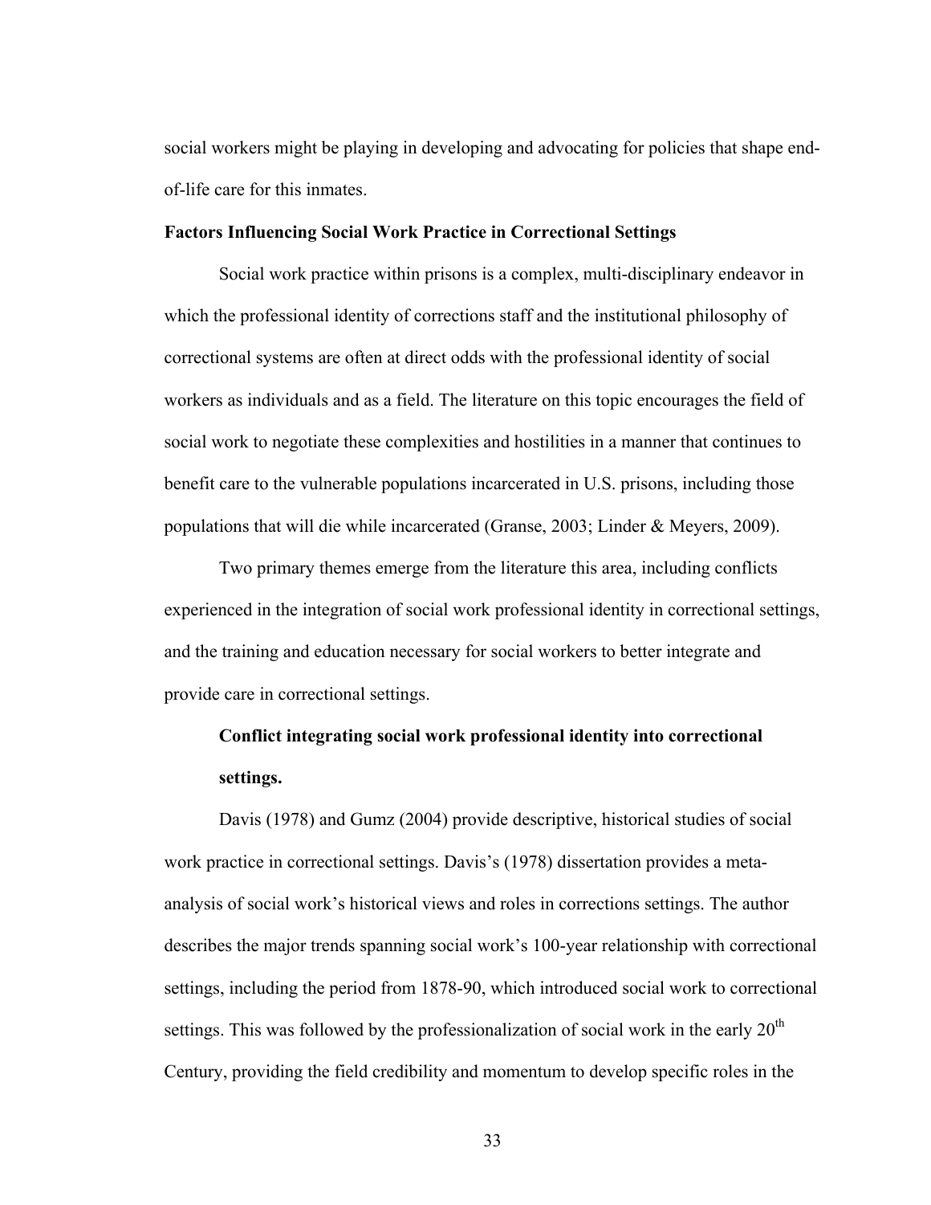social workers might be playing in developing and advocating for policies that shape end-of-life care for this inmates.

**Factors Influencing Social Work Practice in Correctional Settings**

Social work practice within prisons is a complex, multi-disciplinary endeavor in which the professional identity of corrections staff and the institutional philosophy of correctional systems are often at direct odds with the professional identity of social workers as individuals and as a field. The literature on this topic encourages the field of social work to negotiate these complexities and hostilities in a manner that continues to benefit care to the vulnerable populations incarcerated in U.S. prisons, including those populations that will die while incarcerated (Granse, 2003; Linder & Meyers, 2009).

Two primary themes emerge from the literature this area, including conflicts experienced in the integration of social work professional identity in correctional settings, and the training and education necessary for social workers to better integrate and provide care in correctional settings.

**Conflict integrating social work professional identity into correctional settings.**

Davis (1978) and Gumz (2004) provide descriptive, historical studies of social work practice in correctional settings. Davis's (1978) dissertation provides a meta-analysis of social work's historical views and roles in corrections settings. The author describes the major trends spanning social work's 100-year relationship with correctional settings, including the period from 1878-90, which introduced social work to correctional settings. This was followed by the professionalization of social work in the early 20th Century, providing the field credibility and momentum to develop specific roles in the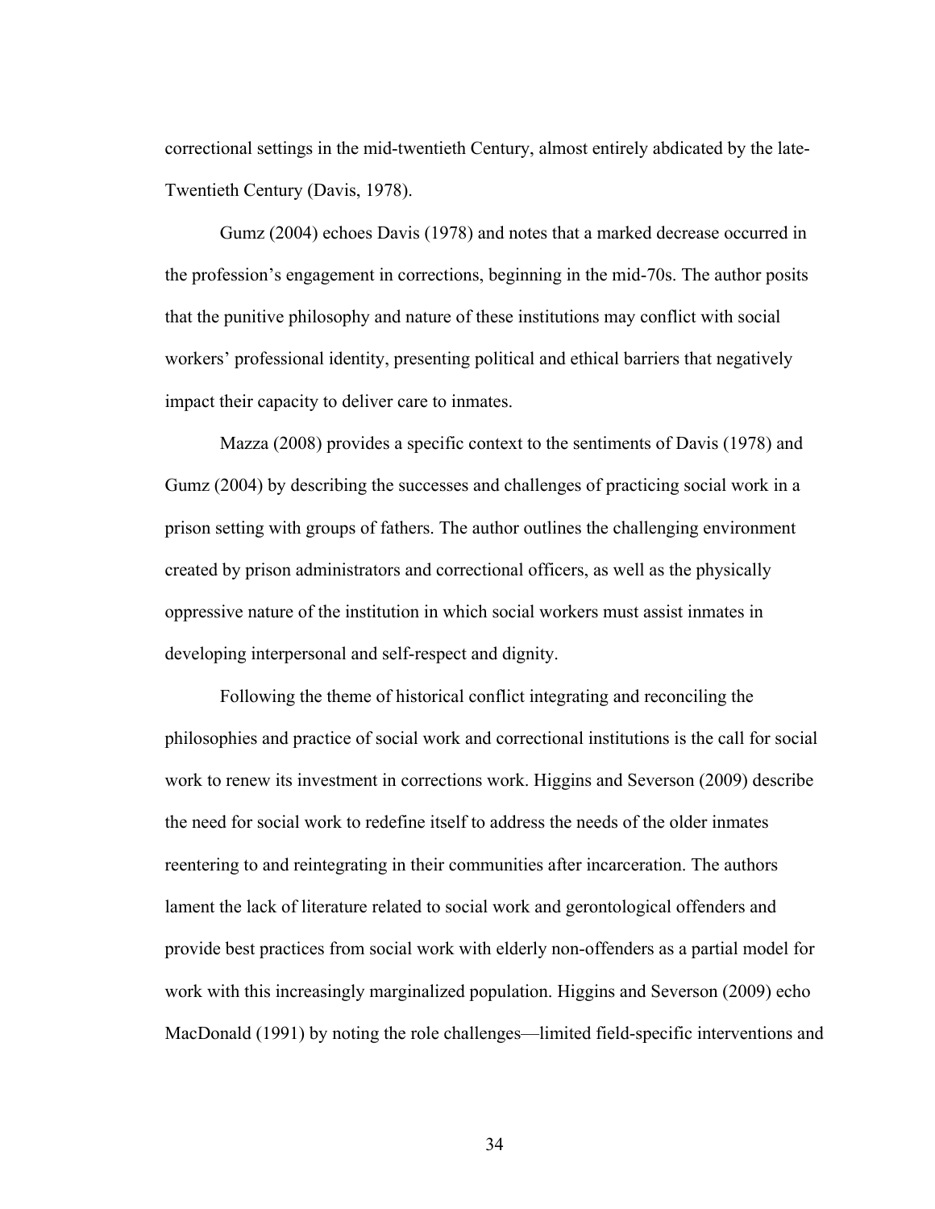correctional settings in the mid-twentieth Century, almost entirely abdicated by the late-Twentieth Century (Davis, 1978).

Gumz (2004) echoes Davis (1978) and notes that a marked decrease occurred in the profession's engagement in corrections, beginning in the mid-70s. The author posits that the punitive philosophy and nature of these institutions may conflict with social workers' professional identity, presenting political and ethical barriers that negatively impact their capacity to deliver care to inmates.

Mazza (2008) provides a specific context to the sentiments of Davis (1978) and Gumz (2004) by describing the successes and challenges of practicing social work in a prison setting with groups of fathers. The author outlines the challenging environment created by prison administrators and correctional officers, as well as the physically oppressive nature of the institution in which social workers must assist inmates in developing interpersonal and self-respect and dignity.

Following the theme of historical conflict integrating and reconciling the philosophies and practice of social work and correctional institutions is the call for social work to renew its investment in corrections work. Higgins and Severson (2009) describe the need for social work to redefine itself to address the needs of the older inmates reentering to and reintegrating in their communities after incarceration. The authors lament the lack of literature related to social work and gerontological offenders and provide best practices from social work with elderly non-offenders as a partial model for work with this increasingly marginalized population. Higgins and Severson (2009) echo MacDonald (1991) by noting the role challenges—limited field-specific interventions and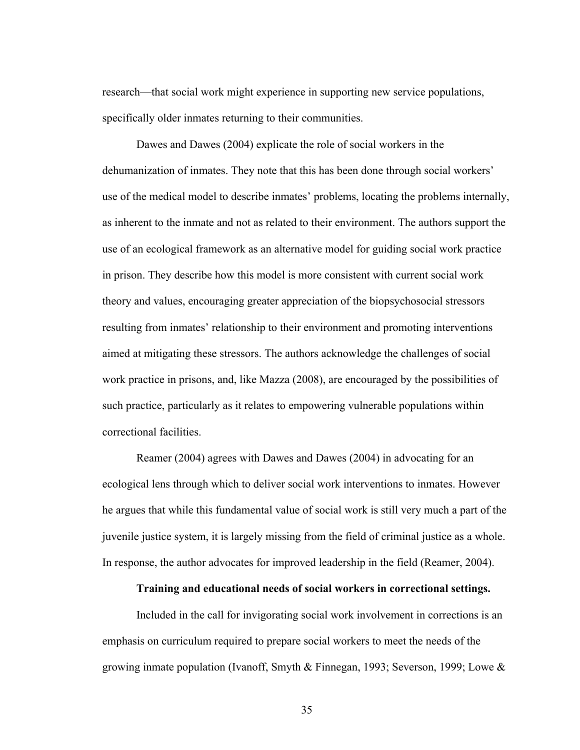research—that social work might experience in supporting new service populations, specifically older inmates returning to their communities.

Dawes and Dawes (2004) explicate the role of social workers in the dehumanization of inmates. They note that this has been done through social workers' use of the medical model to describe inmates' problems, locating the problems internally, as inherent to the inmate and not as related to their environment. The authors support the use of an ecological framework as an alternative model for guiding social work practice in prison. They describe how this model is more consistent with current social work theory and values, encouraging greater appreciation of the biopsychosocial stressors resulting from inmates' relationship to their environment and promoting interventions aimed at mitigating these stressors. The authors acknowledge the challenges of social work practice in prisons, and, like Mazza (2008), are encouraged by the possibilities of such practice, particularly as it relates to empowering vulnerable populations within correctional facilities.

Reamer (2004) agrees with Dawes and Dawes (2004) in advocating for an ecological lens through which to deliver social work interventions to inmates. However he argues that while this fundamental value of social work is still very much a part of the juvenile justice system, it is largely missing from the field of criminal justice as a whole. In response, the author advocates for improved leadership in the field (Reamer, 2004).

**Training and educational needs of social workers in correctional settings.**

Included in the call for invigorating social work involvement in corrections is an emphasis on curriculum required to prepare social workers to meet the needs of the growing inmate population (Ivanoff, Smyth & Finnegan, 1993; Severson, 1999; Lowe &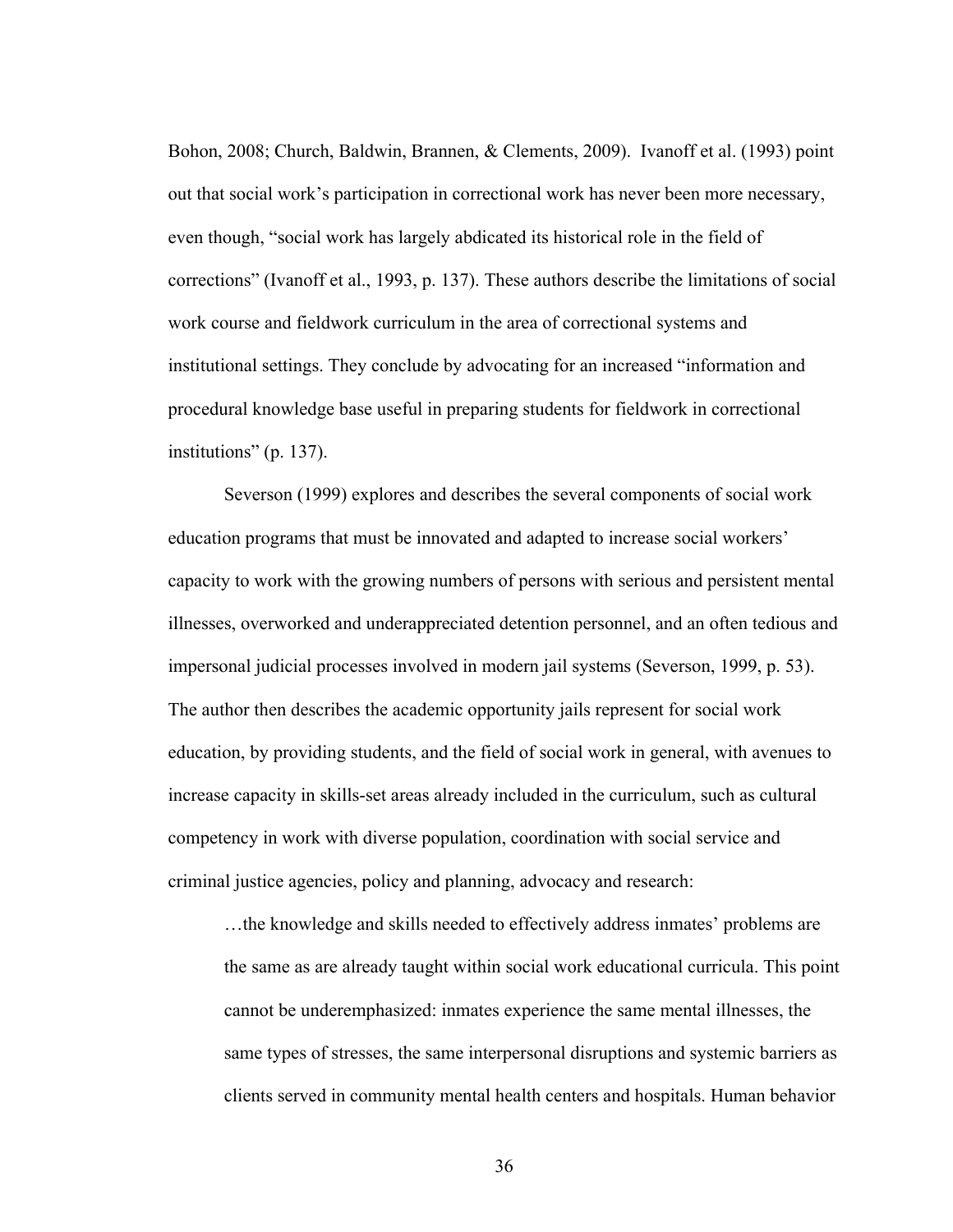Bohon, 2008; Church, Baldwin, Brannen, & Clements, 2009). Ivanoff et al. (1993) point out that social work's participation in correctional work has never been more necessary, even though, "social work has largely abdicated its historical role in the field of corrections" (Ivanoff et al., 1993, p. 137). These authors describe the limitations of social work course and fieldwork curriculum in the area of correctional systems and institutional settings. They conclude by advocating for an increased "information and procedural knowledge base useful in preparing students for fieldwork in correctional institutions" (p. 137).

Severson (1999) explores and describes the several components of social work education programs that must be innovated and adapted to increase social workers' capacity to work with the growing numbers of persons with serious and persistent mental illnesses, overworked and underappreciated detention personnel, and an often tedious and impersonal judicial processes involved in modern jail systems (Severson, 1999, p. 53). The author then describes the academic opportunity jails represent for social work education, by providing students, and the field of social work in general, with avenues to increase capacity in skills-set areas already included in the curriculum, such as cultural competency in work with diverse population, coordination with social service and criminal justice agencies, policy and planning, advocacy and research:

> …the knowledge and skills needed to effectively address inmates' problems are the same as are already taught within social work educational curricula. This point cannot be underemphasized: inmates experience the same mental illnesses, the same types of stresses, the same interpersonal disruptions and systemic barriers as clients served in community mental health centers and hospitals. Human behavior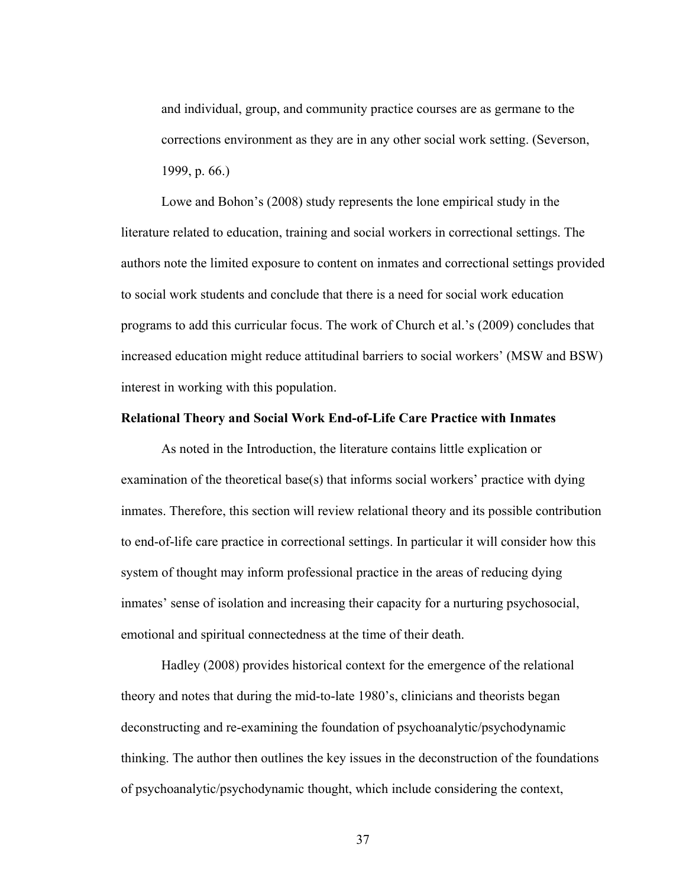> and individual, group, and community practice courses are as germane to the corrections environment as they are in any other social work setting. (Severson, 1999, p. 66.)

Lowe and Bohon's (2008) study represents the lone empirical study in the literature related to education, training and social workers in correctional settings. The authors note the limited exposure to content on inmates and correctional settings provided to social work students and conclude that there is a need for social work education programs to add this curricular focus. The work of Church et al.'s (2009) concludes that increased education might reduce attitudinal barriers to social workers' (MSW and BSW) interest in working with this population.

**Relational Theory and Social Work End-of-Life Care Practice with Inmates**

As noted in the Introduction, the literature contains little explication or examination of the theoretical base(s) that informs social workers' practice with dying inmates. Therefore, this section will review relational theory and its possible contribution to end-of-life care practice in correctional settings. In particular it will consider how this system of thought may inform professional practice in the areas of reducing dying inmates' sense of isolation and increasing their capacity for a nurturing psychosocial, emotional and spiritual connectedness at the time of their death.

Hadley (2008) provides historical context for the emergence of the relational theory and notes that during the mid-to-late 1980's, clinicians and theorists began deconstructing and re-examining the foundation of psychoanalytic/psychodynamic thinking. The author then outlines the key issues in the deconstruction of the foundations of psychoanalytic/psychodynamic thought, which include considering the context,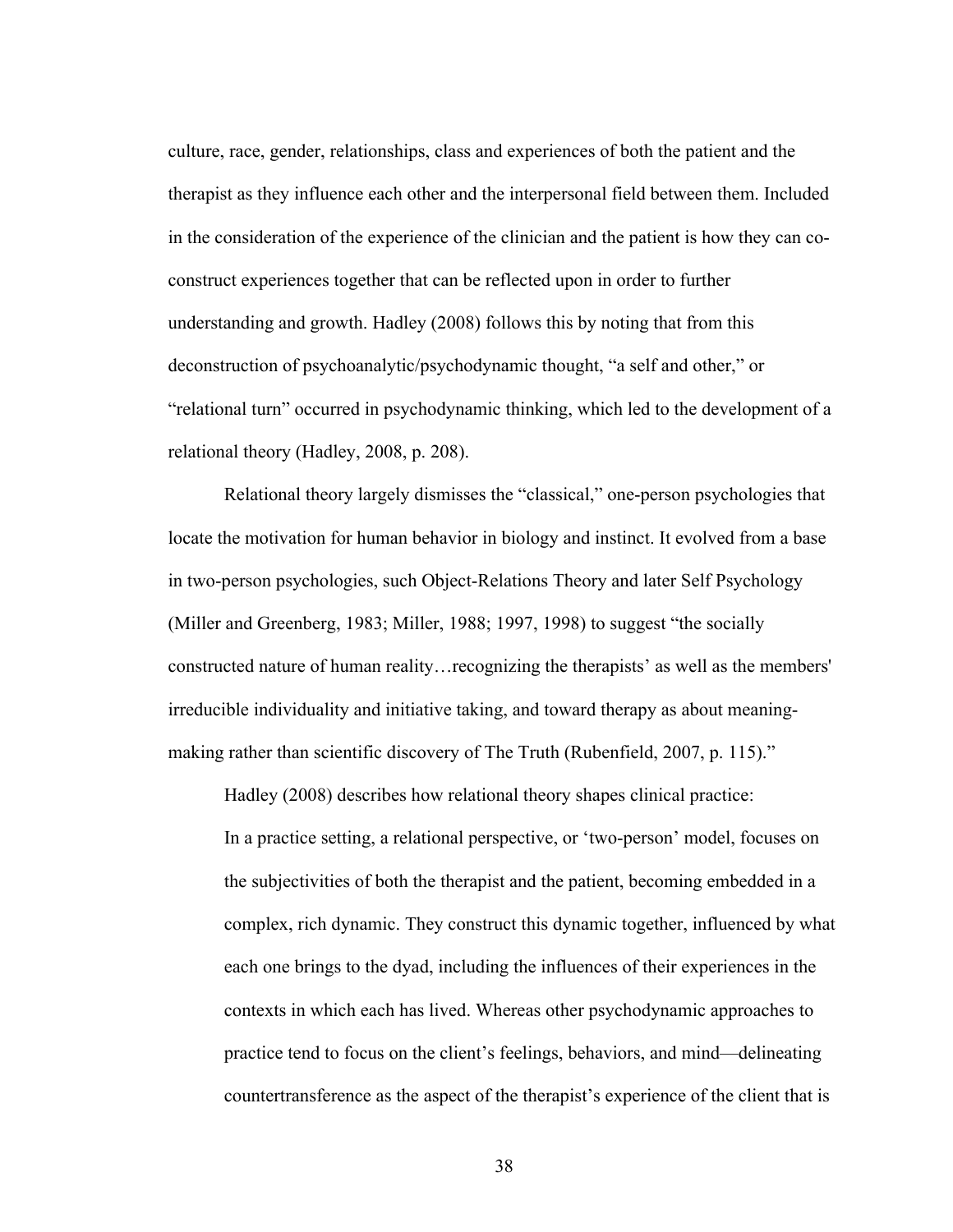culture, race, gender, relationships, class and experiences of both the patient and the therapist as they influence each other and the interpersonal field between them. Included in the consideration of the experience of the clinician and the patient is how they can co-construct experiences together that can be reflected upon in order to further understanding and growth. Hadley (2008) follows this by noting that from this deconstruction of psychoanalytic/psychodynamic thought, "a self and other," or "relational turn" occurred in psychodynamic thinking, which led to the development of a relational theory (Hadley, 2008, p. 208).

Relational theory largely dismisses the "classical," one-person psychologies that locate the motivation for human behavior in biology and instinct. It evolved from a base in two-person psychologies, such Object-Relations Theory and later Self Psychology (Miller and Greenberg, 1983; Miller, 1988; 1997, 1998) to suggest "the socially constructed nature of human reality…recognizing the therapists' as well as the members' irreducible individuality and initiative taking, and toward therapy as about meaning-making rather than scientific discovery of The Truth (Rubenfield, 2007, p. 115)."

Hadley (2008) describes how relational theory shapes clinical practice:

> In a practice setting, a relational perspective, or 'two-person' model, focuses on the subjectivities of both the therapist and the patient, becoming embedded in a complex, rich dynamic. They construct this dynamic together, influenced by what each one brings to the dyad, including the influences of their experiences in the contexts in which each has lived. Whereas other psychodynamic approaches to practice tend to focus on the client's feelings, behaviors, and mind—delineating countertransference as the aspect of the therapist's experience of the client that is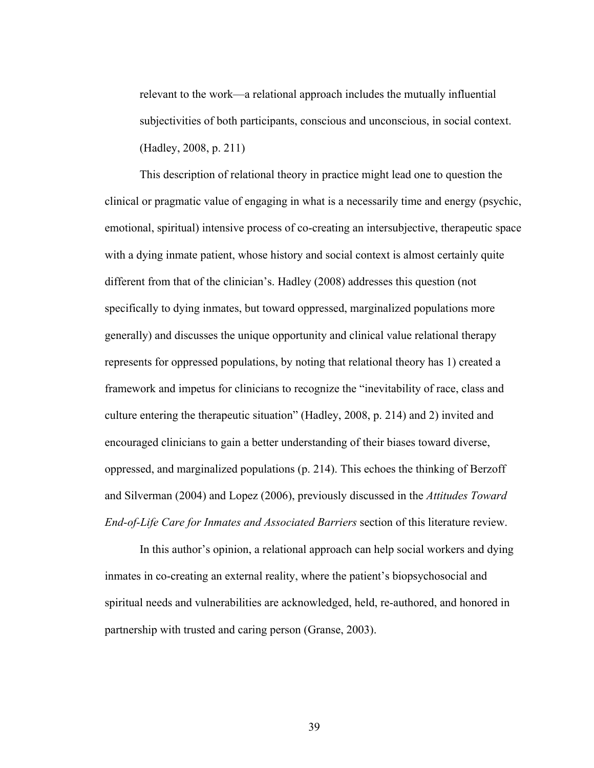> relevant to the work—a relational approach includes the mutually influential subjectivities of both participants, conscious and unconscious, in social context. (Hadley, 2008, p. 211)

This description of relational theory in practice might lead one to question the clinical or pragmatic value of engaging in what is a necessarily time and energy (psychic, emotional, spiritual) intensive process of co-creating an intersubjective, therapeutic space with a dying inmate patient, whose history and social context is almost certainly quite different from that of the clinician's. Hadley (2008) addresses this question (not specifically to dying inmates, but toward oppressed, marginalized populations more generally) and discusses the unique opportunity and clinical value relational therapy represents for oppressed populations, by noting that relational theory has 1) created a framework and impetus for clinicians to recognize the "inevitability of race, class and culture entering the therapeutic situation" (Hadley, 2008, p. 214) and 2) invited and encouraged clinicians to gain a better understanding of their biases toward diverse, oppressed, and marginalized populations (p. 214). This echoes the thinking of Berzoff and Silverman (2004) and Lopez (2006), previously discussed in the *Attitudes Toward End-of-Life Care for Inmates and Associated Barriers* section of this literature review.

In this author's opinion, a relational approach can help social workers and dying inmates in co-creating an external reality, where the patient's biopsychosocial and spiritual needs and vulnerabilities are acknowledged, held, re-authored, and honored in partnership with trusted and caring person (Granse, 2003).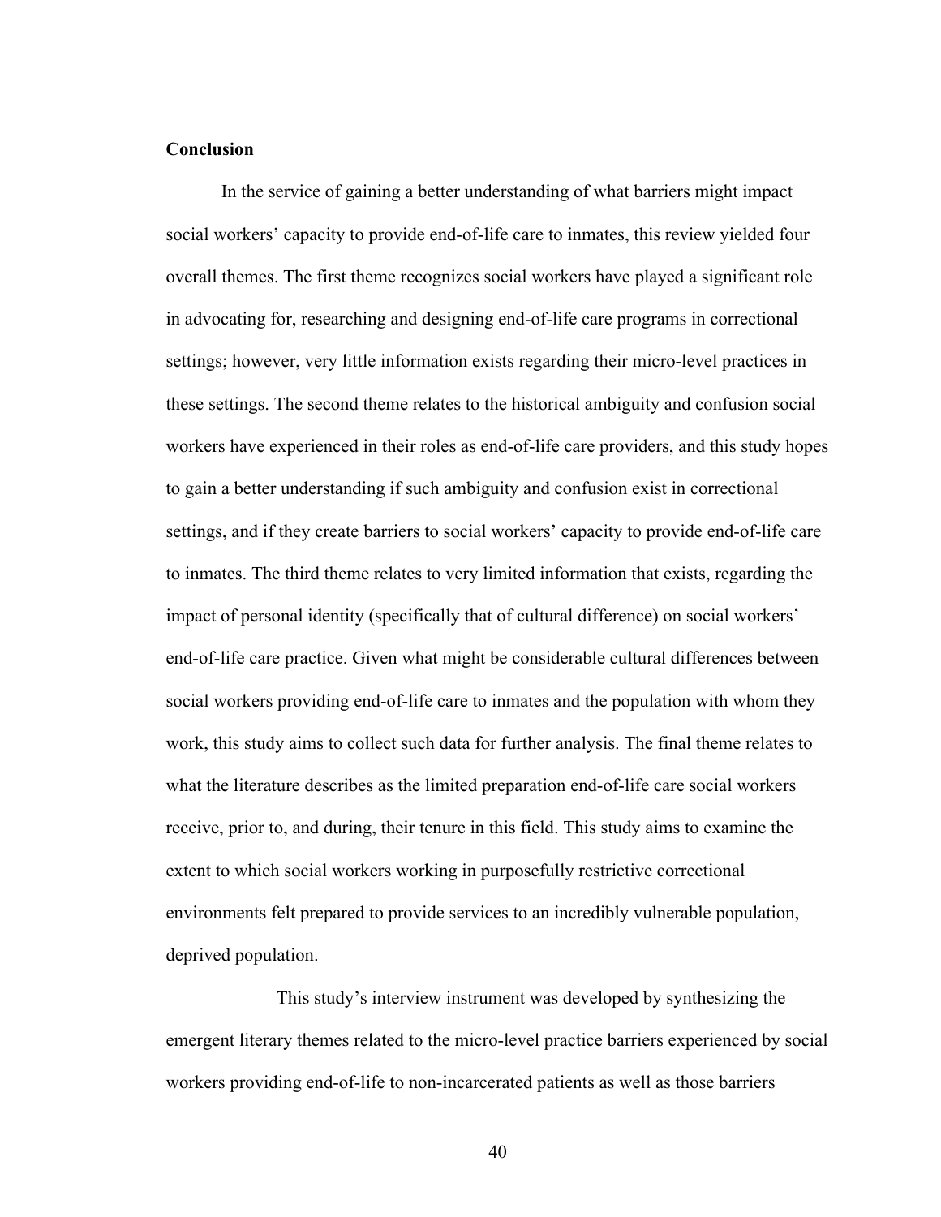**Conclusion**

In the service of gaining a better understanding of what barriers might impact social workers' capacity to provide end-of-life care to inmates, this review yielded four overall themes. The first theme recognizes social workers have played a significant role in advocating for, researching and designing end-of-life care programs in correctional settings; however, very little information exists regarding their micro-level practices in these settings. The second theme relates to the historical ambiguity and confusion social workers have experienced in their roles as end-of-life care providers, and this study hopes to gain a better understanding if such ambiguity and confusion exist in correctional settings, and if they create barriers to social workers' capacity to provide end-of-life care to inmates. The third theme relates to very limited information that exists, regarding the impact of personal identity (specifically that of cultural difference) on social workers' end-of-life care practice. Given what might be considerable cultural differences between social workers providing end-of-life care to inmates and the population with whom they work, this study aims to collect such data for further analysis. The final theme relates to what the literature describes as the limited preparation end-of-life care social workers receive, prior to, and during, their tenure in this field. This study aims to examine the extent to which social workers working in purposefully restrictive correctional environments felt prepared to provide services to an incredibly vulnerable population, deprived population.

This study's interview instrument was developed by synthesizing the emergent literary themes related to the micro-level practice barriers experienced by social workers providing end-of-life to non-incarcerated patients as well as those barriers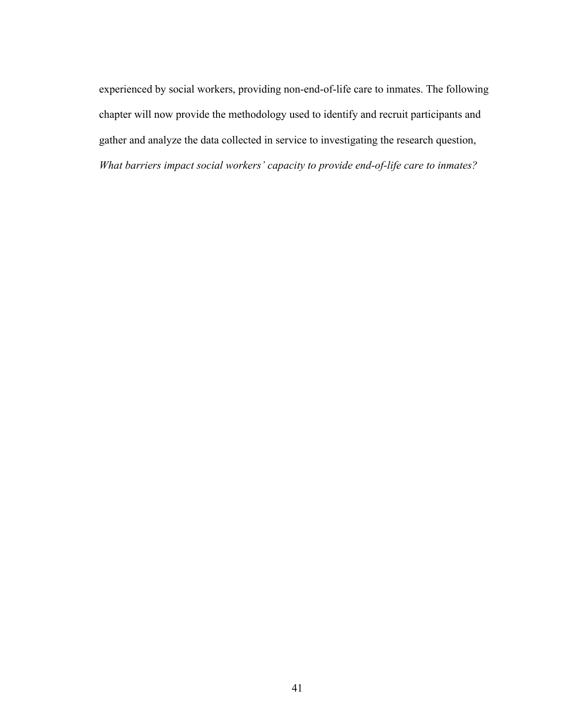experienced by social workers, providing non-end-of-life care to inmates. The following chapter will now provide the methodology used to identify and recruit participants and gather and analyze the data collected in service to investigating the research question, *What barriers impact social workers' capacity to provide end-of-life care to inmates?*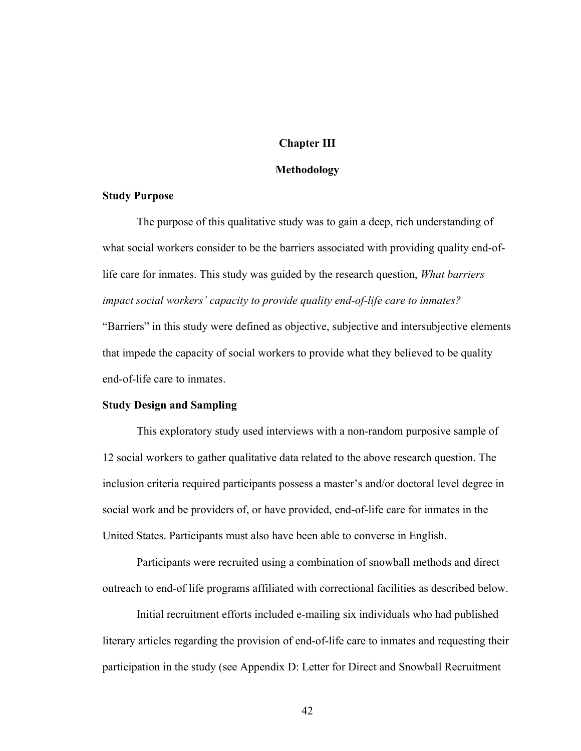# Chapter III

# Methodology

## Study Purpose

The purpose of this qualitative study was to gain a deep, rich understanding of what social workers consider to be the barriers associated with providing quality end-of-life care for inmates. This study was guided by the research question, *What barriers impact social workers' capacity to provide quality end-of-life care to inmates?* "Barriers" in this study were defined as objective, subjective and intersubjective elements that impede the capacity of social workers to provide what they believed to be quality end-of-life care to inmates.

## Study Design and Sampling

This exploratory study used interviews with a non-random purposive sample of 12 social workers to gather qualitative data related to the above research question. The inclusion criteria required participants possess a master's and/or doctoral level degree in social work and be providers of, or have provided, end-of-life care for inmates in the United States. Participants must also have been able to converse in English.

Participants were recruited using a combination of snowball methods and direct outreach to end-of life programs affiliated with correctional facilities as described below.

Initial recruitment efforts included e-mailing six individuals who had published literary articles regarding the provision of end-of-life care to inmates and requesting their participation in the study (see Appendix D: Letter for Direct and Snowball Recruitment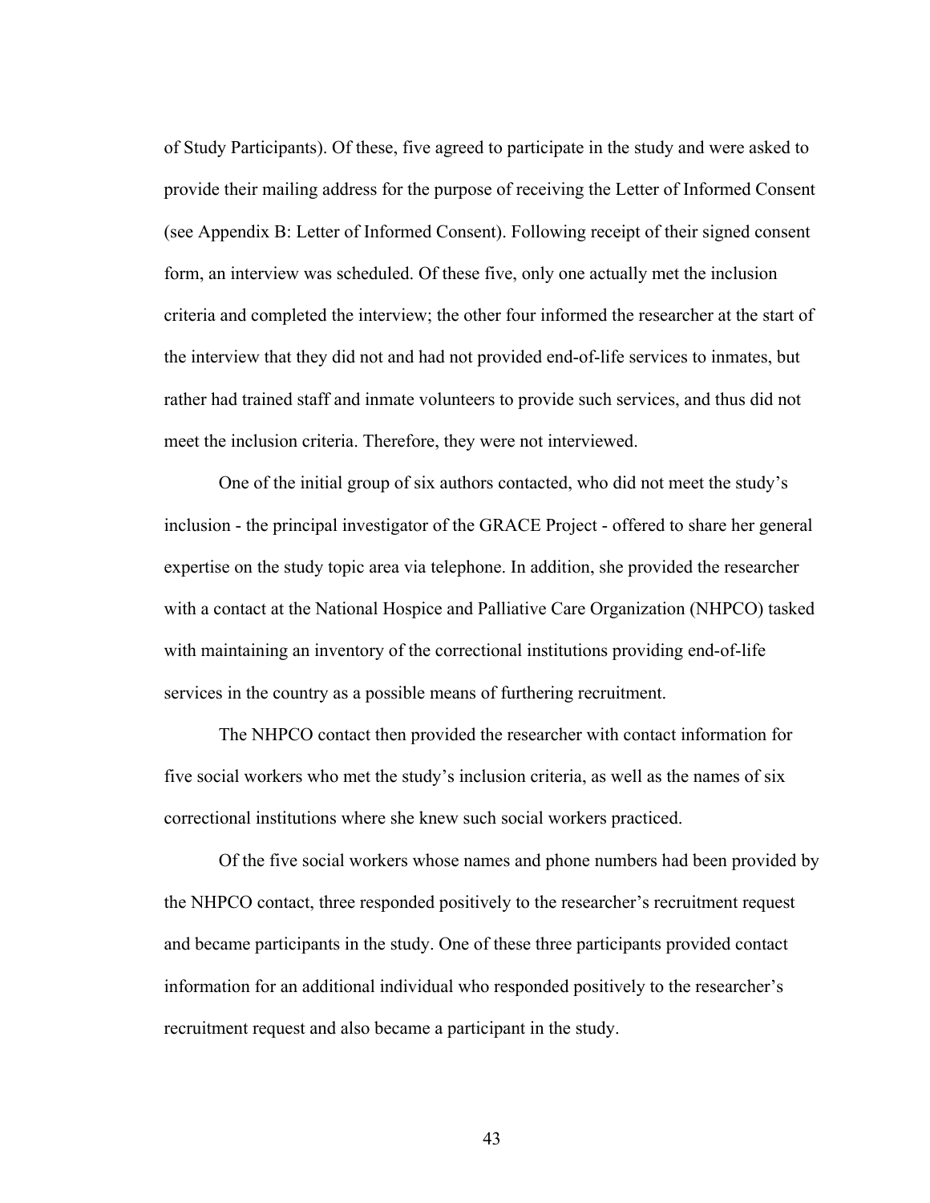of Study Participants). Of these, five agreed to participate in the study and were asked to provide their mailing address for the purpose of receiving the Letter of Informed Consent (see Appendix B: Letter of Informed Consent). Following receipt of their signed consent form, an interview was scheduled. Of these five, only one actually met the inclusion criteria and completed the interview; the other four informed the researcher at the start of the interview that they did not and had not provided end-of-life services to inmates, but rather had trained staff and inmate volunteers to provide such services, and thus did not meet the inclusion criteria. Therefore, they were not interviewed.

One of the initial group of six authors contacted, who did not meet the study's inclusion - the principal investigator of the GRACE Project - offered to share her general expertise on the study topic area via telephone. In addition, she provided the researcher with a contact at the National Hospice and Palliative Care Organization (NHPCO) tasked with maintaining an inventory of the correctional institutions providing end-of-life services in the country as a possible means of furthering recruitment.

The NHPCO contact then provided the researcher with contact information for five social workers who met the study's inclusion criteria, as well as the names of six correctional institutions where she knew such social workers practiced.

Of the five social workers whose names and phone numbers had been provided by the NHPCO contact, three responded positively to the researcher's recruitment request and became participants in the study. One of these three participants provided contact information for an additional individual who responded positively to the researcher's recruitment request and also became a participant in the study.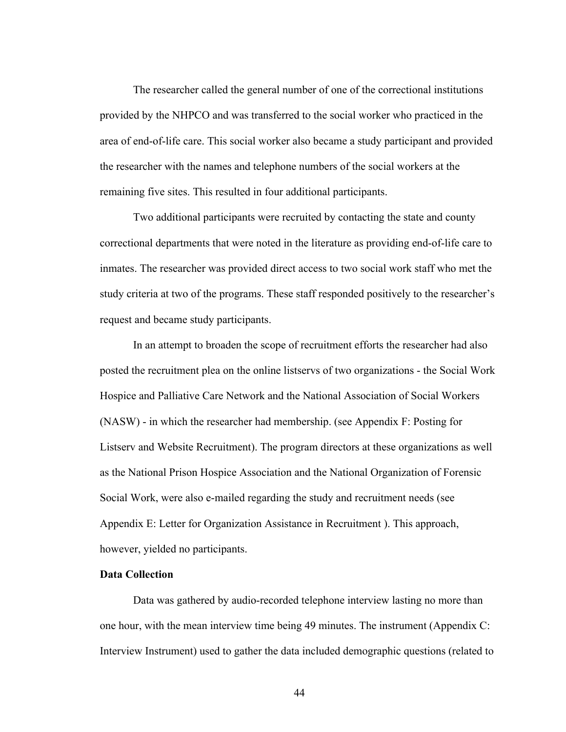The researcher called the general number of one of the correctional institutions provided by the NHPCO and was transferred to the social worker who practiced in the area of end-of-life care. This social worker also became a study participant and provided the researcher with the names and telephone numbers of the social workers at the remaining five sites. This resulted in four additional participants.

Two additional participants were recruited by contacting the state and county correctional departments that were noted in the literature as providing end-of-life care to inmates. The researcher was provided direct access to two social work staff who met the study criteria at two of the programs. These staff responded positively to the researcher's request and became study participants.

In an attempt to broaden the scope of recruitment efforts the researcher had also posted the recruitment plea on the online listservs of two organizations - the Social Work Hospice and Palliative Care Network and the National Association of Social Workers (NASW) - in which the researcher had membership. (see Appendix F: Posting for Listserv and Website Recruitment). The program directors at these organizations as well as the National Prison Hospice Association and the National Organization of Forensic Social Work, were also e-mailed regarding the study and recruitment needs (see Appendix E: Letter for Organization Assistance in Recruitment ). This approach, however, yielded no participants.

**Data Collection**

Data was gathered by audio-recorded telephone interview lasting no more than one hour, with the mean interview time being 49 minutes. The instrument (Appendix C: Interview Instrument) used to gather the data included demographic questions (related to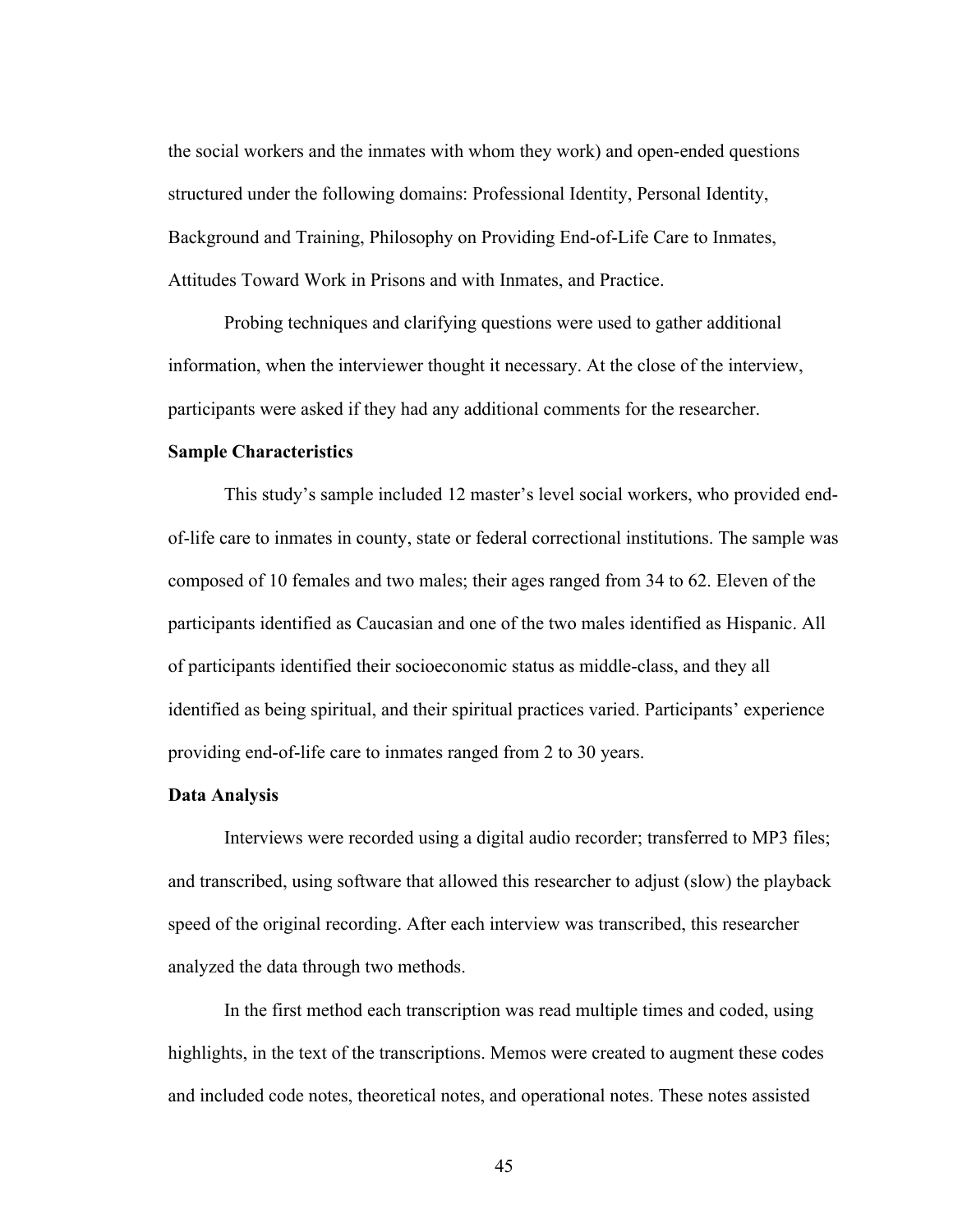the social workers and the inmates with whom they work) and open-ended questions structured under the following domains: Professional Identity, Personal Identity, Background and Training, Philosophy on Providing End-of-Life Care to Inmates, Attitudes Toward Work in Prisons and with Inmates, and Practice.

Probing techniques and clarifying questions were used to gather additional information, when the interviewer thought it necessary. At the close of the interview, participants were asked if they had any additional comments for the researcher.

**Sample Characteristics**

This study's sample included 12 master's level social workers, who provided end-of-life care to inmates in county, state or federal correctional institutions. The sample was composed of 10 females and two males; their ages ranged from 34 to 62. Eleven of the participants identified as Caucasian and one of the two males identified as Hispanic. All of participants identified their socioeconomic status as middle-class, and they all identified as being spiritual, and their spiritual practices varied. Participants' experience providing end-of-life care to inmates ranged from 2 to 30 years.

**Data Analysis**

Interviews were recorded using a digital audio recorder; transferred to MP3 files; and transcribed, using software that allowed this researcher to adjust (slow) the playback speed of the original recording. After each interview was transcribed, this researcher analyzed the data through two methods.

In the first method each transcription was read multiple times and coded, using highlights, in the text of the transcriptions. Memos were created to augment these codes and included code notes, theoretical notes, and operational notes. These notes assisted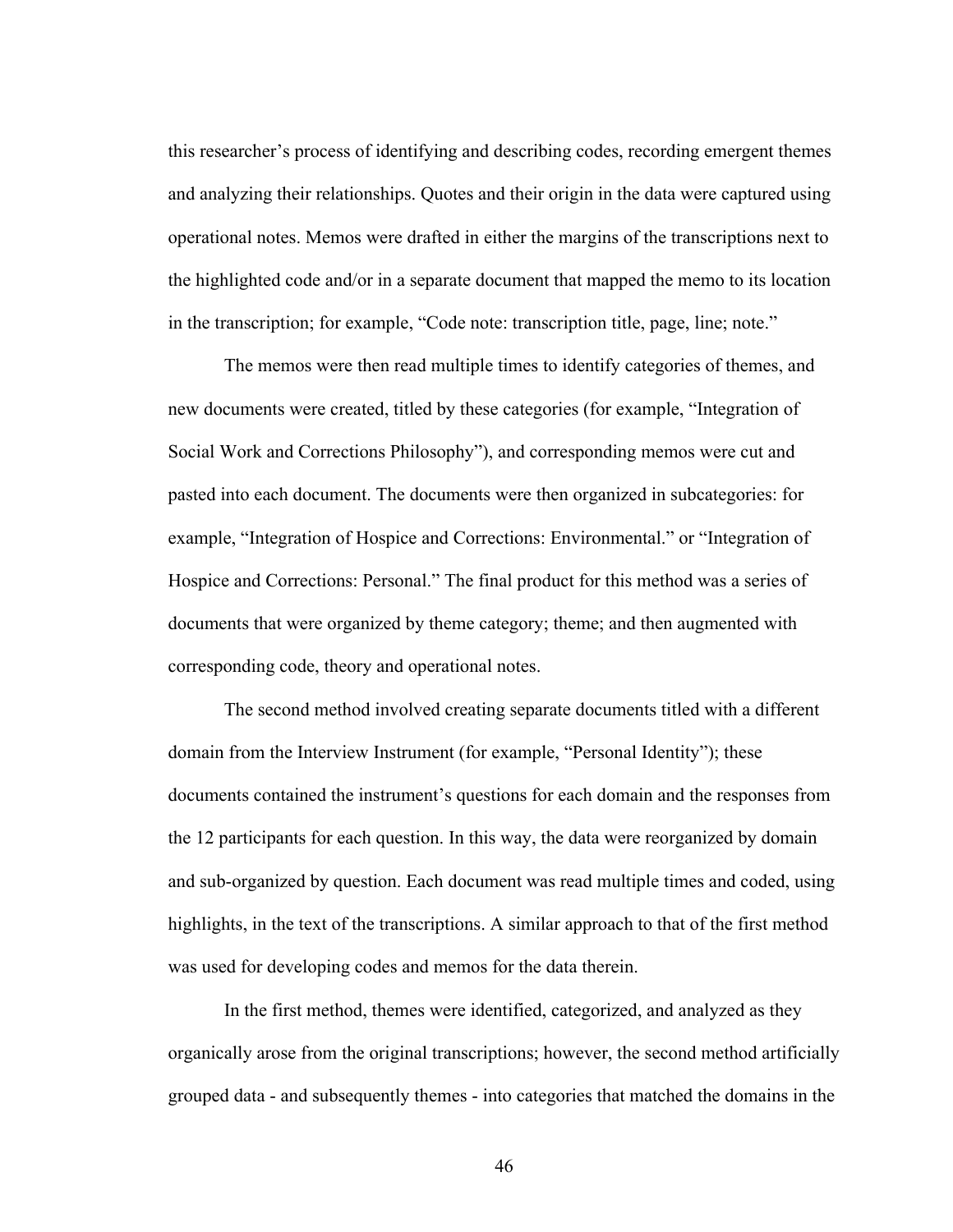this researcher's process of identifying and describing codes, recording emergent themes and analyzing their relationships. Quotes and their origin in the data were captured using operational notes. Memos were drafted in either the margins of the transcriptions next to the highlighted code and/or in a separate document that mapped the memo to its location in the transcription; for example, "Code note: transcription title, page, line; note."

The memos were then read multiple times to identify categories of themes, and new documents were created, titled by these categories (for example, "Integration of Social Work and Corrections Philosophy"), and corresponding memos were cut and pasted into each document. The documents were then organized in subcategories: for example, "Integration of Hospice and Corrections: Environmental." or "Integration of Hospice and Corrections: Personal." The final product for this method was a series of documents that were organized by theme category; theme; and then augmented with corresponding code, theory and operational notes.

The second method involved creating separate documents titled with a different domain from the Interview Instrument (for example, "Personal Identity"); these documents contained the instrument's questions for each domain and the responses from the 12 participants for each question. In this way, the data were reorganized by domain and sub-organized by question. Each document was read multiple times and coded, using highlights, in the text of the transcriptions. A similar approach to that of the first method was used for developing codes and memos for the data therein.

In the first method, themes were identified, categorized, and analyzed as they organically arose from the original transcriptions; however, the second method artificially grouped data - and subsequently themes - into categories that matched the domains in the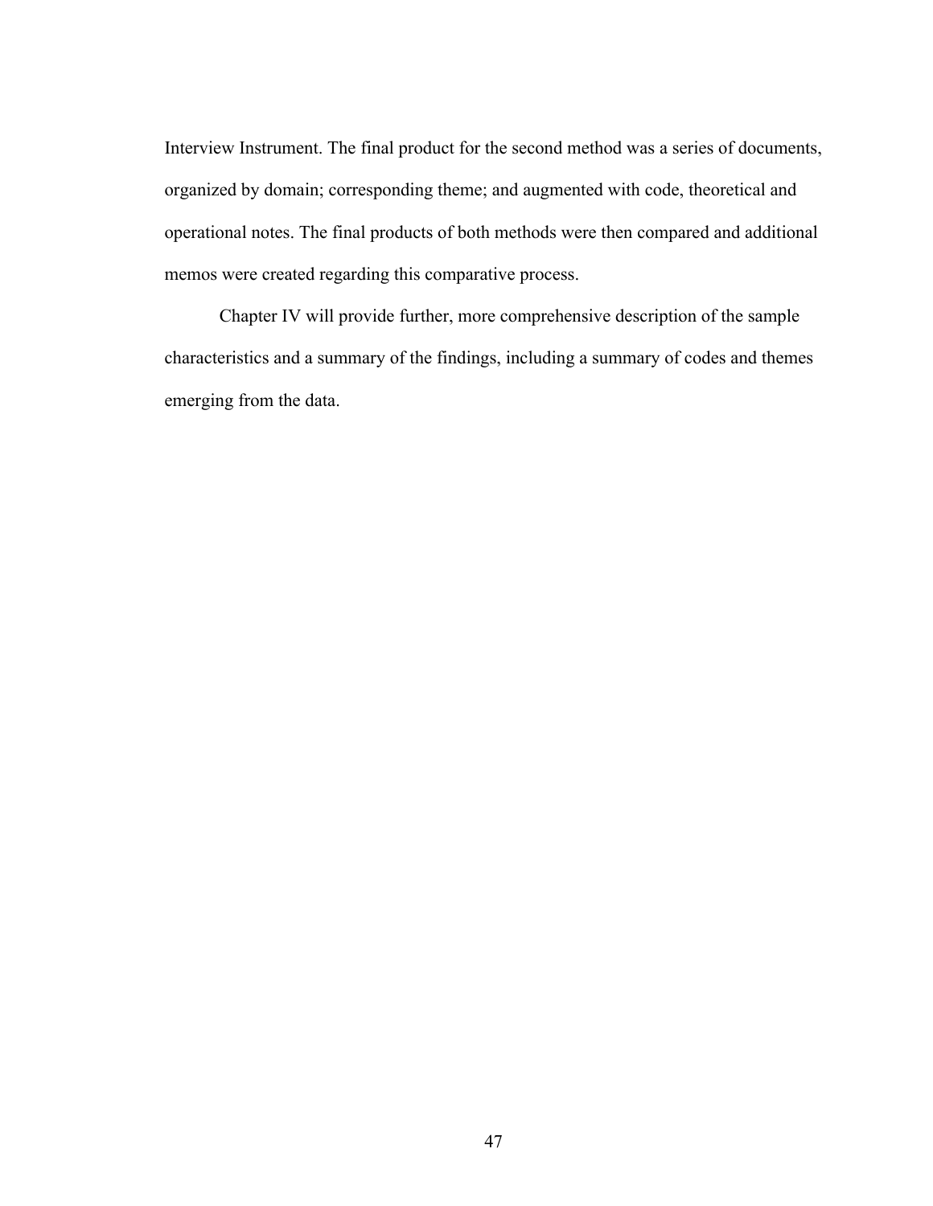Interview Instrument. The final product for the second method was a series of documents, organized by domain; corresponding theme; and augmented with code, theoretical and operational notes. The final products of both methods were then compared and additional memos were created regarding this comparative process.

Chapter IV will provide further, more comprehensive description of the sample characteristics and a summary of the findings, including a summary of codes and themes emerging from the data.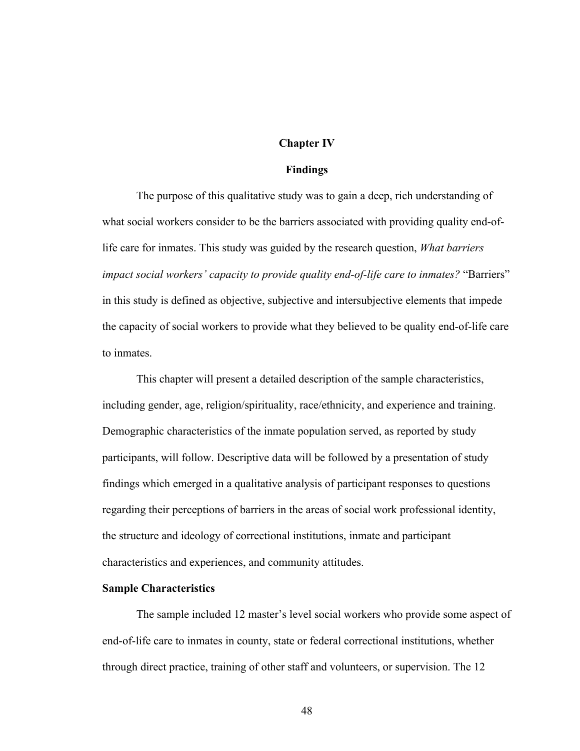# Chapter IV

# Findings

The purpose of this qualitative study was to gain a deep, rich understanding of what social workers consider to be the barriers associated with providing quality end-of-life care for inmates. This study was guided by the research question, *What barriers impact social workers' capacity to provide quality end-of-life care to inmates?* "Barriers" in this study is defined as objective, subjective and intersubjective elements that impede the capacity of social workers to provide what they believed to be quality end-of-life care to inmates.

This chapter will present a detailed description of the sample characteristics, including gender, age, religion/spirituality, race/ethnicity, and experience and training. Demographic characteristics of the inmate population served, as reported by study participants, will follow. Descriptive data will be followed by a presentation of study findings which emerged in a qualitative analysis of participant responses to questions regarding their perceptions of barriers in the areas of social work professional identity, the structure and ideology of correctional institutions, inmate and participant characteristics and experiences, and community attitudes.

## Sample Characteristics

The sample included 12 master's level social workers who provide some aspect of end-of-life care to inmates in county, state or federal correctional institutions, whether through direct practice, training of other staff and volunteers, or supervision. The 12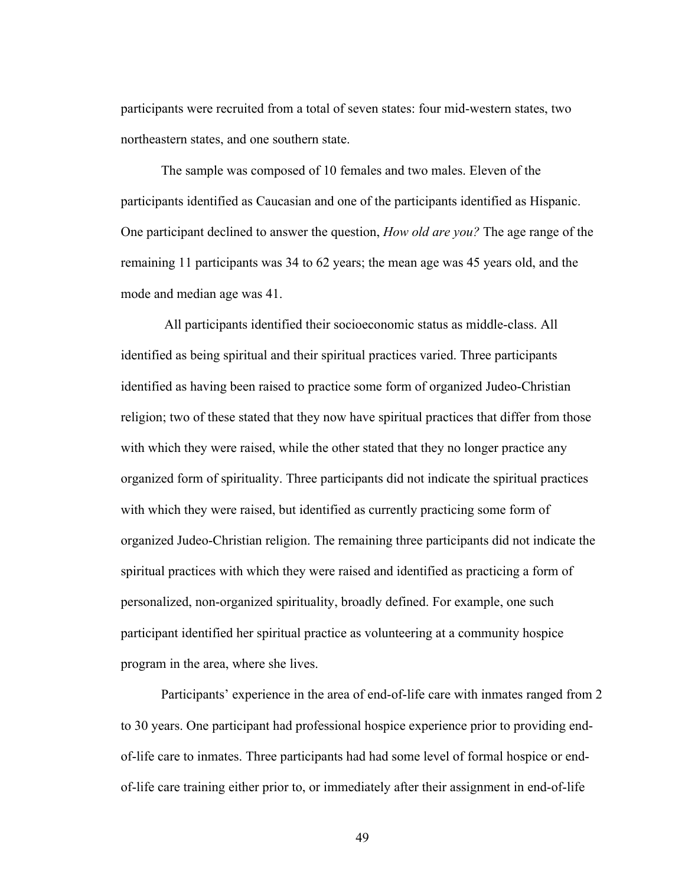participants were recruited from a total of seven states: four mid-western states, two northeastern states, and one southern state.

The sample was composed of 10 females and two males. Eleven of the participants identified as Caucasian and one of the participants identified as Hispanic. One participant declined to answer the question, *How old are you?* The age range of the remaining 11 participants was 34 to 62 years; the mean age was 45 years old, and the mode and median age was 41.

All participants identified their socioeconomic status as middle-class. All identified as being spiritual and their spiritual practices varied. Three participants identified as having been raised to practice some form of organized Judeo-Christian religion; two of these stated that they now have spiritual practices that differ from those with which they were raised, while the other stated that they no longer practice any organized form of spirituality. Three participants did not indicate the spiritual practices with which they were raised, but identified as currently practicing some form of organized Judeo-Christian religion. The remaining three participants did not indicate the spiritual practices with which they were raised and identified as practicing a form of personalized, non-organized spirituality, broadly defined. For example, one such participant identified her spiritual practice as volunteering at a community hospice program in the area, where she lives.

Participants' experience in the area of end-of-life care with inmates ranged from 2 to 30 years. One participant had professional hospice experience prior to providing end-of-life care to inmates. Three participants had had some level of formal hospice or end-of-life care training either prior to, or immediately after their assignment in end-of-life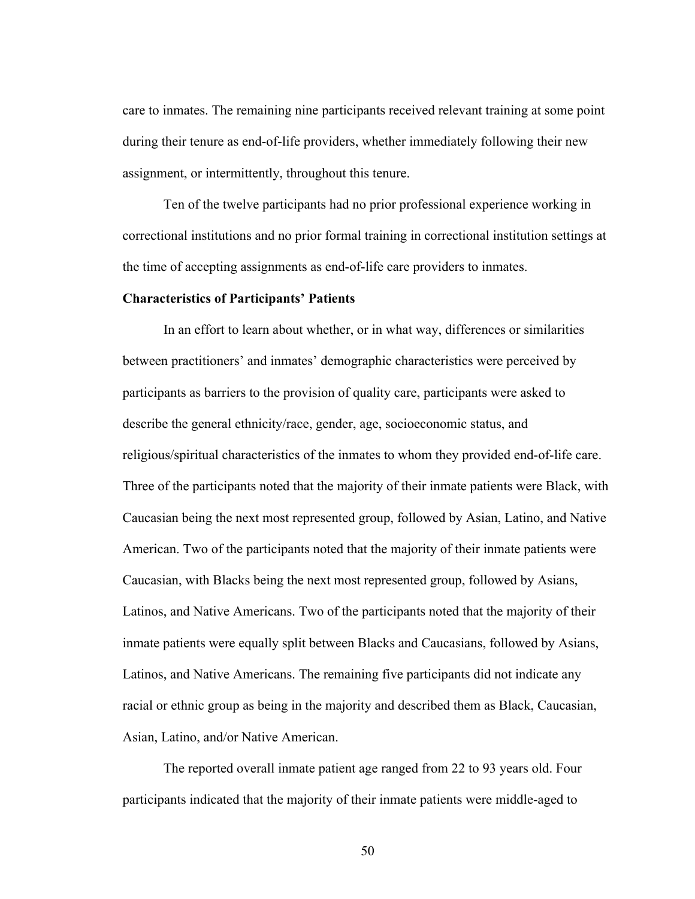care to inmates. The remaining nine participants received relevant training at some point during their tenure as end-of-life providers, whether immediately following their new assignment, or intermittently, throughout this tenure.

Ten of the twelve participants had no prior professional experience working in correctional institutions and no prior formal training in correctional institution settings at the time of accepting assignments as end-of-life care providers to inmates.

**Characteristics of Participants' Patients**

In an effort to learn about whether, or in what way, differences or similarities between practitioners' and inmates' demographic characteristics were perceived by participants as barriers to the provision of quality care, participants were asked to describe the general ethnicity/race, gender, age, socioeconomic status, and religious/spiritual characteristics of the inmates to whom they provided end-of-life care. Three of the participants noted that the majority of their inmate patients were Black, with Caucasian being the next most represented group, followed by Asian, Latino, and Native American. Two of the participants noted that the majority of their inmate patients were Caucasian, with Blacks being the next most represented group, followed by Asians, Latinos, and Native Americans. Two of the participants noted that the majority of their inmate patients were equally split between Blacks and Caucasians, followed by Asians, Latinos, and Native Americans. The remaining five participants did not indicate any racial or ethnic group as being in the majority and described them as Black, Caucasian, Asian, Latino, and/or Native American.

The reported overall inmate patient age ranged from 22 to 93 years old. Four participants indicated that the majority of their inmate patients were middle-aged to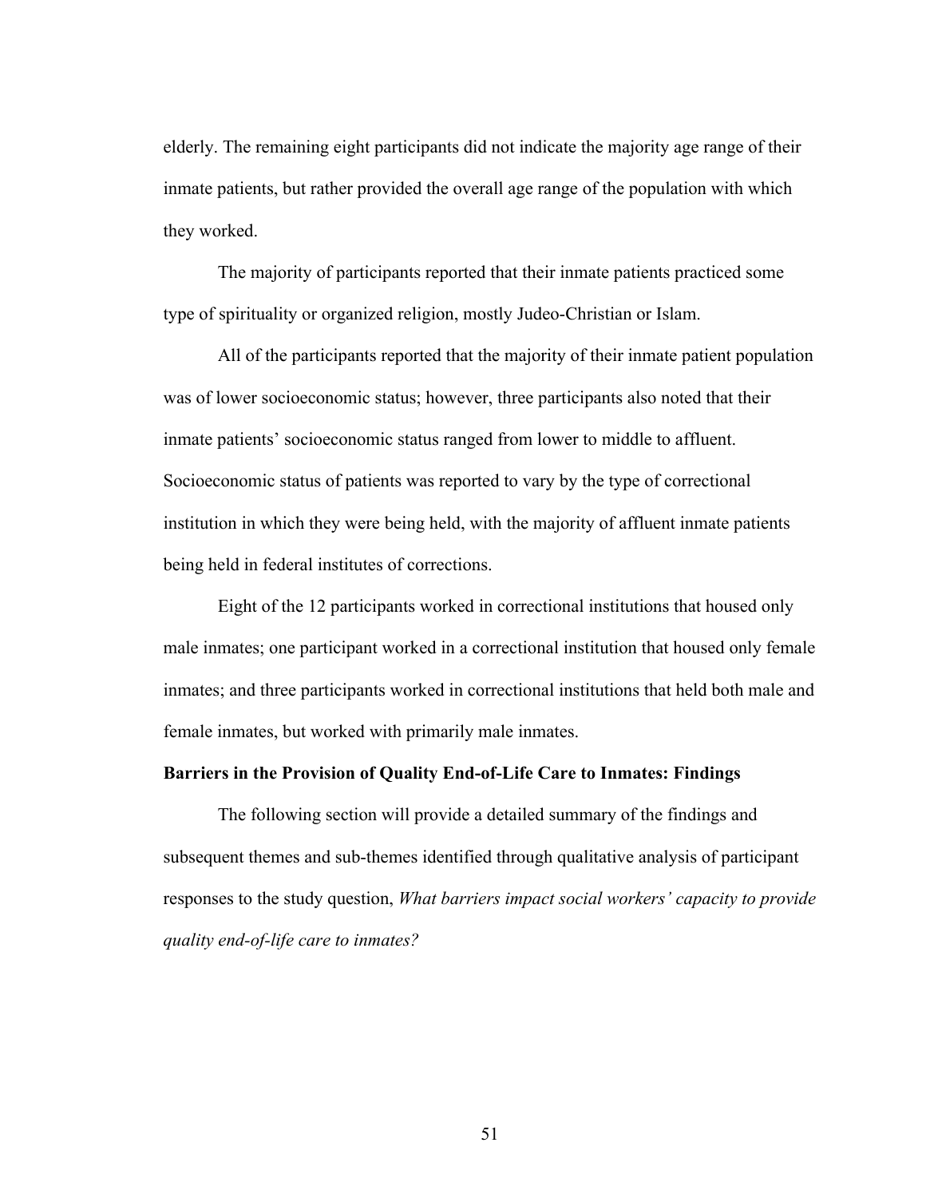elderly. The remaining eight participants did not indicate the majority age range of their inmate patients, but rather provided the overall age range of the population with which they worked.

The majority of participants reported that their inmate patients practiced some type of spirituality or organized religion, mostly Judeo-Christian or Islam.

All of the participants reported that the majority of their inmate patient population was of lower socioeconomic status; however, three participants also noted that their inmate patients' socioeconomic status ranged from lower to middle to affluent. Socioeconomic status of patients was reported to vary by the type of correctional institution in which they were being held, with the majority of affluent inmate patients being held in federal institutes of corrections.

Eight of the 12 participants worked in correctional institutions that housed only male inmates; one participant worked in a correctional institution that housed only female inmates; and three participants worked in correctional institutions that held both male and female inmates, but worked with primarily male inmates.

**Barriers in the Provision of Quality End-of-Life Care to Inmates: Findings**

The following section will provide a detailed summary of the findings and subsequent themes and sub-themes identified through qualitative analysis of participant responses to the study question, *What barriers impact social workers' capacity to provide quality end-of-life care to inmates?*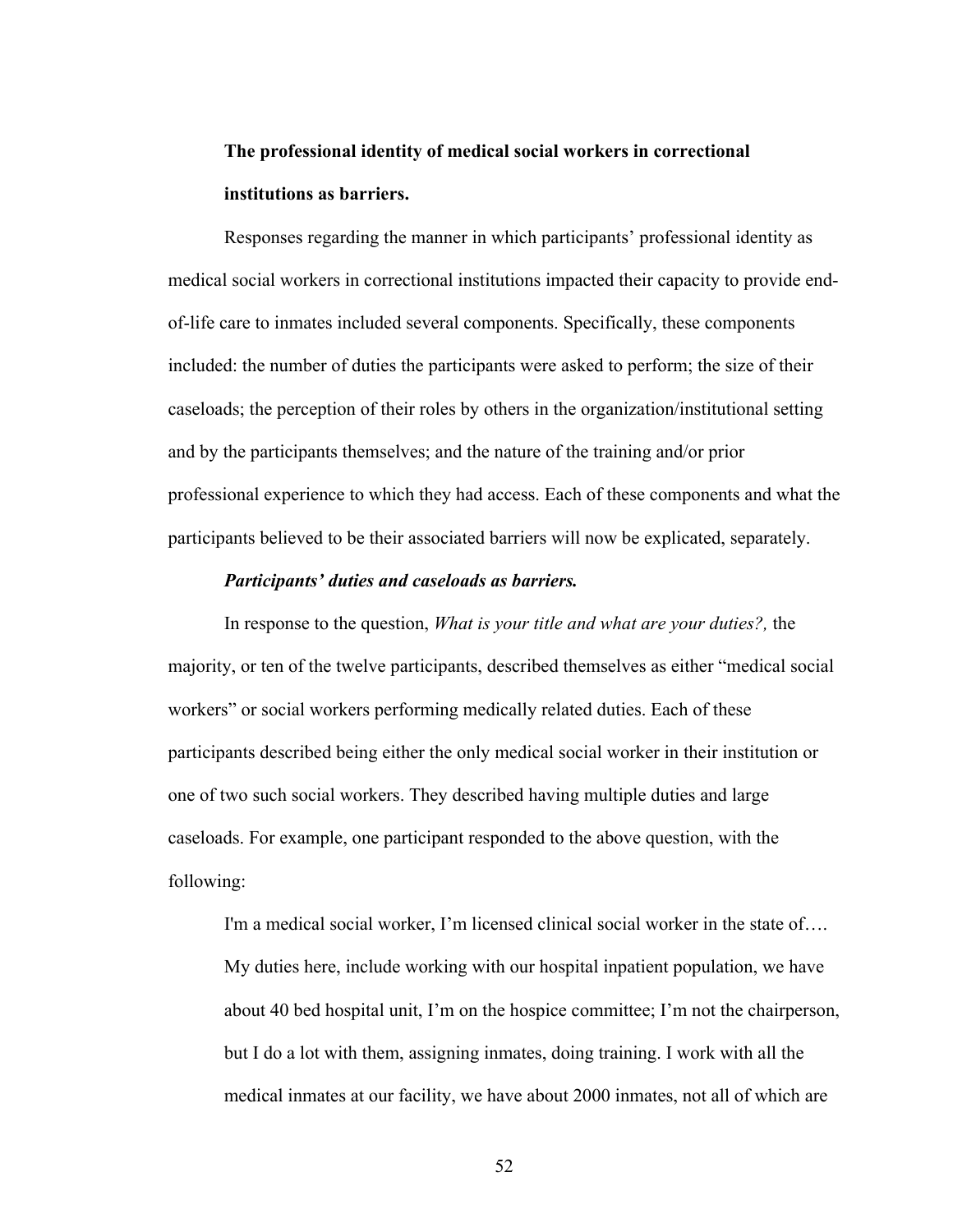**The professional identity of medical social workers in correctional institutions as barriers.**

Responses regarding the manner in which participants' professional identity as medical social workers in correctional institutions impacted their capacity to provide end-of-life care to inmates included several components. Specifically, these components included: the number of duties the participants were asked to perform; the size of their caseloads; the perception of their roles by others in the organization/institutional setting and by the participants themselves; and the nature of the training and/or prior professional experience to which they had access. Each of these components and what the participants believed to be their associated barriers will now be explicated, separately.

***Participants' duties and caseloads as barriers.***

In response to the question, *What is your title and what are your duties?,* the majority, or ten of the twelve participants, described themselves as either "medical social workers" or social workers performing medically related duties. Each of these participants described being either the only medical social worker in their institution or one of two such social workers. They described having multiple duties and large caseloads. For example, one participant responded to the above question, with the following:

> I'm a medical social worker, I'm licensed clinical social worker in the state of…. My duties here, include working with our hospital inpatient population, we have about 40 bed hospital unit, I'm on the hospice committee; I'm not the chairperson, but I do a lot with them, assigning inmates, doing training. I work with all the medical inmates at our facility, we have about 2000 inmates, not all of which are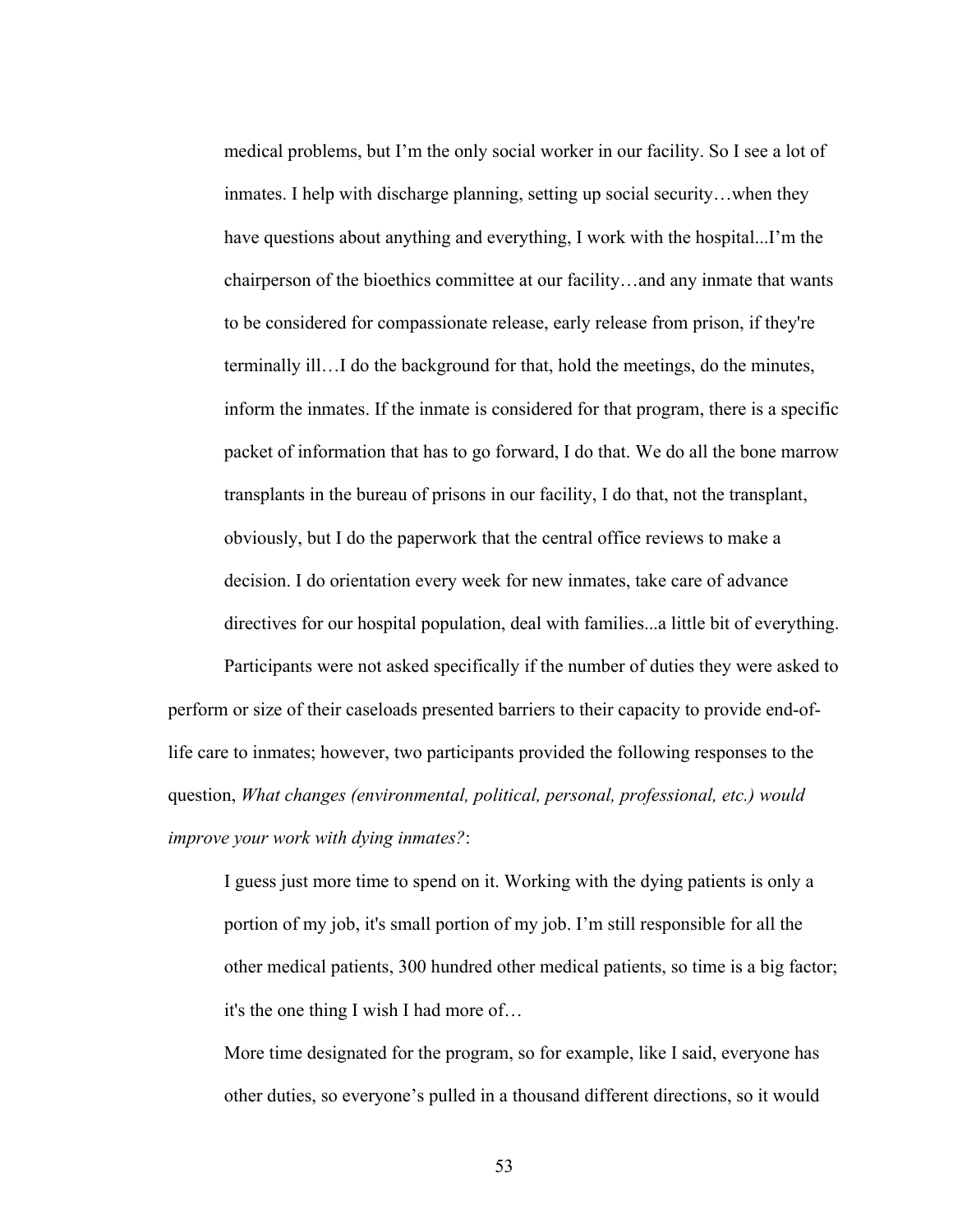> medical problems, but I'm the only social worker in our facility. So I see a lot of inmates. I help with discharge planning, setting up social security…when they have questions about anything and everything, I work with the hospital...I'm the chairperson of the bioethics committee at our facility…and any inmate that wants to be considered for compassionate release, early release from prison, if they're terminally ill…I do the background for that, hold the meetings, do the minutes, inform the inmates. If the inmate is considered for that program, there is a specific packet of information that has to go forward, I do that. We do all the bone marrow transplants in the bureau of prisons in our facility, I do that, not the transplant, obviously, but I do the paperwork that the central office reviews to make a decision. I do orientation every week for new inmates, take care of advance directives for our hospital population, deal with families...a little bit of everything.

Participants were not asked specifically if the number of duties they were asked to perform or size of their caseloads presented barriers to their capacity to provide end-of-life care to inmates; however, two participants provided the following responses to the question, *What changes (environmental, political, personal, professional, etc.) would improve your work with dying inmates?*:

> I guess just more time to spend on it. Working with the dying patients is only a portion of my job, it's small portion of my job. I'm still responsible for all the other medical patients, 300 hundred other medical patients, so time is a big factor; it's the one thing I wish I had more of…
>
> More time designated for the program, so for example, like I said, everyone has other duties, so everyone's pulled in a thousand different directions, so it would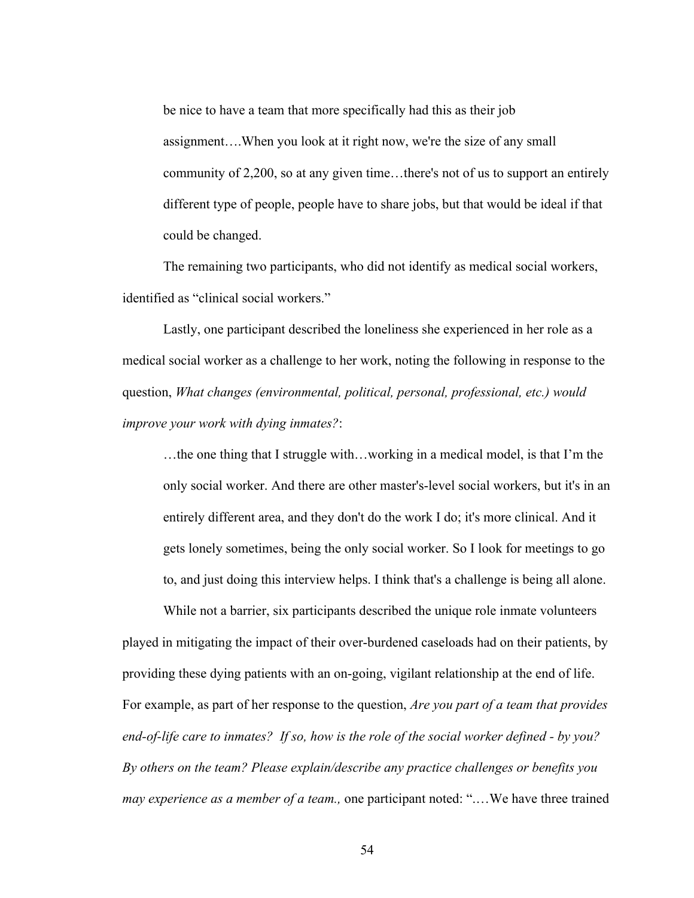> be nice to have a team that more specifically had this as their job assignment….When you look at it right now, we're the size of any small community of 2,200, so at any given time…there's not of us to support an entirely different type of people, people have to share jobs, but that would be ideal if that could be changed.

The remaining two participants, who did not identify as medical social workers, identified as "clinical social workers."

Lastly, one participant described the loneliness she experienced in her role as a medical social worker as a challenge to her work, noting the following in response to the question, *What changes (environmental, political, personal, professional, etc.) would improve your work with dying inmates?*:

> …the one thing that I struggle with…working in a medical model, is that I'm the only social worker. And there are other master's-level social workers, but it's in an entirely different area, and they don't do the work I do; it's more clinical. And it gets lonely sometimes, being the only social worker. So I look for meetings to go to, and just doing this interview helps. I think that's a challenge is being all alone.

While not a barrier, six participants described the unique role inmate volunteers played in mitigating the impact of their over-burdened caseloads had on their patients, by providing these dying patients with an on-going, vigilant relationship at the end of life. For example, as part of her response to the question, *Are you part of a team that provides end-of-life care to inmates? If so, how is the role of the social worker defined - by you? By others on the team? Please explain/describe any practice challenges or benefits you may experience as a member of a team.,* one participant noted: "….We have three trained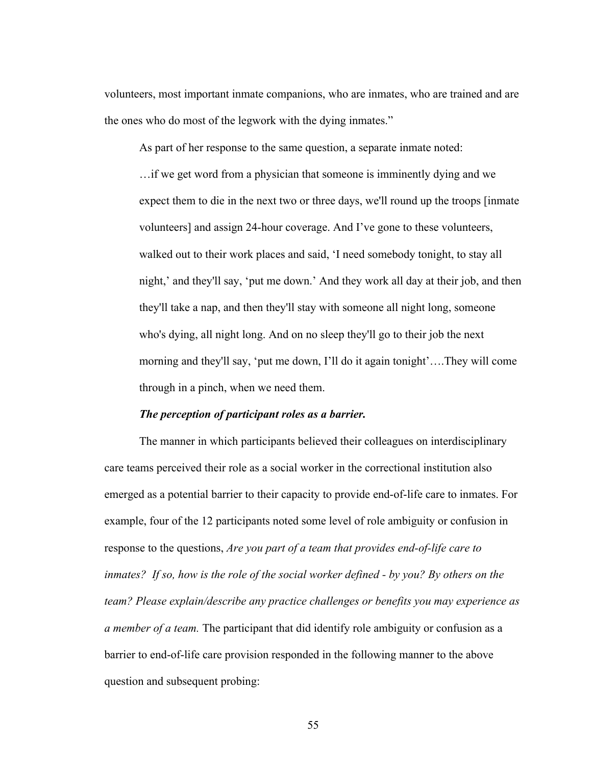volunteers, most important inmate companions, who are inmates, who are trained and are the ones who do most of the legwork with the dying inmates."

As part of her response to the same question, a separate inmate noted:

> …if we get word from a physician that someone is imminently dying and we expect them to die in the next two or three days, we'll round up the troops [inmate volunteers] and assign 24-hour coverage. And I've gone to these volunteers, walked out to their work places and said, 'I need somebody tonight, to stay all night,' and they'll say, 'put me down.' And they work all day at their job, and then they'll take a nap, and then they'll stay with someone all night long, someone who's dying, all night long. And on no sleep they'll go to their job the next morning and they'll say, 'put me down, I'll do it again tonight'….They will come through in a pinch, when we need them.

***The perception of participant roles as a barrier.***

The manner in which participants believed their colleagues on interdisciplinary care teams perceived their role as a social worker in the correctional institution also emerged as a potential barrier to their capacity to provide end-of-life care to inmates. For example, four of the 12 participants noted some level of role ambiguity or confusion in response to the questions, *Are you part of a team that provides end-of-life care to inmates? If so, how is the role of the social worker defined - by you? By others on the team? Please explain/describe any practice challenges or benefits you may experience as a member of a team.* The participant that did identify role ambiguity or confusion as a barrier to end-of-life care provision responded in the following manner to the above question and subsequent probing: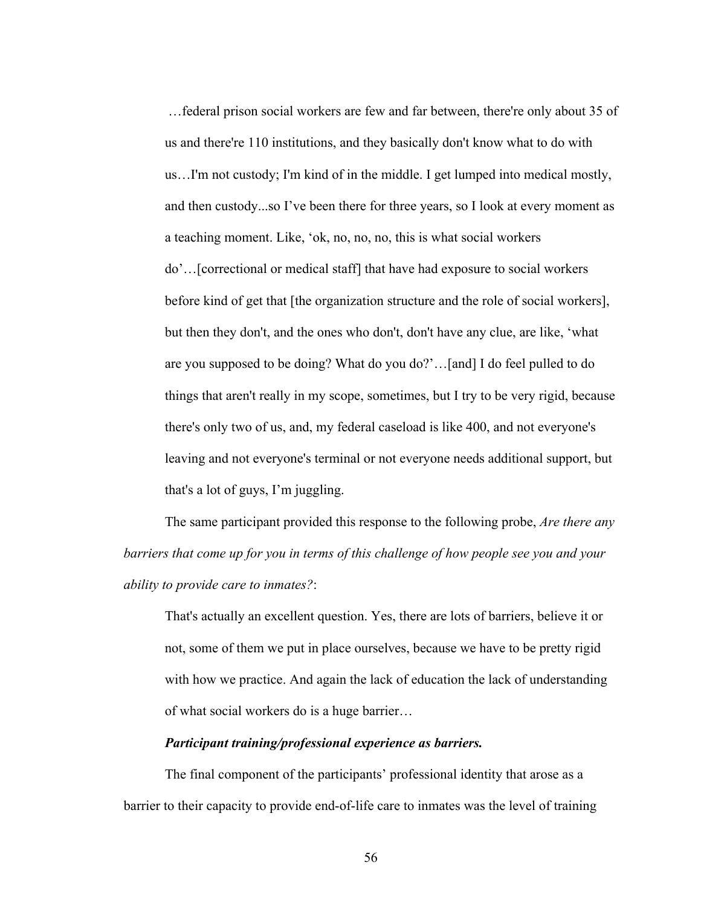> …federal prison social workers are few and far between, there're only about 35 of us and there're 110 institutions, and they basically don't know what to do with us…I'm not custody; I'm kind of in the middle. I get lumped into medical mostly, and then custody...so I've been there for three years, so I look at every moment as a teaching moment. Like, 'ok, no, no, no, this is what social workers do'…[correctional or medical staff] that have had exposure to social workers before kind of get that [the organization structure and the role of social workers], but then they don't, and the ones who don't, don't have any clue, are like, 'what are you supposed to be doing? What do you do?'…[and] I do feel pulled to do things that aren't really in my scope, sometimes, but I try to be very rigid, because there's only two of us, and, my federal caseload is like 400, and not everyone's leaving and not everyone's terminal or not everyone needs additional support, but that's a lot of guys, I'm juggling.

The same participant provided this response to the following probe, *Are there any barriers that come up for you in terms of this challenge of how people see you and your ability to provide care to inmates?*:

> That's actually an excellent question. Yes, there are lots of barriers, believe it or not, some of them we put in place ourselves, because we have to be pretty rigid with how we practice. And again the lack of education the lack of understanding of what social workers do is a huge barrier…

***Participant training/professional experience as barriers.***

The final component of the participants' professional identity that arose as a barrier to their capacity to provide end-of-life care to inmates was the level of training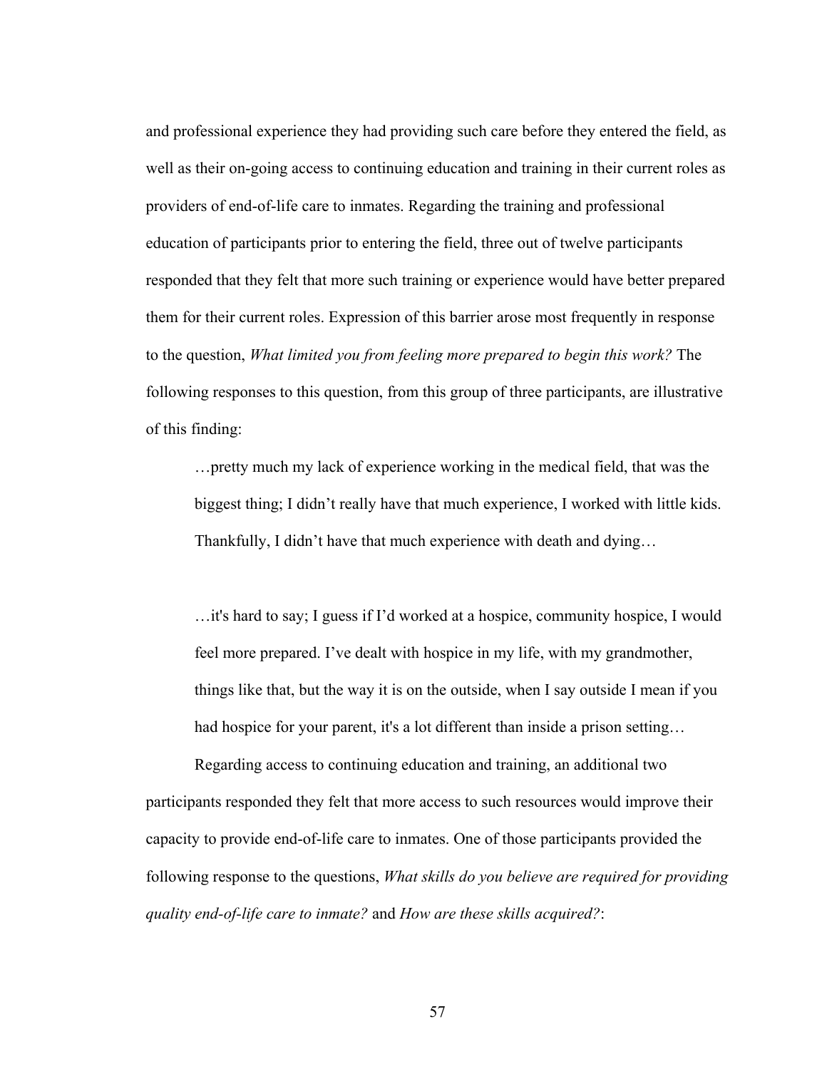and professional experience they had providing such care before they entered the field, as well as their on-going access to continuing education and training in their current roles as providers of end-of-life care to inmates. Regarding the training and professional education of participants prior to entering the field, three out of twelve participants responded that they felt that more such training or experience would have better prepared them for their current roles. Expression of this barrier arose most frequently in response to the question, *What limited you from feeling more prepared to begin this work?* The following responses to this question, from this group of three participants, are illustrative of this finding:

> …pretty much my lack of experience working in the medical field, that was the biggest thing; I didn't really have that much experience, I worked with little kids. Thankfully, I didn't have that much experience with death and dying…

> …it's hard to say; I guess if I'd worked at a hospice, community hospice, I would feel more prepared. I've dealt with hospice in my life, with my grandmother, things like that, but the way it is on the outside, when I say outside I mean if you had hospice for your parent, it's a lot different than inside a prison setting…

Regarding access to continuing education and training, an additional two participants responded they felt that more access to such resources would improve their capacity to provide end-of-life care to inmates. One of those participants provided the following response to the questions, *What skills do you believe are required for providing quality end-of-life care to inmate?* and *How are these skills acquired?*: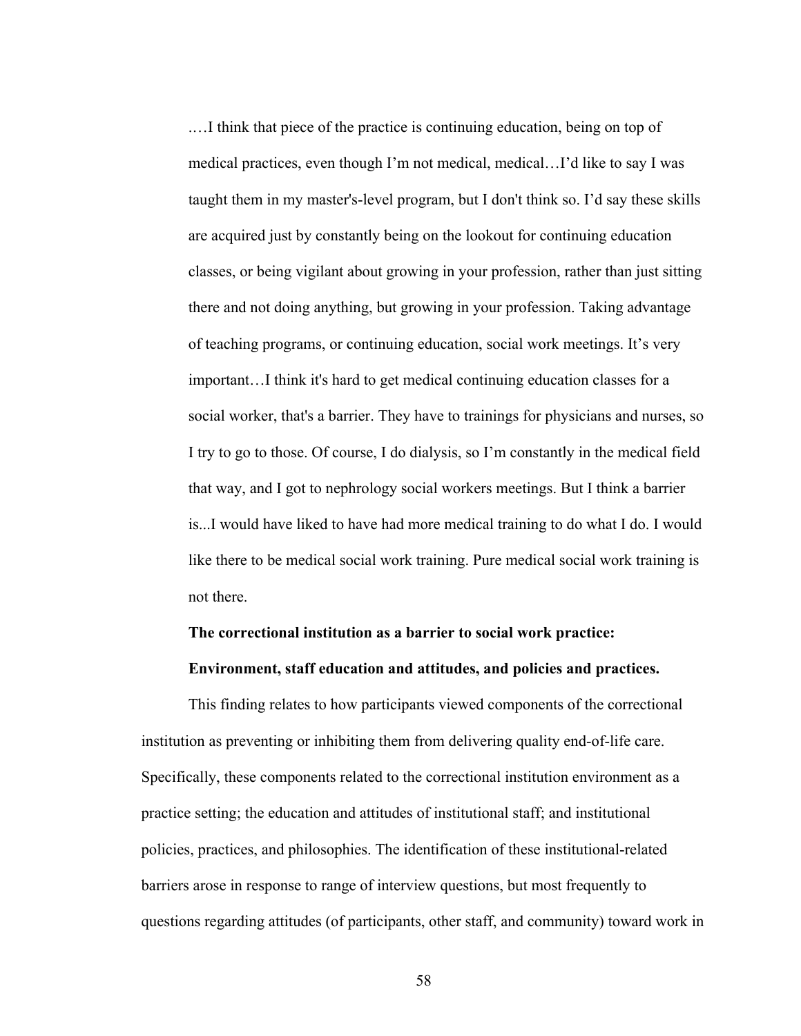.…I think that piece of the practice is continuing education, being on top of medical practices, even though I'm not medical, medical…I'd like to say I was taught them in my master's-level program, but I don't think so. I'd say these skills are acquired just by constantly being on the lookout for continuing education classes, or being vigilant about growing in your profession, rather than just sitting there and not doing anything, but growing in your profession. Taking advantage of teaching programs, or continuing education, social work meetings. It's very important…I think it's hard to get medical continuing education classes for a social worker, that's a barrier. They have to trainings for physicians and nurses, so I try to go to those. Of course, I do dialysis, so I'm constantly in the medical field that way, and I got to nephrology social workers meetings. But I think a barrier is...I would have liked to have had more medical training to do what I do. I would like there to be medical social work training. Pure medical social work training is not there.

**The correctional institution as a barrier to social work practice: Environment, staff education and attitudes, and policies and practices.**

This finding relates to how participants viewed components of the correctional institution as preventing or inhibiting them from delivering quality end-of-life care. Specifically, these components related to the correctional institution environment as a practice setting; the education and attitudes of institutional staff; and institutional policies, practices, and philosophies. The identification of these institutional-related barriers arose in response to range of interview questions, but most frequently to questions regarding attitudes (of participants, other staff, and community) toward work in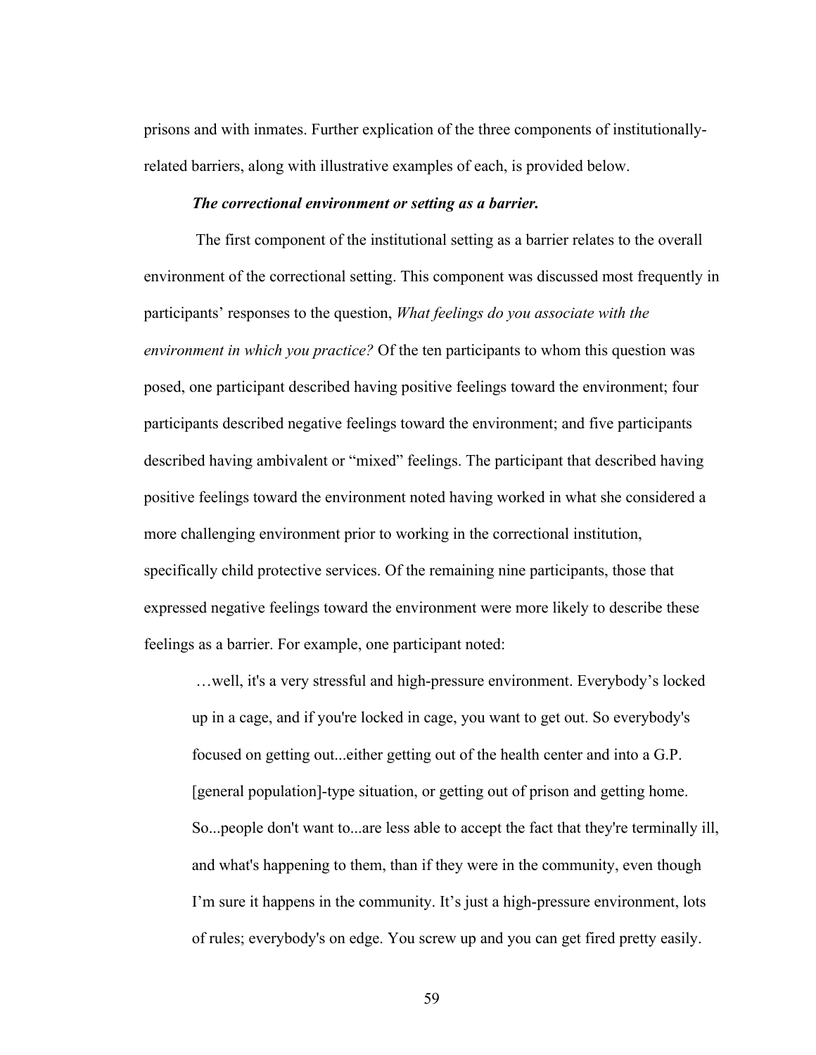prisons and with inmates. Further explication of the three components of institutionally-related barriers, along with illustrative examples of each, is provided below.

***The correctional environment or setting as a barrier.***

The first component of the institutional setting as a barrier relates to the overall environment of the correctional setting. This component was discussed most frequently in participants' responses to the question, *What feelings do you associate with the environment in which you practice?* Of the ten participants to whom this question was posed, one participant described having positive feelings toward the environment; four participants described negative feelings toward the environment; and five participants described having ambivalent or "mixed" feelings. The participant that described having positive feelings toward the environment noted having worked in what she considered a more challenging environment prior to working in the correctional institution, specifically child protective services. Of the remaining nine participants, those that expressed negative feelings toward the environment were more likely to describe these feelings as a barrier. For example, one participant noted:

> …well, it's a very stressful and high-pressure environment. Everybody's locked up in a cage, and if you're locked in cage, you want to get out. So everybody's focused on getting out...either getting out of the health center and into a G.P. [general population]-type situation, or getting out of prison and getting home. So...people don't want to...are less able to accept the fact that they're terminally ill, and what's happening to them, than if they were in the community, even though I'm sure it happens in the community. It's just a high-pressure environment, lots of rules; everybody's on edge. You screw up and you can get fired pretty easily.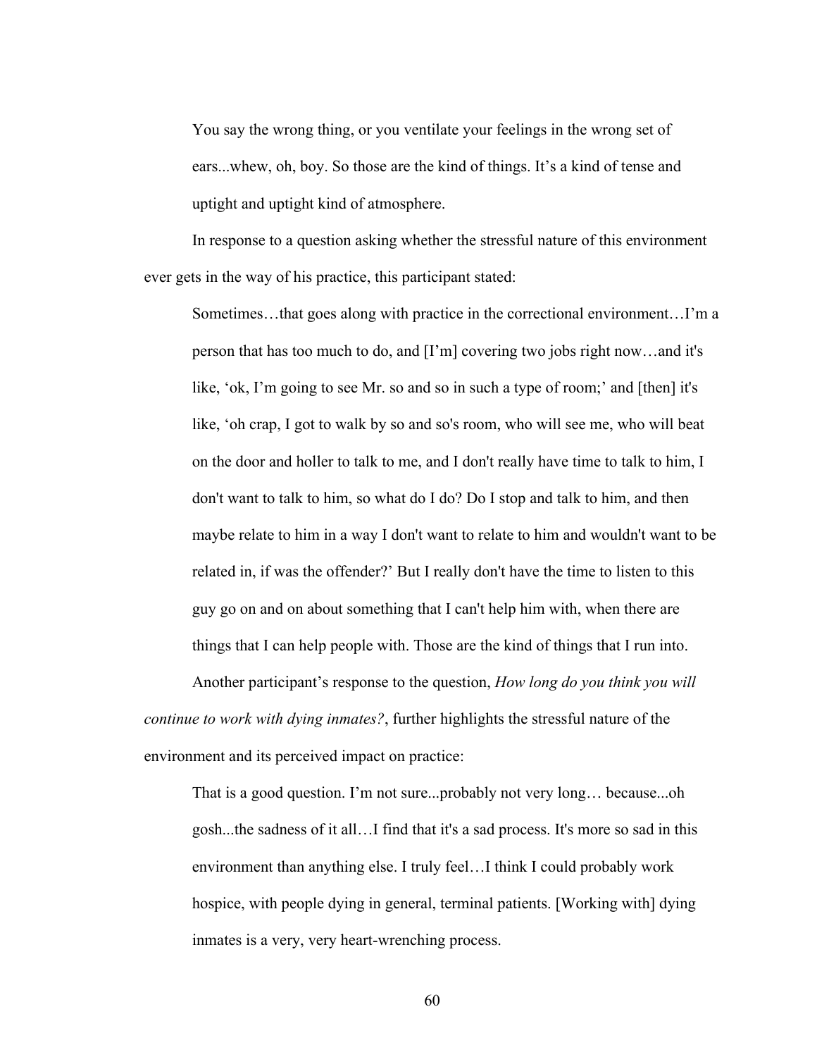> You say the wrong thing, or you ventilate your feelings in the wrong set of ears...whew, oh, boy. So those are the kind of things. It's a kind of tense and uptight and uptight kind of atmosphere.

In response to a question asking whether the stressful nature of this environment ever gets in the way of his practice, this participant stated:

> Sometimes…that goes along with practice in the correctional environment…I'm a person that has too much to do, and [I'm] covering two jobs right now…and it's like, 'ok, I'm going to see Mr. so and so in such a type of room;' and [then] it's like, 'oh crap, I got to walk by so and so's room, who will see me, who will beat on the door and holler to talk to me, and I don't really have time to talk to him, I don't want to talk to him, so what do I do? Do I stop and talk to him, and then maybe relate to him in a way I don't want to relate to him and wouldn't want to be related in, if was the offender?' But I really don't have the time to listen to this guy go on and on about something that I can't help him with, when there are things that I can help people with. Those are the kind of things that I run into.

Another participant's response to the question, *How long do you think you will continue to work with dying inmates?*, further highlights the stressful nature of the environment and its perceived impact on practice:

> That is a good question. I'm not sure...probably not very long… because...oh gosh...the sadness of it all…I find that it's a sad process. It's more so sad in this environment than anything else. I truly feel…I think I could probably work hospice, with people dying in general, terminal patients. [Working with] dying inmates is a very, very heart-wrenching process.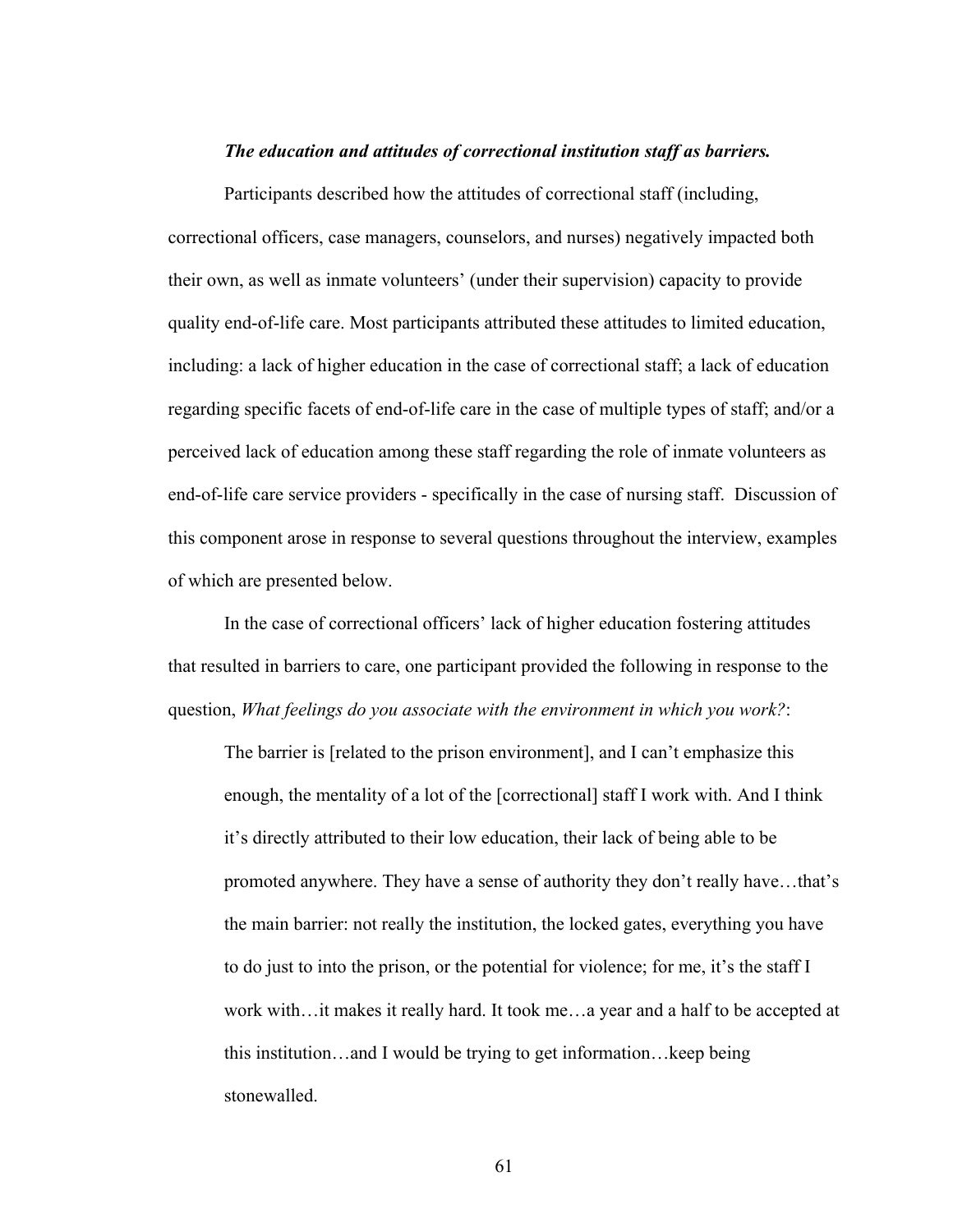***The education and attitudes of correctional institution staff as barriers.***

Participants described how the attitudes of correctional staff (including, correctional officers, case managers, counselors, and nurses) negatively impacted both their own, as well as inmate volunteers' (under their supervision) capacity to provide quality end-of-life care. Most participants attributed these attitudes to limited education, including: a lack of higher education in the case of correctional staff; a lack of education regarding specific facets of end-of-life care in the case of multiple types of staff; and/or a perceived lack of education among these staff regarding the role of inmate volunteers as end-of-life care service providers - specifically in the case of nursing staff. Discussion of this component arose in response to several questions throughout the interview, examples of which are presented below.

In the case of correctional officers' lack of higher education fostering attitudes that resulted in barriers to care, one participant provided the following in response to the question, *What feelings do you associate with the environment in which you work?*:

> The barrier is [related to the prison environment], and I can't emphasize this enough, the mentality of a lot of the [correctional] staff I work with. And I think it's directly attributed to their low education, their lack of being able to be promoted anywhere. They have a sense of authority they don't really have…that's the main barrier: not really the institution, the locked gates, everything you have to do just to into the prison, or the potential for violence; for me, it's the staff I work with…it makes it really hard. It took me…a year and a half to be accepted at this institution…and I would be trying to get information…keep being stonewalled.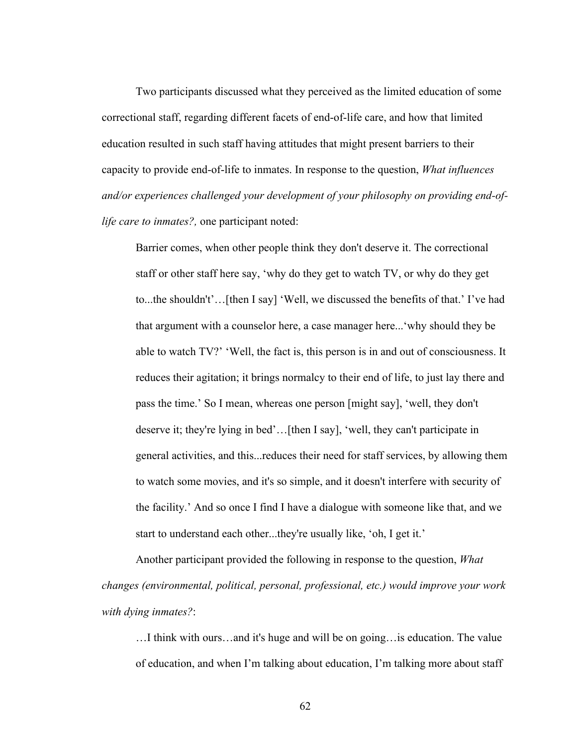Two participants discussed what they perceived as the limited education of some correctional staff, regarding different facets of end-of-life care, and how that limited education resulted in such staff having attitudes that might present barriers to their capacity to provide end-of-life to inmates. In response to the question, *What influences and/or experiences challenged your development of your philosophy on providing end-of-life care to inmates?,* one participant noted:

> Barrier comes, when other people think they don't deserve it. The correctional staff or other staff here say, 'why do they get to watch TV, or why do they get to...the shouldn't'…[then I say] 'Well, we discussed the benefits of that.' I've had that argument with a counselor here, a case manager here...'why should they be able to watch TV?' 'Well, the fact is, this person is in and out of consciousness. It reduces their agitation; it brings normalcy to their end of life, to just lay there and pass the time.' So I mean, whereas one person [might say], 'well, they don't deserve it; they're lying in bed'…[then I say], 'well, they can't participate in general activities, and this...reduces their need for staff services, by allowing them to watch some movies, and it's so simple, and it doesn't interfere with security of the facility.' And so once I find I have a dialogue with someone like that, and we start to understand each other...they're usually like, 'oh, I get it.'

Another participant provided the following in response to the question, *What changes (environmental, political, personal, professional, etc.) would improve your work with dying inmates?*:

> …I think with ours…and it's huge and will be on going…is education. The value of education, and when I'm talking about education, I'm talking more about staff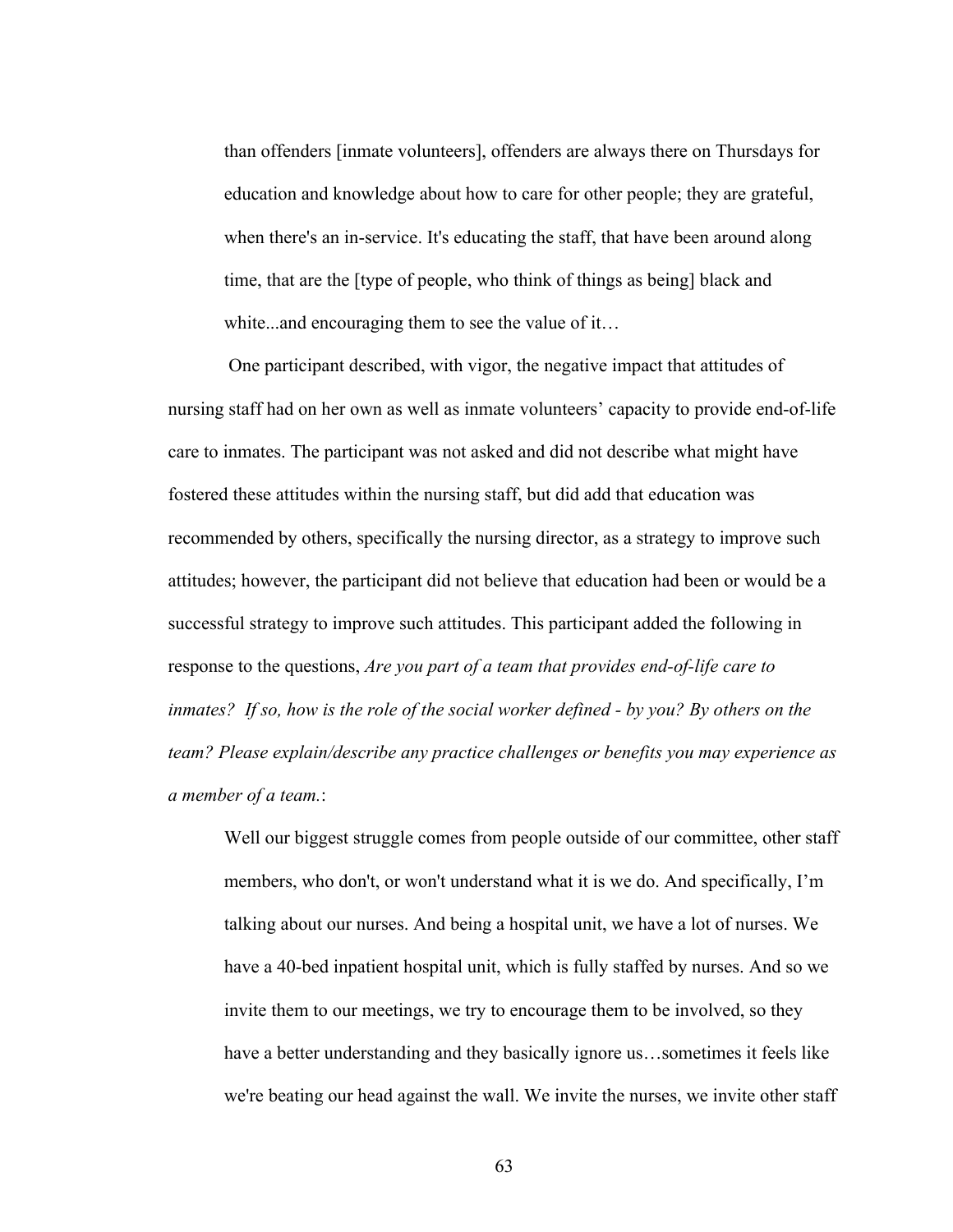> than offenders [inmate volunteers], offenders are always there on Thursdays for education and knowledge about how to care for other people; they are grateful, when there's an in-service. It's educating the staff, that have been around along time, that are the [type of people, who think of things as being] black and white...and encouraging them to see the value of it…

One participant described, with vigor, the negative impact that attitudes of nursing staff had on her own as well as inmate volunteers' capacity to provide end-of-life care to inmates. The participant was not asked and did not describe what might have fostered these attitudes within the nursing staff, but did add that education was recommended by others, specifically the nursing director, as a strategy to improve such attitudes; however, the participant did not believe that education had been or would be a successful strategy to improve such attitudes. This participant added the following in response to the questions, *Are you part of a team that provides end-of-life care to inmates? If so, how is the role of the social worker defined - by you? By others on the team? Please explain/describe any practice challenges or benefits you may experience as a member of a team.*:

> Well our biggest struggle comes from people outside of our committee, other staff members, who don't, or won't understand what it is we do. And specifically, I'm talking about our nurses. And being a hospital unit, we have a lot of nurses. We have a 40-bed inpatient hospital unit, which is fully staffed by nurses. And so we invite them to our meetings, we try to encourage them to be involved, so they have a better understanding and they basically ignore us…sometimes it feels like we're beating our head against the wall. We invite the nurses, we invite other staff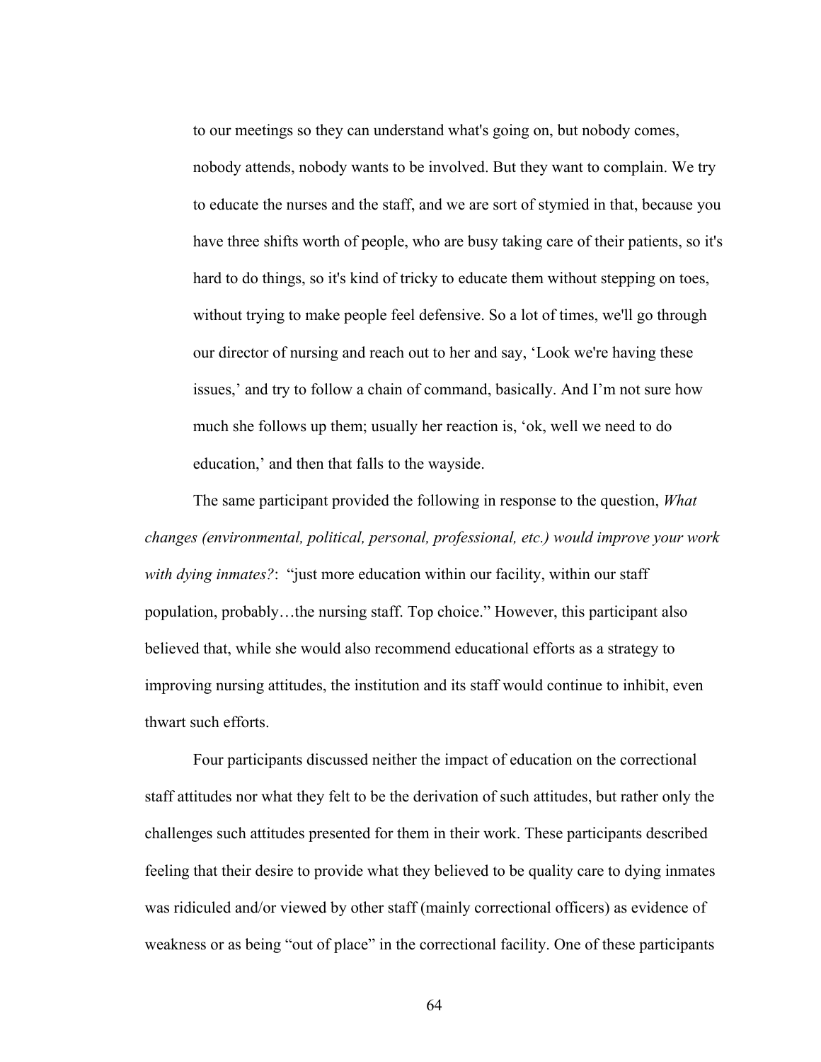> to our meetings so they can understand what's going on, but nobody comes, nobody attends, nobody wants to be involved. But they want to complain. We try to educate the nurses and the staff, and we are sort of stymied in that, because you have three shifts worth of people, who are busy taking care of their patients, so it's hard to do things, so it's kind of tricky to educate them without stepping on toes, without trying to make people feel defensive. So a lot of times, we'll go through our director of nursing and reach out to her and say, 'Look we're having these issues,' and try to follow a chain of command, basically. And I'm not sure how much she follows up them; usually her reaction is, 'ok, well we need to do education,' and then that falls to the wayside.

The same participant provided the following in response to the question, *What changes (environmental, political, personal, professional, etc.) would improve your work with dying inmates?*: "just more education within our facility, within our staff population, probably…the nursing staff. Top choice." However, this participant also believed that, while she would also recommend educational efforts as a strategy to improving nursing attitudes, the institution and its staff would continue to inhibit, even thwart such efforts.

Four participants discussed neither the impact of education on the correctional staff attitudes nor what they felt to be the derivation of such attitudes, but rather only the challenges such attitudes presented for them in their work. These participants described feeling that their desire to provide what they believed to be quality care to dying inmates was ridiculed and/or viewed by other staff (mainly correctional officers) as evidence of weakness or as being "out of place" in the correctional facility. One of these participants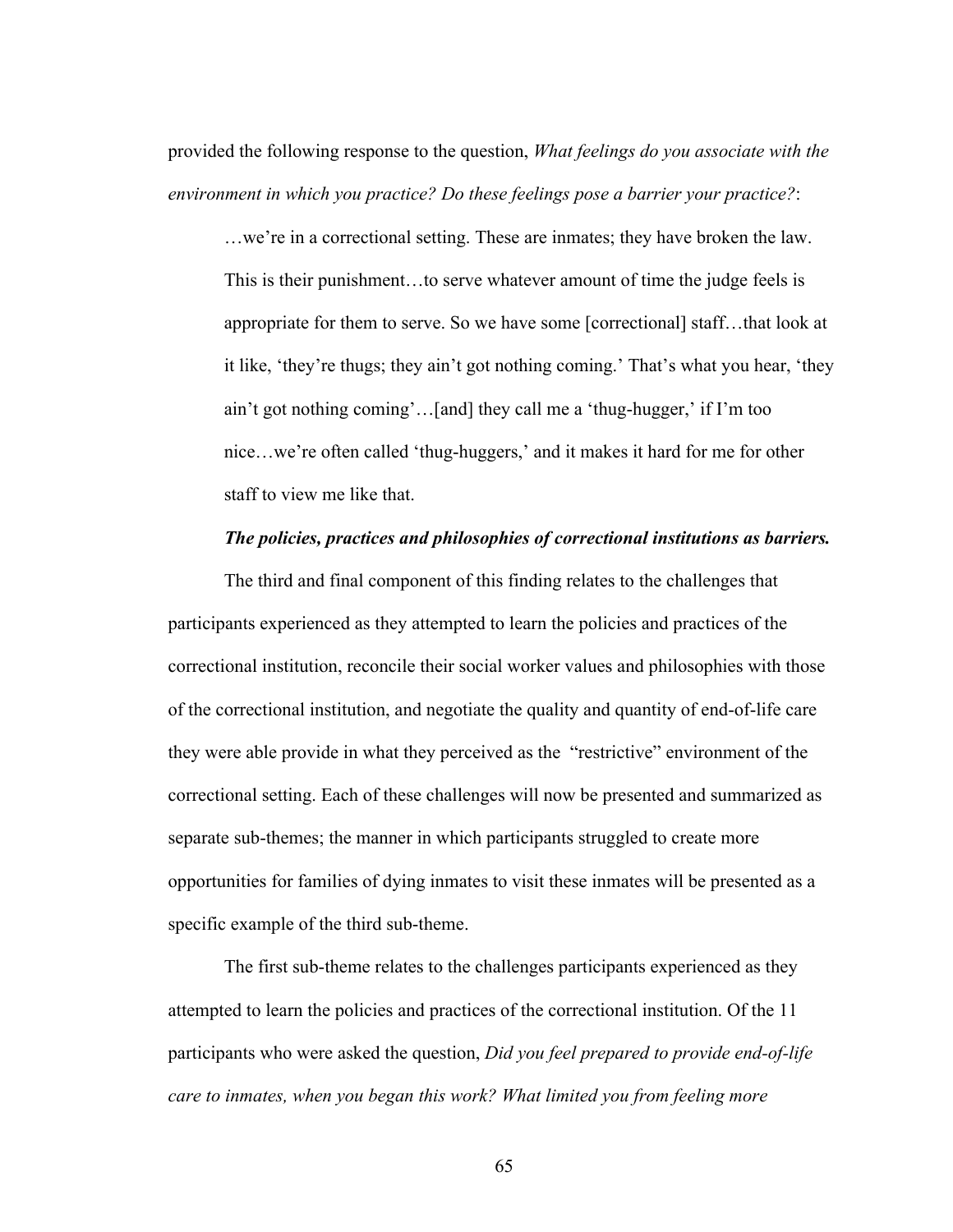provided the following response to the question, *What feelings do you associate with the environment in which you practice? Do these feelings pose a barrier your practice?*:

> …we're in a correctional setting. These are inmates; they have broken the law. This is their punishment…to serve whatever amount of time the judge feels is appropriate for them to serve. So we have some [correctional] staff…that look at it like, 'they're thugs; they ain't got nothing coming.' That's what you hear, 'they ain't got nothing coming'…[and] they call me a 'thug-hugger,' if I'm too nice…we're often called 'thug-huggers,' and it makes it hard for me for other staff to view me like that.

***The policies, practices and philosophies of correctional institutions as barriers.***

The third and final component of this finding relates to the challenges that participants experienced as they attempted to learn the policies and practices of the correctional institution, reconcile their social worker values and philosophies with those of the correctional institution, and negotiate the quality and quantity of end-of-life care they were able provide in what they perceived as the "restrictive" environment of the correctional setting. Each of these challenges will now be presented and summarized as separate sub-themes; the manner in which participants struggled to create more opportunities for families of dying inmates to visit these inmates will be presented as a specific example of the third sub-theme.

The first sub-theme relates to the challenges participants experienced as they attempted to learn the policies and practices of the correctional institution. Of the 11 participants who were asked the question, *Did you feel prepared to provide end-of-life care to inmates, when you began this work? What limited you from feeling more*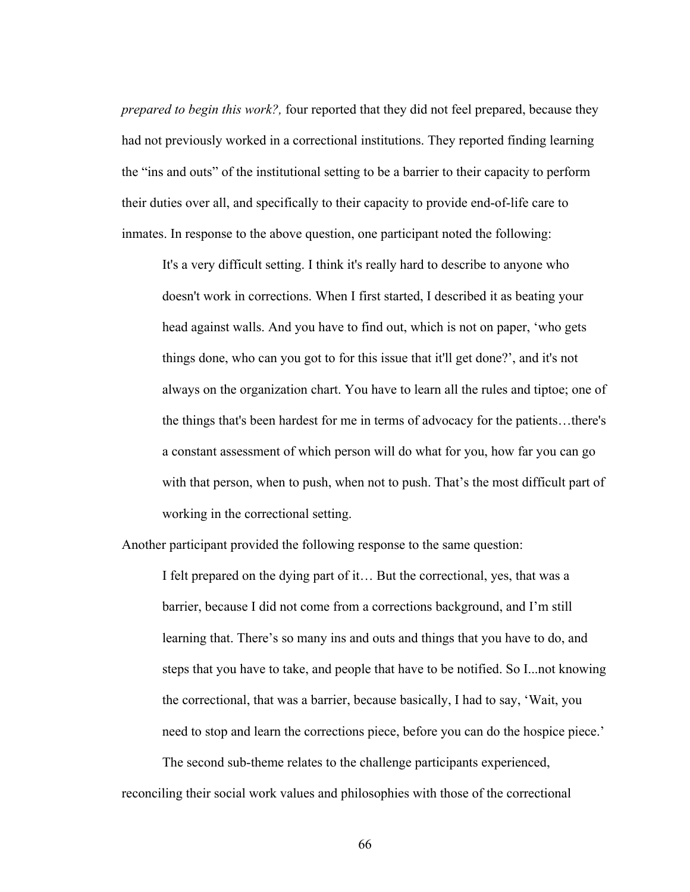*prepared to begin this work?,* four reported that they did not feel prepared, because they had not previously worked in a correctional institutions. They reported finding learning the "ins and outs" of the institutional setting to be a barrier to their capacity to perform their duties over all, and specifically to their capacity to provide end-of-life care to inmates. In response to the above question, one participant noted the following:

> It's a very difficult setting. I think it's really hard to describe to anyone who doesn't work in corrections. When I first started, I described it as beating your head against walls. And you have to find out, which is not on paper, 'who gets things done, who can you got to for this issue that it'll get done?', and it's not always on the organization chart. You have to learn all the rules and tiptoe; one of the things that's been hardest for me in terms of advocacy for the patients…there's a constant assessment of which person will do what for you, how far you can go with that person, when to push, when not to push. That's the most difficult part of working in the correctional setting.

Another participant provided the following response to the same question:

> I felt prepared on the dying part of it… But the correctional, yes, that was a barrier, because I did not come from a corrections background, and I'm still learning that. There's so many ins and outs and things that you have to do, and steps that you have to take, and people that have to be notified. So I...not knowing the correctional, that was a barrier, because basically, I had to say, 'Wait, you need to stop and learn the corrections piece, before you can do the hospice piece.'

The second sub-theme relates to the challenge participants experienced, reconciling their social work values and philosophies with those of the correctional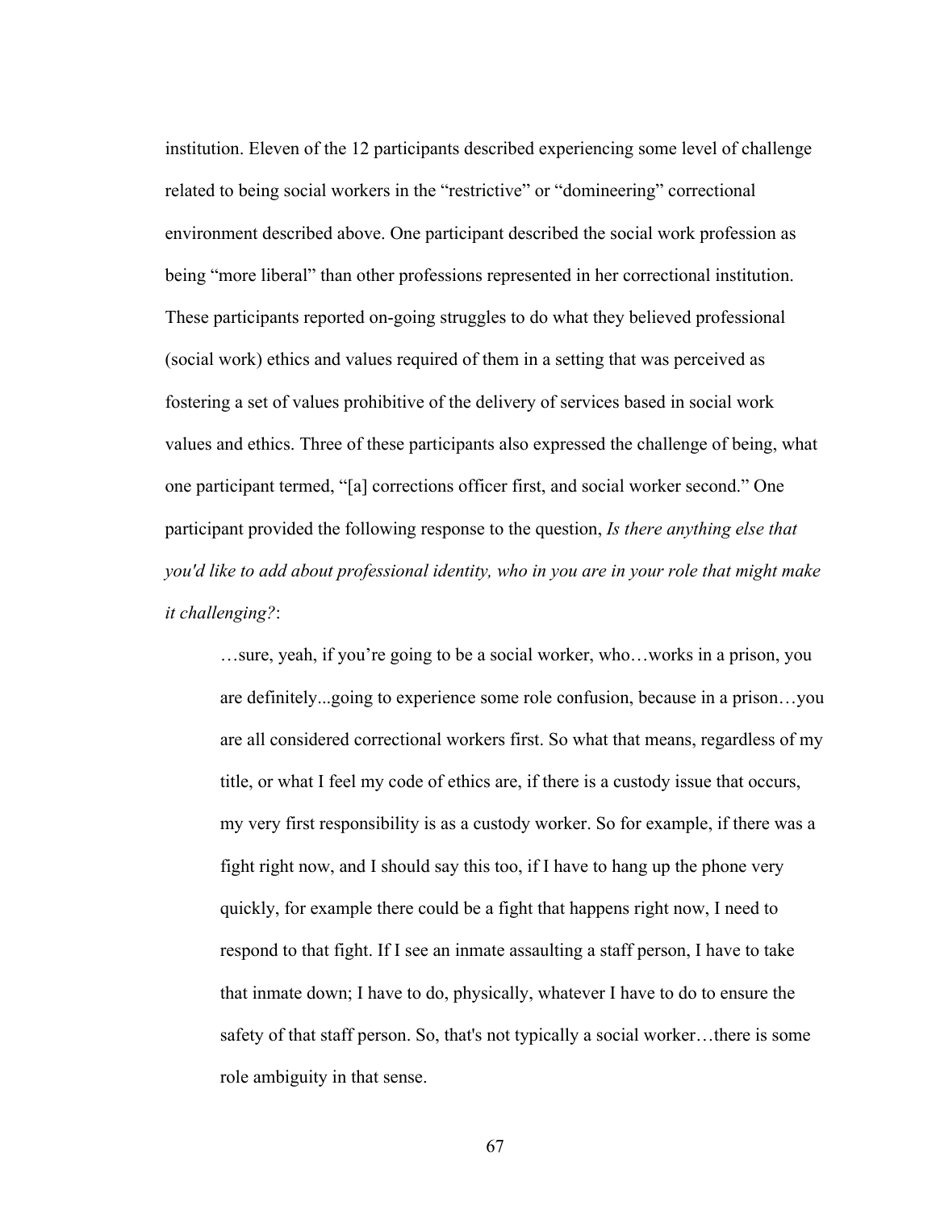institution. Eleven of the 12 participants described experiencing some level of challenge related to being social workers in the "restrictive" or "domineering" correctional environment described above. One participant described the social work profession as being "more liberal" than other professions represented in her correctional institution. These participants reported on-going struggles to do what they believed professional (social work) ethics and values required of them in a setting that was perceived as fostering a set of values prohibitive of the delivery of services based in social work values and ethics. Three of these participants also expressed the challenge of being, what one participant termed, "[a] corrections officer first, and social worker second." One participant provided the following response to the question, *Is there anything else that you'd like to add about professional identity, who in you are in your role that might make it challenging?*:

> …sure, yeah, if you're going to be a social worker, who…works in a prison, you are definitely...going to experience some role confusion, because in a prison…you are all considered correctional workers first. So what that means, regardless of my title, or what I feel my code of ethics are, if there is a custody issue that occurs, my very first responsibility is as a custody worker. So for example, if there was a fight right now, and I should say this too, if I have to hang up the phone very quickly, for example there could be a fight that happens right now, I need to respond to that fight. If I see an inmate assaulting a staff person, I have to take that inmate down; I have to do, physically, whatever I have to do to ensure the safety of that staff person. So, that's not typically a social worker…there is some role ambiguity in that sense.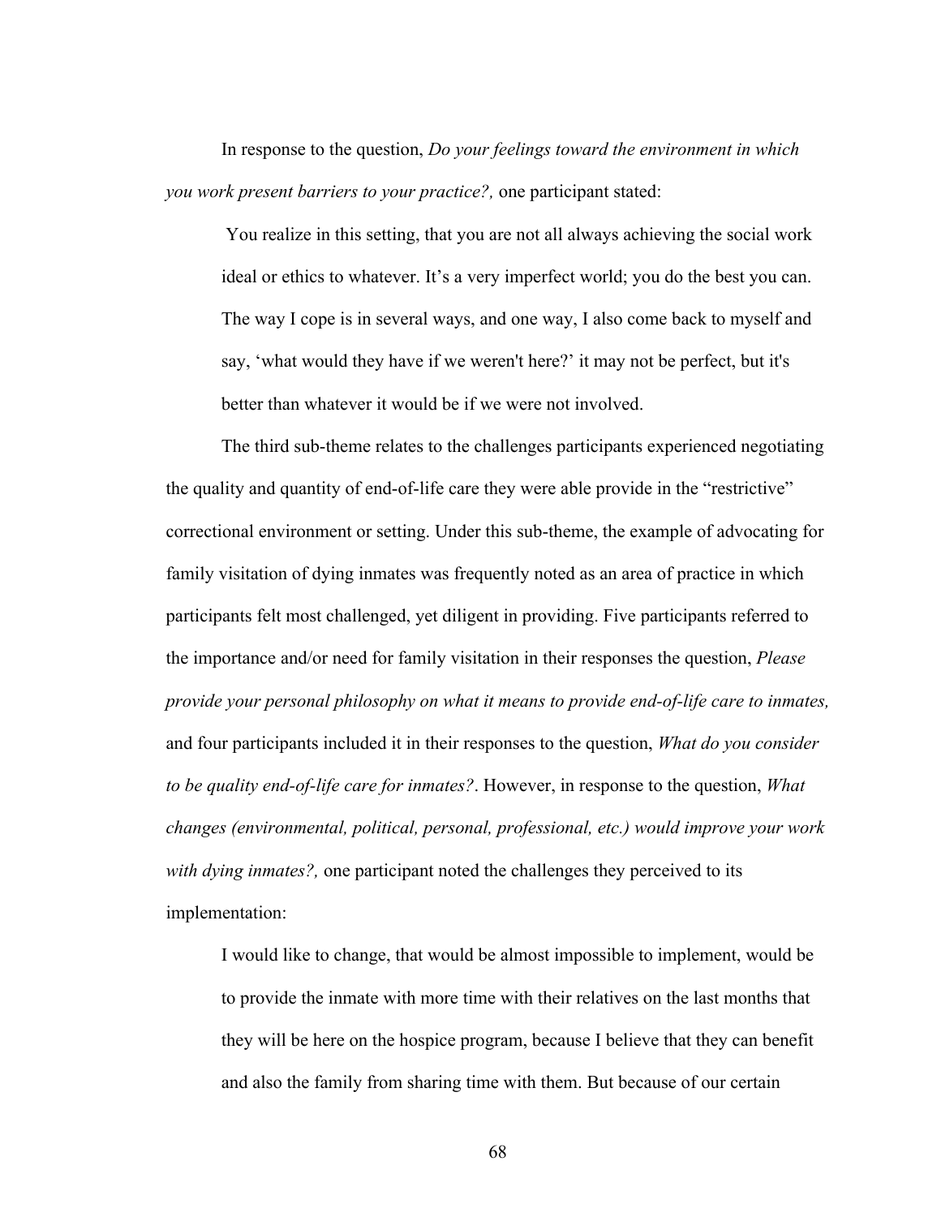In response to the question, *Do your feelings toward the environment in which you work present barriers to your practice?,* one participant stated:

> You realize in this setting, that you are not all always achieving the social work ideal or ethics to whatever. It's a very imperfect world; you do the best you can. The way I cope is in several ways, and one way, I also come back to myself and say, 'what would they have if we weren't here?' it may not be perfect, but it's better than whatever it would be if we were not involved.

The third sub-theme relates to the challenges participants experienced negotiating the quality and quantity of end-of-life care they were able provide in the "restrictive" correctional environment or setting. Under this sub-theme, the example of advocating for family visitation of dying inmates was frequently noted as an area of practice in which participants felt most challenged, yet diligent in providing. Five participants referred to the importance and/or need for family visitation in their responses the question, *Please provide your personal philosophy on what it means to provide end-of-life care to inmates,* and four participants included it in their responses to the question, *What do you consider to be quality end-of-life care for inmates?*. However, in response to the question, *What changes (environmental, political, personal, professional, etc.) would improve your work with dying inmates?,* one participant noted the challenges they perceived to its implementation:

> I would like to change, that would be almost impossible to implement, would be to provide the inmate with more time with their relatives on the last months that they will be here on the hospice program, because I believe that they can benefit and also the family from sharing time with them. But because of our certain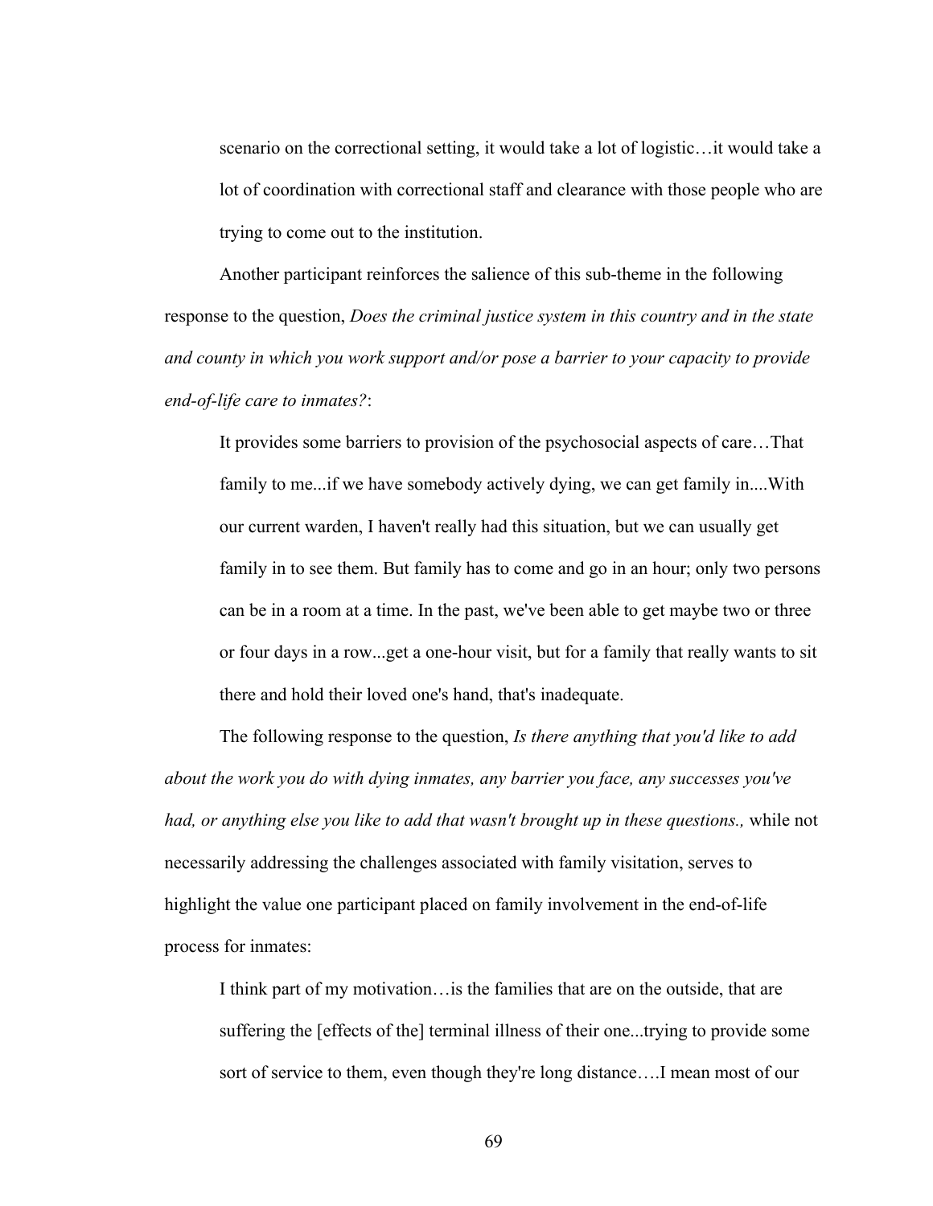scenario on the correctional setting, it would take a lot of logistic…it would take a lot of coordination with correctional staff and clearance with those people who are trying to come out to the institution.

Another participant reinforces the salience of this sub-theme in the following response to the question, *Does the criminal justice system in this country and in the state and county in which you work support and/or pose a barrier to your capacity to provide end-of-life care to inmates?*:

> It provides some barriers to provision of the psychosocial aspects of care…That family to me...if we have somebody actively dying, we can get family in....With our current warden, I haven't really had this situation, but we can usually get family in to see them. But family has to come and go in an hour; only two persons can be in a room at a time. In the past, we've been able to get maybe two or three or four days in a row...get a one-hour visit, but for a family that really wants to sit there and hold their loved one's hand, that's inadequate.

The following response to the question, *Is there anything that you'd like to add about the work you do with dying inmates, any barrier you face, any successes you've had, or anything else you like to add that wasn't brought up in these questions.,* while not necessarily addressing the challenges associated with family visitation, serves to highlight the value one participant placed on family involvement in the end-of-life process for inmates:

> I think part of my motivation…is the families that are on the outside, that are suffering the [effects of the] terminal illness of their one...trying to provide some sort of service to them, even though they're long distance….I mean most of our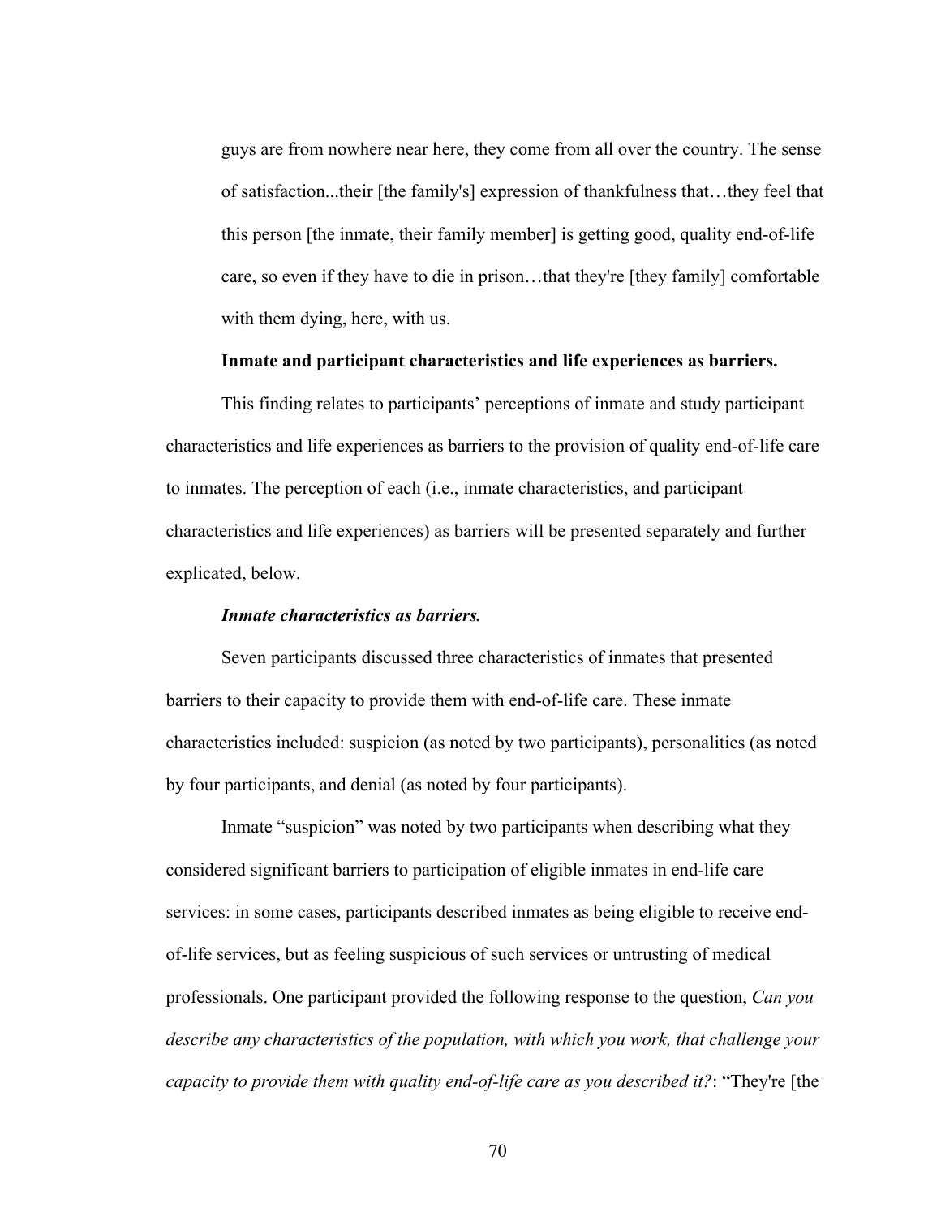guys are from nowhere near here, they come from all over the country. The sense of satisfaction...their [the family's] expression of thankfulness that…they feel that this person [the inmate, their family member] is getting good, quality end-of-life care, so even if they have to die in prison…that they're [they family] comfortable with them dying, here, with us.

**Inmate and participant characteristics and life experiences as barriers.**

This finding relates to participants' perceptions of inmate and study participant characteristics and life experiences as barriers to the provision of quality end-of-life care to inmates. The perception of each (i.e., inmate characteristics, and participant characteristics and life experiences) as barriers will be presented separately and further explicated, below.

***Inmate characteristics as barriers.***

Seven participants discussed three characteristics of inmates that presented barriers to their capacity to provide them with end-of-life care. These inmate characteristics included: suspicion (as noted by two participants), personalities (as noted by four participants, and denial (as noted by four participants).

Inmate "suspicion" was noted by two participants when describing what they considered significant barriers to participation of eligible inmates in end-life care services: in some cases, participants described inmates as being eligible to receive end-of-life services, but as feeling suspicious of such services or untrusting of medical professionals. One participant provided the following response to the question, *Can you describe any characteristics of the population, with which you work, that challenge your capacity to provide them with quality end-of-life care as you described it?*: "They're [the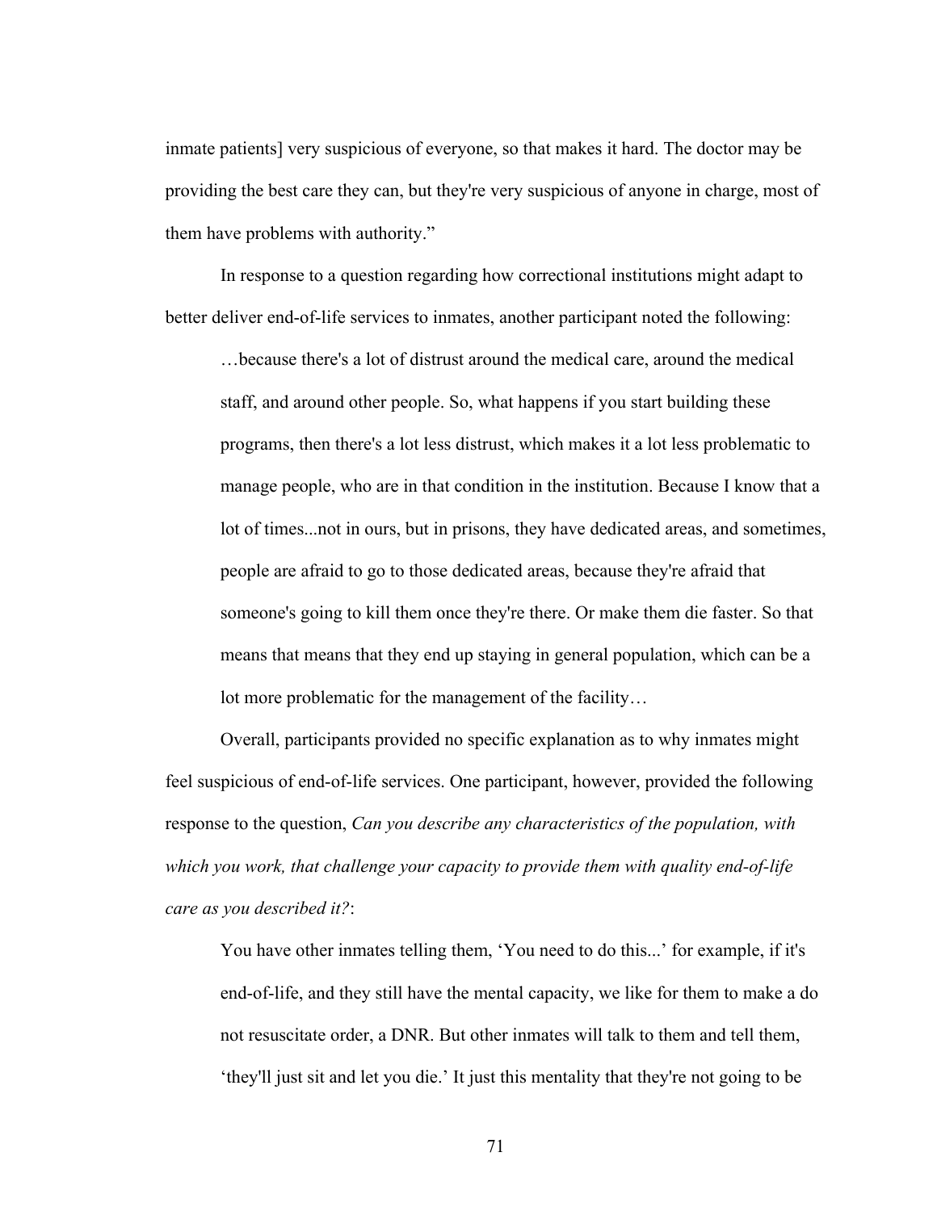inmate patients] very suspicious of everyone, so that makes it hard. The doctor may be providing the best care they can, but they're very suspicious of anyone in charge, most of them have problems with authority."

In response to a question regarding how correctional institutions might adapt to better deliver end-of-life services to inmates, another participant noted the following:

> …because there's a lot of distrust around the medical care, around the medical staff, and around other people. So, what happens if you start building these programs, then there's a lot less distrust, which makes it a lot less problematic to manage people, who are in that condition in the institution. Because I know that a lot of times...not in ours, but in prisons, they have dedicated areas, and sometimes, people are afraid to go to those dedicated areas, because they're afraid that someone's going to kill them once they're there. Or make them die faster. So that means that means that they end up staying in general population, which can be a lot more problematic for the management of the facility…

Overall, participants provided no specific explanation as to why inmates might feel suspicious of end-of-life services. One participant, however, provided the following response to the question, *Can you describe any characteristics of the population, with which you work, that challenge your capacity to provide them with quality end-of-life care as you described it?*:

> You have other inmates telling them, 'You need to do this...' for example, if it's end-of-life, and they still have the mental capacity, we like for them to make a do not resuscitate order, a DNR. But other inmates will talk to them and tell them, 'they'll just sit and let you die.' It just this mentality that they're not going to be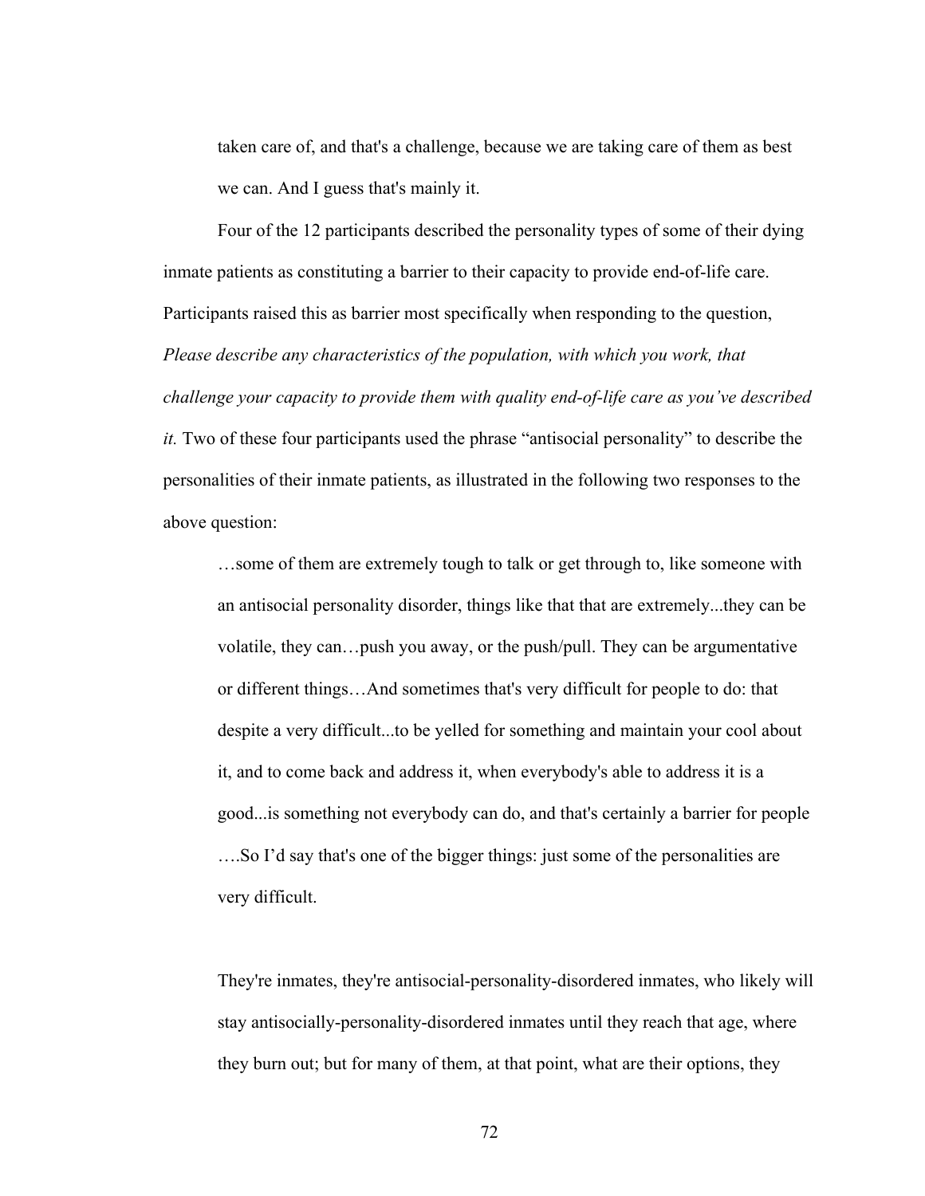taken care of, and that's a challenge, because we are taking care of them as best we can. And I guess that's mainly it.

Four of the 12 participants described the personality types of some of their dying inmate patients as constituting a barrier to their capacity to provide end-of-life care. Participants raised this as barrier most specifically when responding to the question, *Please describe any characteristics of the population, with which you work, that challenge your capacity to provide them with quality end-of-life care as you've described it.* Two of these four participants used the phrase "antisocial personality" to describe the personalities of their inmate patients, as illustrated in the following two responses to the above question:

> …some of them are extremely tough to talk or get through to, like someone with an antisocial personality disorder, things like that that are extremely...they can be volatile, they can…push you away, or the push/pull. They can be argumentative or different things…And sometimes that's very difficult for people to do: that despite a very difficult...to be yelled for something and maintain your cool about it, and to come back and address it, when everybody's able to address it is a good...is something not everybody can do, and that's certainly a barrier for people ….So I'd say that's one of the bigger things: just some of the personalities are very difficult.

> They're inmates, they're antisocial-personality-disordered inmates, who likely will stay antisocially-personality-disordered inmates until they reach that age, where they burn out; but for many of them, at that point, what are their options, they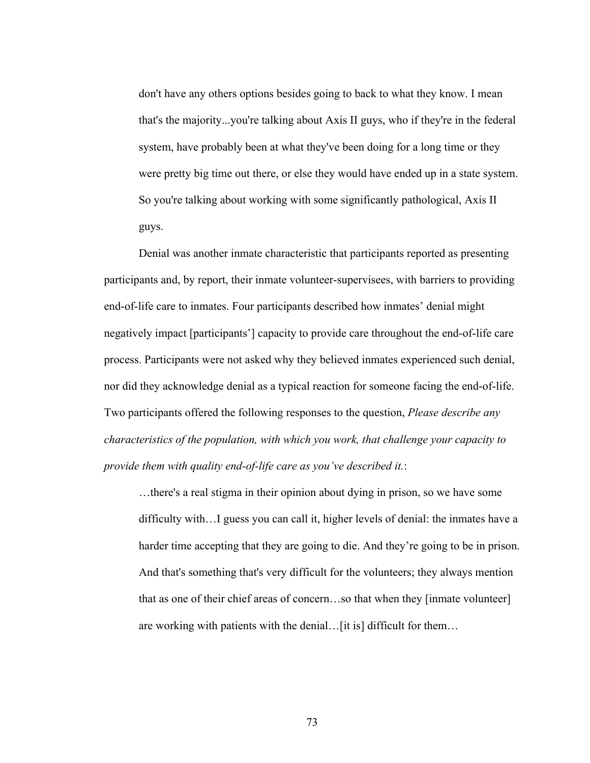> don't have any others options besides going to back to what they know. I mean that's the majority...you're talking about Axis II guys, who if they're in the federal system, have probably been at what they've been doing for a long time or they were pretty big time out there, or else they would have ended up in a state system. So you're talking about working with some significantly pathological, Axis II guys.

Denial was another inmate characteristic that participants reported as presenting participants and, by report, their inmate volunteer-supervisees, with barriers to providing end-of-life care to inmates. Four participants described how inmates' denial might negatively impact [participants'] capacity to provide care throughout the end-of-life care process. Participants were not asked why they believed inmates experienced such denial, nor did they acknowledge denial as a typical reaction for someone facing the end-of-life. Two participants offered the following responses to the question, *Please describe any characteristics of the population, with which you work, that challenge your capacity to provide them with quality end-of-life care as you've described it.*:

> …there's a real stigma in their opinion about dying in prison, so we have some difficulty with…I guess you can call it, higher levels of denial: the inmates have a harder time accepting that they are going to die. And they're going to be in prison. And that's something that's very difficult for the volunteers; they always mention that as one of their chief areas of concern…so that when they [inmate volunteer] are working with patients with the denial…[it is] difficult for them…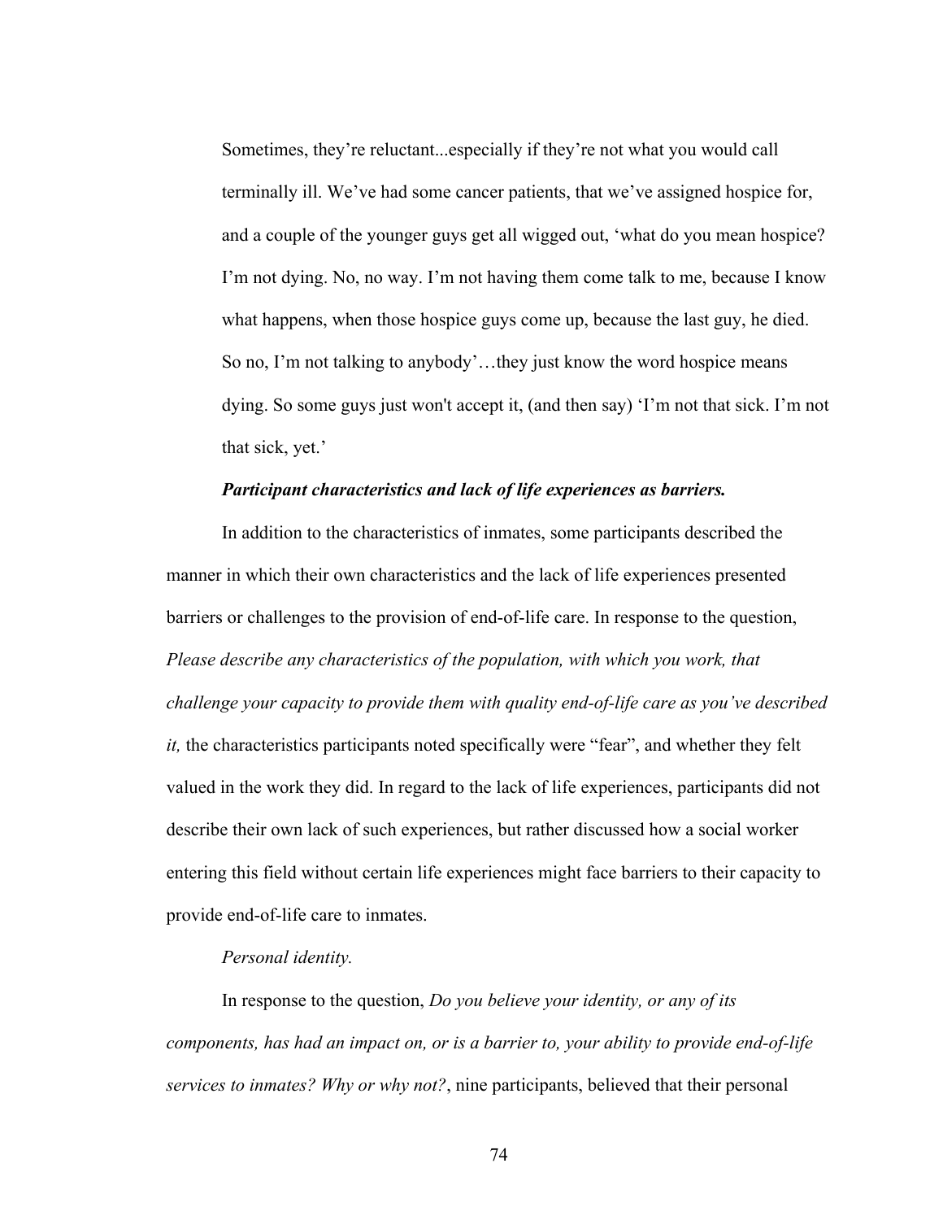Sometimes, they're reluctant...especially if they're not what you would call terminally ill. We've had some cancer patients, that we've assigned hospice for, and a couple of the younger guys get all wigged out, 'what do you mean hospice? I'm not dying. No, no way. I'm not having them come talk to me, because I know what happens, when those hospice guys come up, because the last guy, he died. So no, I'm not talking to anybody'…they just know the word hospice means dying. So some guys just won't accept it, (and then say) 'I'm not that sick. I'm not that sick, yet.'

***Participant characteristics and lack of life experiences as barriers.***

In addition to the characteristics of inmates, some participants described the manner in which their own characteristics and the lack of life experiences presented barriers or challenges to the provision of end-of-life care. In response to the question, *Please describe any characteristics of the population, with which you work, that challenge your capacity to provide them with quality end-of-life care as you've described it,* the characteristics participants noted specifically were "fear", and whether they felt valued in the work they did. In regard to the lack of life experiences, participants did not describe their own lack of such experiences, but rather discussed how a social worker entering this field without certain life experiences might face barriers to their capacity to provide end-of-life care to inmates.

*Personal identity.*

In response to the question, *Do you believe your identity, or any of its components, has had an impact on, or is a barrier to, your ability to provide end-of-life services to inmates? Why or why not?*, nine participants, believed that their personal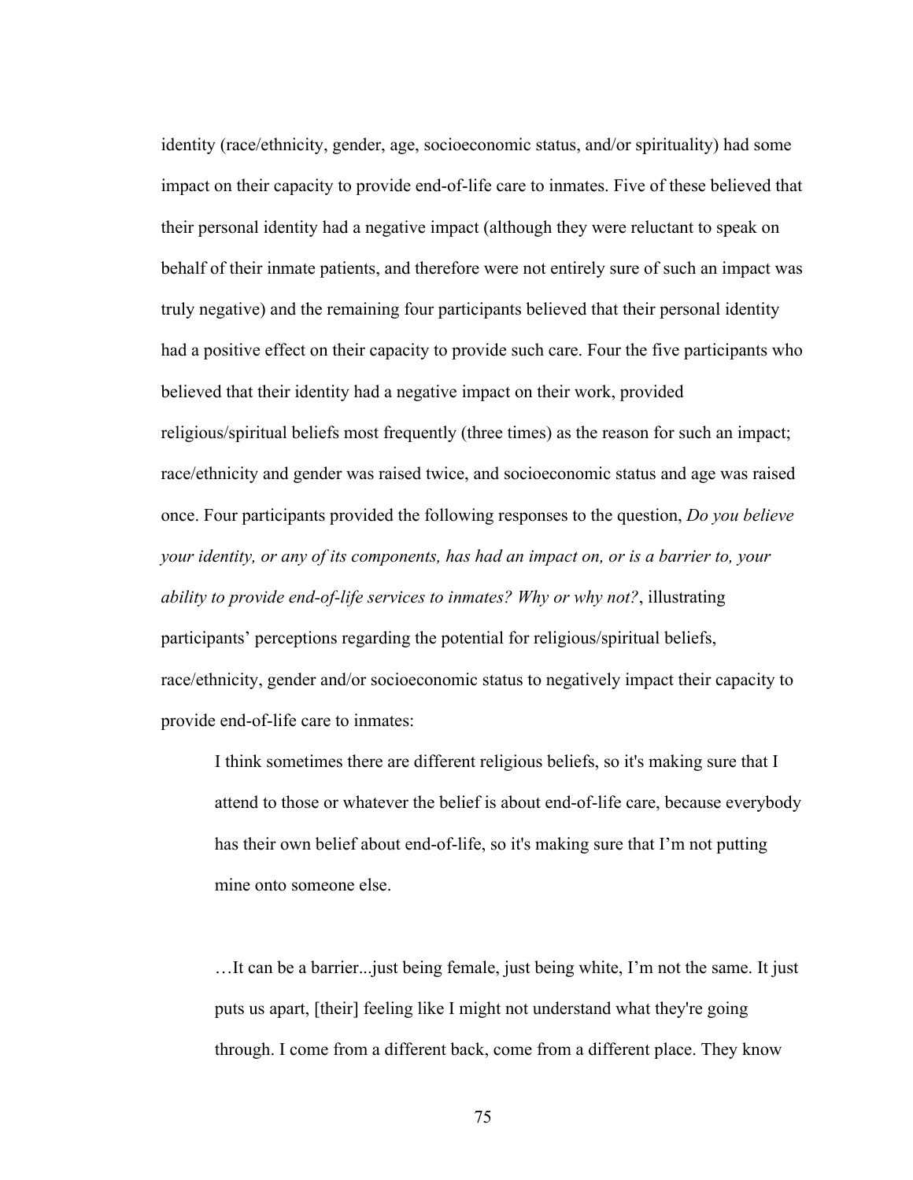identity (race/ethnicity, gender, age, socioeconomic status, and/or spirituality) had some impact on their capacity to provide end-of-life care to inmates. Five of these believed that their personal identity had a negative impact (although they were reluctant to speak on behalf of their inmate patients, and therefore were not entirely sure of such an impact was truly negative) and the remaining four participants believed that their personal identity had a positive effect on their capacity to provide such care. Four the five participants who believed that their identity had a negative impact on their work, provided religious/spiritual beliefs most frequently (three times) as the reason for such an impact; race/ethnicity and gender was raised twice, and socioeconomic status and age was raised once. Four participants provided the following responses to the question, *Do you believe your identity, or any of its components, has had an impact on, or is a barrier to, your ability to provide end-of-life services to inmates? Why or why not?*, illustrating participants' perceptions regarding the potential for religious/spiritual beliefs, race/ethnicity, gender and/or socioeconomic status to negatively impact their capacity to provide end-of-life care to inmates:

> I think sometimes there are different religious beliefs, so it's making sure that I attend to those or whatever the belief is about end-of-life care, because everybody has their own belief about end-of-life, so it's making sure that I'm not putting mine onto someone else.

> …It can be a barrier...just being female, just being white, I'm not the same. It just puts us apart, [their] feeling like I might not understand what they're going through. I come from a different back, come from a different place. They know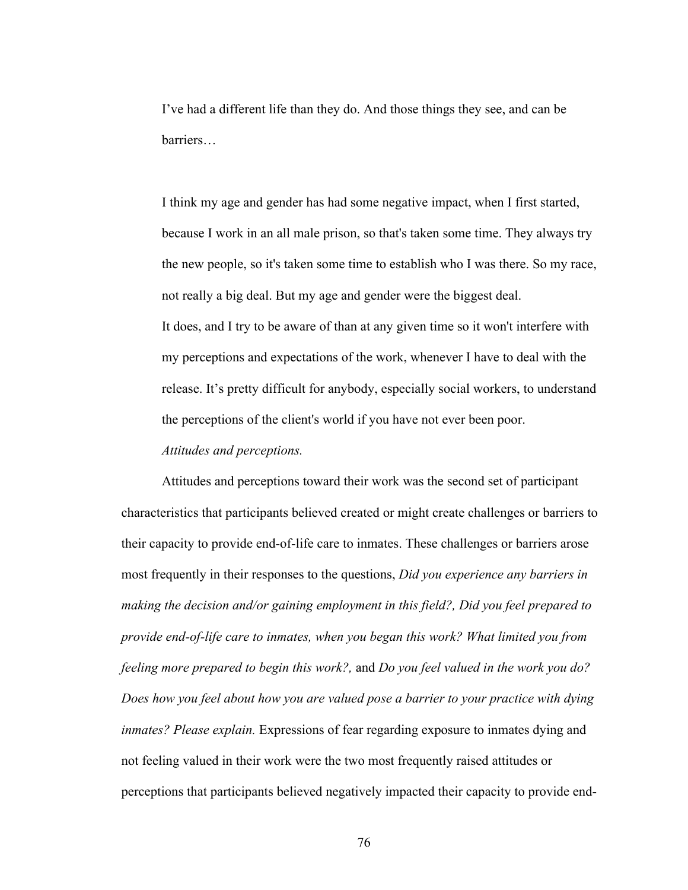> I've had a different life than they do. And those things they see, and can be barriers…

> I think my age and gender has had some negative impact, when I first started, because I work in an all male prison, so that's taken some time. They always try the new people, so it's taken some time to establish who I was there. So my race, not really a big deal. But my age and gender were the biggest deal.
> It does, and I try to be aware of than at any given time so it won't interfere with my perceptions and expectations of the work, whenever I have to deal with the release. It's pretty difficult for anybody, especially social workers, to understand the perceptions of the client's world if you have not ever been poor.

*Attitudes and perceptions.*

Attitudes and perceptions toward their work was the second set of participant characteristics that participants believed created or might create challenges or barriers to their capacity to provide end-of-life care to inmates. These challenges or barriers arose most frequently in their responses to the questions, *Did you experience any barriers in making the decision and/or gaining employment in this field?, Did you feel prepared to provide end-of-life care to inmates, when you began this work? What limited you from feeling more prepared to begin this work?,* and *Do you feel valued in the work you do? Does how you feel about how you are valued pose a barrier to your practice with dying inmates? Please explain.* Expressions of fear regarding exposure to inmates dying and not feeling valued in their work were the two most frequently raised attitudes or perceptions that participants believed negatively impacted their capacity to provide end-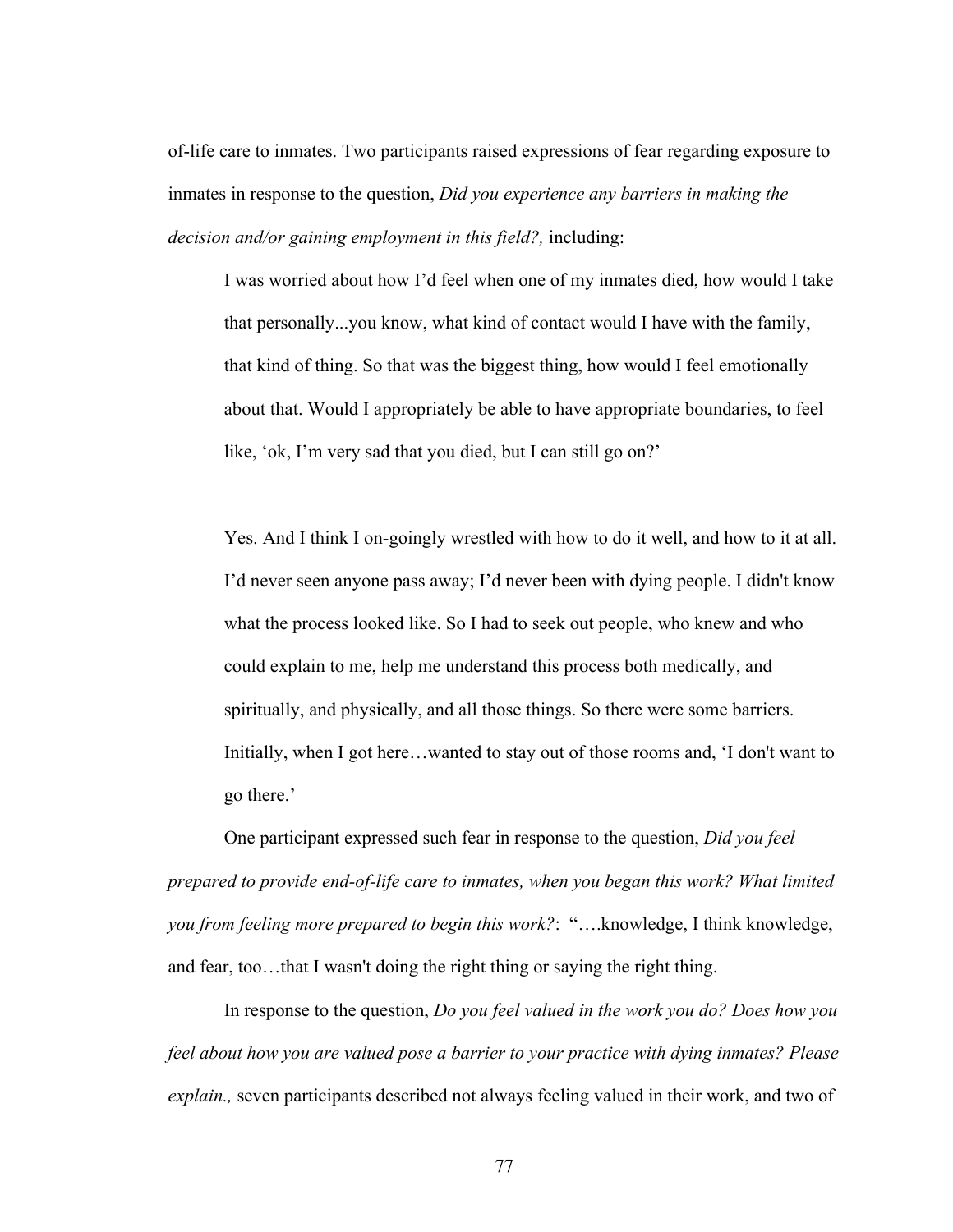of-life care to inmates. Two participants raised expressions of fear regarding exposure to inmates in response to the question, *Did you experience any barriers in making the decision and/or gaining employment in this field?,* including:

> I was worried about how I'd feel when one of my inmates died, how would I take that personally...you know, what kind of contact would I have with the family, that kind of thing. So that was the biggest thing, how would I feel emotionally about that. Would I appropriately be able to have appropriate boundaries, to feel like, 'ok, I'm very sad that you died, but I can still go on?'

> Yes. And I think I on-goingly wrestled with how to do it well, and how to it at all. I'd never seen anyone pass away; I'd never been with dying people. I didn't know what the process looked like. So I had to seek out people, who knew and who could explain to me, help me understand this process both medically, and spiritually, and physically, and all those things. So there were some barriers. Initially, when I got here…wanted to stay out of those rooms and, 'I don't want to go there.'

One participant expressed such fear in response to the question, *Did you feel prepared to provide end-of-life care to inmates, when you began this work? What limited you from feeling more prepared to begin this work?*: "….knowledge, I think knowledge, and fear, too…that I wasn't doing the right thing or saying the right thing.

In response to the question, *Do you feel valued in the work you do? Does how you feel about how you are valued pose a barrier to your practice with dying inmates? Please explain.,* seven participants described not always feeling valued in their work, and two of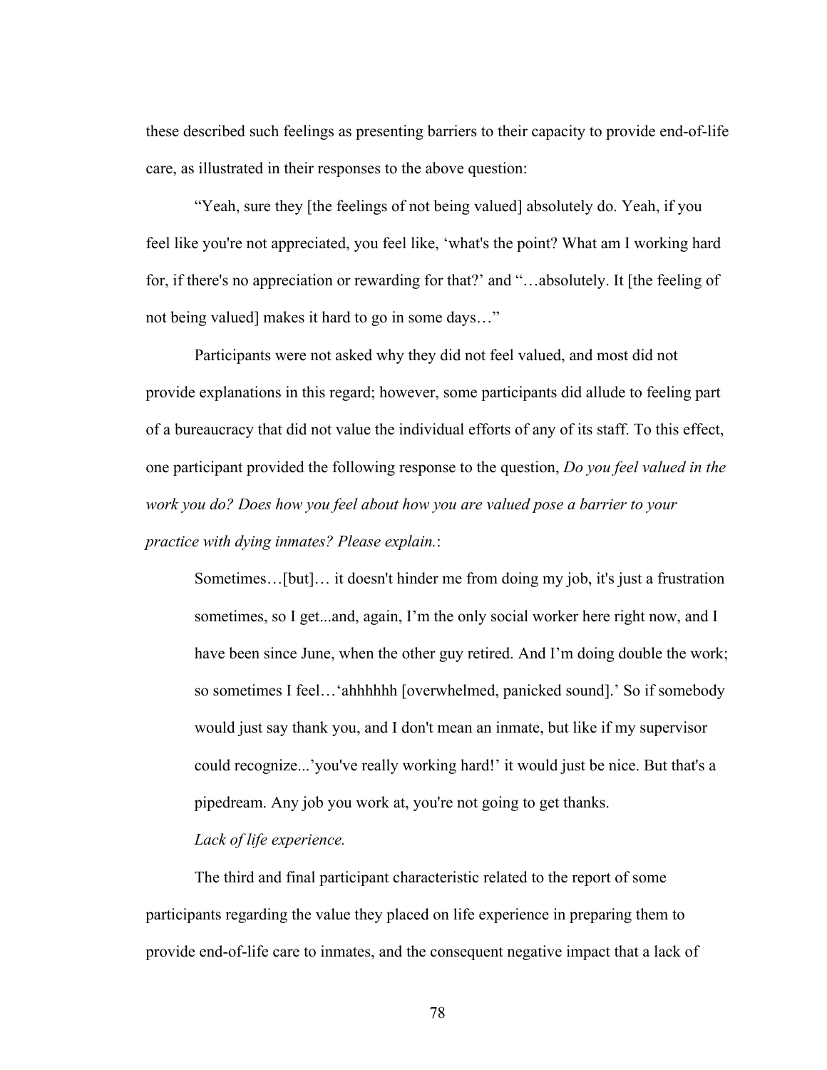these described such feelings as presenting barriers to their capacity to provide end-of-life care, as illustrated in their responses to the above question:

"Yeah, sure they [the feelings of not being valued] absolutely do. Yeah, if you feel like you're not appreciated, you feel like, 'what's the point? What am I working hard for, if there's no appreciation or rewarding for that?' and "…absolutely. It [the feeling of not being valued] makes it hard to go in some days…"

Participants were not asked why they did not feel valued, and most did not provide explanations in this regard; however, some participants did allude to feeling part of a bureaucracy that did not value the individual efforts of any of its staff. To this effect, one participant provided the following response to the question, *Do you feel valued in the work you do? Does how you feel about how you are valued pose a barrier to your practice with dying inmates? Please explain.*:

> Sometimes…[but]… it doesn't hinder me from doing my job, it's just a frustration sometimes, so I get...and, again, I'm the only social worker here right now, and I have been since June, when the other guy retired. And I'm doing double the work; so sometimes I feel…'ahhhhhh [overwhelmed, panicked sound].' So if somebody would just say thank you, and I don't mean an inmate, but like if my supervisor could recognize...'you've really working hard!' it would just be nice. But that's a pipedream. Any job you work at, you're not going to get thanks.

*Lack of life experience.*

The third and final participant characteristic related to the report of some participants regarding the value they placed on life experience in preparing them to provide end-of-life care to inmates, and the consequent negative impact that a lack of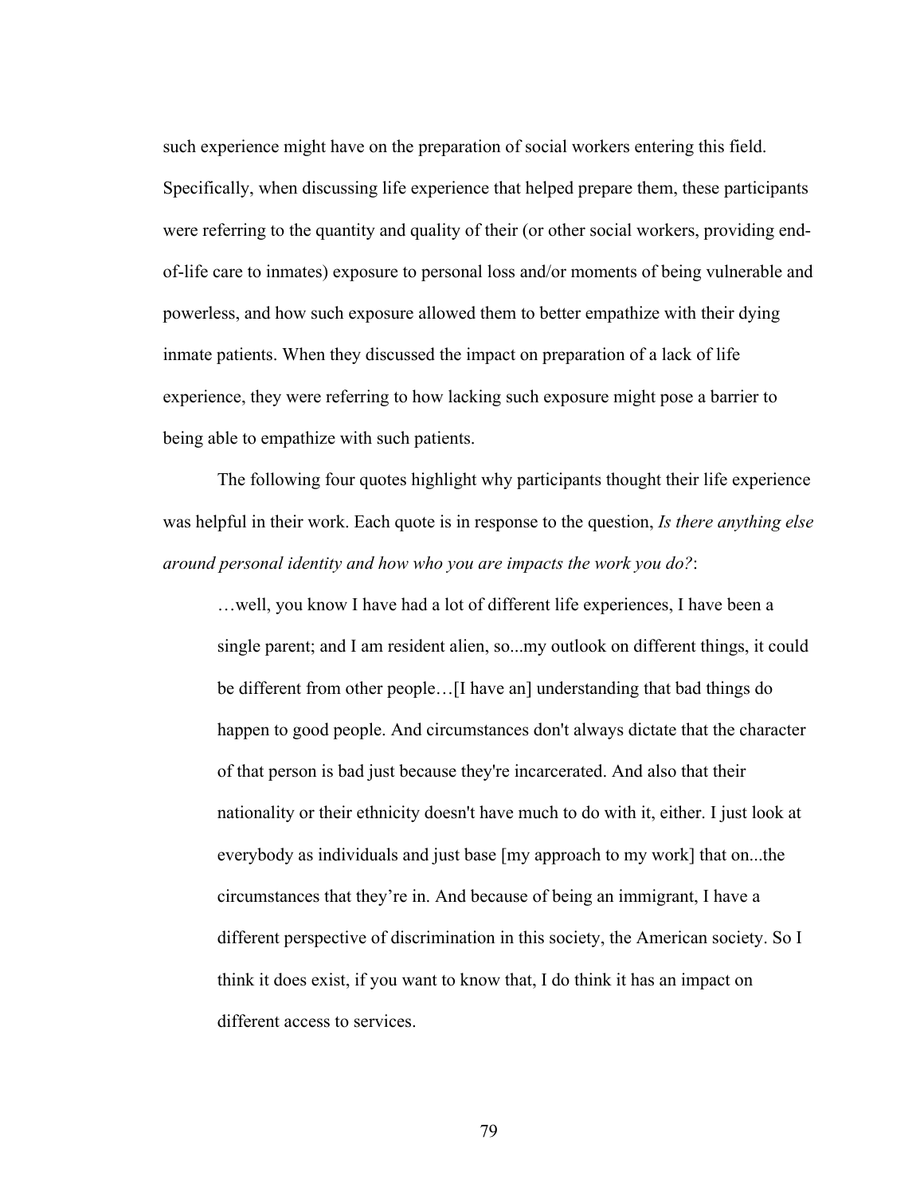such experience might have on the preparation of social workers entering this field. Specifically, when discussing life experience that helped prepare them, these participants were referring to the quantity and quality of their (or other social workers, providing end-of-life care to inmates) exposure to personal loss and/or moments of being vulnerable and powerless, and how such exposure allowed them to better empathize with their dying inmate patients. When they discussed the impact on preparation of a lack of life experience, they were referring to how lacking such exposure might pose a barrier to being able to empathize with such patients.

The following four quotes highlight why participants thought their life experience was helpful in their work. Each quote is in response to the question, *Is there anything else around personal identity and how who you are impacts the work you do?*:

> …well, you know I have had a lot of different life experiences, I have been a single parent; and I am resident alien, so...my outlook on different things, it could be different from other people…[I have an] understanding that bad things do happen to good people. And circumstances don't always dictate that the character of that person is bad just because they're incarcerated. And also that their nationality or their ethnicity doesn't have much to do with it, either. I just look at everybody as individuals and just base [my approach to my work] that on...the circumstances that they're in. And because of being an immigrant, I have a different perspective of discrimination in this society, the American society. So I think it does exist, if you want to know that, I do think it has an impact on different access to services.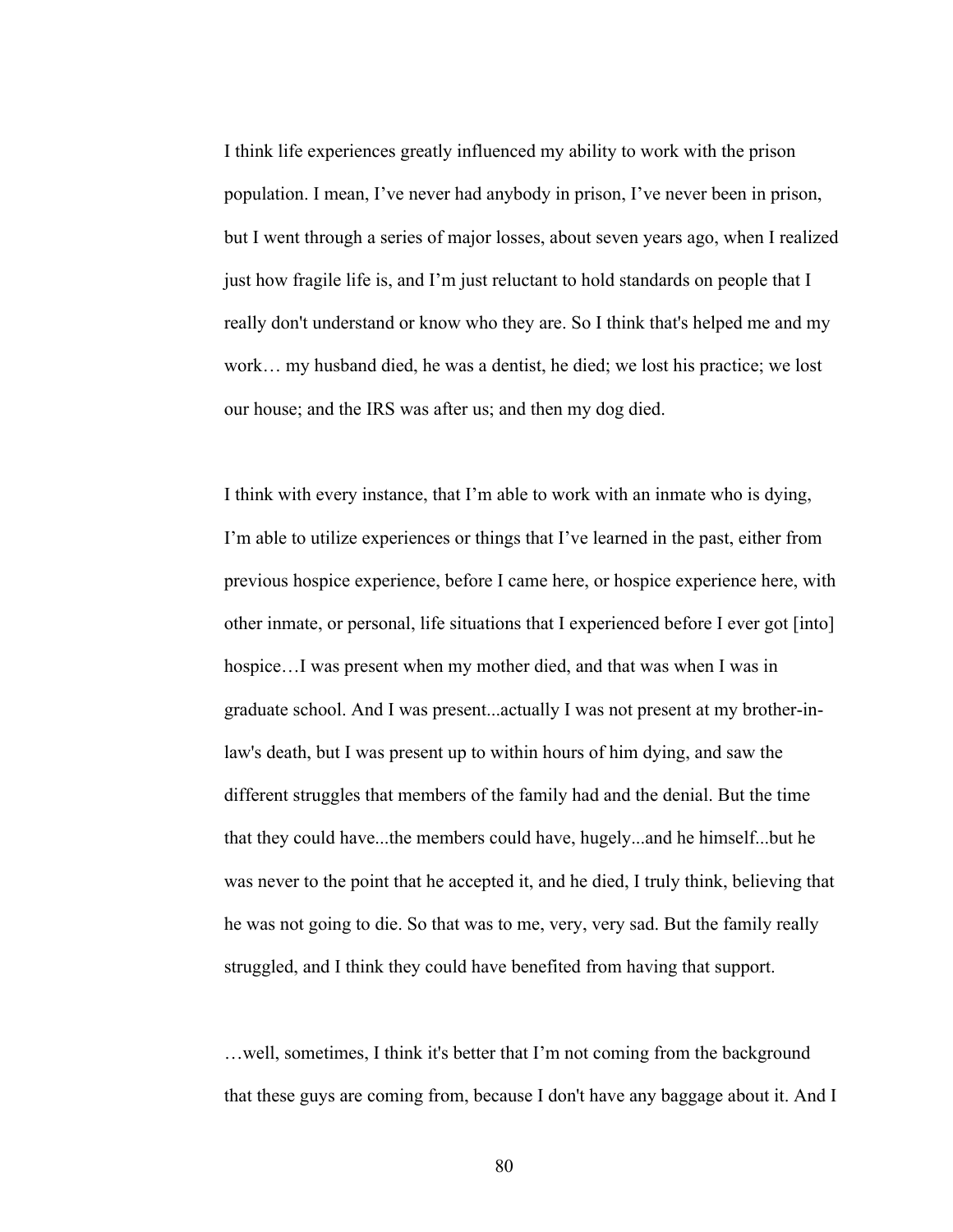I think life experiences greatly influenced my ability to work with the prison population. I mean, I've never had anybody in prison, I've never been in prison, but I went through a series of major losses, about seven years ago, when I realized just how fragile life is, and I'm just reluctant to hold standards on people that I really don't understand or know who they are. So I think that's helped me and my work… my husband died, he was a dentist, he died; we lost his practice; we lost our house; and the IRS was after us; and then my dog died.

I think with every instance, that I'm able to work with an inmate who is dying, I'm able to utilize experiences or things that I've learned in the past, either from previous hospice experience, before I came here, or hospice experience here, with other inmate, or personal, life situations that I experienced before I ever got [into] hospice…I was present when my mother died, and that was when I was in graduate school. And I was present...actually I was not present at my brother-in-law's death, but I was present up to within hours of him dying, and saw the different struggles that members of the family had and the denial. But the time that they could have...the members could have, hugely...and he himself...but he was never to the point that he accepted it, and he died, I truly think, believing that he was not going to die. So that was to me, very, very sad. But the family really struggled, and I think they could have benefited from having that support.

…well, sometimes, I think it's better that I'm not coming from the background that these guys are coming from, because I don't have any baggage about it. And I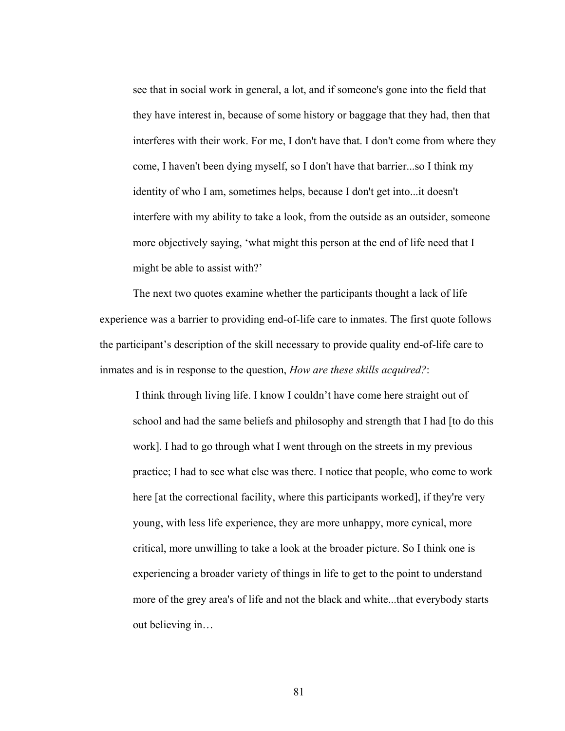> see that in social work in general, a lot, and if someone's gone into the field that they have interest in, because of some history or baggage that they had, then that interferes with their work. For me, I don't have that. I don't come from where they come, I haven't been dying myself, so I don't have that barrier...so I think my identity of who I am, sometimes helps, because I don't get into...it doesn't interfere with my ability to take a look, from the outside as an outsider, someone more objectively saying, 'what might this person at the end of life need that I might be able to assist with?'

The next two quotes examine whether the participants thought a lack of life experience was a barrier to providing end-of-life care to inmates. The first quote follows the participant's description of the skill necessary to provide quality end-of-life care to inmates and is in response to the question, *How are these skills acquired?*:

> I think through living life. I know I couldn't have come here straight out of school and had the same beliefs and philosophy and strength that I had [to do this work]. I had to go through what I went through on the streets in my previous practice; I had to see what else was there. I notice that people, who come to work here [at the correctional facility, where this participants worked], if they're very young, with less life experience, they are more unhappy, more cynical, more critical, more unwilling to take a look at the broader picture. So I think one is experiencing a broader variety of things in life to get to the point to understand more of the grey area's of life and not the black and white...that everybody starts out believing in…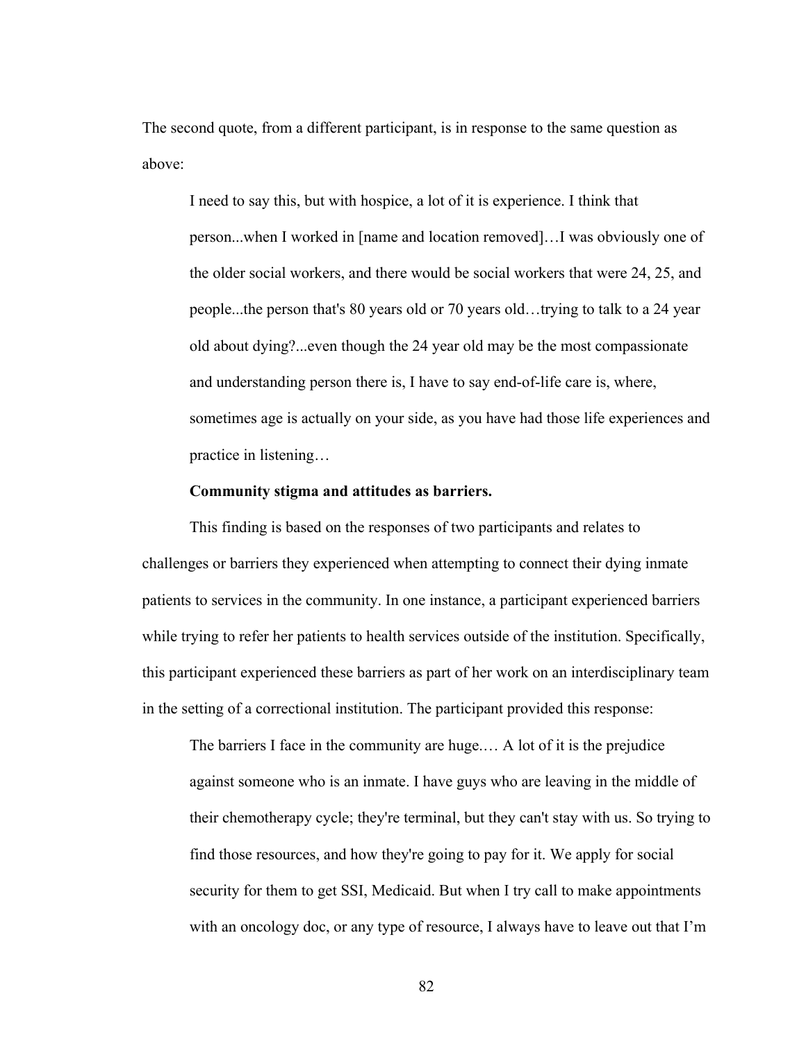The second quote, from a different participant, is in response to the same question as above:

> I need to say this, but with hospice, a lot of it is experience. I think that person...when I worked in [name and location removed]…I was obviously one of the older social workers, and there would be social workers that were 24, 25, and people...the person that's 80 years old or 70 years old…trying to talk to a 24 year old about dying?...even though the 24 year old may be the most compassionate and understanding person there is, I have to say end-of-life care is, where, sometimes age is actually on your side, as you have had those life experiences and practice in listening…

**Community stigma and attitudes as barriers.**

This finding is based on the responses of two participants and relates to challenges or barriers they experienced when attempting to connect their dying inmate patients to services in the community. In one instance, a participant experienced barriers while trying to refer her patients to health services outside of the institution. Specifically, this participant experienced these barriers as part of her work on an interdisciplinary team in the setting of a correctional institution. The participant provided this response:

> The barriers I face in the community are huge.… A lot of it is the prejudice against someone who is an inmate. I have guys who are leaving in the middle of their chemotherapy cycle; they're terminal, but they can't stay with us. So trying to find those resources, and how they're going to pay for it. We apply for social security for them to get SSI, Medicaid. But when I try call to make appointments with an oncology doc, or any type of resource, I always have to leave out that I'm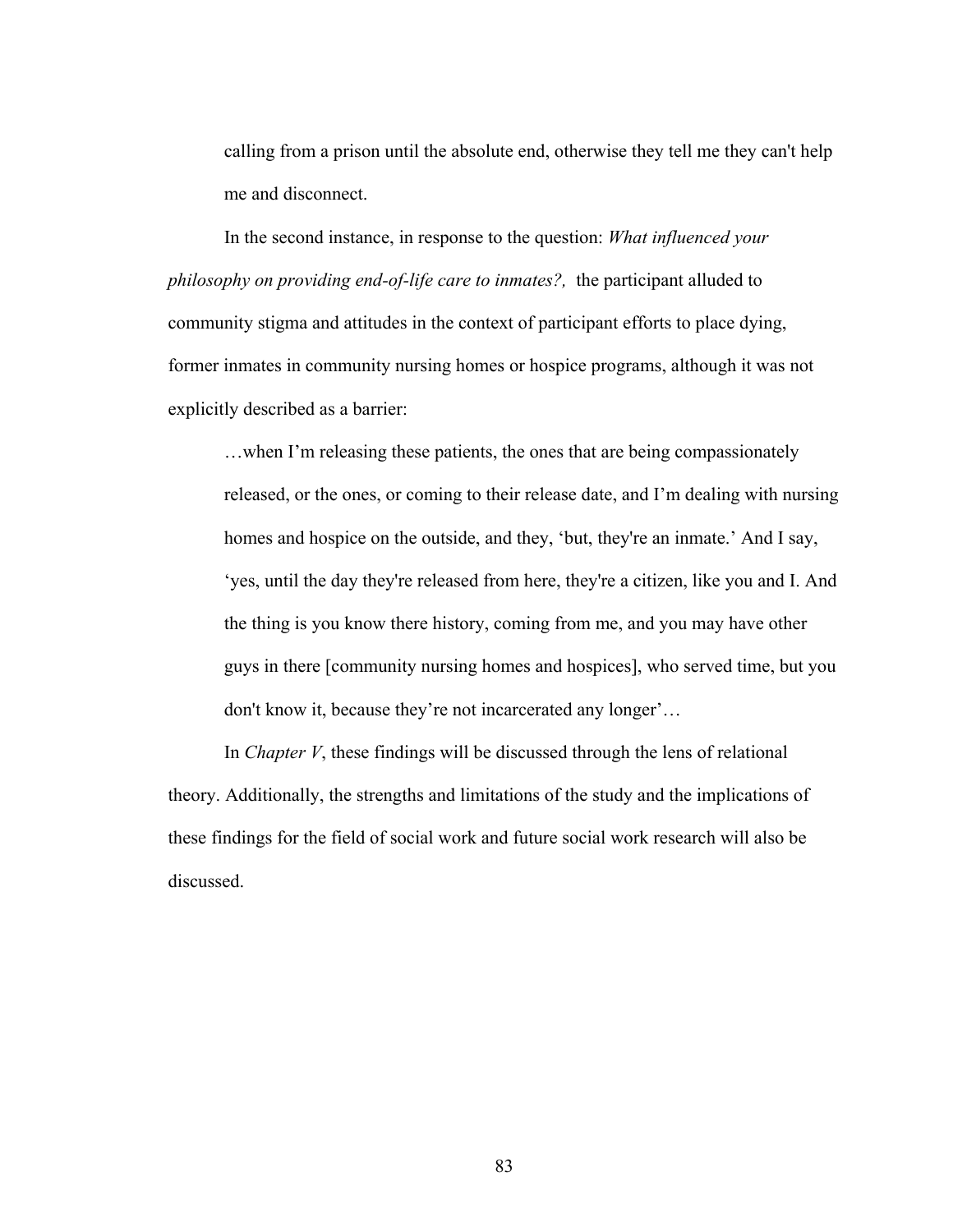> calling from a prison until the absolute end, otherwise they tell me they can't help me and disconnect.

In the second instance, in response to the question: *What influenced your philosophy on providing end-of-life care to inmates?,* the participant alluded to community stigma and attitudes in the context of participant efforts to place dying, former inmates in community nursing homes or hospice programs, although it was not explicitly described as a barrier:

> …when I'm releasing these patients, the ones that are being compassionately released, or the ones, or coming to their release date, and I'm dealing with nursing homes and hospice on the outside, and they, 'but, they're an inmate.' And I say, 'yes, until the day they're released from here, they're a citizen, like you and I. And the thing is you know there history, coming from me, and you may have other guys in there [community nursing homes and hospices], who served time, but you don't know it, because they're not incarcerated any longer'…

In *Chapter V*, these findings will be discussed through the lens of relational theory. Additionally, the strengths and limitations of the study and the implications of these findings for the field of social work and future social work research will also be discussed.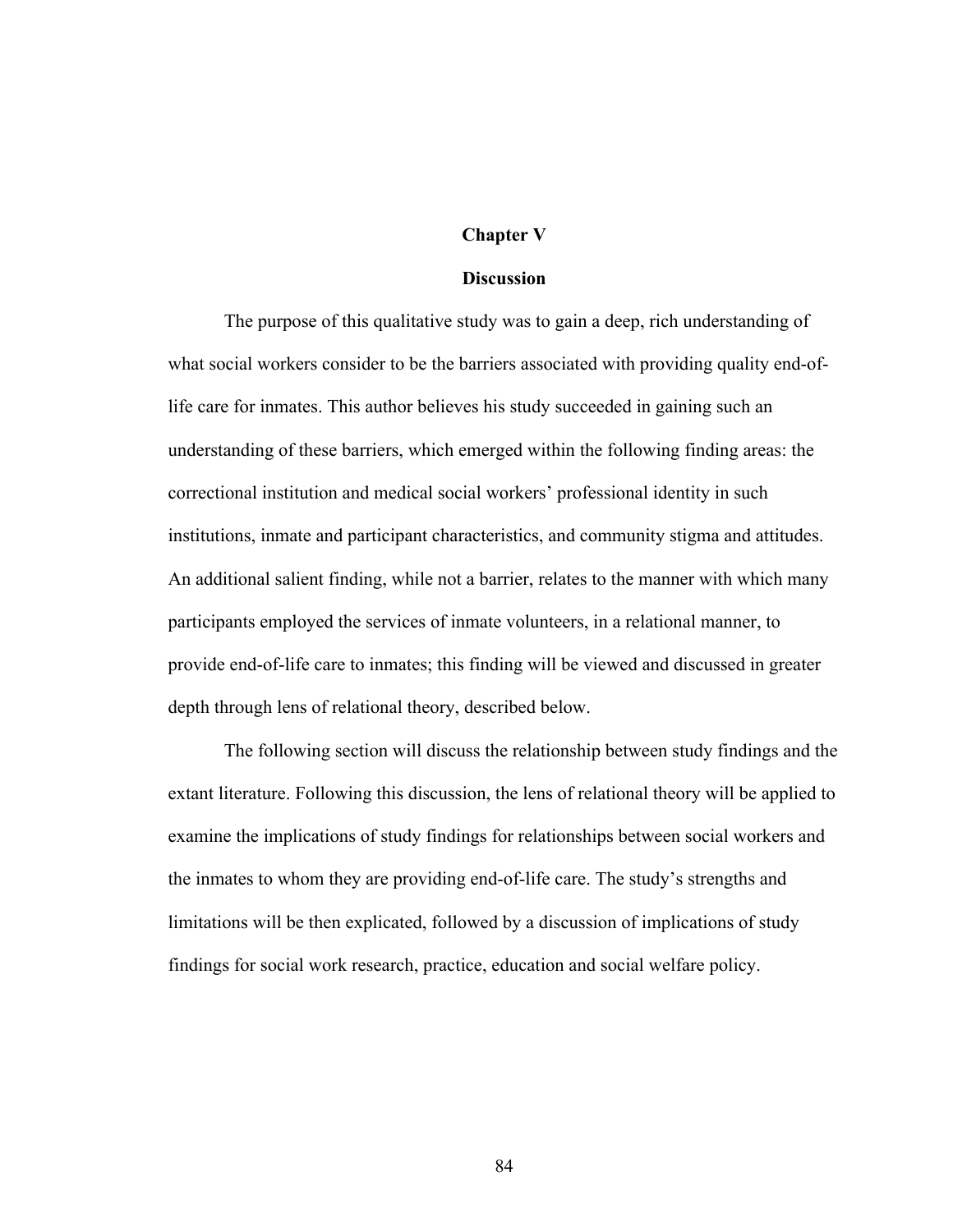# Chapter V

## Discussion

The purpose of this qualitative study was to gain a deep, rich understanding of what social workers consider to be the barriers associated with providing quality end-of-life care for inmates. This author believes his study succeeded in gaining such an understanding of these barriers, which emerged within the following finding areas: the correctional institution and medical social workers' professional identity in such institutions, inmate and participant characteristics, and community stigma and attitudes. An additional salient finding, while not a barrier, relates to the manner with which many participants employed the services of inmate volunteers, in a relational manner, to provide end-of-life care to inmates; this finding will be viewed and discussed in greater depth through lens of relational theory, described below.

The following section will discuss the relationship between study findings and the extant literature. Following this discussion, the lens of relational theory will be applied to examine the implications of study findings for relationships between social workers and the inmates to whom they are providing end-of-life care. The study's strengths and limitations will be then explicated, followed by a discussion of implications of study findings for social work research, practice, education and social welfare policy.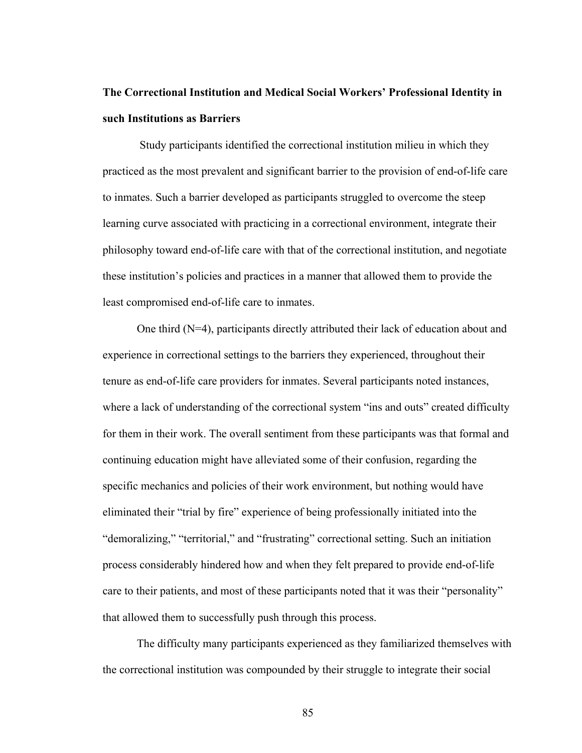**The Correctional Institution and Medical Social Workers' Professional Identity in such Institutions as Barriers**

Study participants identified the correctional institution milieu in which they practiced as the most prevalent and significant barrier to the provision of end-of-life care to inmates. Such a barrier developed as participants struggled to overcome the steep learning curve associated with practicing in a correctional environment, integrate their philosophy toward end-of-life care with that of the correctional institution, and negotiate these institution's policies and practices in a manner that allowed them to provide the least compromised end-of-life care to inmates.

One third (N=4), participants directly attributed their lack of education about and experience in correctional settings to the barriers they experienced, throughout their tenure as end-of-life care providers for inmates. Several participants noted instances, where a lack of understanding of the correctional system "ins and outs" created difficulty for them in their work. The overall sentiment from these participants was that formal and continuing education might have alleviated some of their confusion, regarding the specific mechanics and policies of their work environment, but nothing would have eliminated their "trial by fire" experience of being professionally initiated into the "demoralizing," "territorial," and "frustrating" correctional setting. Such an initiation process considerably hindered how and when they felt prepared to provide end-of-life care to their patients, and most of these participants noted that it was their "personality" that allowed them to successfully push through this process.

The difficulty many participants experienced as they familiarized themselves with the correctional institution was compounded by their struggle to integrate their social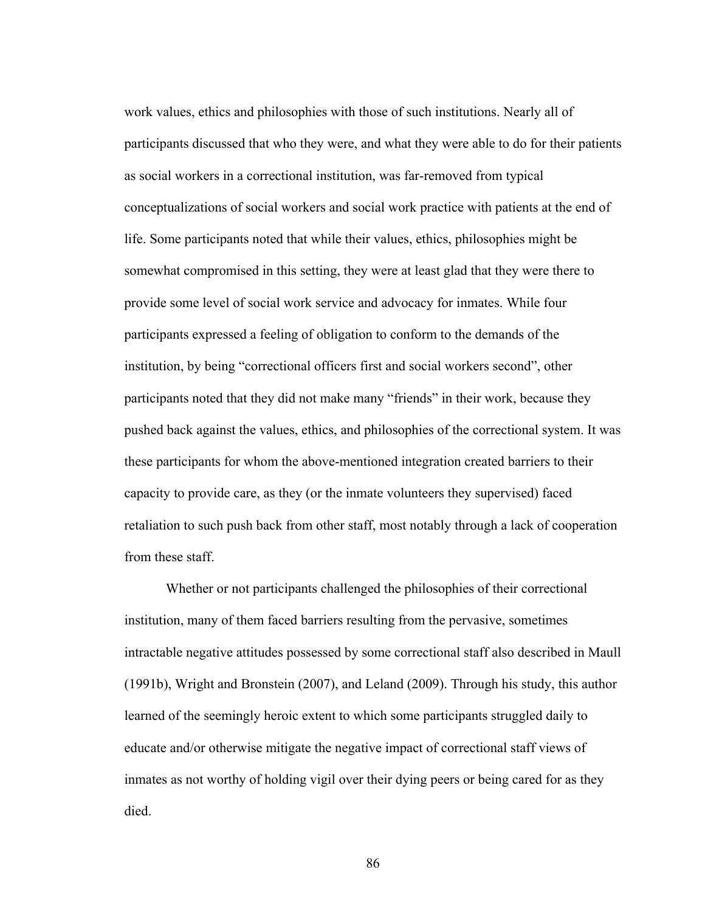work values, ethics and philosophies with those of such institutions. Nearly all of participants discussed that who they were, and what they were able to do for their patients as social workers in a correctional institution, was far-removed from typical conceptualizations of social workers and social work practice with patients at the end of life. Some participants noted that while their values, ethics, philosophies might be somewhat compromised in this setting, they were at least glad that they were there to provide some level of social work service and advocacy for inmates. While four participants expressed a feeling of obligation to conform to the demands of the institution, by being "correctional officers first and social workers second", other participants noted that they did not make many "friends" in their work, because they pushed back against the values, ethics, and philosophies of the correctional system. It was these participants for whom the above-mentioned integration created barriers to their capacity to provide care, as they (or the inmate volunteers they supervised) faced retaliation to such push back from other staff, most notably through a lack of cooperation from these staff.

Whether or not participants challenged the philosophies of their correctional institution, many of them faced barriers resulting from the pervasive, sometimes intractable negative attitudes possessed by some correctional staff also described in Maull (1991b), Wright and Bronstein (2007), and Leland (2009). Through his study, this author learned of the seemingly heroic extent to which some participants struggled daily to educate and/or otherwise mitigate the negative impact of correctional staff views of inmates as not worthy of holding vigil over their dying peers or being cared for as they died.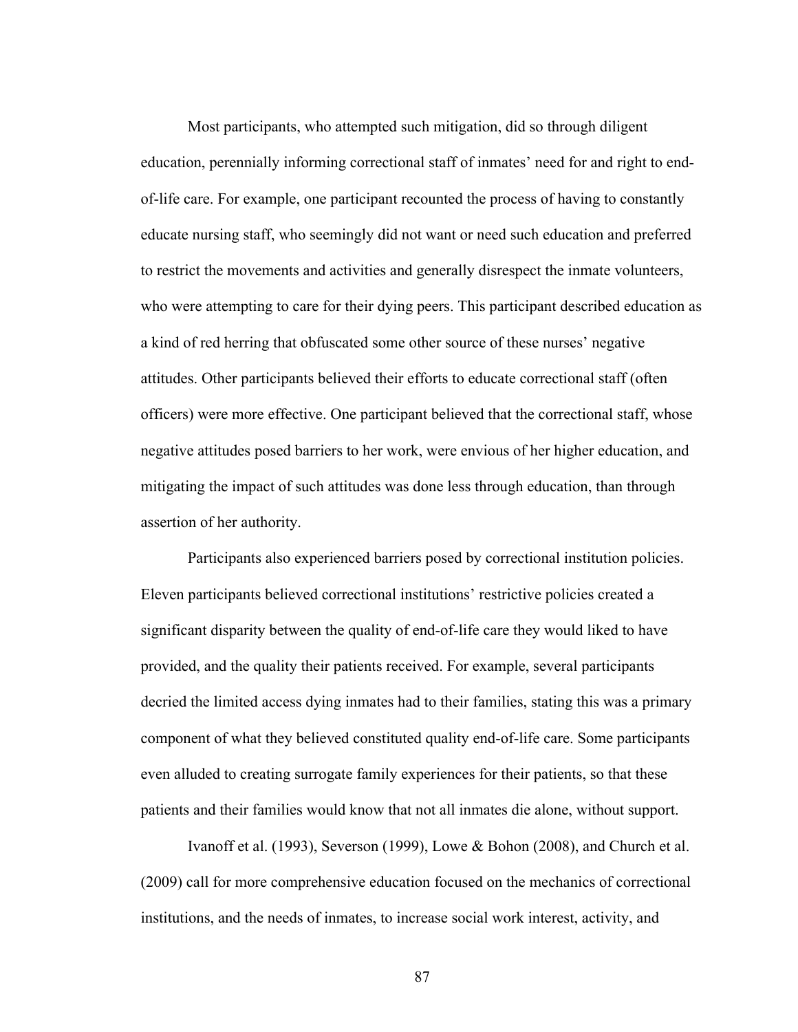Most participants, who attempted such mitigation, did so through diligent education, perennially informing correctional staff of inmates' need for and right to end-of-life care. For example, one participant recounted the process of having to constantly educate nursing staff, who seemingly did not want or need such education and preferred to restrict the movements and activities and generally disrespect the inmate volunteers, who were attempting to care for their dying peers. This participant described education as a kind of red herring that obfuscated some other source of these nurses' negative attitudes. Other participants believed their efforts to educate correctional staff (often officers) were more effective. One participant believed that the correctional staff, whose negative attitudes posed barriers to her work, were envious of her higher education, and mitigating the impact of such attitudes was done less through education, than through assertion of her authority.

Participants also experienced barriers posed by correctional institution policies. Eleven participants believed correctional institutions' restrictive policies created a significant disparity between the quality of end-of-life care they would liked to have provided, and the quality their patients received. For example, several participants decried the limited access dying inmates had to their families, stating this was a primary component of what they believed constituted quality end-of-life care. Some participants even alluded to creating surrogate family experiences for their patients, so that these patients and their families would know that not all inmates die alone, without support.

Ivanoff et al. (1993), Severson (1999), Lowe & Bohon (2008), and Church et al. (2009) call for more comprehensive education focused on the mechanics of correctional institutions, and the needs of inmates, to increase social work interest, activity, and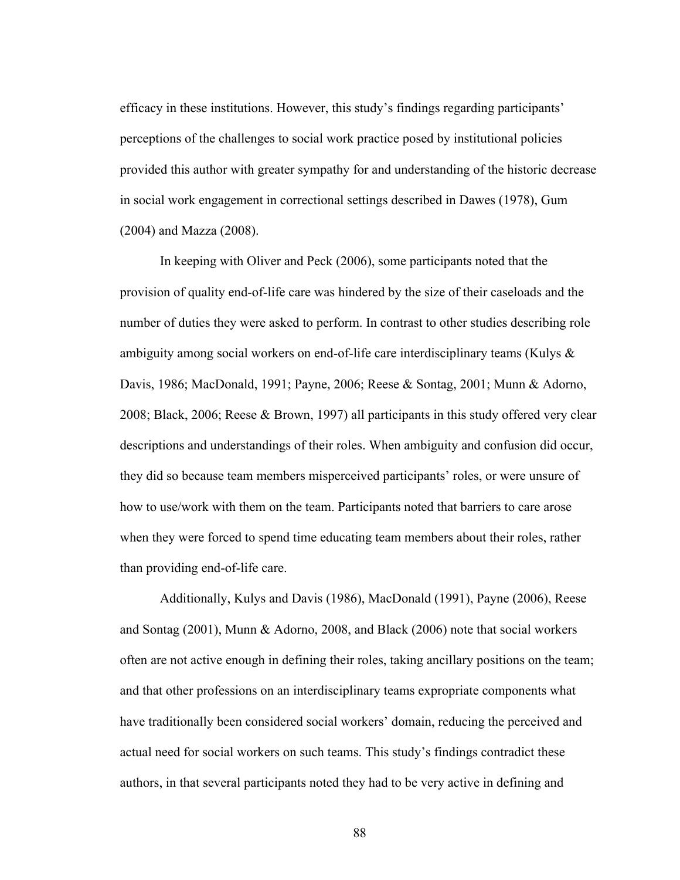efficacy in these institutions. However, this study's findings regarding participants' perceptions of the challenges to social work practice posed by institutional policies provided this author with greater sympathy for and understanding of the historic decrease in social work engagement in correctional settings described in Dawes (1978), Gum (2004) and Mazza (2008).

In keeping with Oliver and Peck (2006), some participants noted that the provision of quality end-of-life care was hindered by the size of their caseloads and the number of duties they were asked to perform. In contrast to other studies describing role ambiguity among social workers on end-of-life care interdisciplinary teams (Kulys & Davis, 1986; MacDonald, 1991; Payne, 2006; Reese & Sontag, 2001; Munn & Adorno, 2008; Black, 2006; Reese & Brown, 1997) all participants in this study offered very clear descriptions and understandings of their roles. When ambiguity and confusion did occur, they did so because team members misperceived participants' roles, or were unsure of how to use/work with them on the team. Participants noted that barriers to care arose when they were forced to spend time educating team members about their roles, rather than providing end-of-life care.

Additionally, Kulys and Davis (1986), MacDonald (1991), Payne (2006), Reese and Sontag (2001), Munn & Adorno, 2008, and Black (2006) note that social workers often are not active enough in defining their roles, taking ancillary positions on the team; and that other professions on an interdisciplinary teams expropriate components what have traditionally been considered social workers' domain, reducing the perceived and actual need for social workers on such teams. This study's findings contradict these authors, in that several participants noted they had to be very active in defining and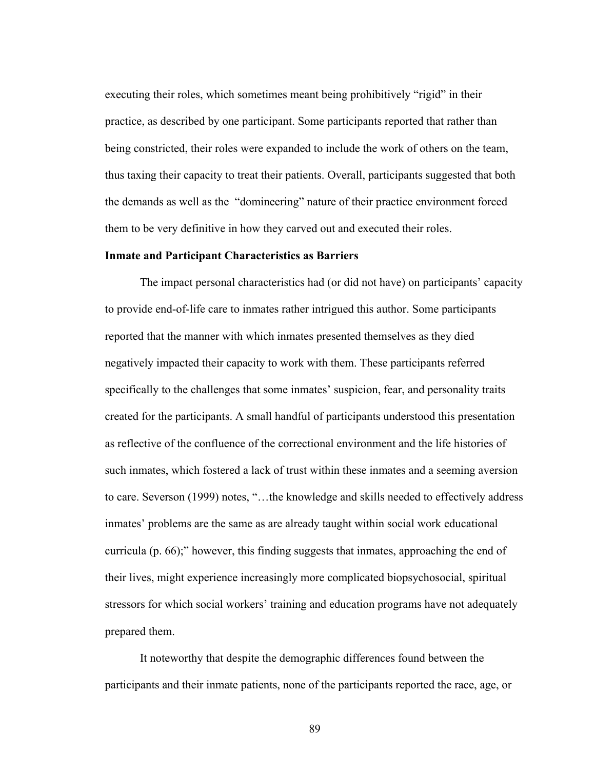executing their roles, which sometimes meant being prohibitively "rigid" in their practice, as described by one participant. Some participants reported that rather than being constricted, their roles were expanded to include the work of others on the team, thus taxing their capacity to treat their patients. Overall, participants suggested that both the demands as well as the "domineering" nature of their practice environment forced them to be very definitive in how they carved out and executed their roles.

**Inmate and Participant Characteristics as Barriers**

The impact personal characteristics had (or did not have) on participants' capacity to provide end-of-life care to inmates rather intrigued this author. Some participants reported that the manner with which inmates presented themselves as they died negatively impacted their capacity to work with them. These participants referred specifically to the challenges that some inmates' suspicion, fear, and personality traits created for the participants. A small handful of participants understood this presentation as reflective of the confluence of the correctional environment and the life histories of such inmates, which fostered a lack of trust within these inmates and a seeming aversion to care. Severson (1999) notes, "…the knowledge and skills needed to effectively address inmates' problems are the same as are already taught within social work educational curricula (p. 66);" however, this finding suggests that inmates, approaching the end of their lives, might experience increasingly more complicated biopsychosocial, spiritual stressors for which social workers' training and education programs have not adequately prepared them.

It noteworthy that despite the demographic differences found between the participants and their inmate patients, none of the participants reported the race, age, or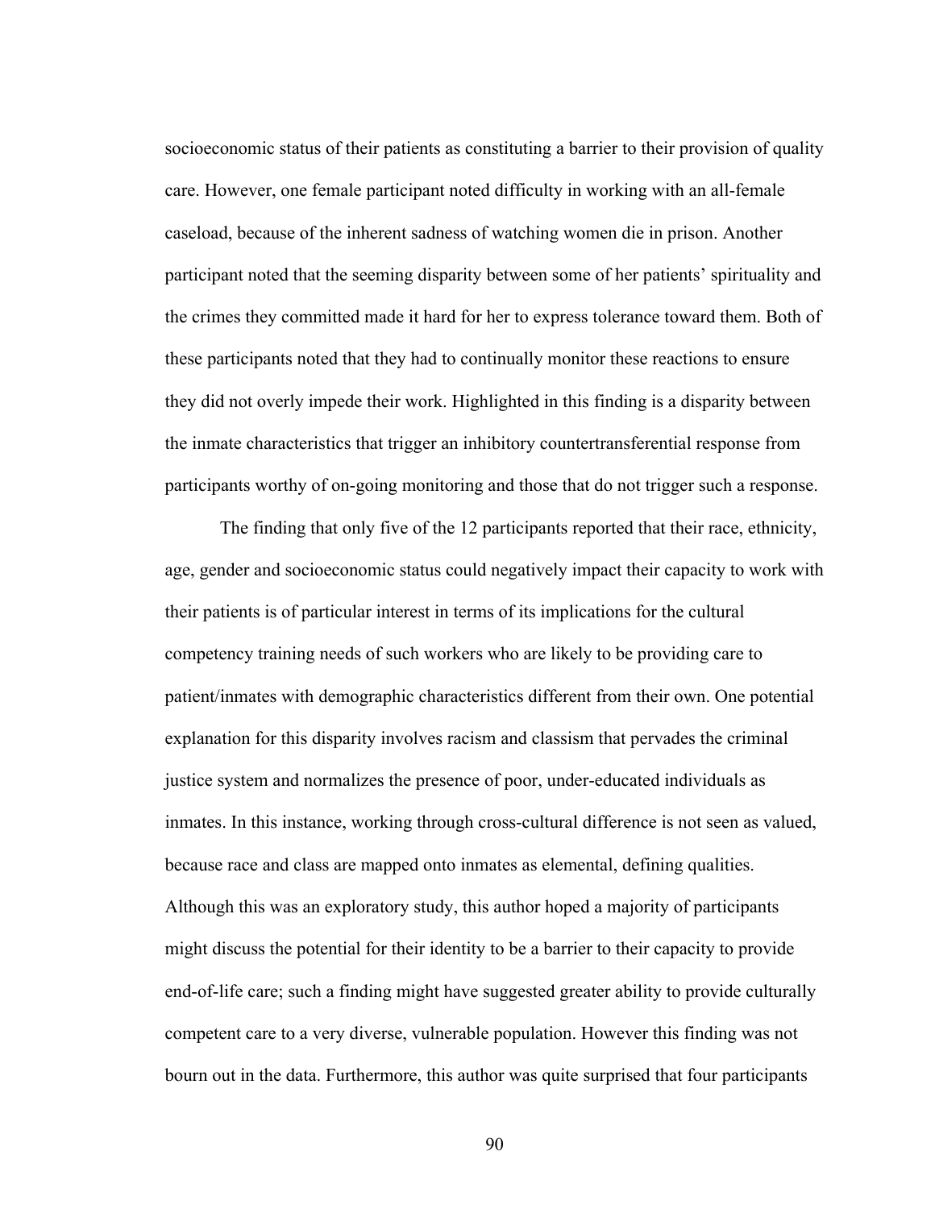socioeconomic status of their patients as constituting a barrier to their provision of quality care. However, one female participant noted difficulty in working with an all-female caseload, because of the inherent sadness of watching women die in prison. Another participant noted that the seeming disparity between some of her patients' spirituality and the crimes they committed made it hard for her to express tolerance toward them. Both of these participants noted that they had to continually monitor these reactions to ensure they did not overly impede their work. Highlighted in this finding is a disparity between the inmate characteristics that trigger an inhibitory countertransferential response from participants worthy of on-going monitoring and those that do not trigger such a response.

The finding that only five of the 12 participants reported that their race, ethnicity, age, gender and socioeconomic status could negatively impact their capacity to work with their patients is of particular interest in terms of its implications for the cultural competency training needs of such workers who are likely to be providing care to patient/inmates with demographic characteristics different from their own. One potential explanation for this disparity involves racism and classism that pervades the criminal justice system and normalizes the presence of poor, under-educated individuals as inmates. In this instance, working through cross-cultural difference is not seen as valued, because race and class are mapped onto inmates as elemental, defining qualities. Although this was an exploratory study, this author hoped a majority of participants might discuss the potential for their identity to be a barrier to their capacity to provide end-of-life care; such a finding might have suggested greater ability to provide culturally competent care to a very diverse, vulnerable population. However this finding was not bourn out in the data. Furthermore, this author was quite surprised that four participants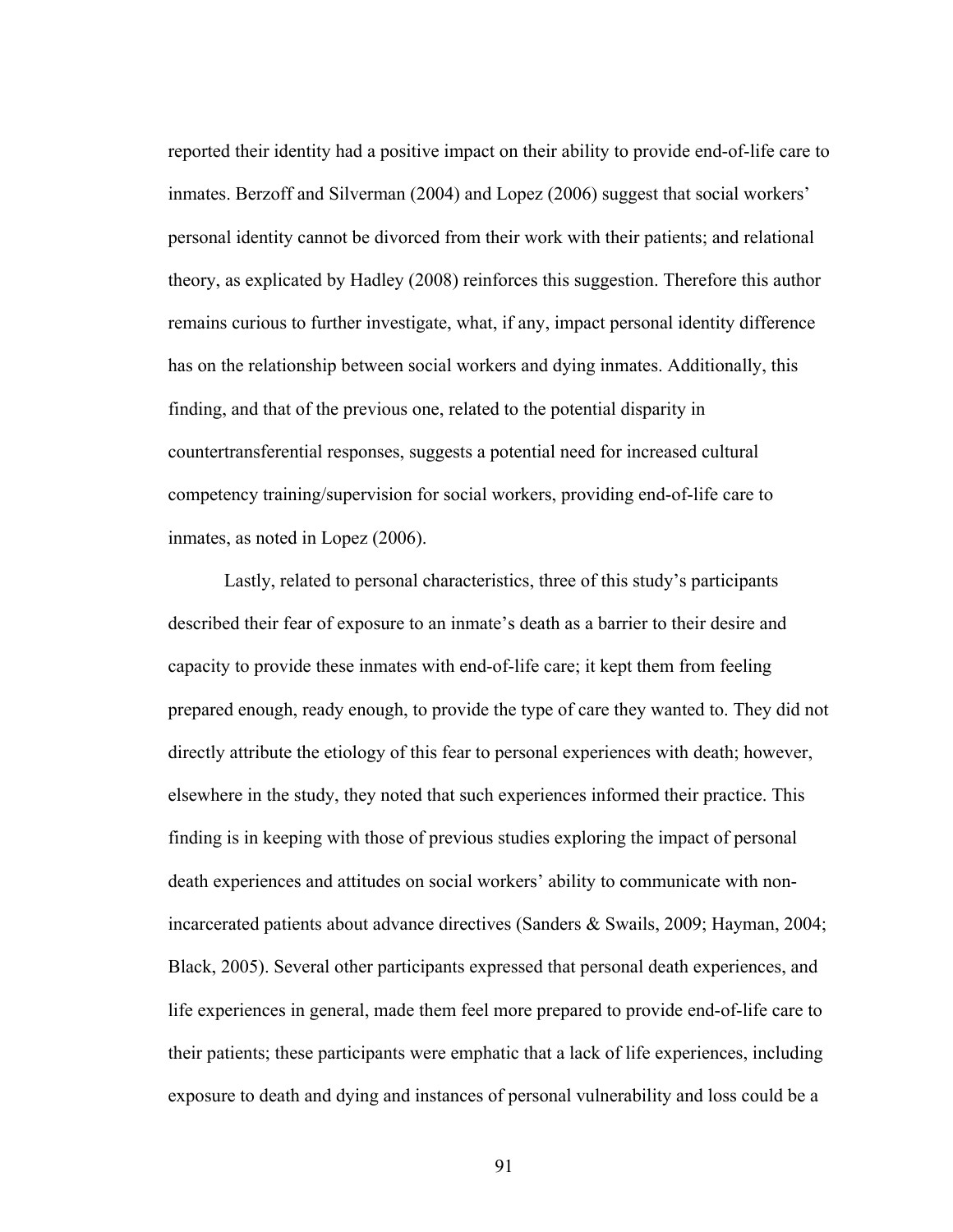reported their identity had a positive impact on their ability to provide end-of-life care to inmates. Berzoff and Silverman (2004) and Lopez (2006) suggest that social workers' personal identity cannot be divorced from their work with their patients; and relational theory, as explicated by Hadley (2008) reinforces this suggestion. Therefore this author remains curious to further investigate, what, if any, impact personal identity difference has on the relationship between social workers and dying inmates. Additionally, this finding, and that of the previous one, related to the potential disparity in countertransferential responses, suggests a potential need for increased cultural competency training/supervision for social workers, providing end-of-life care to inmates, as noted in Lopez (2006).

Lastly, related to personal characteristics, three of this study's participants described their fear of exposure to an inmate's death as a barrier to their desire and capacity to provide these inmates with end-of-life care; it kept them from feeling prepared enough, ready enough, to provide the type of care they wanted to. They did not directly attribute the etiology of this fear to personal experiences with death; however, elsewhere in the study, they noted that such experiences informed their practice. This finding is in keeping with those of previous studies exploring the impact of personal death experiences and attitudes on social workers' ability to communicate with non-incarcerated patients about advance directives (Sanders & Swails, 2009; Hayman, 2004; Black, 2005). Several other participants expressed that personal death experiences, and life experiences in general, made them feel more prepared to provide end-of-life care to their patients; these participants were emphatic that a lack of life experiences, including exposure to death and dying and instances of personal vulnerability and loss could be a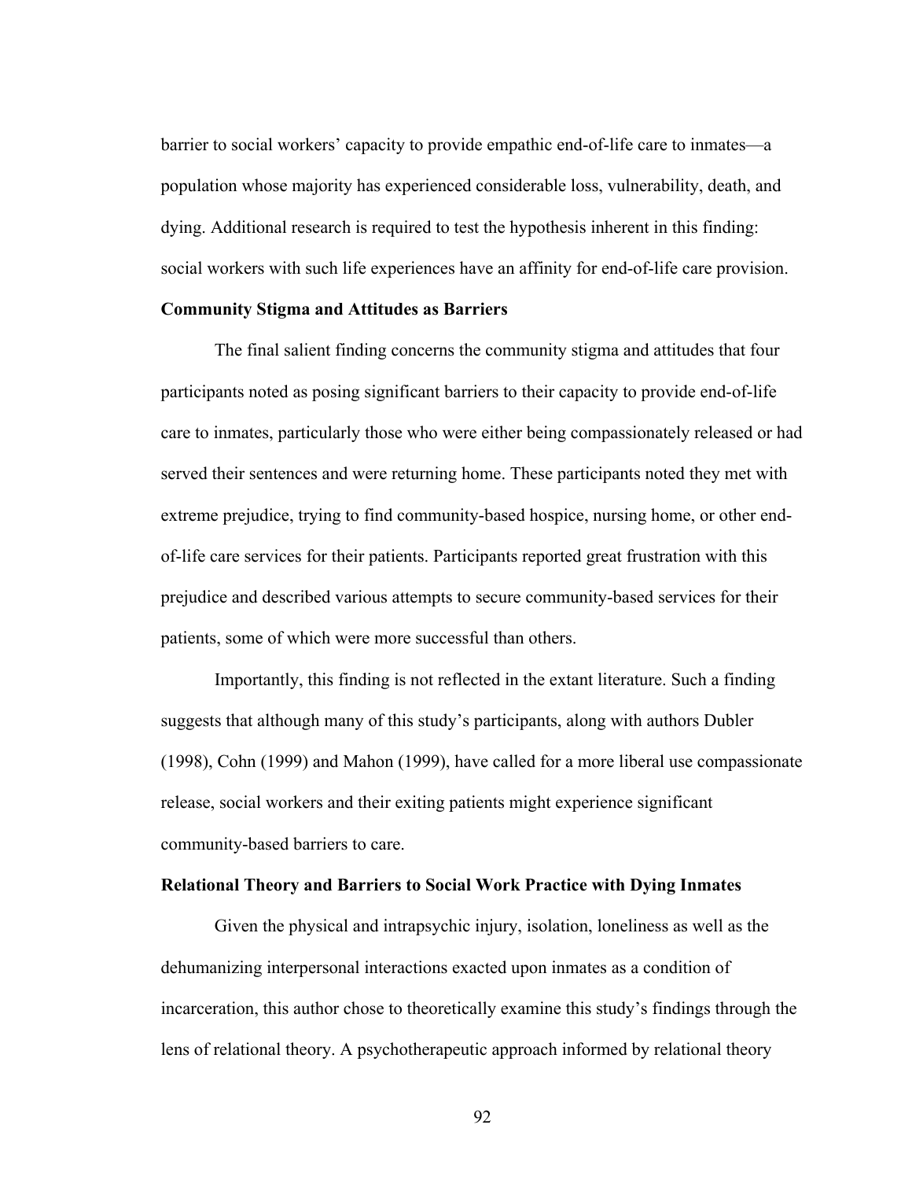barrier to social workers' capacity to provide empathic end-of-life care to inmates—a population whose majority has experienced considerable loss, vulnerability, death, and dying. Additional research is required to test the hypothesis inherent in this finding: social workers with such life experiences have an affinity for end-of-life care provision.

**Community Stigma and Attitudes as Barriers**

The final salient finding concerns the community stigma and attitudes that four participants noted as posing significant barriers to their capacity to provide end-of-life care to inmates, particularly those who were either being compassionately released or had served their sentences and were returning home. These participants noted they met with extreme prejudice, trying to find community-based hospice, nursing home, or other end-of-life care services for their patients. Participants reported great frustration with this prejudice and described various attempts to secure community-based services for their patients, some of which were more successful than others.

Importantly, this finding is not reflected in the extant literature. Such a finding suggests that although many of this study's participants, along with authors Dubler (1998), Cohn (1999) and Mahon (1999), have called for a more liberal use compassionate release, social workers and their exiting patients might experience significant community-based barriers to care.

**Relational Theory and Barriers to Social Work Practice with Dying Inmates**

Given the physical and intrapsychic injury, isolation, loneliness as well as the dehumanizing interpersonal interactions exacted upon inmates as a condition of incarceration, this author chose to theoretically examine this study's findings through the lens of relational theory. A psychotherapeutic approach informed by relational theory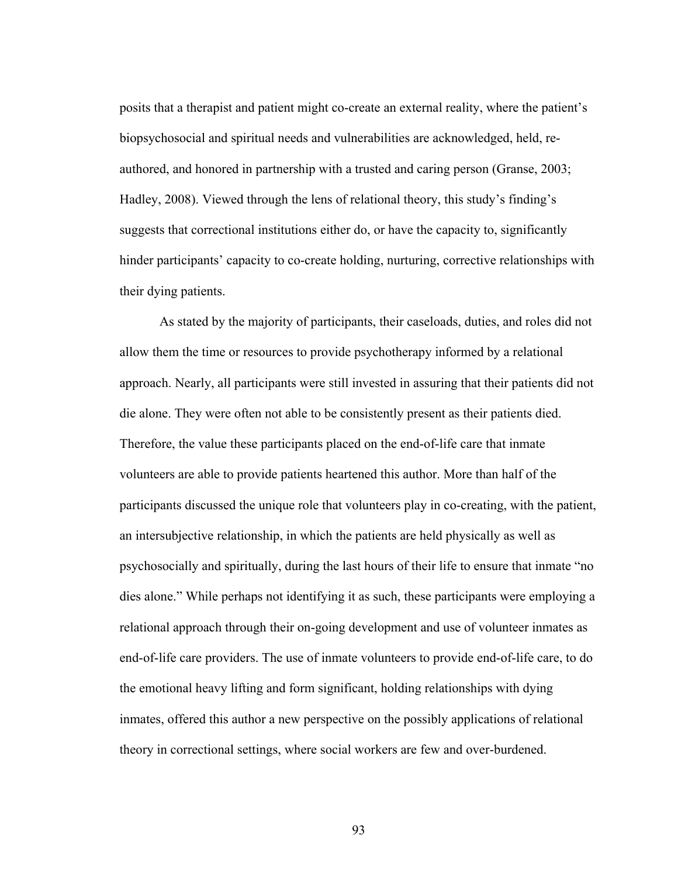posits that a therapist and patient might co-create an external reality, where the patient's biopsychosocial and spiritual needs and vulnerabilities are acknowledged, held, re-authored, and honored in partnership with a trusted and caring person (Granse, 2003; Hadley, 2008). Viewed through the lens of relational theory, this study's finding's suggests that correctional institutions either do, or have the capacity to, significantly hinder participants' capacity to co-create holding, nurturing, corrective relationships with their dying patients.

As stated by the majority of participants, their caseloads, duties, and roles did not allow them the time or resources to provide psychotherapy informed by a relational approach. Nearly, all participants were still invested in assuring that their patients did not die alone. They were often not able to be consistently present as their patients died. Therefore, the value these participants placed on the end-of-life care that inmate volunteers are able to provide patients heartened this author. More than half of the participants discussed the unique role that volunteers play in co-creating, with the patient, an intersubjective relationship, in which the patients are held physically as well as psychosocially and spiritually, during the last hours of their life to ensure that inmate "no dies alone." While perhaps not identifying it as such, these participants were employing a relational approach through their on-going development and use of volunteer inmates as end-of-life care providers. The use of inmate volunteers to provide end-of-life care, to do the emotional heavy lifting and form significant, holding relationships with dying inmates, offered this author a new perspective on the possibly applications of relational theory in correctional settings, where social workers are few and over-burdened.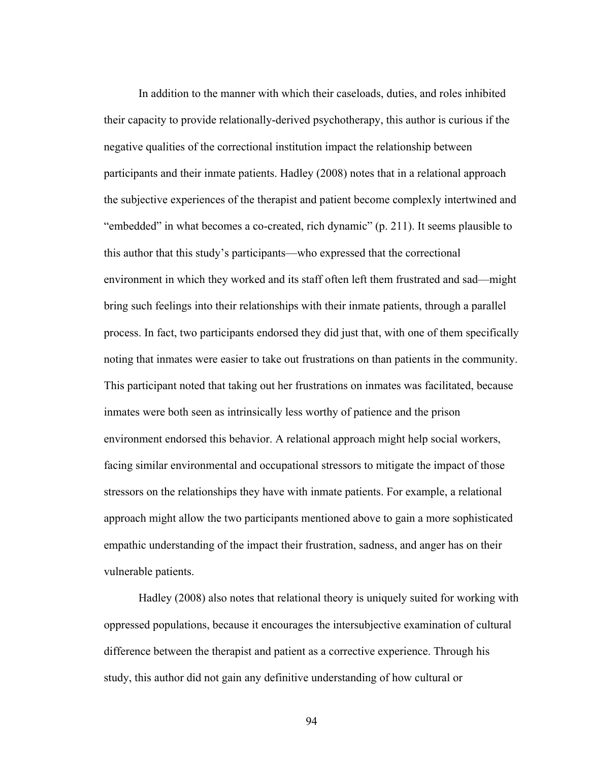In addition to the manner with which their caseloads, duties, and roles inhibited their capacity to provide relationally-derived psychotherapy, this author is curious if the negative qualities of the correctional institution impact the relationship between participants and their inmate patients. Hadley (2008) notes that in a relational approach the subjective experiences of the therapist and patient become complexly intertwined and "embedded" in what becomes a co-created, rich dynamic" (p. 211). It seems plausible to this author that this study's participants—who expressed that the correctional environment in which they worked and its staff often left them frustrated and sad—might bring such feelings into their relationships with their inmate patients, through a parallel process. In fact, two participants endorsed they did just that, with one of them specifically noting that inmates were easier to take out frustrations on than patients in the community. This participant noted that taking out her frustrations on inmates was facilitated, because inmates were both seen as intrinsically less worthy of patience and the prison environment endorsed this behavior. A relational approach might help social workers, facing similar environmental and occupational stressors to mitigate the impact of those stressors on the relationships they have with inmate patients. For example, a relational approach might allow the two participants mentioned above to gain a more sophisticated empathic understanding of the impact their frustration, sadness, and anger has on their vulnerable patients.

Hadley (2008) also notes that relational theory is uniquely suited for working with oppressed populations, because it encourages the intersubjective examination of cultural difference between the therapist and patient as a corrective experience. Through his study, this author did not gain any definitive understanding of how cultural or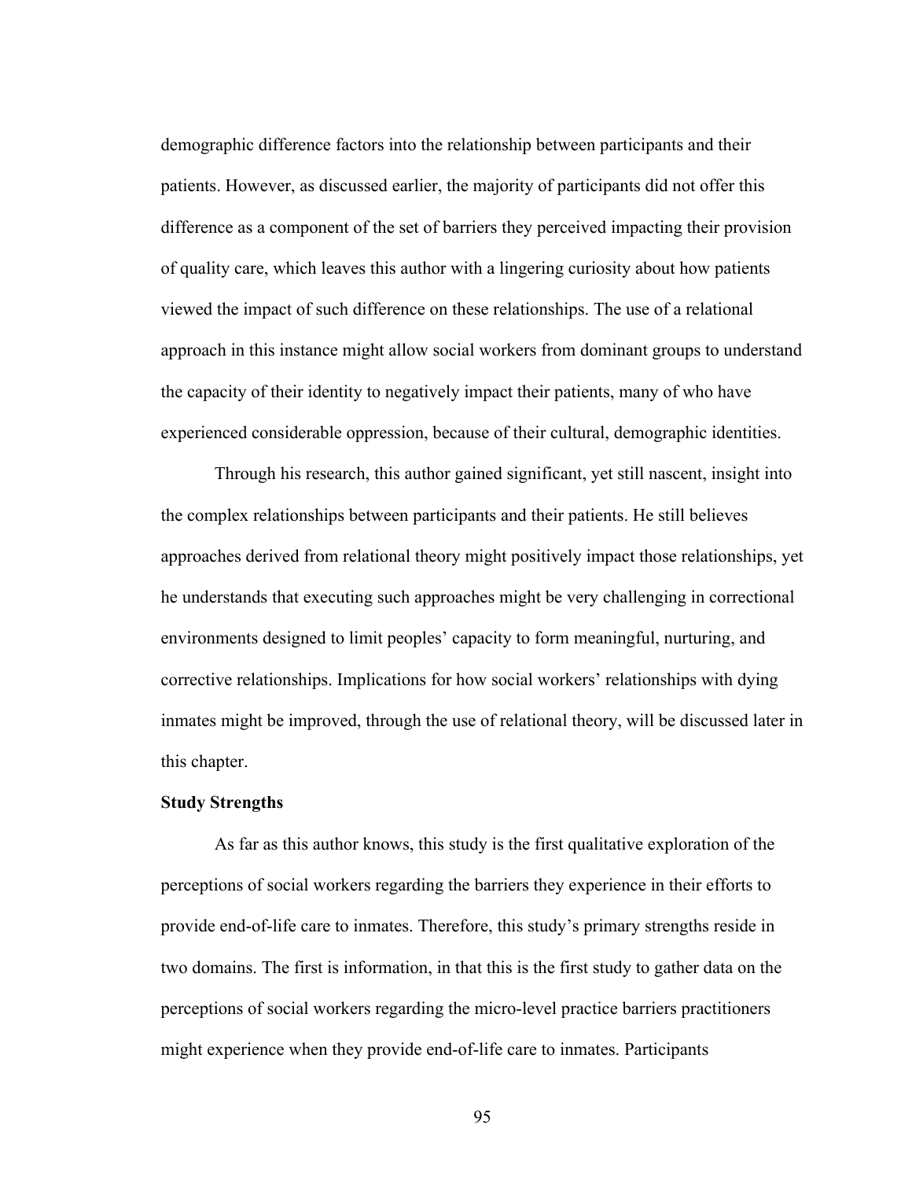demographic difference factors into the relationship between participants and their patients. However, as discussed earlier, the majority of participants did not offer this difference as a component of the set of barriers they perceived impacting their provision of quality care, which leaves this author with a lingering curiosity about how patients viewed the impact of such difference on these relationships. The use of a relational approach in this instance might allow social workers from dominant groups to understand the capacity of their identity to negatively impact their patients, many of who have experienced considerable oppression, because of their cultural, demographic identities.

Through his research, this author gained significant, yet still nascent, insight into the complex relationships between participants and their patients. He still believes approaches derived from relational theory might positively impact those relationships, yet he understands that executing such approaches might be very challenging in correctional environments designed to limit peoples' capacity to form meaningful, nurturing, and corrective relationships. Implications for how social workers' relationships with dying inmates might be improved, through the use of relational theory, will be discussed later in this chapter.

**Study Strengths**

As far as this author knows, this study is the first qualitative exploration of the perceptions of social workers regarding the barriers they experience in their efforts to provide end-of-life care to inmates. Therefore, this study's primary strengths reside in two domains. The first is information, in that this is the first study to gather data on the perceptions of social workers regarding the micro-level practice barriers practitioners might experience when they provide end-of-life care to inmates. Participants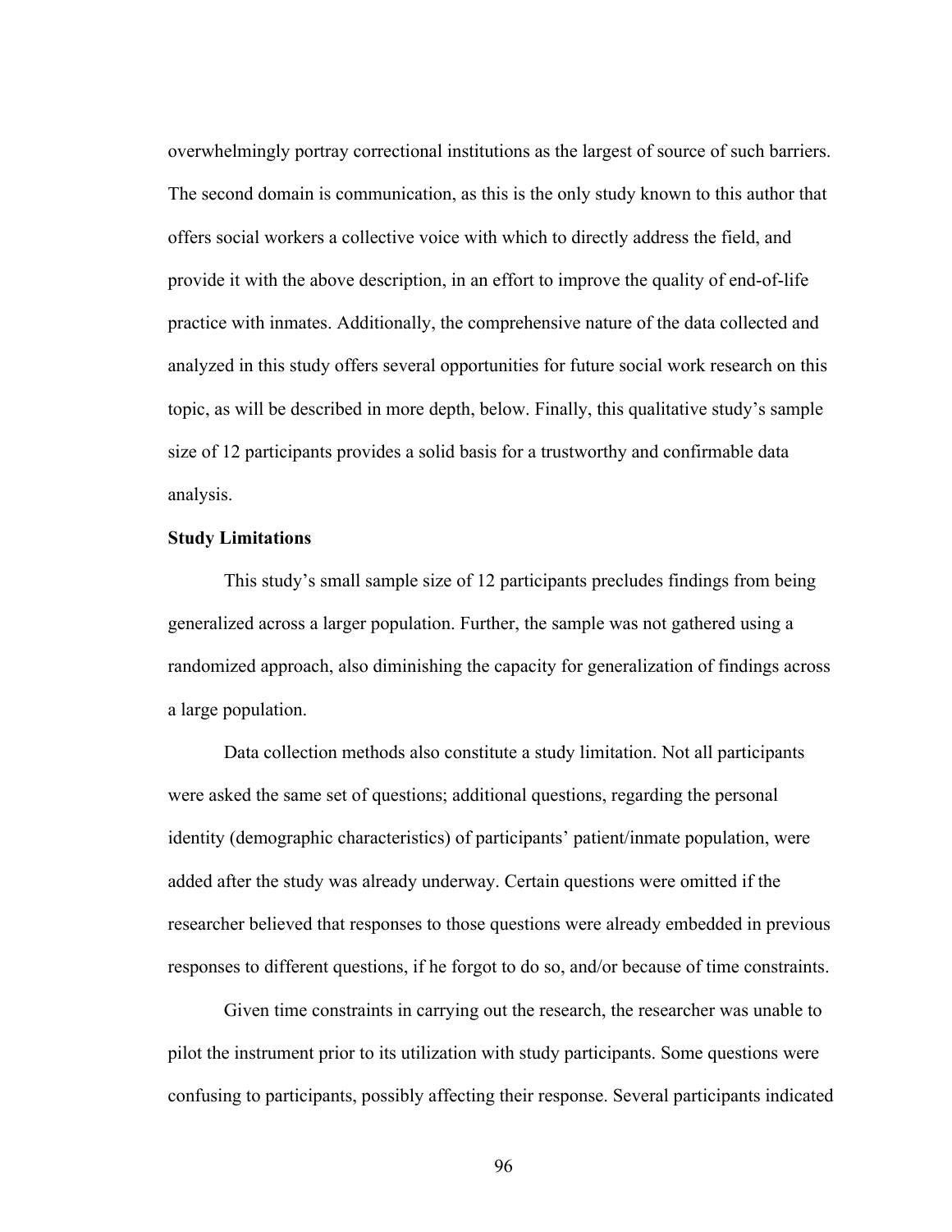overwhelmingly portray correctional institutions as the largest of source of such barriers. The second domain is communication, as this is the only study known to this author that offers social workers a collective voice with which to directly address the field, and provide it with the above description, in an effort to improve the quality of end-of-life practice with inmates. Additionally, the comprehensive nature of the data collected and analyzed in this study offers several opportunities for future social work research on this topic, as will be described in more depth, below. Finally, this qualitative study's sample size of 12 participants provides a solid basis for a trustworthy and confirmable data analysis.

**Study Limitations**

This study's small sample size of 12 participants precludes findings from being generalized across a larger population. Further, the sample was not gathered using a randomized approach, also diminishing the capacity for generalization of findings across a large population.

Data collection methods also constitute a study limitation. Not all participants were asked the same set of questions; additional questions, regarding the personal identity (demographic characteristics) of participants' patient/inmate population, were added after the study was already underway. Certain questions were omitted if the researcher believed that responses to those questions were already embedded in previous responses to different questions, if he forgot to do so, and/or because of time constraints.

Given time constraints in carrying out the research, the researcher was unable to pilot the instrument prior to its utilization with study participants. Some questions were confusing to participants, possibly affecting their response. Several participants indicated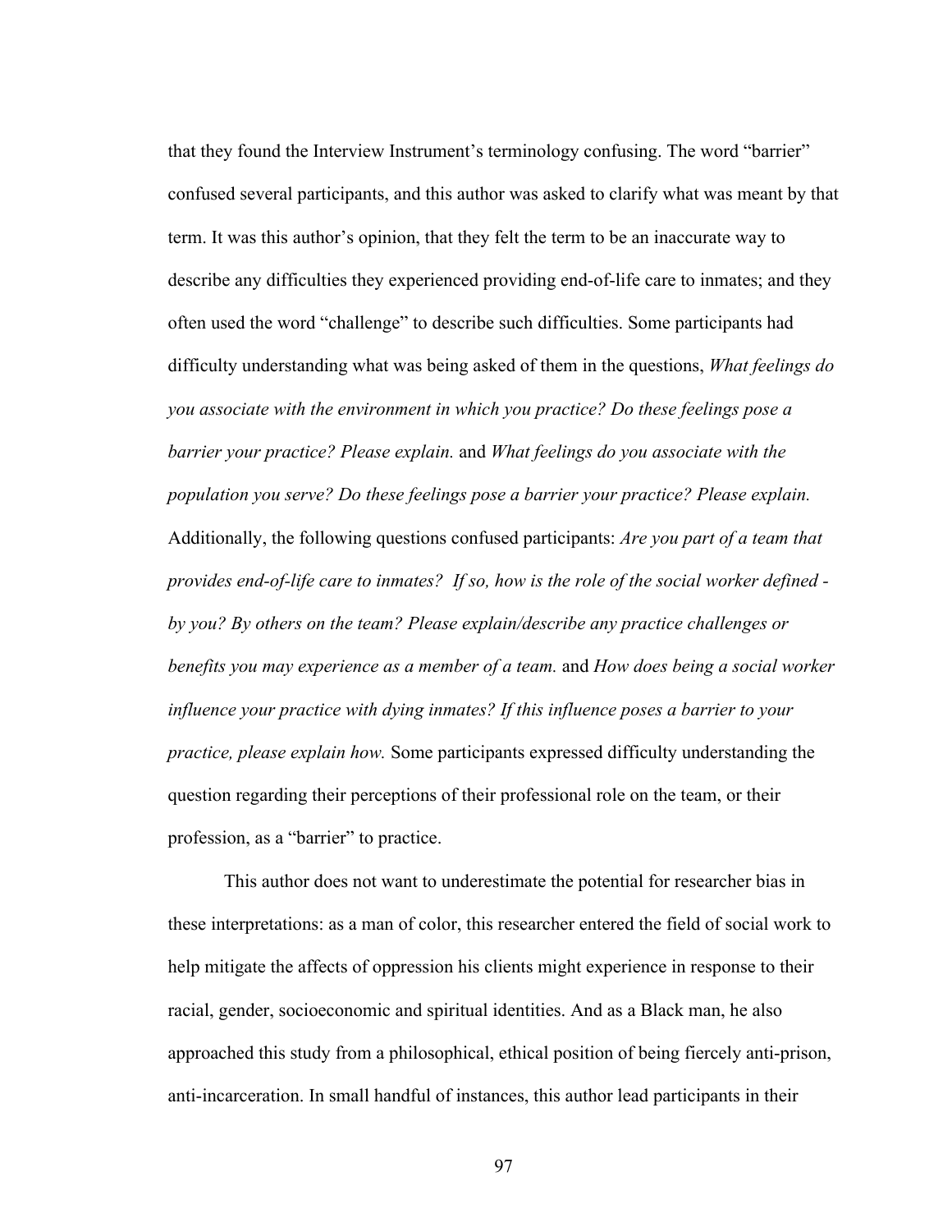that they found the Interview Instrument's terminology confusing. The word "barrier" confused several participants, and this author was asked to clarify what was meant by that term. It was this author's opinion, that they felt the term to be an inaccurate way to describe any difficulties they experienced providing end-of-life care to inmates; and they often used the word "challenge" to describe such difficulties. Some participants had difficulty understanding what was being asked of them in the questions, *What feelings do you associate with the environment in which you practice? Do these feelings pose a barrier your practice? Please explain.* and *What feelings do you associate with the population you serve? Do these feelings pose a barrier your practice? Please explain.* Additionally, the following questions confused participants: *Are you part of a team that provides end-of-life care to inmates? If so, how is the role of the social worker defined - by you? By others on the team? Please explain/describe any practice challenges or benefits you may experience as a member of a team.* and *How does being a social worker influence your practice with dying inmates? If this influence poses a barrier to your practice, please explain how.* Some participants expressed difficulty understanding the question regarding their perceptions of their professional role on the team, or their profession, as a "barrier" to practice.

This author does not want to underestimate the potential for researcher bias in these interpretations: as a man of color, this researcher entered the field of social work to help mitigate the affects of oppression his clients might experience in response to their racial, gender, socioeconomic and spiritual identities. And as a Black man, he also approached this study from a philosophical, ethical position of being fiercely anti-prison, anti-incarceration. In small handful of instances, this author lead participants in their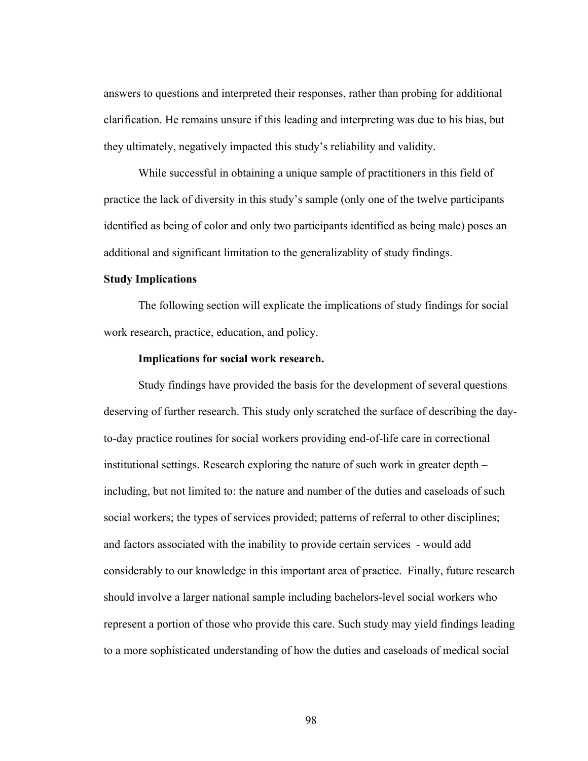answers to questions and interpreted their responses, rather than probing for additional clarification. He remains unsure if this leading and interpreting was due to his bias, but they ultimately, negatively impacted this study's reliability and validity.

While successful in obtaining a unique sample of practitioners in this field of practice the lack of diversity in this study's sample (only one of the twelve participants identified as being of color and only two participants identified as being male) poses an additional and significant limitation to the generalizablity of study findings.

## Study Implications

The following section will explicate the implications of study findings for social work research, practice, education, and policy.

### Implications for social work research.

Study findings have provided the basis for the development of several questions deserving of further research. This study only scratched the surface of describing the day-to-day practice routines for social workers providing end-of-life care in correctional institutional settings. Research exploring the nature of such work in greater depth – including, but not limited to: the nature and number of the duties and caseloads of such social workers; the types of services provided; patterns of referral to other disciplines; and factors associated with the inability to provide certain services - would add considerably to our knowledge in this important area of practice. Finally, future research should involve a larger national sample including bachelors-level social workers who represent a portion of those who provide this care. Such study may yield findings leading to a more sophisticated understanding of how the duties and caseloads of medical social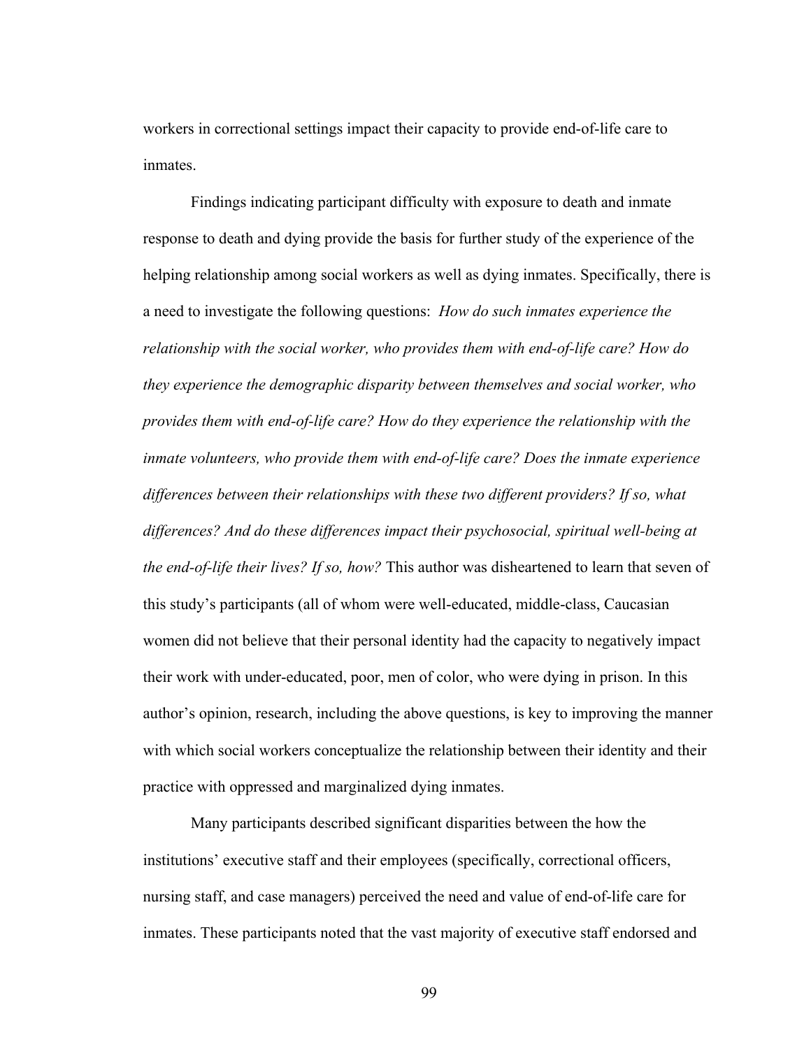workers in correctional settings impact their capacity to provide end-of-life care to inmates.

Findings indicating participant difficulty with exposure to death and inmate response to death and dying provide the basis for further study of the experience of the helping relationship among social workers as well as dying inmates. Specifically, there is a need to investigate the following questions: *How do such inmates experience the relationship with the social worker, who provides them with end-of-life care? How do they experience the demographic disparity between themselves and social worker, who provides them with end-of-life care? How do they experience the relationship with the inmate volunteers, who provide them with end-of-life care? Does the inmate experience differences between their relationships with these two different providers? If so, what differences? And do these differences impact their psychosocial, spiritual well-being at the end-of-life their lives? If so, how?* This author was disheartened to learn that seven of this study's participants (all of whom were well-educated, middle-class, Caucasian women did not believe that their personal identity had the capacity to negatively impact their work with under-educated, poor, men of color, who were dying in prison. In this author's opinion, research, including the above questions, is key to improving the manner with which social workers conceptualize the relationship between their identity and their practice with oppressed and marginalized dying inmates.

Many participants described significant disparities between the how the institutions' executive staff and their employees (specifically, correctional officers, nursing staff, and case managers) perceived the need and value of end-of-life care for inmates. These participants noted that the vast majority of executive staff endorsed and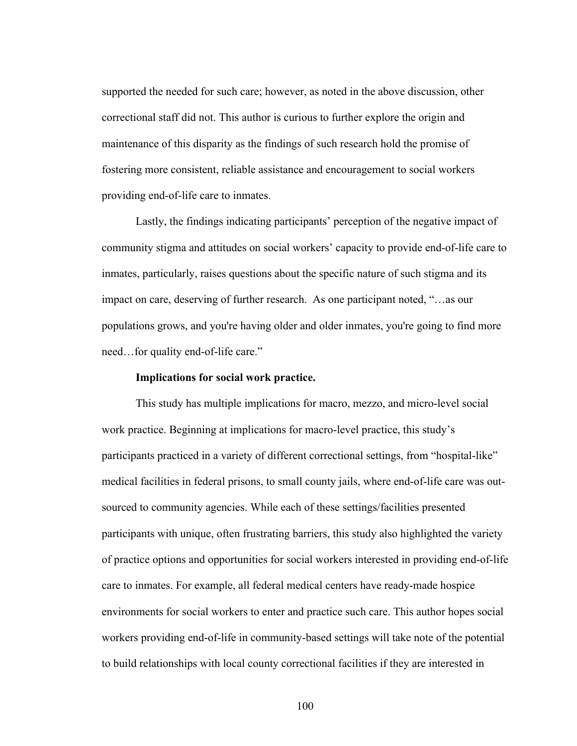supported the needed for such care; however, as noted in the above discussion, other correctional staff did not. This author is curious to further explore the origin and maintenance of this disparity as the findings of such research hold the promise of fostering more consistent, reliable assistance and encouragement to social workers providing end-of-life care to inmates.

Lastly, the findings indicating participants' perception of the negative impact of community stigma and attitudes on social workers' capacity to provide end-of-life care to inmates, particularly, raises questions about the specific nature of such stigma and its impact on care, deserving of further research. As one participant noted, "…as our populations grows, and you're having older and older inmates, you're going to find more need…for quality end-of-life care."

#### Implications for social work practice.

This study has multiple implications for macro, mezzo, and micro-level social work practice. Beginning at implications for macro-level practice, this study's participants practiced in a variety of different correctional settings, from "hospital-like" medical facilities in federal prisons, to small county jails, where end-of-life care was out-sourced to community agencies. While each of these settings/facilities presented participants with unique, often frustrating barriers, this study also highlighted the variety of practice options and opportunities for social workers interested in providing end-of-life care to inmates. For example, all federal medical centers have ready-made hospice environments for social workers to enter and practice such care. This author hopes social workers providing end-of-life in community-based settings will take note of the potential to build relationships with local county correctional facilities if they are interested in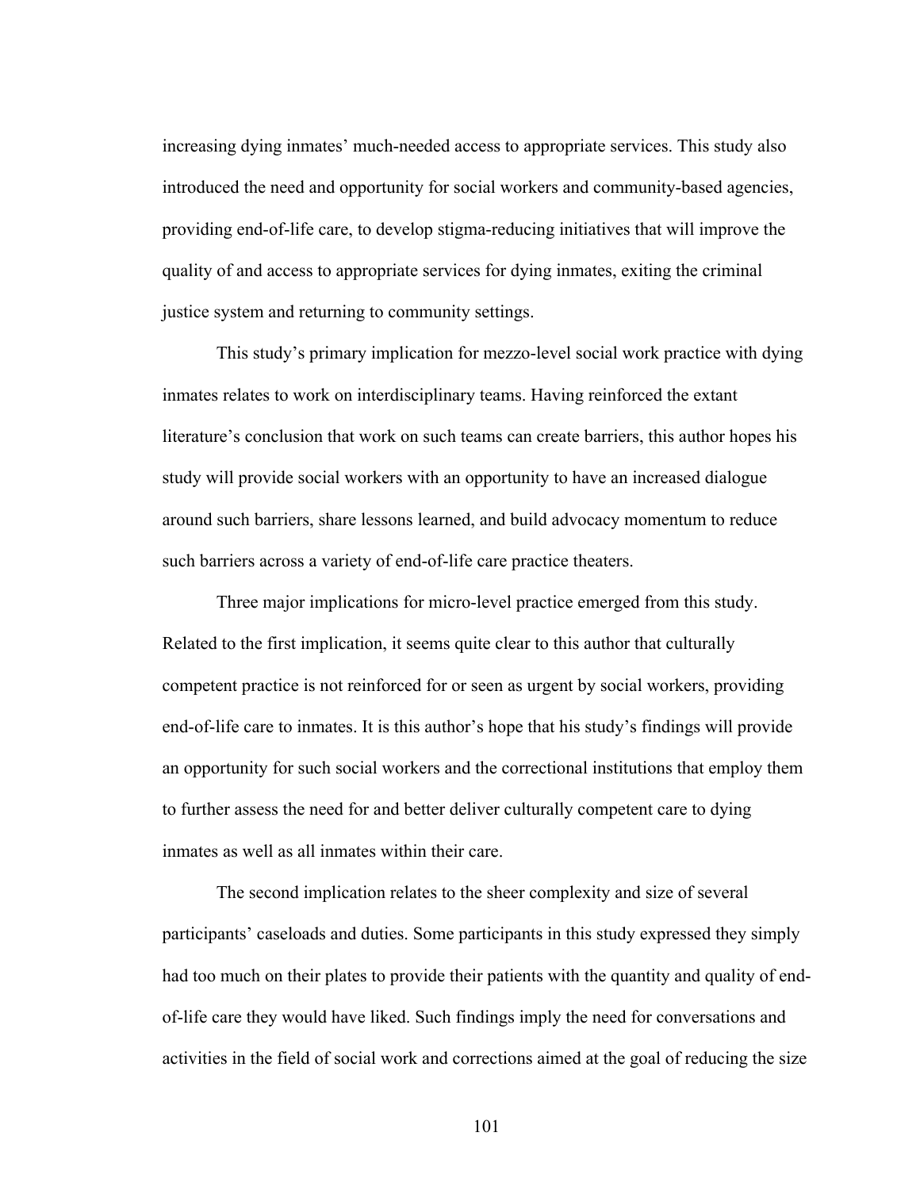increasing dying inmates' much-needed access to appropriate services. This study also introduced the need and opportunity for social workers and community-based agencies, providing end-of-life care, to develop stigma-reducing initiatives that will improve the quality of and access to appropriate services for dying inmates, exiting the criminal justice system and returning to community settings.

This study's primary implication for mezzo-level social work practice with dying inmates relates to work on interdisciplinary teams. Having reinforced the extant literature's conclusion that work on such teams can create barriers, this author hopes his study will provide social workers with an opportunity to have an increased dialogue around such barriers, share lessons learned, and build advocacy momentum to reduce such barriers across a variety of end-of-life care practice theaters.

Three major implications for micro-level practice emerged from this study. Related to the first implication, it seems quite clear to this author that culturally competent practice is not reinforced for or seen as urgent by social workers, providing end-of-life care to inmates. It is this author's hope that his study's findings will provide an opportunity for such social workers and the correctional institutions that employ them to further assess the need for and better deliver culturally competent care to dying inmates as well as all inmates within their care.

The second implication relates to the sheer complexity and size of several participants' caseloads and duties. Some participants in this study expressed they simply had too much on their plates to provide their patients with the quantity and quality of end-of-life care they would have liked. Such findings imply the need for conversations and activities in the field of social work and corrections aimed at the goal of reducing the size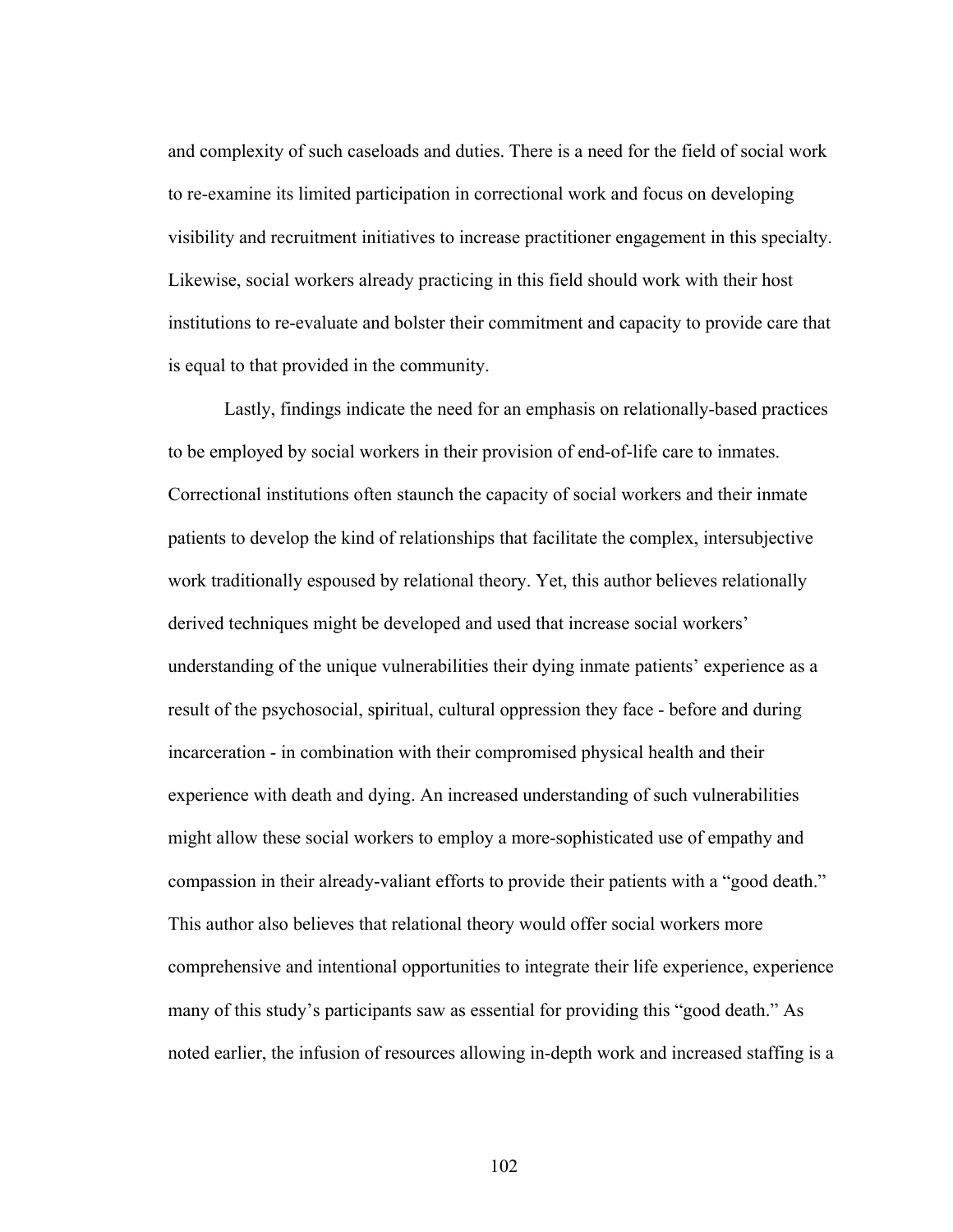and complexity of such caseloads and duties. There is a need for the field of social work to re-examine its limited participation in correctional work and focus on developing visibility and recruitment initiatives to increase practitioner engagement in this specialty. Likewise, social workers already practicing in this field should work with their host institutions to re-evaluate and bolster their commitment and capacity to provide care that is equal to that provided in the community.

Lastly, findings indicate the need for an emphasis on relationally-based practices to be employed by social workers in their provision of end-of-life care to inmates. Correctional institutions often staunch the capacity of social workers and their inmate patients to develop the kind of relationships that facilitate the complex, intersubjective work traditionally espoused by relational theory. Yet, this author believes relationally derived techniques might be developed and used that increase social workers' understanding of the unique vulnerabilities their dying inmate patients' experience as a result of the psychosocial, spiritual, cultural oppression they face - before and during incarceration - in combination with their compromised physical health and their experience with death and dying. An increased understanding of such vulnerabilities might allow these social workers to employ a more-sophisticated use of empathy and compassion in their already-valiant efforts to provide their patients with a "good death." This author also believes that relational theory would offer social workers more comprehensive and intentional opportunities to integrate their life experience, experience many of this study's participants saw as essential for providing this "good death." As noted earlier, the infusion of resources allowing in-depth work and increased staffing is a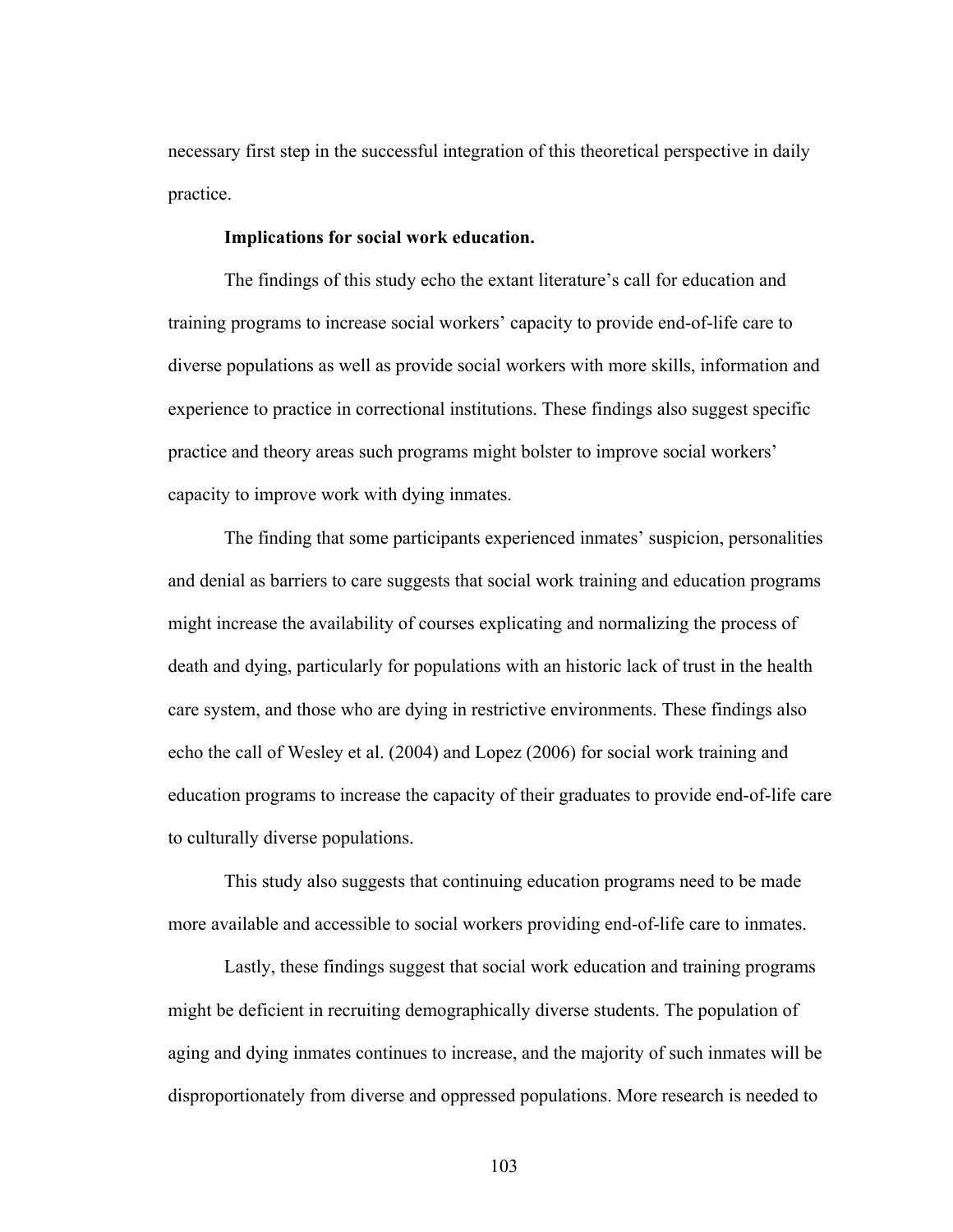necessary first step in the successful integration of this theoretical perspective in daily practice.

**Implications for social work education.**

The findings of this study echo the extant literature's call for education and training programs to increase social workers' capacity to provide end-of-life care to diverse populations as well as provide social workers with more skills, information and experience to practice in correctional institutions. These findings also suggest specific practice and theory areas such programs might bolster to improve social workers' capacity to improve work with dying inmates.

The finding that some participants experienced inmates' suspicion, personalities and denial as barriers to care suggests that social work training and education programs might increase the availability of courses explicating and normalizing the process of death and dying, particularly for populations with an historic lack of trust in the health care system, and those who are dying in restrictive environments. These findings also echo the call of Wesley et al. (2004) and Lopez (2006) for social work training and education programs to increase the capacity of their graduates to provide end-of-life care to culturally diverse populations.

This study also suggests that continuing education programs need to be made more available and accessible to social workers providing end-of-life care to inmates.

Lastly, these findings suggest that social work education and training programs might be deficient in recruiting demographically diverse students. The population of aging and dying inmates continues to increase, and the majority of such inmates will be disproportionately from diverse and oppressed populations. More research is needed to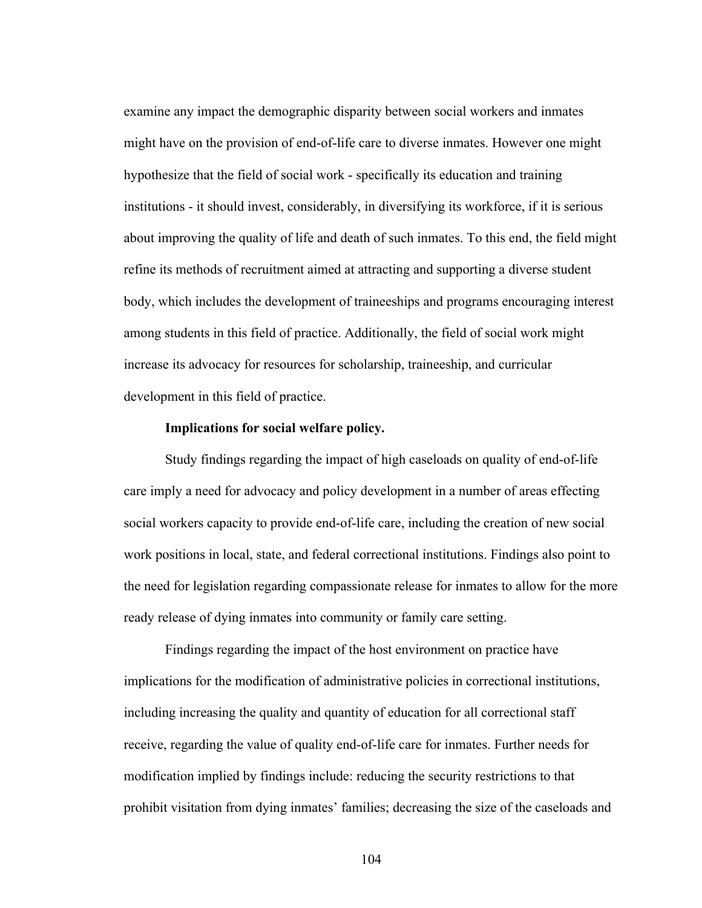examine any impact the demographic disparity between social workers and inmates might have on the provision of end-of-life care to diverse inmates. However one might hypothesize that the field of social work - specifically its education and training institutions - it should invest, considerably, in diversifying its workforce, if it is serious about improving the quality of life and death of such inmates. To this end, the field might refine its methods of recruitment aimed at attracting and supporting a diverse student body, which includes the development of traineeships and programs encouraging interest among students in this field of practice. Additionally, the field of social work might increase its advocacy for resources for scholarship, traineeship, and curricular development in this field of practice.

**Implications for social welfare policy.**

Study findings regarding the impact of high caseloads on quality of end-of-life care imply a need for advocacy and policy development in a number of areas effecting social workers capacity to provide end-of-life care, including the creation of new social work positions in local, state, and federal correctional institutions. Findings also point to the need for legislation regarding compassionate release for inmates to allow for the more ready release of dying inmates into community or family care setting.

Findings regarding the impact of the host environment on practice have implications for the modification of administrative policies in correctional institutions, including increasing the quality and quantity of education for all correctional staff receive, regarding the value of quality end-of-life care for inmates. Further needs for modification implied by findings include: reducing the security restrictions to that prohibit visitation from dying inmates' families; decreasing the size of the caseloads and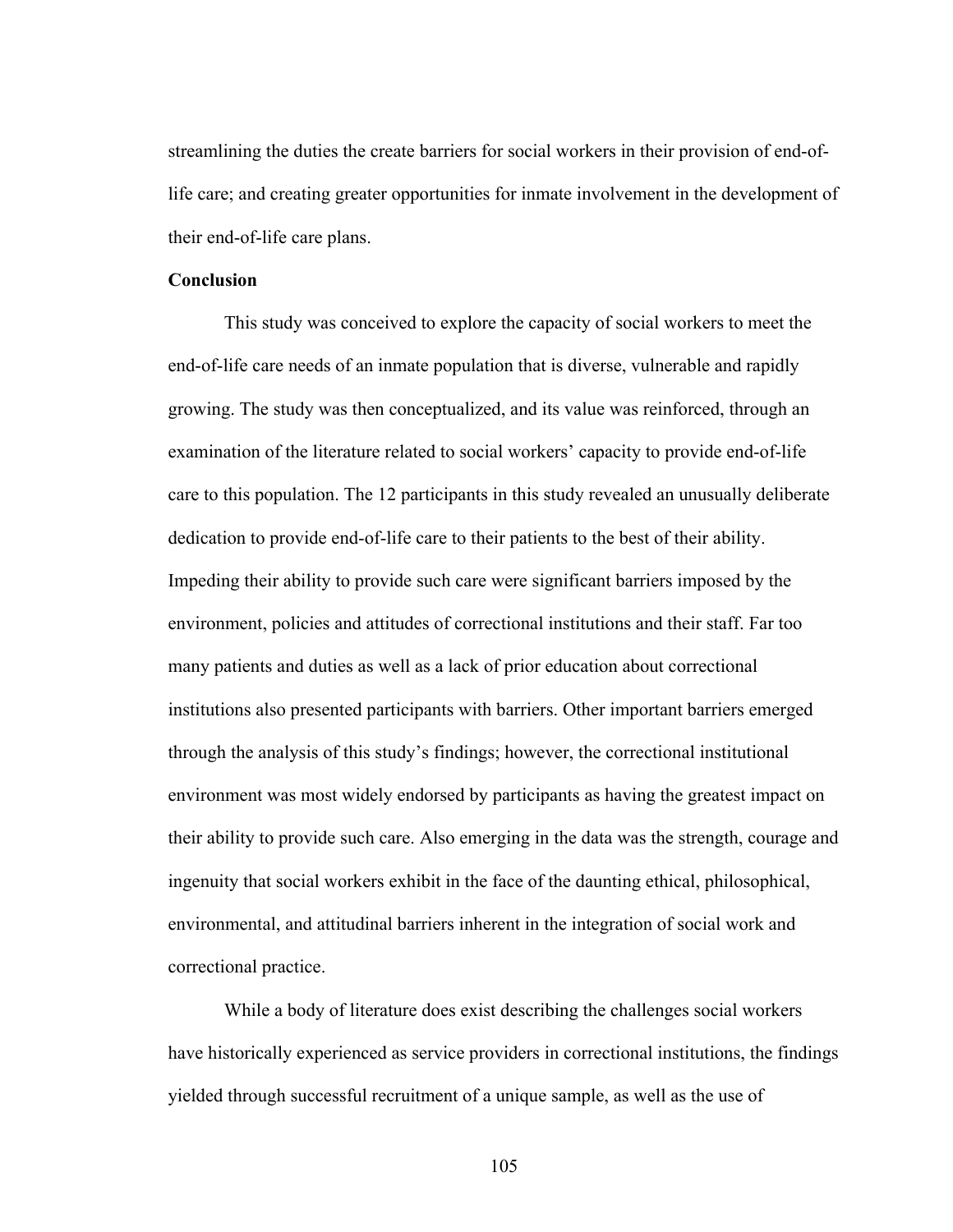streamlining the duties the create barriers for social workers in their provision of end-of-life care; and creating greater opportunities for inmate involvement in the development of their end-of-life care plans.

**Conclusion**

This study was conceived to explore the capacity of social workers to meet the end-of-life care needs of an inmate population that is diverse, vulnerable and rapidly growing. The study was then conceptualized, and its value was reinforced, through an examination of the literature related to social workers' capacity to provide end-of-life care to this population. The 12 participants in this study revealed an unusually deliberate dedication to provide end-of-life care to their patients to the best of their ability. Impeding their ability to provide such care were significant barriers imposed by the environment, policies and attitudes of correctional institutions and their staff. Far too many patients and duties as well as a lack of prior education about correctional institutions also presented participants with barriers. Other important barriers emerged through the analysis of this study's findings; however, the correctional institutional environment was most widely endorsed by participants as having the greatest impact on their ability to provide such care. Also emerging in the data was the strength, courage and ingenuity that social workers exhibit in the face of the daunting ethical, philosophical, environmental, and attitudinal barriers inherent in the integration of social work and correctional practice.

While a body of literature does exist describing the challenges social workers have historically experienced as service providers in correctional institutions, the findings yielded through successful recruitment of a unique sample, as well as the use of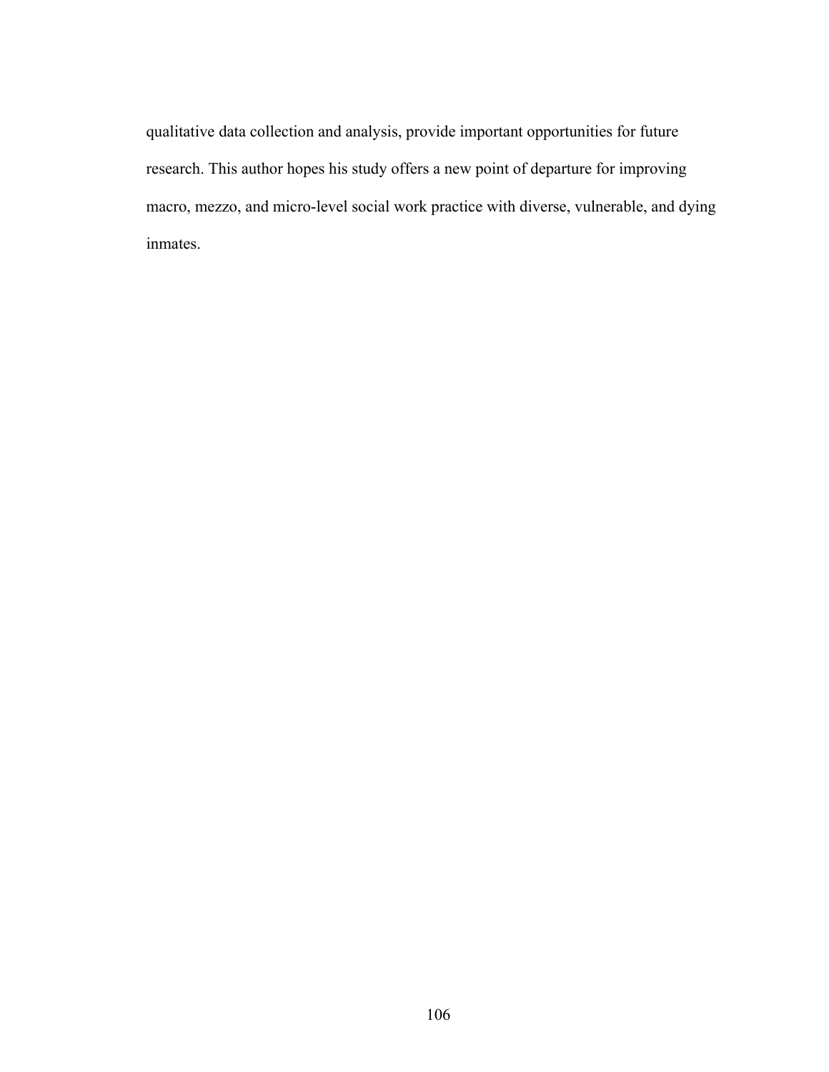qualitative data collection and analysis, provide important opportunities for future research. This author hopes his study offers a new point of departure for improving macro, mezzo, and micro-level social work practice with diverse, vulnerable, and dying inmates.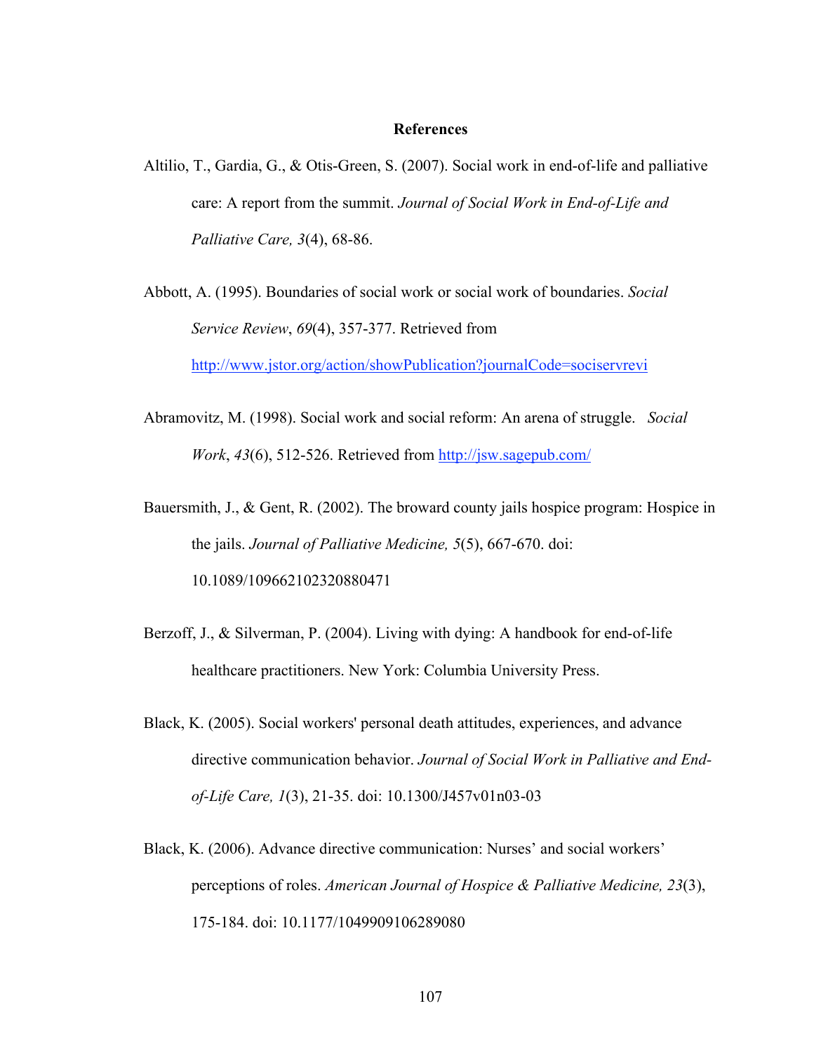# References

Altilio, T., Gardia, G., & Otis-Green, S. (2007). Social work in end-of-life and palliative care: A report from the summit. *Journal of Social Work in End-of-Life and Palliative Care, 3*(4), 68-86.

Abbott, A. (1995). Boundaries of social work or social work of boundaries. *Social Service Review*, *69*(4), 357-377. Retrieved from http://www.jstor.org/action/showPublication?journalCode=sociservrevi

Abramovitz, M. (1998). Social work and social reform: An arena of struggle. *Social Work*, *43*(6), 512-526. Retrieved from http://jsw.sagepub.com/

Bauersmith, J., & Gent, R. (2002). The broward county jails hospice program: Hospice in the jails. *Journal of Palliative Medicine, 5*(5), 667-670. doi: 10.1089/109662102320880471

Berzoff, J., & Silverman, P. (2004). Living with dying: A handbook for end-of-life healthcare practitioners. New York: Columbia University Press.

Black, K. (2005). Social workers' personal death attitudes, experiences, and advance directive communication behavior. *Journal of Social Work in Palliative and End-of-Life Care, 1*(3), 21-35. doi: 10.1300/J457v01n03-03

Black, K. (2006). Advance directive communication: Nurses' and social workers' perceptions of roles. *American Journal of Hospice & Palliative Medicine, 23*(3), 175-184. doi: 10.1177/1049909106289080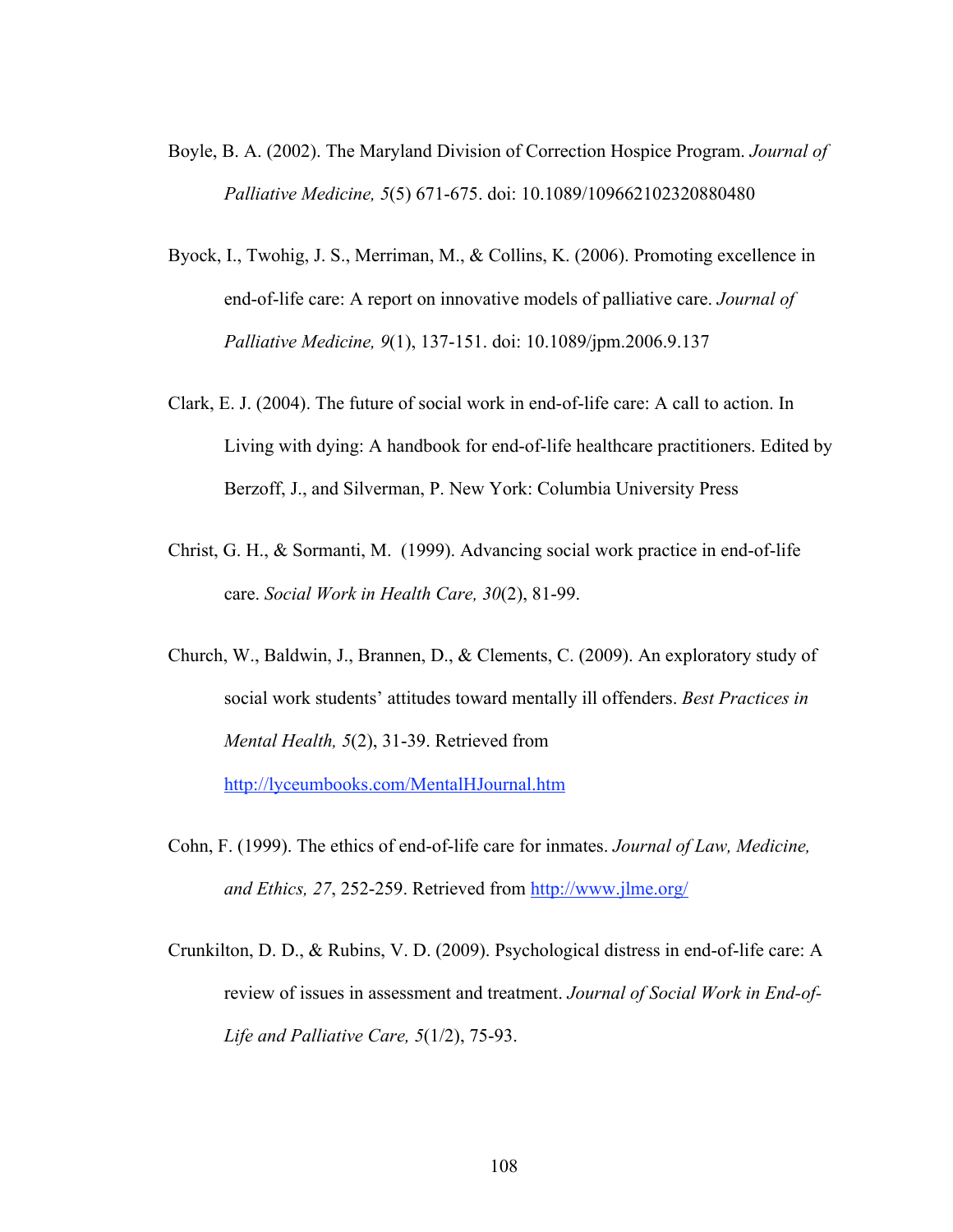Boyle, B. A. (2002). The Maryland Division of Correction Hospice Program. *Journal of Palliative Medicine, 5*(5) 671-675. doi: 10.1089/109662102320880480

Byock, I., Twohig, J. S., Merriman, M., & Collins, K. (2006). Promoting excellence in end-of-life care: A report on innovative models of palliative care. *Journal of Palliative Medicine, 9*(1), 137-151. doi: 10.1089/jpm.2006.9.137

Clark, E. J. (2004). The future of social work in end-of-life care: A call to action. In Living with dying: A handbook for end-of-life healthcare practitioners. Edited by Berzoff, J., and Silverman, P. New York: Columbia University Press

Christ, G. H., & Sormanti, M. (1999). Advancing social work practice in end-of-life care. *Social Work in Health Care, 30*(2), 81-99.

Church, W., Baldwin, J., Brannen, D., & Clements, C. (2009). An exploratory study of social work students' attitudes toward mentally ill offenders. *Best Practices in Mental Health, 5*(2), 31-39. Retrieved from http://lyceumbooks.com/MentalHJournal.htm

Cohn, F. (1999). The ethics of end-of-life care for inmates. *Journal of Law, Medicine, and Ethics, 27*, 252-259. Retrieved from http://www.jlme.org/

Crunkilton, D. D., & Rubins, V. D. (2009). Psychological distress in end-of-life care: A review of issues in assessment and treatment. *Journal of Social Work in End-of-Life and Palliative Care, 5*(1/2), 75-93.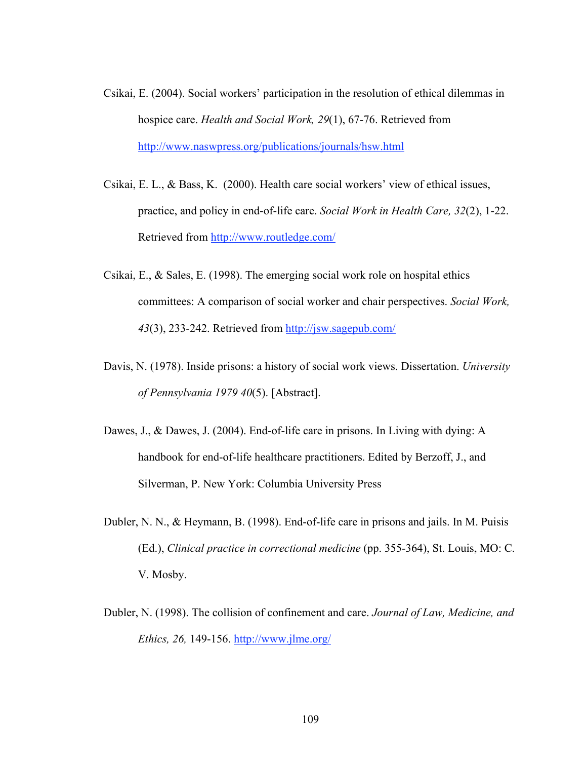Csikai, E. (2004). Social workers' participation in the resolution of ethical dilemmas in hospice care. *Health and Social Work, 29*(1), 67-76. Retrieved from http://www.naswpress.org/publications/journals/hsw.html

Csikai, E. L., & Bass, K. (2000). Health care social workers' view of ethical issues, practice, and policy in end-of-life care. *Social Work in Health Care, 32*(2), 1-22. Retrieved from http://www.routledge.com/

Csikai, E., & Sales, E. (1998). The emerging social work role on hospital ethics committees: A comparison of social worker and chair perspectives. *Social Work, 43*(3), 233-242. Retrieved from http://jsw.sagepub.com/

Davis, N. (1978). Inside prisons: a history of social work views. Dissertation. *University of Pennsylvania 1979 40*(5). [Abstract].

Dawes, J., & Dawes, J. (2004). End-of-life care in prisons. In Living with dying: A handbook for end-of-life healthcare practitioners. Edited by Berzoff, J., and Silverman, P. New York: Columbia University Press

Dubler, N. N., & Heymann, B. (1998). End-of-life care in prisons and jails. In M. Puisis (Ed.), *Clinical practice in correctional medicine* (pp. 355-364), St. Louis, MO: C. V. Mosby.

Dubler, N. (1998). The collision of confinement and care. *Journal of Law, Medicine, and Ethics, 26,* 149-156. http://www.jlme.org/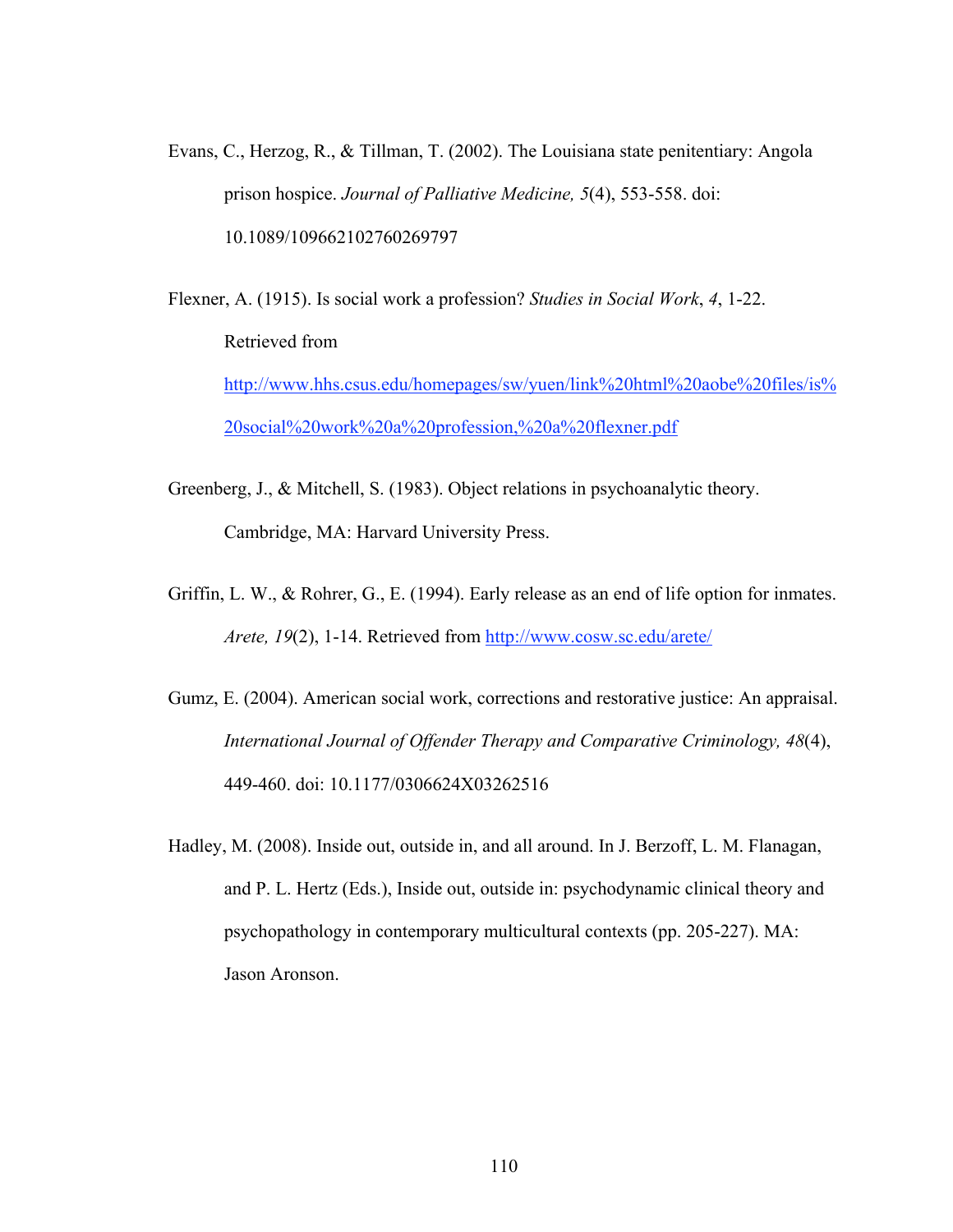Evans, C., Herzog, R., & Tillman, T. (2002). The Louisiana state penitentiary: Angola prison hospice. *Journal of Palliative Medicine, 5*(4), 553-558. doi: 10.1089/109662102760269797

Flexner, A. (1915). Is social work a profession? *Studies in Social Work*, *4*, 1-22. Retrieved from http://www.hhs.csus.edu/homepages/sw/yuen/link%20html%20aobe%20files/is%20social%20work%20a%20profession,%20a%20flexner.pdf

Greenberg, J., & Mitchell, S. (1983). Object relations in psychoanalytic theory. Cambridge, MA: Harvard University Press.

Griffin, L. W., & Rohrer, G., E. (1994). Early release as an end of life option for inmates. *Arete, 19*(2), 1-14. Retrieved from http://www.cosw.sc.edu/arete/

Gumz, E. (2004). American social work, corrections and restorative justice: An appraisal. *International Journal of Offender Therapy and Comparative Criminology, 48*(4), 449-460. doi: 10.1177/0306624X03262516

Hadley, M. (2008). Inside out, outside in, and all around. In J. Berzoff, L. M. Flanagan, and P. L. Hertz (Eds.), Inside out, outside in: psychodynamic clinical theory and psychopathology in contemporary multicultural contexts (pp. 205-227). MA: Jason Aronson.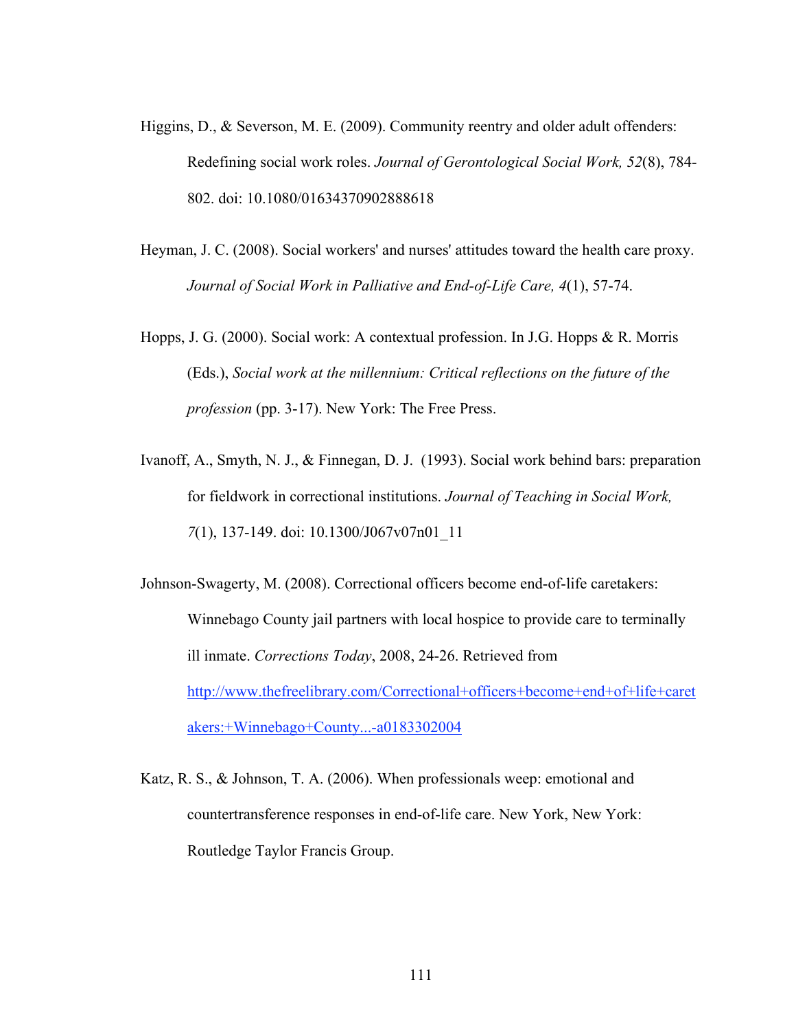Higgins, D., & Severson, M. E. (2009). Community reentry and older adult offenders: Redefining social work roles. *Journal of Gerontological Social Work, 52*(8), 784-802. doi: 10.1080/01634370902888618

Heyman, J. C. (2008). Social workers' and nurses' attitudes toward the health care proxy. *Journal of Social Work in Palliative and End-of-Life Care, 4*(1), 57-74.

Hopps, J. G. (2000). Social work: A contextual profession. In J.G. Hopps & R. Morris (Eds.), *Social work at the millennium: Critical reflections on the future of the profession* (pp. 3-17). New York: The Free Press.

Ivanoff, A., Smyth, N. J., & Finnegan, D. J. (1993). Social work behind bars: preparation for fieldwork in correctional institutions. *Journal of Teaching in Social Work, 7*(1), 137-149. doi: 10.1300/J067v07n01_11

Johnson-Swagerty, M. (2008). Correctional officers become end-of-life caretakers: Winnebago County jail partners with local hospice to provide care to terminally ill inmate. *Corrections Today*, 2008, 24-26. Retrieved from http://www.thefreelibrary.com/Correctional+officers+become+end+of+life+caretakers:+Winnebago+County...-a0183302004

Katz, R. S., & Johnson, T. A. (2006). When professionals weep: emotional and countertransference responses in end-of-life care. New York, New York: Routledge Taylor Francis Group.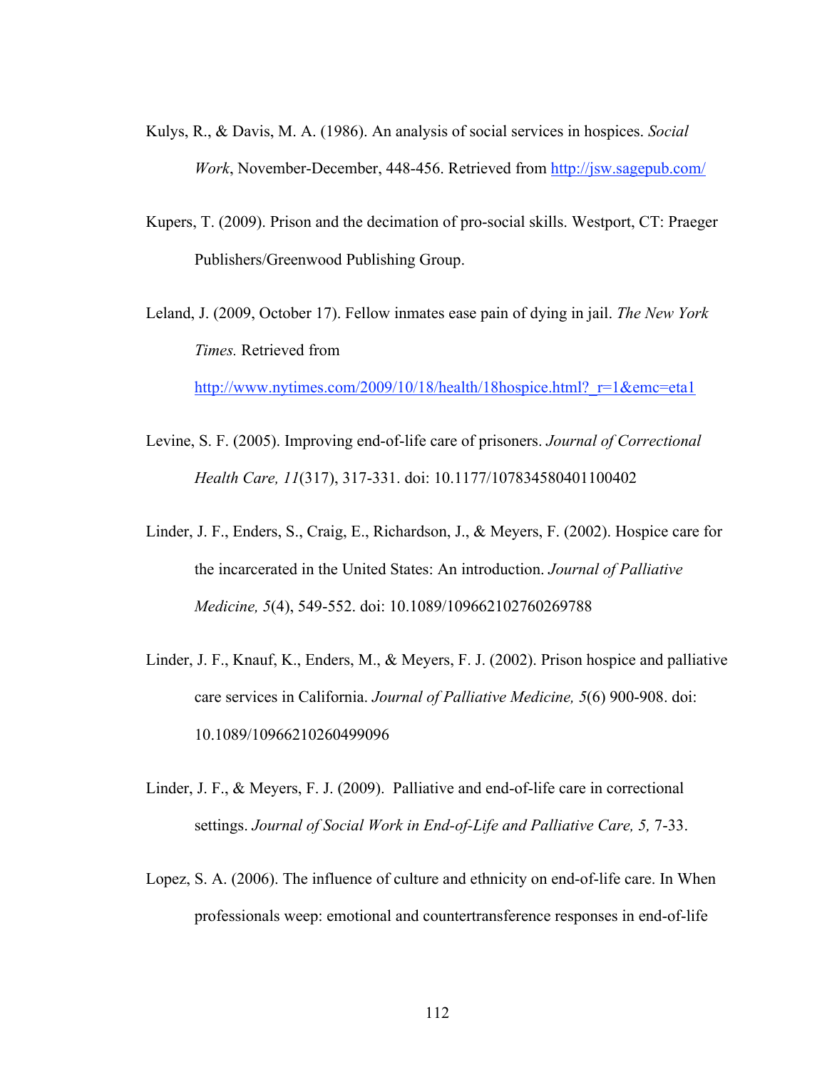Kulys, R., & Davis, M. A. (1986). An analysis of social services in hospices. *Social Work*, November-December, 448-456. Retrieved from http://jsw.sagepub.com/

Kupers, T. (2009). Prison and the decimation of pro-social skills. Westport, CT: Praeger Publishers/Greenwood Publishing Group.

Leland, J. (2009, October 17). Fellow inmates ease pain of dying in jail. *The New York Times.* Retrieved from http://www.nytimes.com/2009/10/18/health/18hospice.html?_r=1&emc=eta1

Levine, S. F. (2005). Improving end-of-life care of prisoners. *Journal of Correctional Health Care, 11*(317), 317-331. doi: 10.1177/107834580401100402

Linder, J. F., Enders, S., Craig, E., Richardson, J., & Meyers, F. (2002). Hospice care for the incarcerated in the United States: An introduction. *Journal of Palliative Medicine, 5*(4), 549-552. doi: 10.1089/109662102760269788

Linder, J. F., Knauf, K., Enders, M., & Meyers, F. J. (2002). Prison hospice and palliative care services in California. *Journal of Palliative Medicine, 5*(6) 900-908. doi: 10.1089/10966210260499096

Linder, J. F., & Meyers, F. J. (2009). Palliative and end-of-life care in correctional settings. *Journal of Social Work in End-of-Life and Palliative Care, 5,* 7-33.

Lopez, S. A. (2006). The influence of culture and ethnicity on end-of-life care. In When professionals weep: emotional and countertransference responses in end-of-life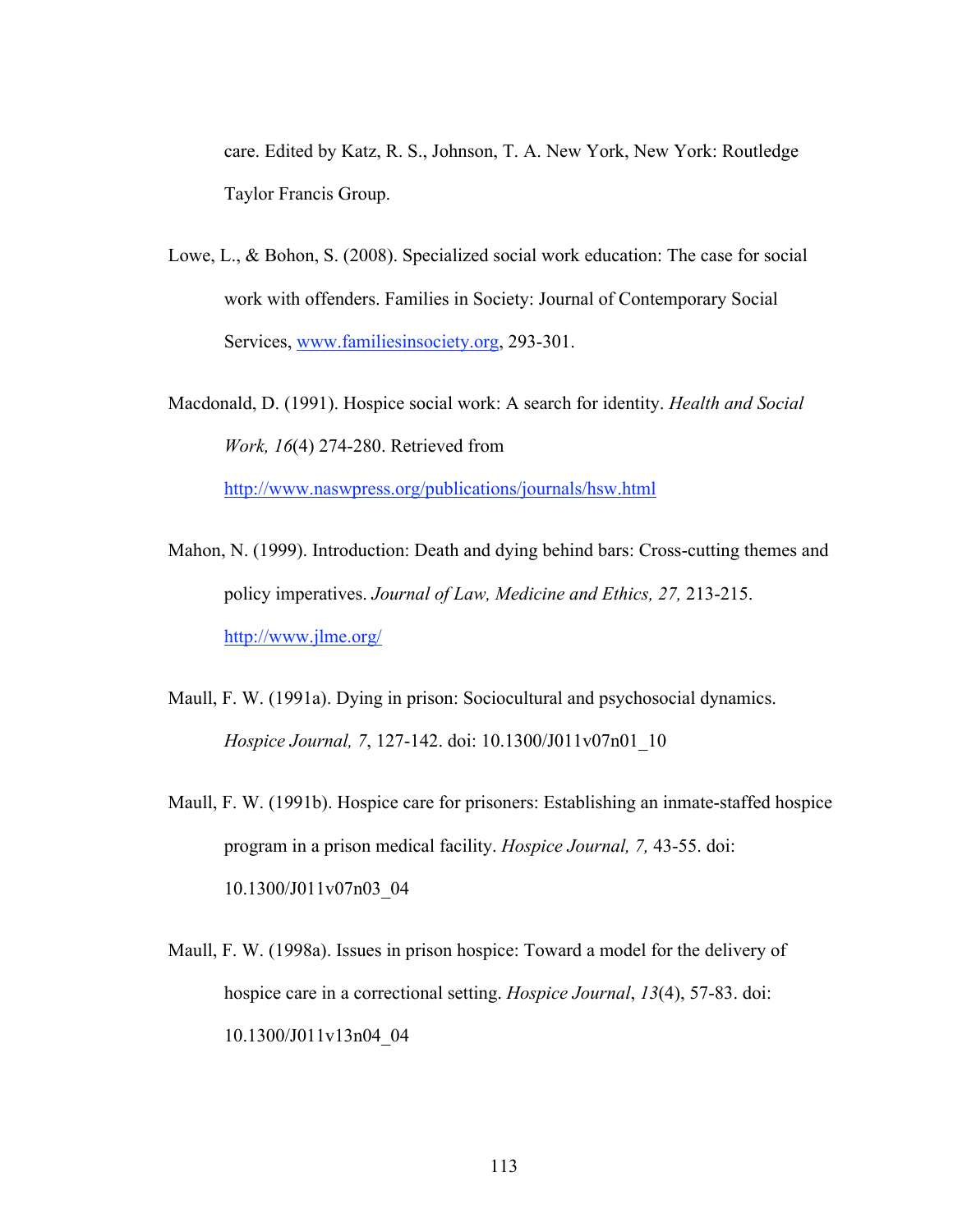care. Edited by Katz, R. S., Johnson, T. A. New York, New York: Routledge Taylor Francis Group.

Lowe, L., & Bohon, S. (2008). Specialized social work education: The case for social work with offenders. Families in Society: Journal of Contemporary Social Services, www.familiesinsociety.org, 293-301.

Macdonald, D. (1991). Hospice social work: A search for identity. *Health and Social Work, 16*(4) 274-280. Retrieved from http://www.naswpress.org/publications/journals/hsw.html

Mahon, N. (1999). Introduction: Death and dying behind bars: Cross-cutting themes and policy imperatives. *Journal of Law, Medicine and Ethics, 27,* 213-215. http://www.jlme.org/

Maull, F. W. (1991a). Dying in prison: Sociocultural and psychosocial dynamics. *Hospice Journal, 7*, 127-142. doi: 10.1300/J011v07n01_10

Maull, F. W. (1991b). Hospice care for prisoners: Establishing an inmate-staffed hospice program in a prison medical facility. *Hospice Journal, 7,* 43-55. doi: 10.1300/J011v07n03_04

Maull, F. W. (1998a). Issues in prison hospice: Toward a model for the delivery of hospice care in a correctional setting. *Hospice Journal*, *13*(4), 57-83. doi: 10.1300/J011v13n04_04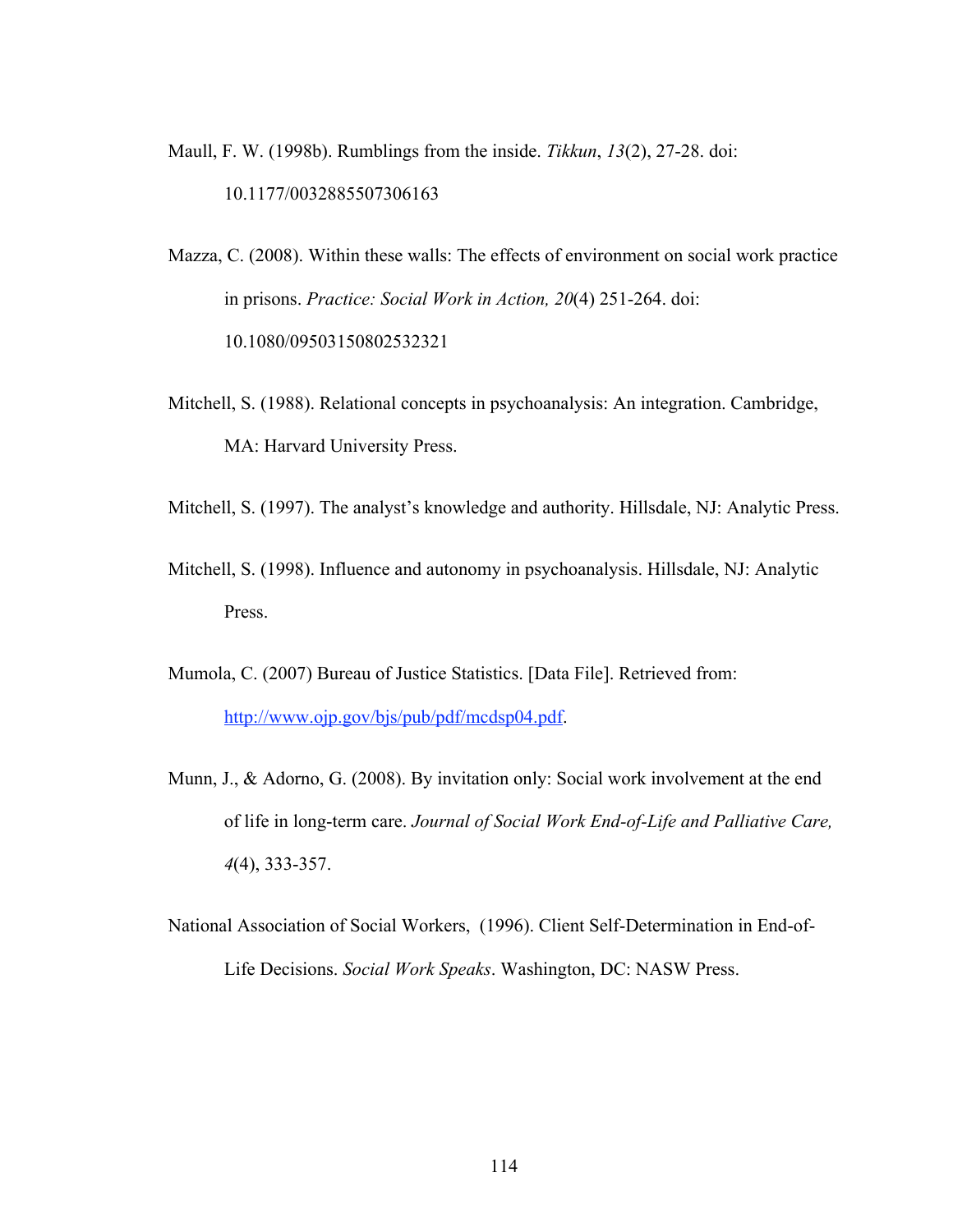Maull, F. W. (1998b). Rumblings from the inside. *Tikkun*, *13*(2), 27-28. doi: 10.1177/0032885507306163

Mazza, C. (2008). Within these walls: The effects of environment on social work practice in prisons. *Practice: Social Work in Action, 20*(4) 251-264. doi: 10.1080/09503150802532321

Mitchell, S. (1988). Relational concepts in psychoanalysis: An integration. Cambridge, MA: Harvard University Press.

Mitchell, S. (1997). The analyst's knowledge and authority. Hillsdale, NJ: Analytic Press.

Mitchell, S. (1998). Influence and autonomy in psychoanalysis. Hillsdale, NJ: Analytic Press.

Mumola, C. (2007) Bureau of Justice Statistics. [Data File]. Retrieved from: http://www.ojp.gov/bjs/pub/pdf/mcdsp04.pdf.

Munn, J., & Adorno, G. (2008). By invitation only: Social work involvement at the end of life in long-term care. *Journal of Social Work End-of-Life and Palliative Care, 4*(4), 333-357.

National Association of Social Workers, (1996). Client Self-Determination in End-of-Life Decisions. *Social Work Speaks*. Washington, DC: NASW Press.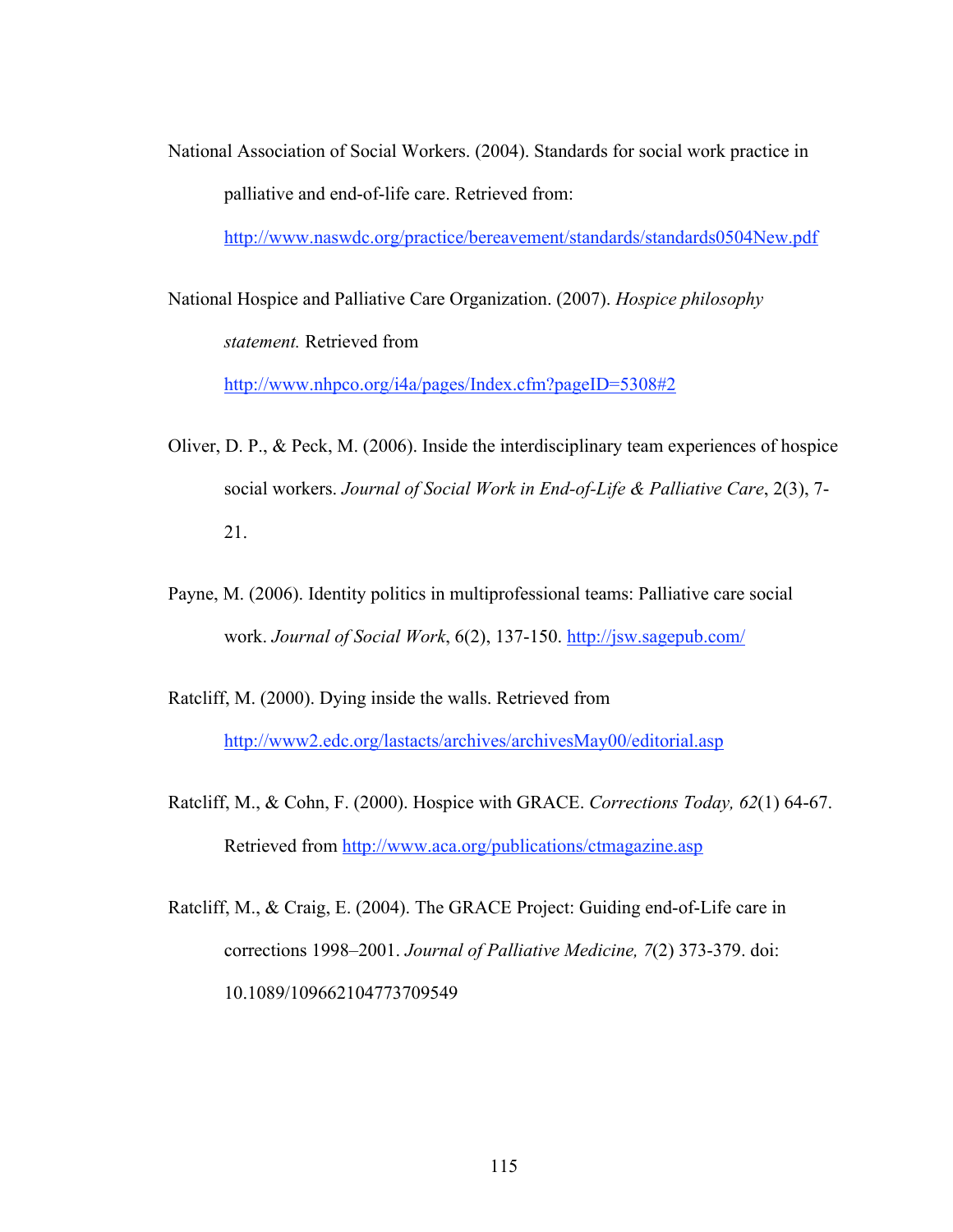National Association of Social Workers. (2004). Standards for social work practice in palliative and end-of-life care. Retrieved from: http://www.naswdc.org/practice/bereavement/standards/standards0504New.pdf

National Hospice and Palliative Care Organization. (2007). *Hospice philosophy statement.* Retrieved from http://www.nhpco.org/i4a/pages/Index.cfm?pageID=5308#2

Oliver, D. P., & Peck, M. (2006). Inside the interdisciplinary team experiences of hospice social workers. *Journal of Social Work in End-of-Life & Palliative Care*, 2(3), 7-21.

Payne, M. (2006). Identity politics in multiprofessional teams: Palliative care social work. *Journal of Social Work*, 6(2), 137-150. http://jsw.sagepub.com/

Ratcliff, M. (2000). Dying inside the walls. Retrieved from http://www2.edc.org/lastacts/archives/archivesMay00/editorial.asp

Ratcliff, M., & Cohn, F. (2000). Hospice with GRACE. *Corrections Today, 62*(1) 64-67. Retrieved from http://www.aca.org/publications/ctmagazine.asp

Ratcliff, M., & Craig, E. (2004). The GRACE Project: Guiding end-of-Life care in corrections 1998–2001. *Journal of Palliative Medicine, 7*(2) 373-379. doi: 10.1089/109662104773709549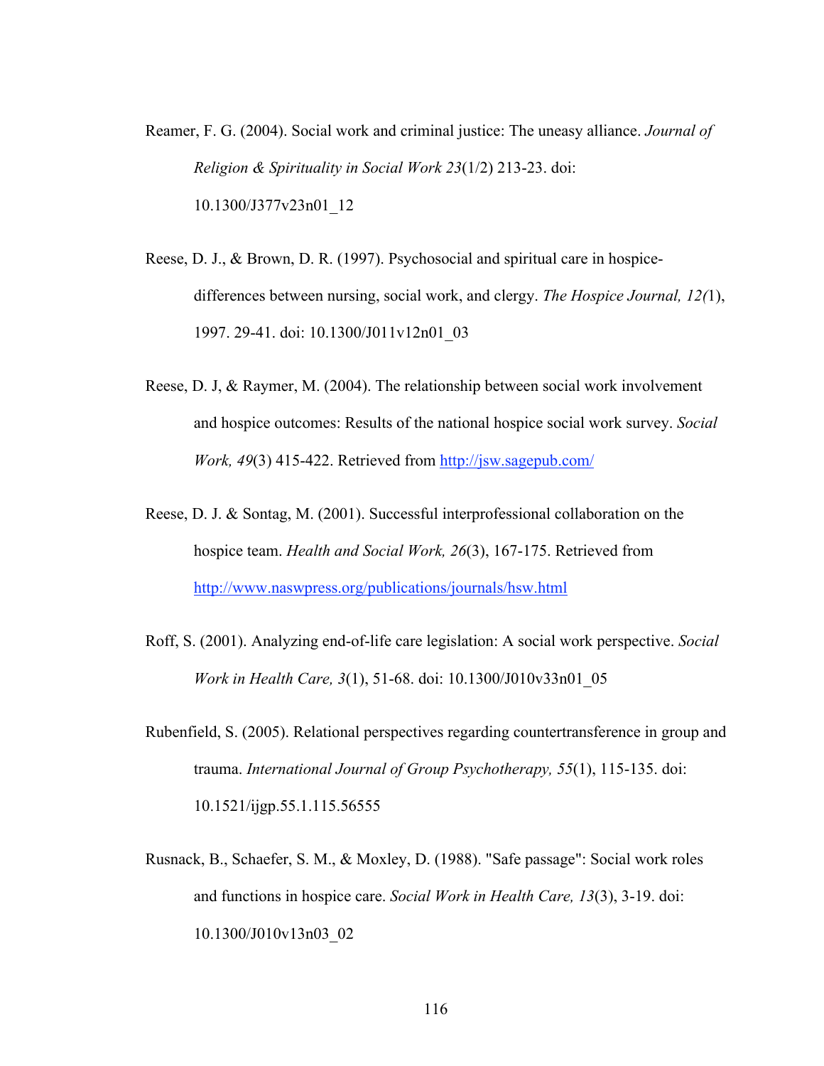Reamer, F. G. (2004). Social work and criminal justice: The uneasy alliance. *Journal of Religion & Spirituality in Social Work 23*(1/2) 213-23. doi: 10.1300/J377v23n01_12

Reese, D. J., & Brown, D. R. (1997). Psychosocial and spiritual care in hospice-differences between nursing, social work, and clergy. *The Hospice Journal, 12(*1), 1997. 29-41. doi: 10.1300/J011v12n01_03

Reese, D. J, & Raymer, M. (2004). The relationship between social work involvement and hospice outcomes: Results of the national hospice social work survey. *Social Work, 49*(3) 415-422. Retrieved from http://jsw.sagepub.com/

Reese, D. J. & Sontag, M. (2001). Successful interprofessional collaboration on the hospice team. *Health and Social Work, 26*(3), 167-175. Retrieved from http://www.naswpress.org/publications/journals/hsw.html

Roff, S. (2001). Analyzing end-of-life care legislation: A social work perspective. *Social Work in Health Care, 3*(1), 51-68. doi: 10.1300/J010v33n01_05

Rubenfield, S. (2005). Relational perspectives regarding countertransference in group and trauma. *International Journal of Group Psychotherapy, 55*(1), 115-135. doi: 10.1521/ijgp.55.1.115.56555

Rusnack, B., Schaefer, S. M., & Moxley, D. (1988). "Safe passage": Social work roles and functions in hospice care. *Social Work in Health Care, 13*(3), 3-19. doi: 10.1300/J010v13n03_02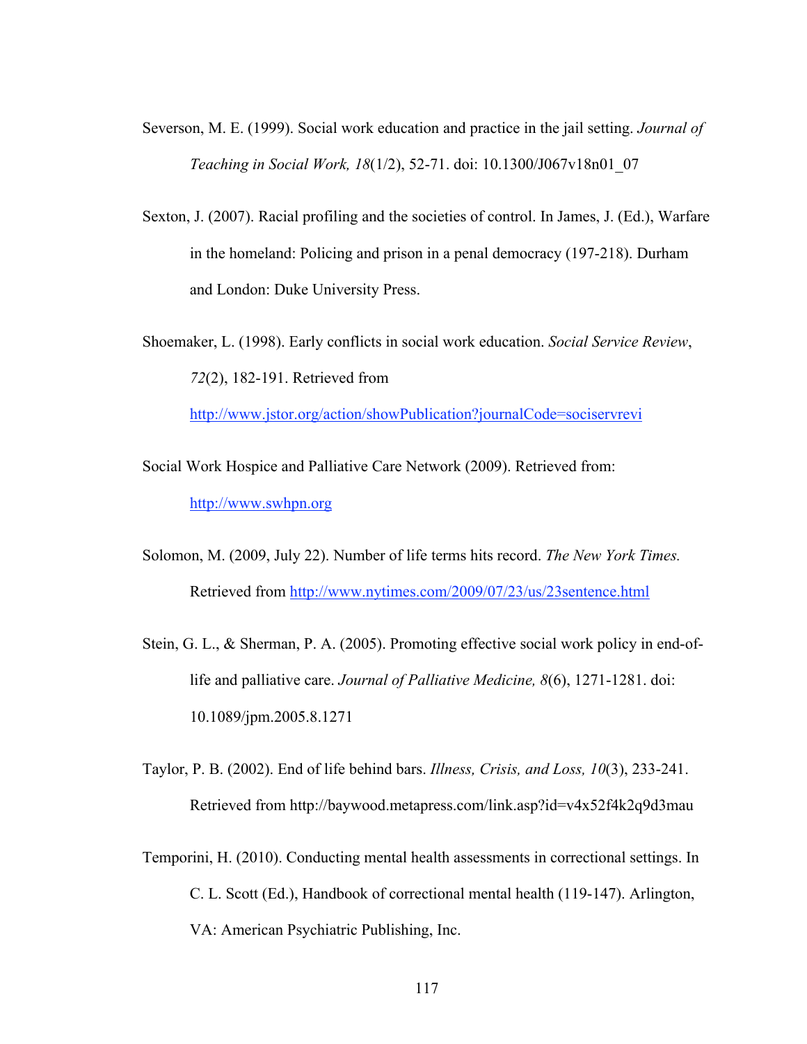Severson, M. E. (1999). Social work education and practice in the jail setting. *Journal of Teaching in Social Work, 18*(1/2), 52-71. doi: 10.1300/J067v18n01_07

Sexton, J. (2007). Racial profiling and the societies of control. In James, J. (Ed.), Warfare in the homeland: Policing and prison in a penal democracy (197-218). Durham and London: Duke University Press.

Shoemaker, L. (1998). Early conflicts in social work education. *Social Service Review*, *72*(2), 182-191. Retrieved from http://www.jstor.org/action/showPublication?journalCode=sociservrevi

Social Work Hospice and Palliative Care Network (2009). Retrieved from: http://www.swhpn.org

Solomon, M. (2009, July 22). Number of life terms hits record. *The New York Times.* Retrieved from http://www.nytimes.com/2009/07/23/us/23sentence.html

Stein, G. L., & Sherman, P. A. (2005). Promoting effective social work policy in end-of-life and palliative care. *Journal of Palliative Medicine, 8*(6), 1271-1281. doi: 10.1089/jpm.2005.8.1271

Taylor, P. B. (2002). End of life behind bars. *Illness, Crisis, and Loss, 10*(3), 233-241. Retrieved from http://baywood.metapress.com/link.asp?id=v4x52f4k2q9d3mau

Temporini, H. (2010). Conducting mental health assessments in correctional settings. In C. L. Scott (Ed.), Handbook of correctional mental health (119-147). Arlington, VA: American Psychiatric Publishing, Inc.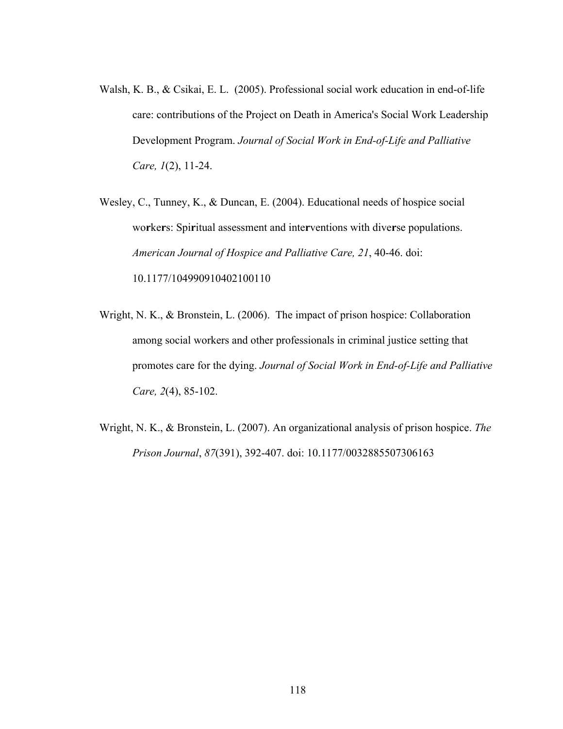Walsh, K. B., & Csikai, E. L. (2005). Professional social work education in end-of-life care: contributions of the Project on Death in America's Social Work Leadership Development Program. *Journal of Social Work in End-of-Life and Palliative Care, 1*(2), 11-24.

Wesley, C., Tunney, K., & Duncan, E. (2004). Educational needs of hospice social wo**r**ke**r**s: Spi**r**itual assessment and inte**r**ventions with dive**r**se populations. *American Journal of Hospice and Palliative Care, 21*, 40-46. doi: 10.1177/104990910402100110

Wright, N. K., & Bronstein, L. (2006). The impact of prison hospice: Collaboration among social workers and other professionals in criminal justice setting that promotes care for the dying. *Journal of Social Work in End-of-Life and Palliative Care, 2*(4), 85-102.

Wright, N. K., & Bronstein, L. (2007). An organizational analysis of prison hospice. *The Prison Journal*, *87*(391), 392-407. doi: 10.1177/0032885507306163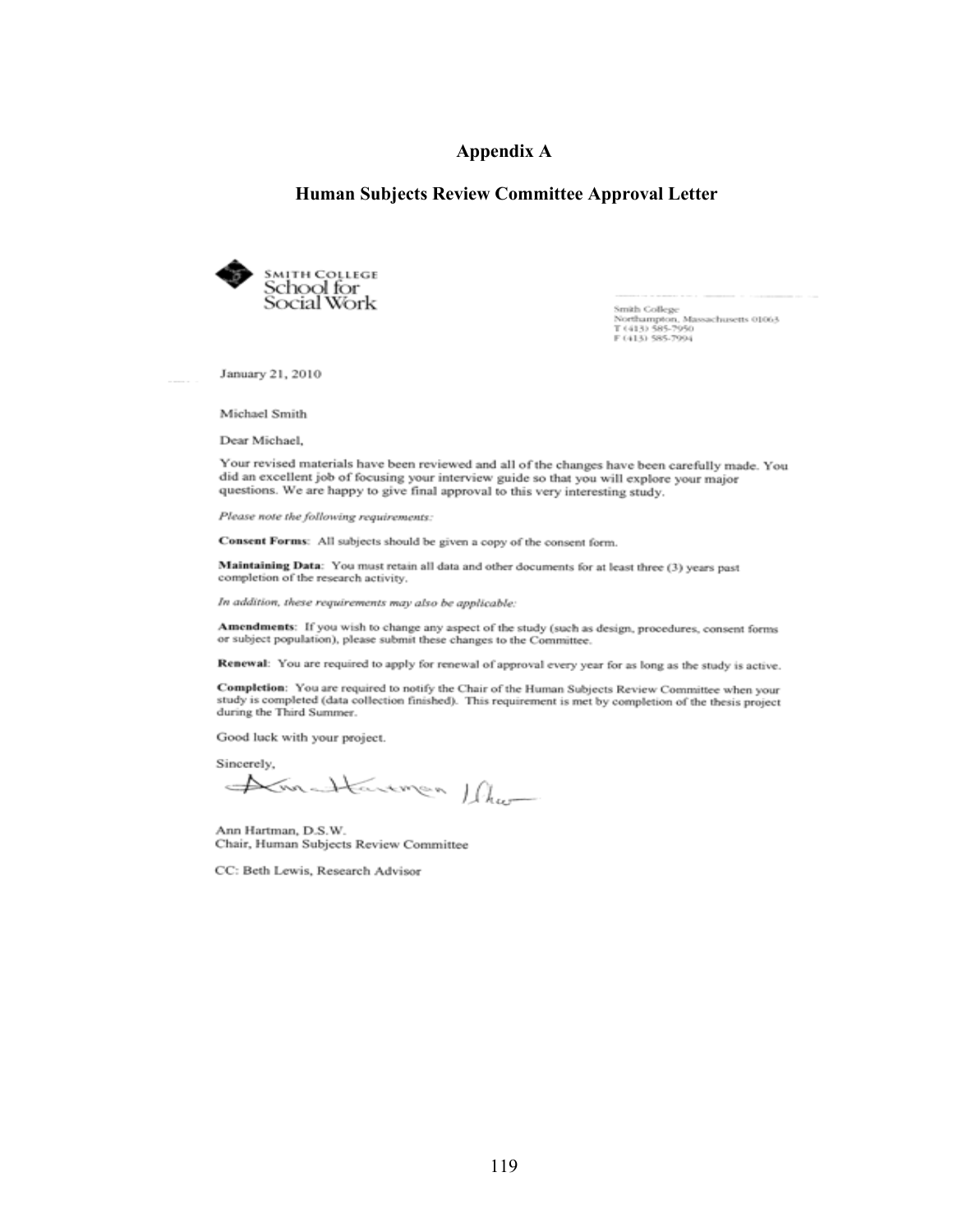## Appendix A

## Human Subjects Review Committee Approval Letter

**SMITH COLLEGE**
**School for Social Work**

Smith College
Northampton, Massachusetts 01063
T (413) 585-7950
F (413) 585-7994

January 21, 2010

Michael Smith

Dear Michael,

Your revised materials have been reviewed and all of the changes have been carefully made. You did an excellent job of focusing your interview guide so that you will explore your major questions. We are happy to give final approval to this very interesting study.

*Please note the following requirements:*

**Consent Forms**: All subjects should be given a copy of the consent form.

**Maintaining Data**: You must retain all data and other documents for at least three (3) years past completion of the research activity.

*In addition, these requirements may also be applicable:*

**Amendments**: If you wish to change any aspect of the study (such as design, procedures, consent forms or subject population), please submit these changes to the Committee.

**Renewal**: You are required to apply for renewal of approval every year for as long as the study is active.

**Completion**: You are required to notify the Chair of the Human Subjects Review Committee when your study is completed (data collection finished). This requirement is met by completion of the thesis project during the Third Summer.

Good luck with your project.

Sincerely,

Ann Hartman, D.S.W.
Chair, Human Subjects Review Committee

CC: Beth Lewis, Research Advisor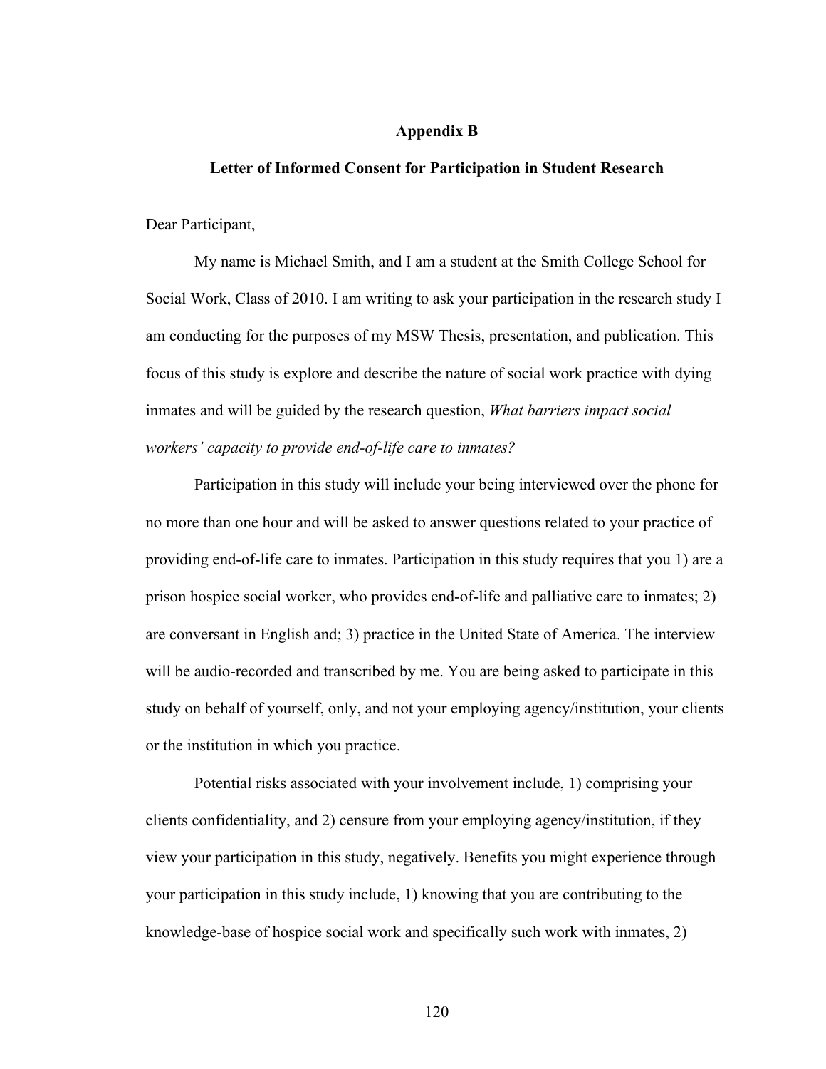## Appendix B

### Letter of Informed Consent for Participation in Student Research

Dear Participant,

My name is Michael Smith, and I am a student at the Smith College School for Social Work, Class of 2010. I am writing to ask your participation in the research study I am conducting for the purposes of my MSW Thesis, presentation, and publication. This focus of this study is explore and describe the nature of social work practice with dying inmates and will be guided by the research question, *What barriers impact social workers' capacity to provide end-of-life care to inmates?*

Participation in this study will include your being interviewed over the phone for no more than one hour and will be asked to answer questions related to your practice of providing end-of-life care to inmates. Participation in this study requires that you 1) are a prison hospice social worker, who provides end-of-life and palliative care to inmates; 2) are conversant in English and; 3) practice in the United State of America. The interview will be audio-recorded and transcribed by me. You are being asked to participate in this study on behalf of yourself, only, and not your employing agency/institution, your clients or the institution in which you practice.

Potential risks associated with your involvement include, 1) comprising your clients confidentiality, and 2) censure from your employing agency/institution, if they view your participation in this study, negatively. Benefits you might experience through your participation in this study include, 1) knowing that you are contributing to the knowledge-base of hospice social work and specifically such work with inmates, 2)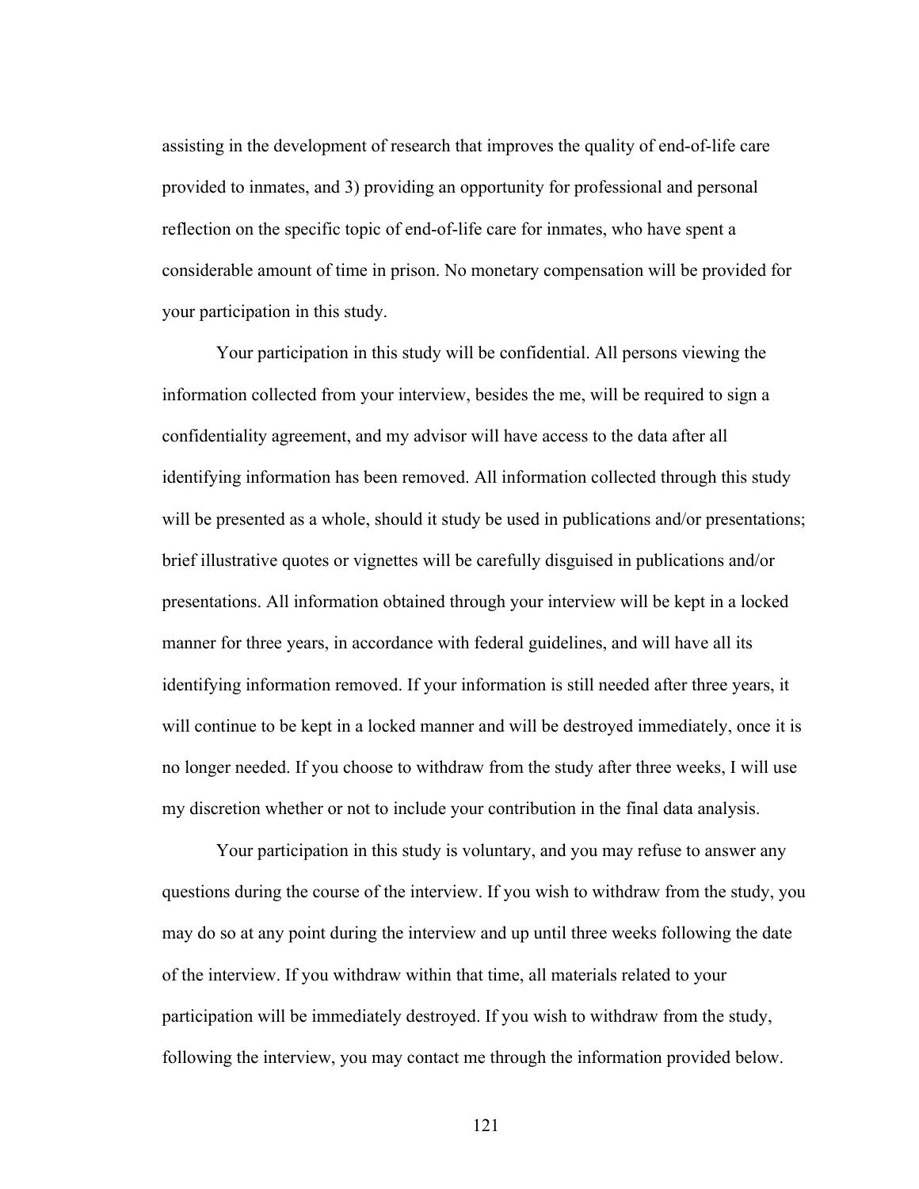assisting in the development of research that improves the quality of end-of-life care provided to inmates, and 3) providing an opportunity for professional and personal reflection on the specific topic of end-of-life care for inmates, who have spent a considerable amount of time in prison. No monetary compensation will be provided for your participation in this study.

Your participation in this study will be confidential. All persons viewing the information collected from your interview, besides the me, will be required to sign a confidentiality agreement, and my advisor will have access to the data after all identifying information has been removed. All information collected through this study will be presented as a whole, should it study be used in publications and/or presentations; brief illustrative quotes or vignettes will be carefully disguised in publications and/or presentations. All information obtained through your interview will be kept in a locked manner for three years, in accordance with federal guidelines, and will have all its identifying information removed. If your information is still needed after three years, it will continue to be kept in a locked manner and will be destroyed immediately, once it is no longer needed. If you choose to withdraw from the study after three weeks, I will use my discretion whether or not to include your contribution in the final data analysis.

Your participation in this study is voluntary, and you may refuse to answer any questions during the course of the interview. If you wish to withdraw from the study, you may do so at any point during the interview and up until three weeks following the date of the interview. If you withdraw within that time, all materials related to your participation will be immediately destroyed. If you wish to withdraw from the study, following the interview, you may contact me through the information provided below.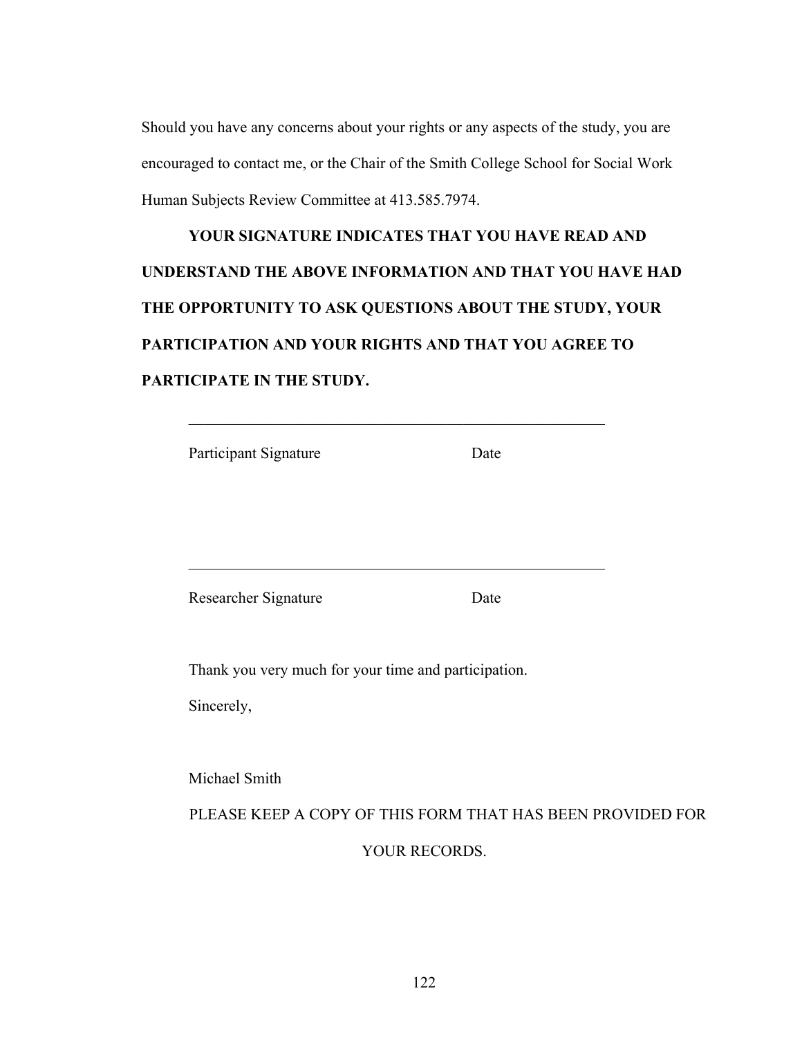Should you have any concerns about your rights or any aspects of the study, you are encouraged to contact me, or the Chair of the Smith College School for Social Work Human Subjects Review Committee at 413.585.7974.

**YOUR SIGNATURE INDICATES THAT YOU HAVE READ AND UNDERSTAND THE ABOVE INFORMATION AND THAT YOU HAVE HAD THE OPPORTUNITY TO ASK QUESTIONS ABOUT THE STUDY, YOUR PARTICIPATION AND YOUR RIGHTS AND THAT YOU AGREE TO PARTICIPATE IN THE STUDY.**

\_\_\_\_\_\_\_\_\_\_\_\_\_\_\_\_\_\_\_\_\_\_\_\_\_\_\_\_\_\_\_\_\_\_\_\_\_\_\_\_\_\_\_\_\_\_\_\_\_\_\_\_

Participant Signature                    Date

\_\_\_\_\_\_\_\_\_\_\_\_\_\_\_\_\_\_\_\_\_\_\_\_\_\_\_\_\_\_\_\_\_\_\_\_\_\_\_\_\_\_\_\_\_\_\_\_\_\_\_\_

Researcher Signature                    Date

Thank you very much for your time and participation.

Sincerely,

Michael Smith

PLEASE KEEP A COPY OF THIS FORM THAT HAS BEEN PROVIDED FOR YOUR RECORDS.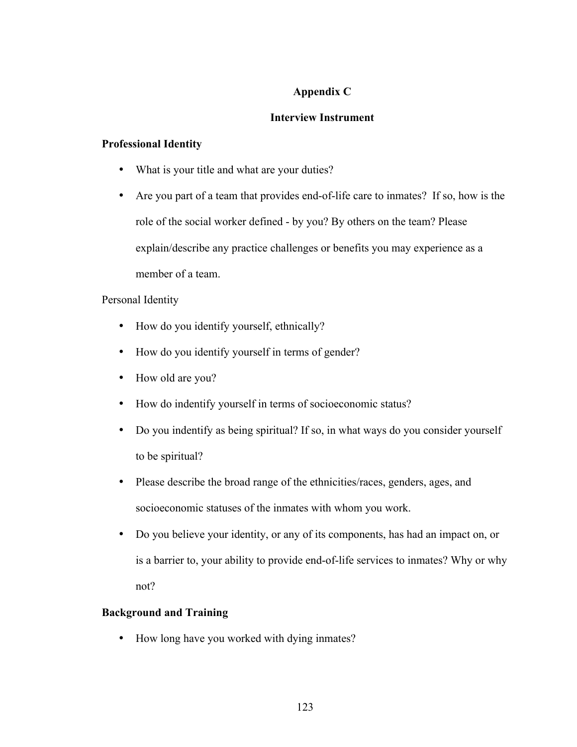# Appendix C

## Interview Instrument

**Professional Identity**

- What is your title and what are your duties?
- Are you part of a team that provides end-of-life care to inmates? If so, how is the role of the social worker defined - by you? By others on the team? Please explain/describe any practice challenges or benefits you may experience as a member of a team.

Personal Identity

- How do you identify yourself, ethnically?
- How do you identify yourself in terms of gender?
- How old are you?
- How do indentify yourself in terms of socioeconomic status?
- Do you indentify as being spiritual? If so, in what ways do you consider yourself to be spiritual?
- Please describe the broad range of the ethnicities/races, genders, ages, and socioeconomic statuses of the inmates with whom you work.
- Do you believe your identity, or any of its components, has had an impact on, or is a barrier to, your ability to provide end-of-life services to inmates? Why or why not?

**Background and Training**

- How long have you worked with dying inmates?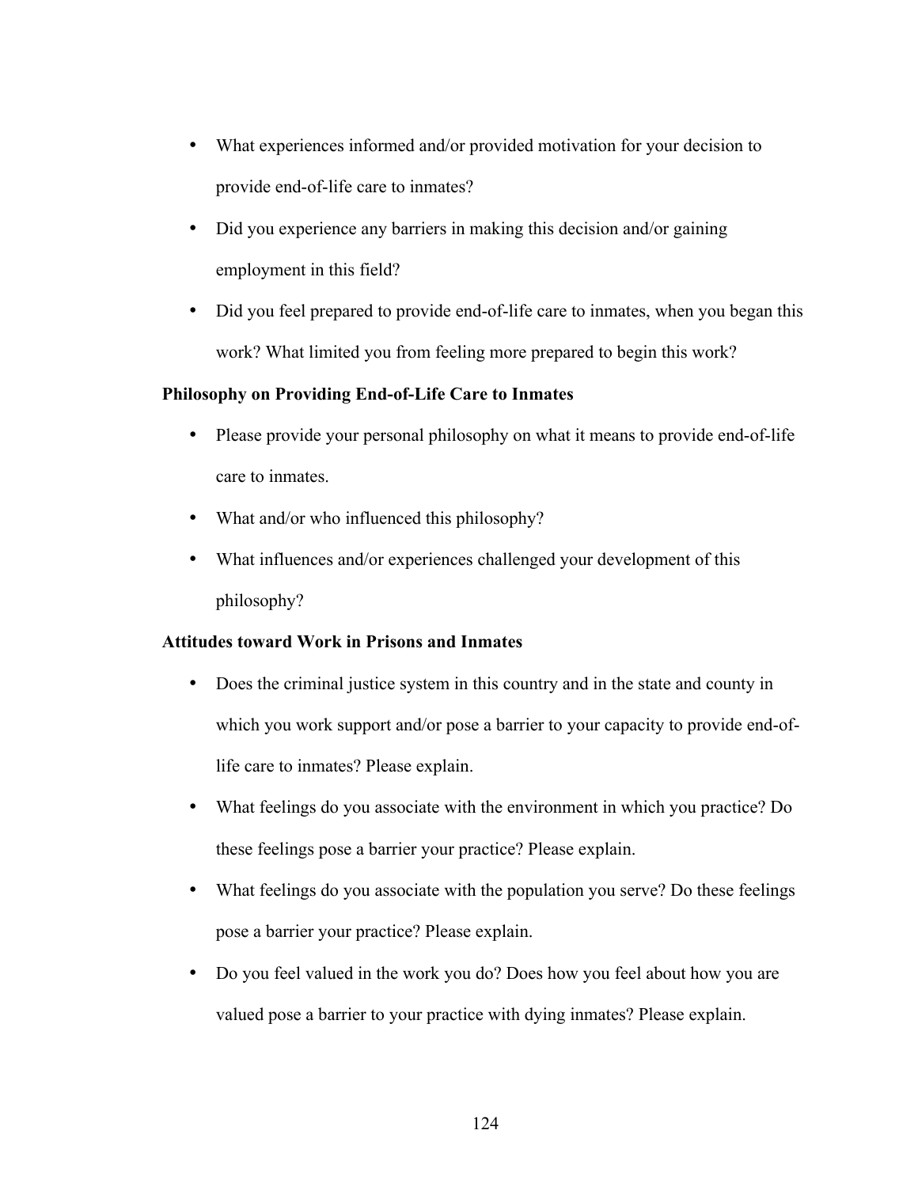- What experiences informed and/or provided motivation for your decision to provide end-of-life care to inmates?
- Did you experience any barriers in making this decision and/or gaining employment in this field?
- Did you feel prepared to provide end-of-life care to inmates, when you began this work? What limited you from feeling more prepared to begin this work?

**Philosophy on Providing End-of-Life Care to Inmates**

- Please provide your personal philosophy on what it means to provide end-of-life care to inmates.
- What and/or who influenced this philosophy?
- What influences and/or experiences challenged your development of this philosophy?

**Attitudes toward Work in Prisons and Inmates**

- Does the criminal justice system in this country and in the state and county in which you work support and/or pose a barrier to your capacity to provide end-of-life care to inmates? Please explain.
- What feelings do you associate with the environment in which you practice? Do these feelings pose a barrier your practice? Please explain.
- What feelings do you associate with the population you serve? Do these feelings pose a barrier your practice? Please explain.
- Do you feel valued in the work you do? Does how you feel about how you are valued pose a barrier to your practice with dying inmates? Please explain.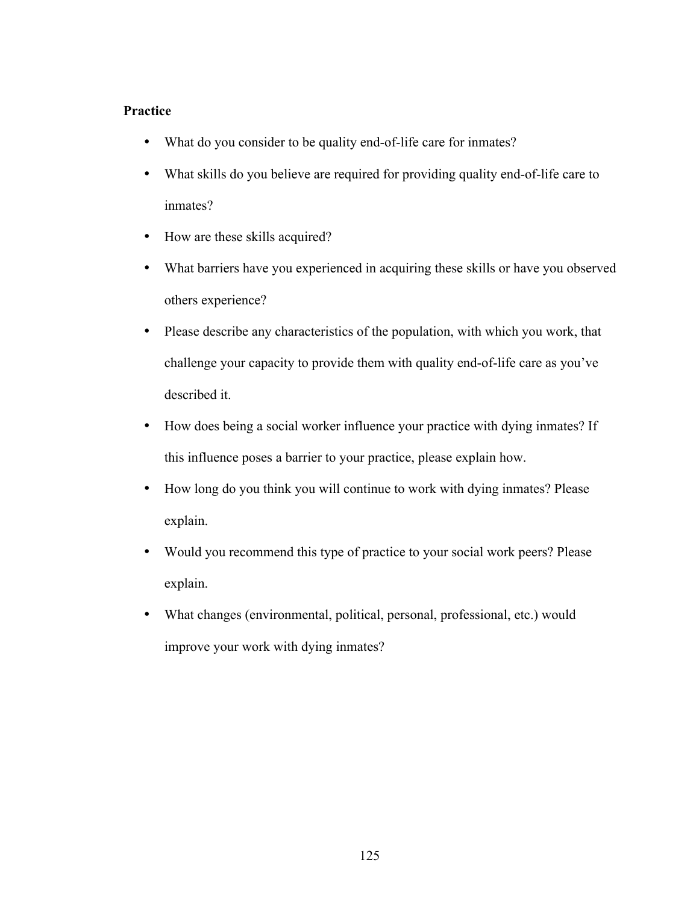**Practice**

- What do you consider to be quality end-of-life care for inmates?
- What skills do you believe are required for providing quality end-of-life care to inmates?
- How are these skills acquired?
- What barriers have you experienced in acquiring these skills or have you observed others experience?
- Please describe any characteristics of the population, with which you work, that challenge your capacity to provide them with quality end-of-life care as you've described it.
- How does being a social worker influence your practice with dying inmates? If this influence poses a barrier to your practice, please explain how.
- How long do you think you will continue to work with dying inmates? Please explain.
- Would you recommend this type of practice to your social work peers? Please explain.
- What changes (environmental, political, personal, professional, etc.) would improve your work with dying inmates?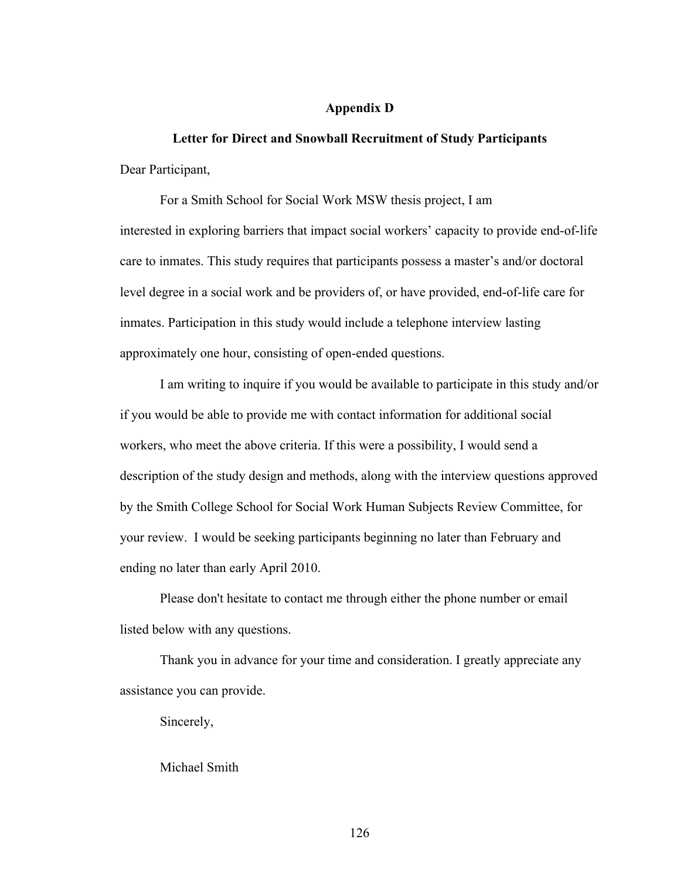# Appendix D

## Letter for Direct and Snowball Recruitment of Study Participants

Dear Participant,

For a Smith School for Social Work MSW thesis project, I am interested in exploring barriers that impact social workers' capacity to provide end-of-life care to inmates. This study requires that participants possess a master's and/or doctoral level degree in a social work and be providers of, or have provided, end-of-life care for inmates. Participation in this study would include a telephone interview lasting approximately one hour, consisting of open-ended questions.

I am writing to inquire if you would be available to participate in this study and/or if you would be able to provide me with contact information for additional social workers, who meet the above criteria. If this were a possibility, I would send a description of the study design and methods, along with the interview questions approved by the Smith College School for Social Work Human Subjects Review Committee, for your review. I would be seeking participants beginning no later than February and ending no later than early April 2010.

Please don't hesitate to contact me through either the phone number or email listed below with any questions.

Thank you in advance for your time and consideration. I greatly appreciate any assistance you can provide.

Sincerely,

Michael Smith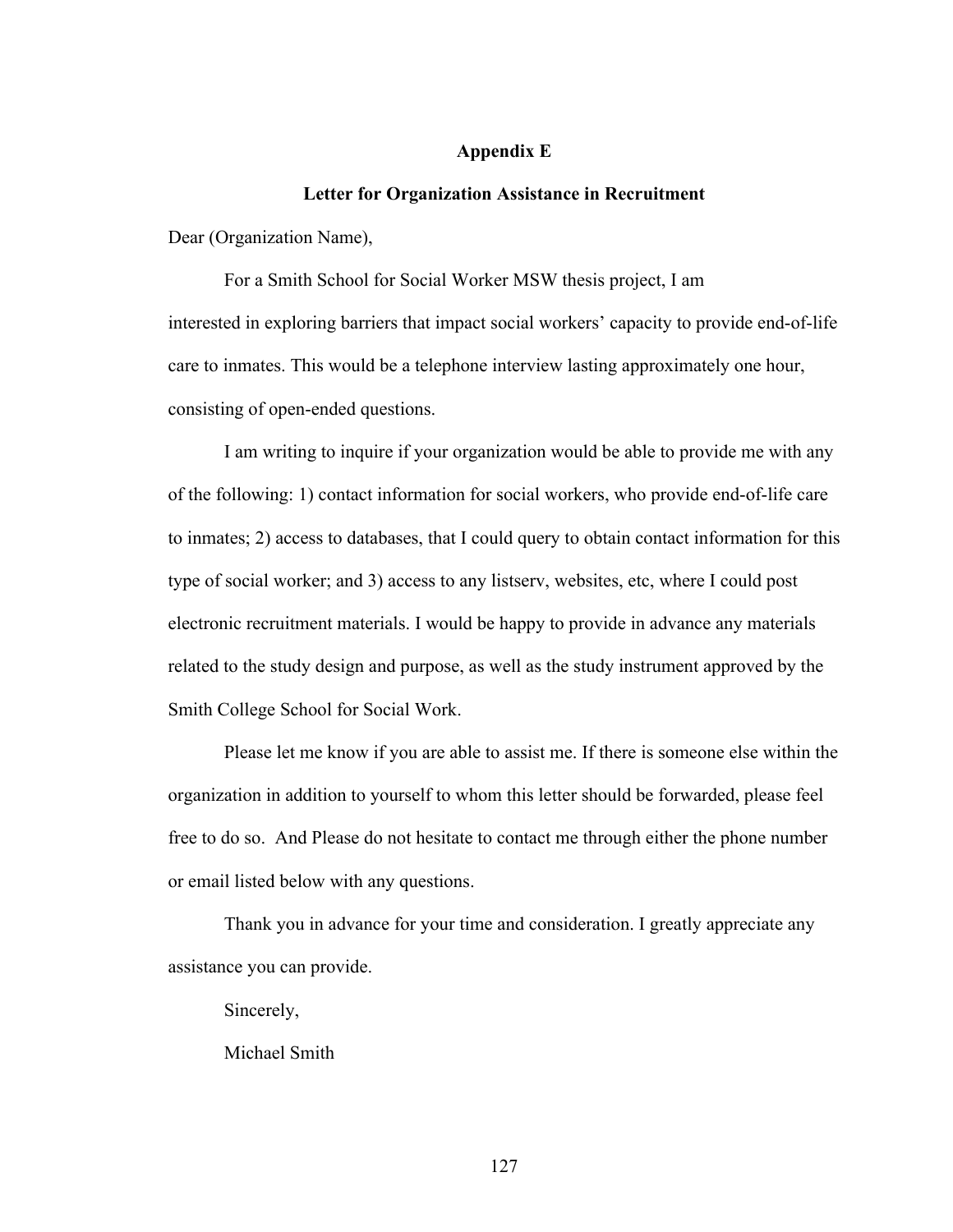## Appendix E

### Letter for Organization Assistance in Recruitment

Dear (Organization Name),

For a Smith School for Social Worker MSW thesis project, I am interested in exploring barriers that impact social workers' capacity to provide end-of-life care to inmates. This would be a telephone interview lasting approximately one hour, consisting of open-ended questions.

I am writing to inquire if your organization would be able to provide me with any of the following: 1) contact information for social workers, who provide end-of-life care to inmates; 2) access to databases, that I could query to obtain contact information for this type of social worker; and 3) access to any listserv, websites, etc, where I could post electronic recruitment materials. I would be happy to provide in advance any materials related to the study design and purpose, as well as the study instrument approved by the Smith College School for Social Work.

Please let me know if you are able to assist me. If there is someone else within the organization in addition to yourself to whom this letter should be forwarded, please feel free to do so. And Please do not hesitate to contact me through either the phone number or email listed below with any questions.

Thank you in advance for your time and consideration. I greatly appreciate any assistance you can provide.

Sincerely,

Michael Smith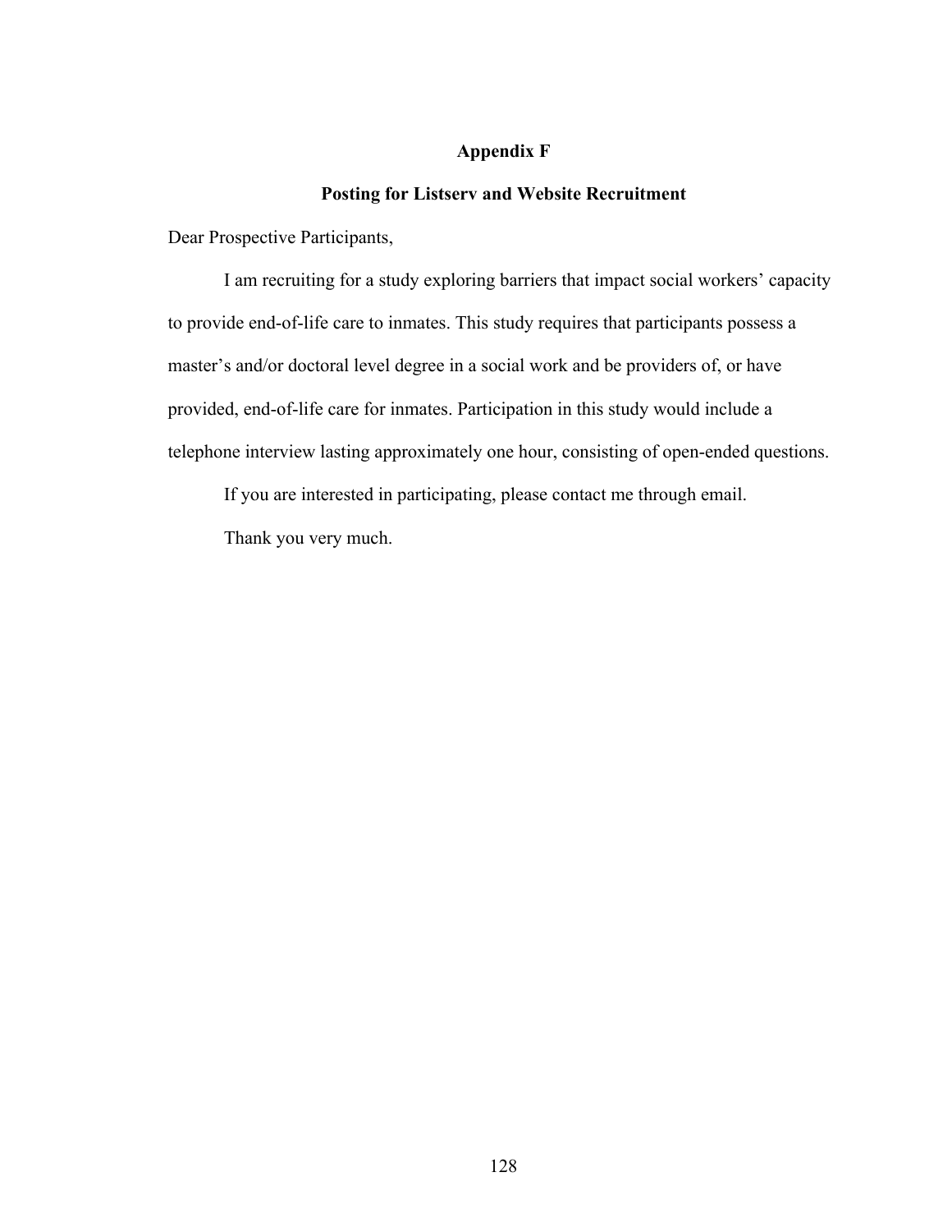## Appendix F

### Posting for Listserv and Website Recruitment

Dear Prospective Participants,

I am recruiting for a study exploring barriers that impact social workers' capacity to provide end-of-life care to inmates. This study requires that participants possess a master's and/or doctoral level degree in a social work and be providers of, or have provided, end-of-life care for inmates. Participation in this study would include a telephone interview lasting approximately one hour, consisting of open-ended questions.

If you are interested in participating, please contact me through email.

Thank you very much.